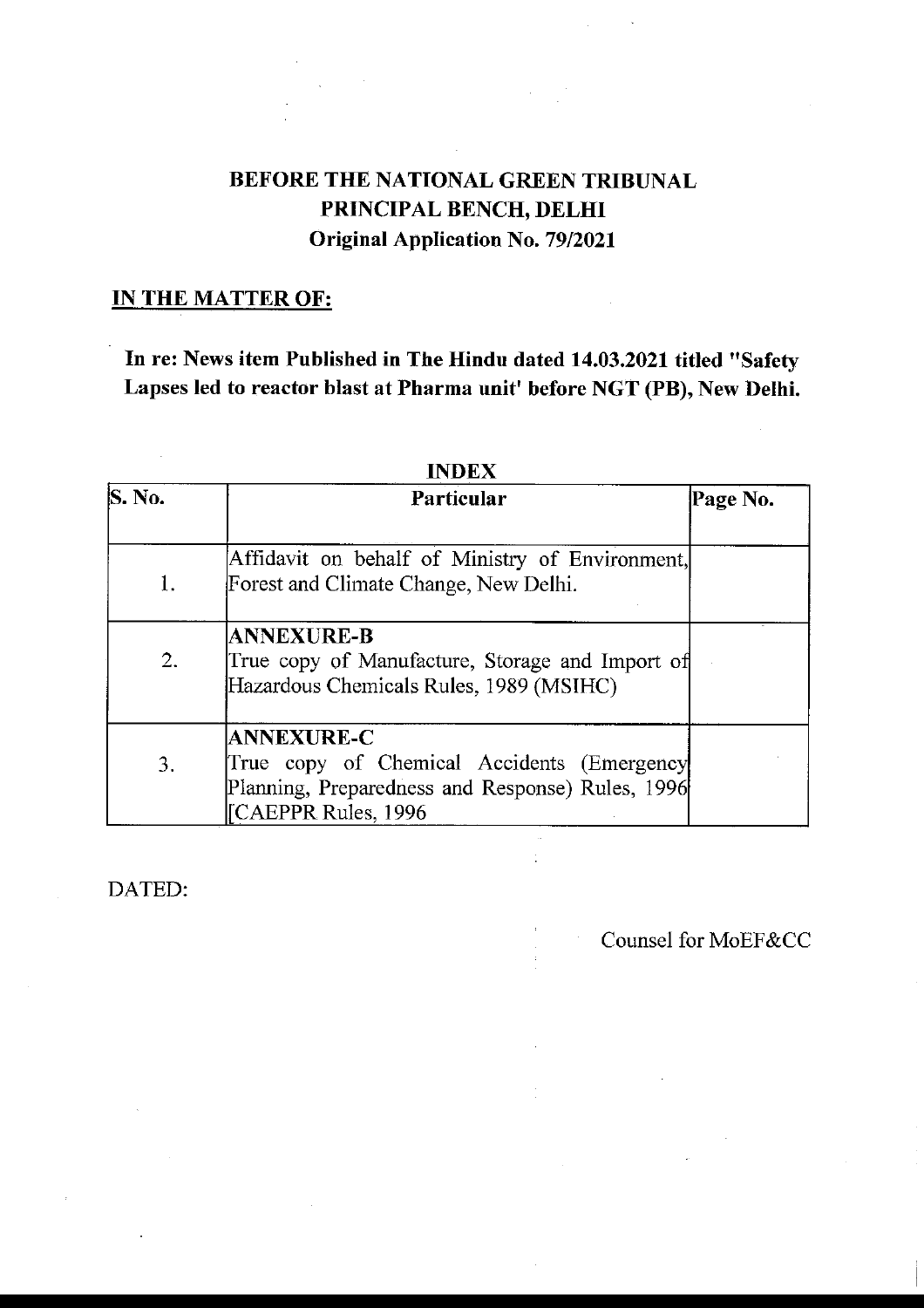# BEFORE THE NATIONAL GREEN TRIBUNAL
## PRINCIPAL BENCH, DELHI
### Original Application No. 79/2021

**IN THE MATTER OF:**

**In re: News item Published in The Hindu dated 14.03.2021 titled "Safety Lapses led to reactor blast at Pharma unit' before NGT (PB), New Delhi.**

**INDEX**

| S. No. | Particular | Page No. |
|---|---|---|
| 1. | Affidavit on behalf of Ministry of Environment, Forest and Climate Change, New Delhi. | |
| 2. | **ANNEXURE-B** True copy of Manufacture, Storage and Import of Hazardous Chemicals Rules, 1989 (MSIHC) | |
| 3. | **ANNEXURE-C** True copy of Chemical Accidents (Emergency Planning, Preparedness and Response) Rules, 1996 [CAEPPR Rules, 1996 | |

DATED:

Counsel for MoEF&CC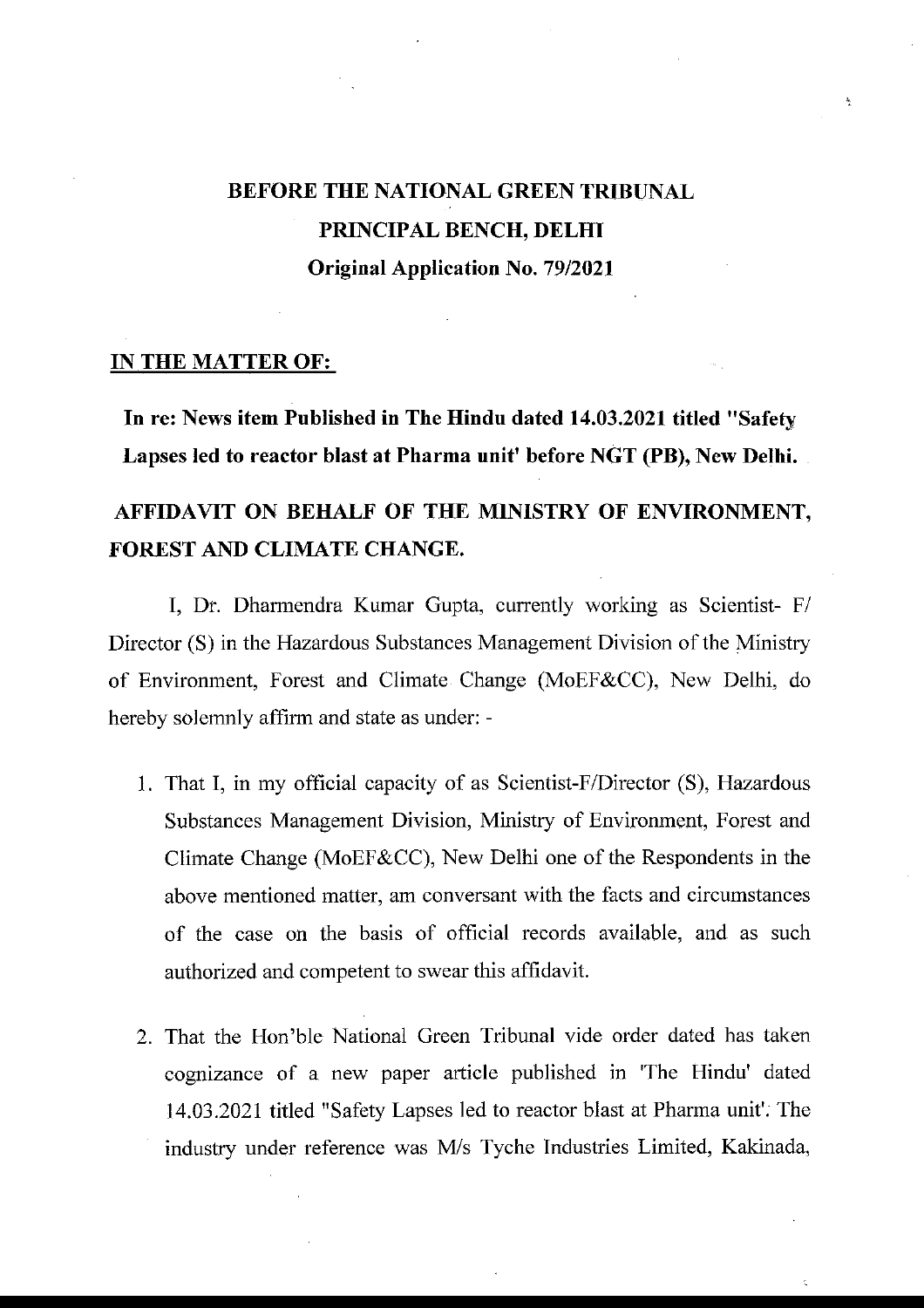**BEFORE THE NATIONAL GREEN TRIBUNAL**
**PRINCIPAL BENCH, DELHI**
**Original Application No. 79/2021**

**IN THE MATTER OF:**

**In re: News item Published in The Hindu dated 14.03.2021 titled "Safety Lapses led to reactor blast at Pharma unit' before NGT (PB), New Delhi.**

**AFFIDAVIT ON BEHALF OF THE MINISTRY OF ENVIRONMENT, FOREST AND CLIMATE CHANGE.**

I, Dr. Dharmendra Kumar Gupta, currently working as Scientist- F/ Director (S) in the Hazardous Substances Management Division of the Ministry of Environment, Forest and Climate Change (MoEF&CC), New Delhi, do hereby solemnly affirm and state as under: -

1. That I, in my official capacity of as Scientist-F/Director (S), Hazardous Substances Management Division, Ministry of Environment, Forest and Climate Change (MoEF&CC), New Delhi one of the Respondents in the above mentioned matter, am conversant with the facts and circumstances of the case on the basis of official records available, and as such authorized and competent to swear this affidavit.

2. That the Hon'ble National Green Tribunal vide order dated has taken cognizance of a new paper article published in 'The Hindu' dated 14.03.2021 titled "Safety Lapses led to reactor blast at Pharma unit'. The industry under reference was M/s Tyche Industries Limited, Kakinada,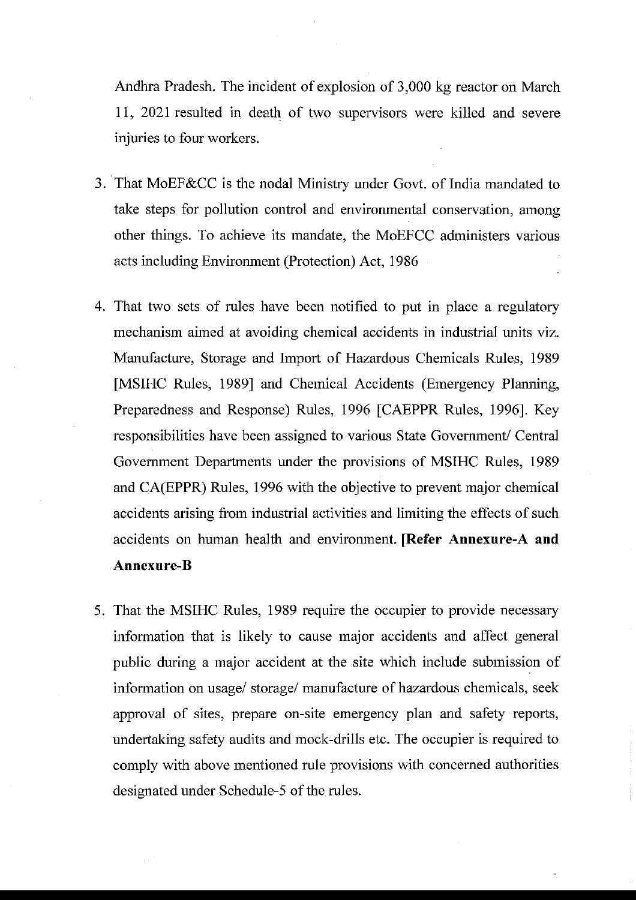Andhra Pradesh. The incident of explosion of 3,000 kg reactor on March 11, 2021 resulted in death of two supervisors were killed and severe injuries to four workers.

3. That MoEF&CC is the nodal Ministry under Govt. of India mandated to take steps for pollution control and environmental conservation, among other things. To achieve its mandate, the MoEFCC administers various acts including Environment (Protection) Act, 1986

4. That two sets of rules have been notified to put in place a regulatory mechanism aimed at avoiding chemical accidents in industrial units viz. Manufacture, Storage and Import of Hazardous Chemicals Rules, 1989 [MSIHC Rules, 1989] and Chemical Accidents (Emergency Planning, Preparedness and Response) Rules, 1996 [CAEPPR Rules, 1996]. Key responsibilities have been assigned to various State Government/ Central Government Departments under the provisions of MSIHC Rules, 1989 and CA(EPPR) Rules, 1996 with the objective to prevent major chemical accidents arising from industrial activities and limiting the effects of such accidents on human health and environment. **[Refer Annexure-A and Annexure-B**

5. That the MSIHC Rules, 1989 require the occupier to provide necessary information that is likely to cause major accidents and affect general public during a major accident at the site which include submission of information on usage/ storage/ manufacture of hazardous chemicals, seek approval of sites, prepare on-site emergency plan and safety reports, undertaking safety audits and mock-drills etc. The occupier is required to comply with above mentioned rule provisions with concerned authorities designated under Schedule-5 of the rules.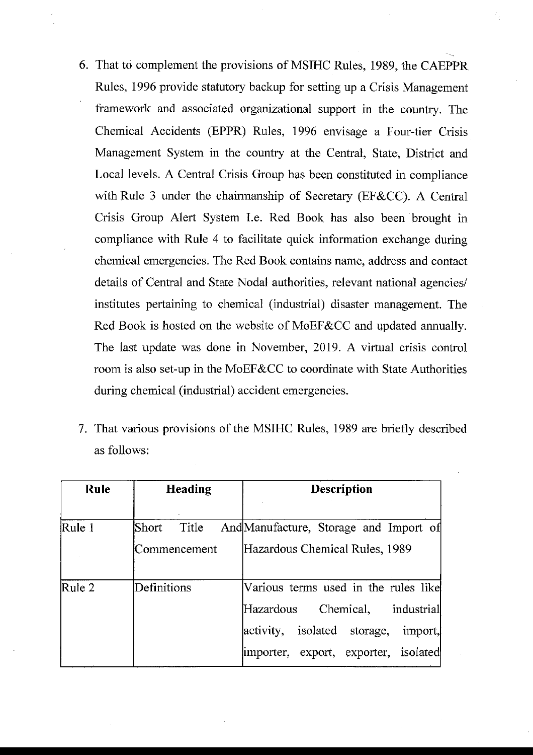6. That to complement the provisions of MSIHC Rules, 1989, the CAEPPR Rules, 1996 provide statutory backup for setting up a Crisis Management framework and associated organizational support in the country. The Chemical Accidents (EPPR) Rules, 1996 envisage a Four-tier Crisis Management System in the country at the Central, State, District and Local levels. A Central Crisis Group has been constituted in compliance with Rule 3 under the chairmanship of Secretary (EF&CC). A Central Crisis Group Alert System I.e. Red Book has also been brought in compliance with Rule 4 to facilitate quick information exchange during chemical emergencies. The Red Book contains name, address and contact details of Central and State Nodal authorities, relevant national agencies/ institutes pertaining to chemical (industrial) disaster management. The Red Book is hosted on the website of MoEF&CC and updated annually. The last update was done in November, 2019. A virtual crisis control room is also set-up in the MoEF&CC to coordinate with State Authorities during chemical (industrial) accident emergencies.

7. That various provisions of the MSIHC Rules, 1989 are briefly described as follows:

| Rule | Heading | Description |
|---|---|---|
| Rule 1 | Short Title And Commencement | Manufacture, Storage and Import of Hazardous Chemical Rules, 1989 |
| Rule 2 | Definitions | Various terms used in the rules like Hazardous Chemical, industrial activity, isolated storage, import, importer, export, exporter, isolated |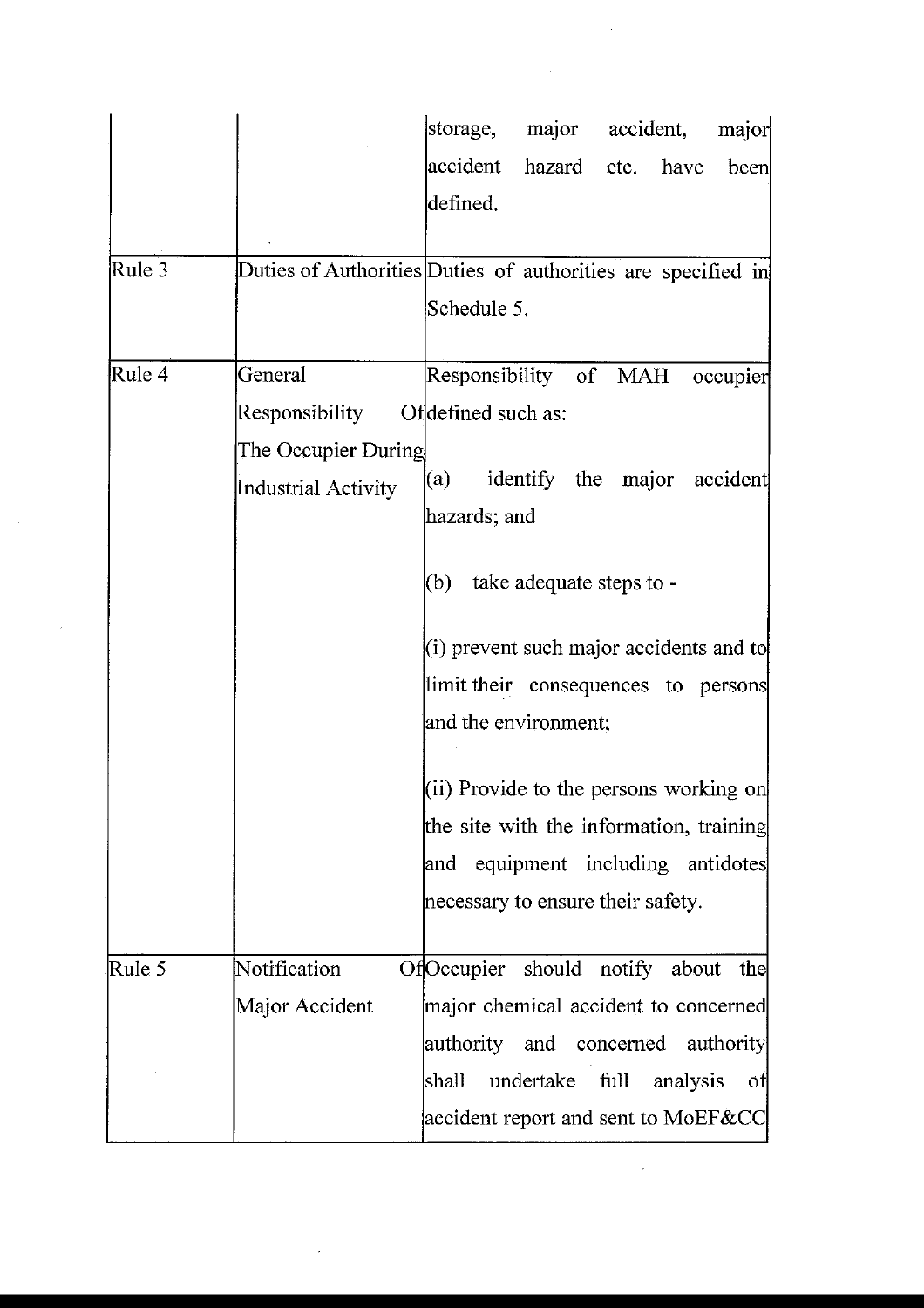| | | |
|---|---|---|
| | | storage, major accident, major accident hazard etc. have been defined. |
| Rule 3 | Duties of Authorities | Duties of authorities are specified in Schedule 5. |
| Rule 4 | General Responsibility Of The Occupier During Industrial Activity | Responsibility of MAH occupier defined such as:<br><br>(a) identify the major accident hazards; and<br><br>(b) take adequate steps to -<br><br>(i) prevent such major accidents and to limit their consequences to persons and the environment;<br><br>(ii) Provide to the persons working on the site with the information, training and equipment including antidotes necessary to ensure their safety. |
| Rule 5 | Notification Of Major Accident | Occupier should notify about the major chemical accident to concerned authority and concerned authority shall undertake full analysis of accident report and sent to MoEF&CC |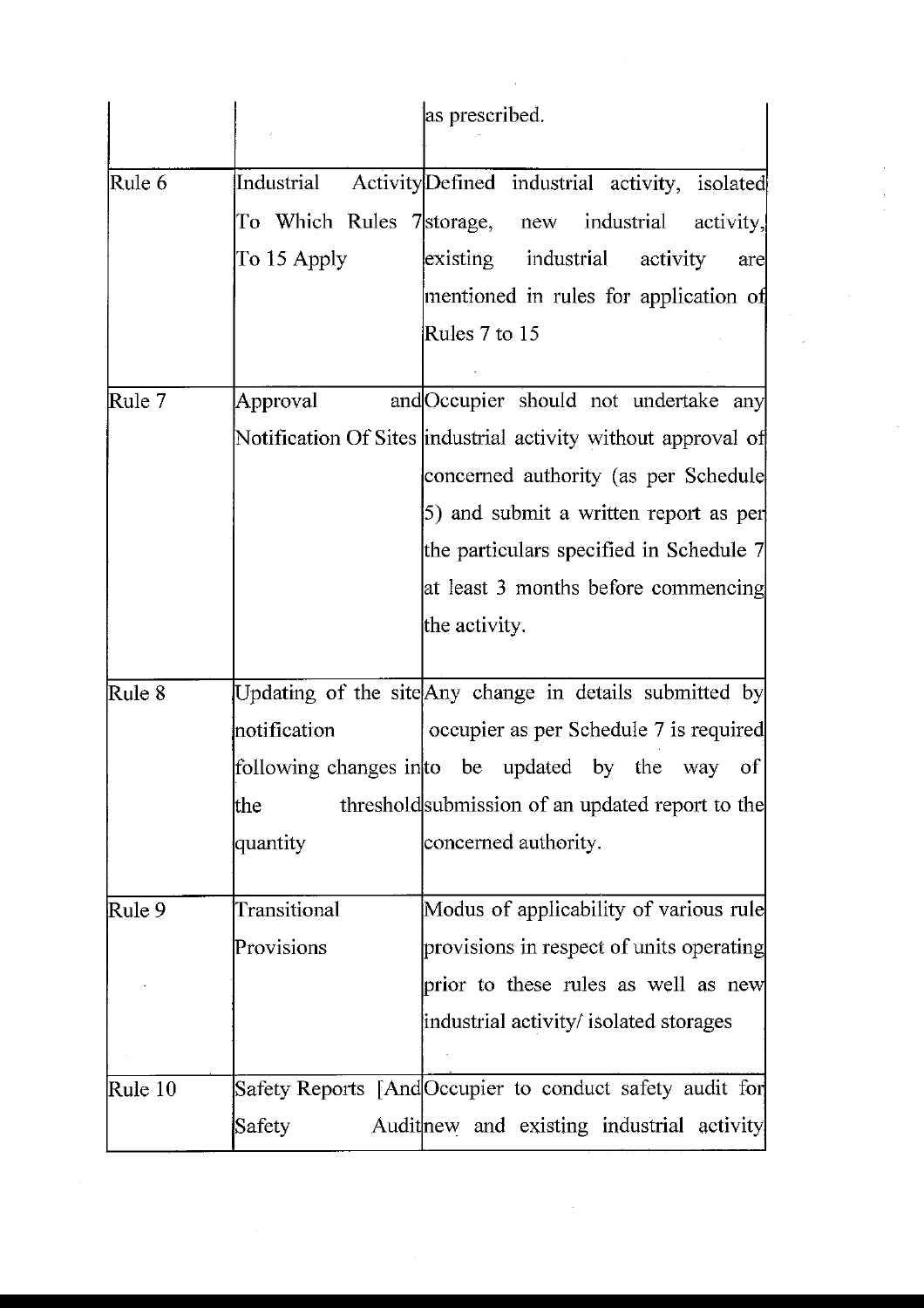|  |  | as prescribed. |
|---|---|---|
| Rule 6 | Industrial Activity To Which Rules 7 To 15 Apply | Defined industrial activity, isolated storage, new industrial activity, existing industrial activity are mentioned in rules for application of Rules 7 to 15 |
| Rule 7 | Approval and Notification Of Sites | Occupier should not undertake any industrial activity without approval of concerned authority (as per Schedule 5) and submit a written report as per the particulars specified in Schedule 7 at least 3 months before commencing the activity. |
| Rule 8 | Updating of the site notification following changes in the threshold quantity | Any change in details submitted by occupier as per Schedule 7 is required to be updated by the way of submission of an updated report to the concerned authority. |
| Rule 9 | Transitional Provisions | Modus of applicability of various rule provisions in respect of units operating prior to these rules as well as new industrial activity/ isolated storages |
| Rule 10 | Safety Reports [And Safety Audit | Occupier to conduct safety audit for new and existing industrial activity |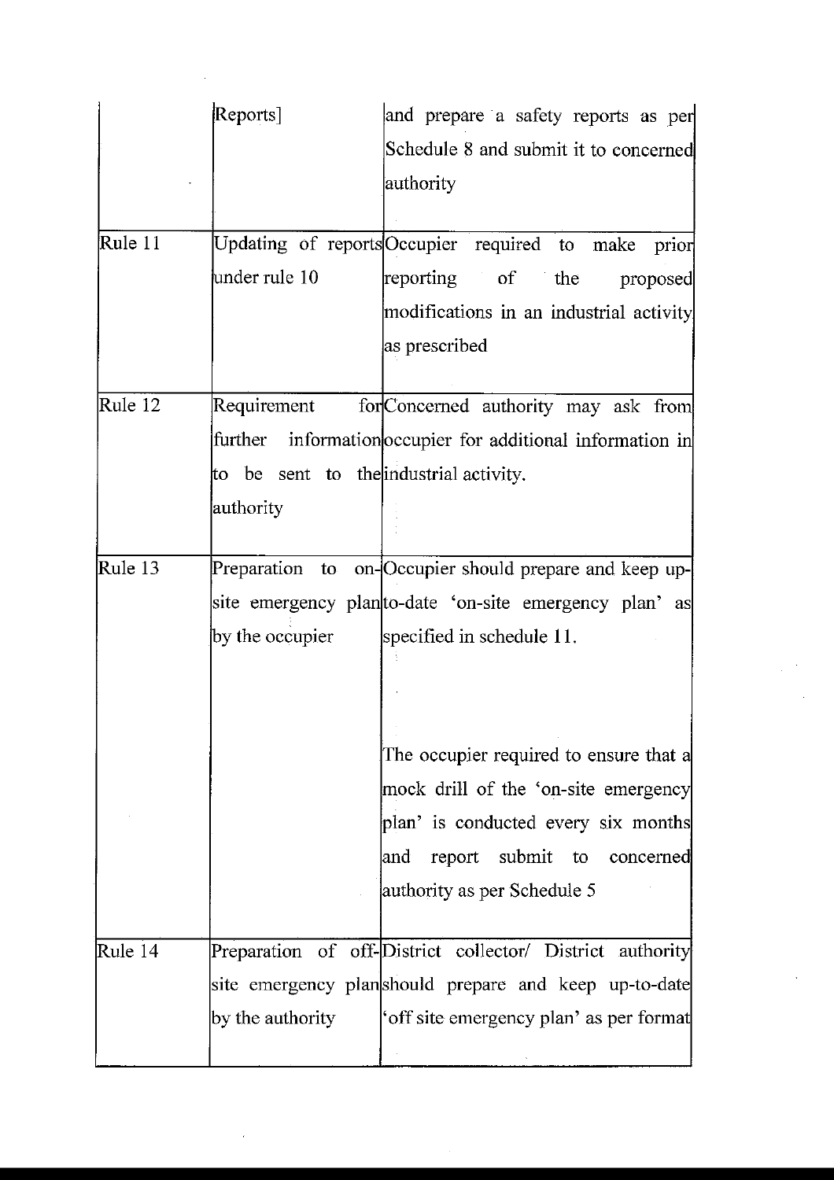| | | |
|---|---|---|
| | Reports] | and prepare a safety reports as per Schedule 8 and submit it to concerned authority |
| Rule 11 | Updating of reports under rule 10 | Occupier required to make prior reporting of the proposed modifications in an industrial activity as prescribed |
| Rule 12 | Requirement for further information to be sent to the authority | Concerned authority may ask from occupier for additional information in industrial activity. |
| Rule 13 | Preparation to on-site emergency plan by the occupier | Occupier should prepare and keep up-to-date 'on-site emergency plan' as specified in schedule 11.<br><br>The occupier required to ensure that a mock drill of the 'on-site emergency plan' is conducted every six months and report submit to concerned authority as per Schedule 5 |
| Rule 14 | Preparation of off-site emergency plan by the authority | District collector/ District authority should prepare and keep up-to-date 'off site emergency plan' as per format |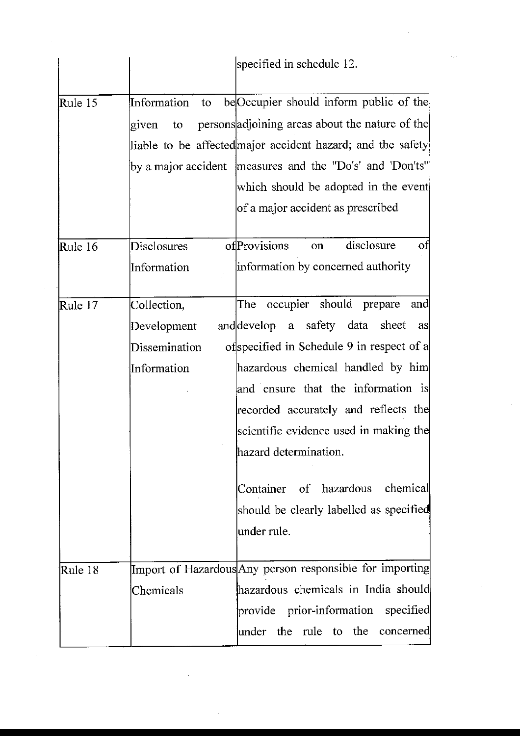| | | |
|---|---|---|
| | | specified in schedule 12. |
| Rule 15 | Information to be given to persons liable to be affected by a major accident | Occupier should inform public of the adjoining areas about the nature of the major accident hazard; and the safety measures and the "Do's' and 'Don'ts" which should be adopted in the event of a major accident as prescribed |
| Rule 16 | Disclosures of Information | Provisions on disclosure of information by concerned authority |
| Rule 17 | Collection, Development and Dissemination of Information | The occupier should prepare and develop a safety data sheet as specified in Schedule 9 in respect of a hazardous chemical handled by him and ensure that the information is recorded accurately and reflects the scientific evidence used in making the hazard determination.<br><br>Container of hazardous chemical should be clearly labelled as specified under rule. |
| Rule 18 | Import of Hazardous Chemicals | Any person responsible for importing hazardous chemicals in India should provide prior-information specified under the rule to the concerned |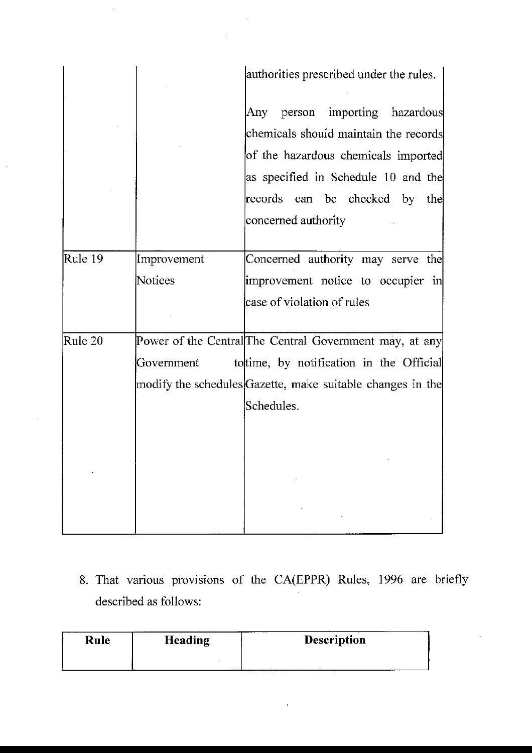| | | authorities prescribed under the rules.<br><br>Any person importing hazardous chemicals should maintain the records of the hazardous chemicals imported as specified in Schedule 10 and the records can be checked by the concerned authority |
|---|---|---|
| Rule 19 | Improvement Notices | Concerned authority may serve the improvement notice to occupier in case of violation of rules |
| Rule 20 | Power of the Central Government to modify the schedules | The Central Government may, at any time, by notification in the Official Gazette, make suitable changes in the Schedules. |

8. That various provisions of the CA(EPPR) Rules, 1996 are briefly described as follows:

| Rule | Heading | Description |
|---|---|---|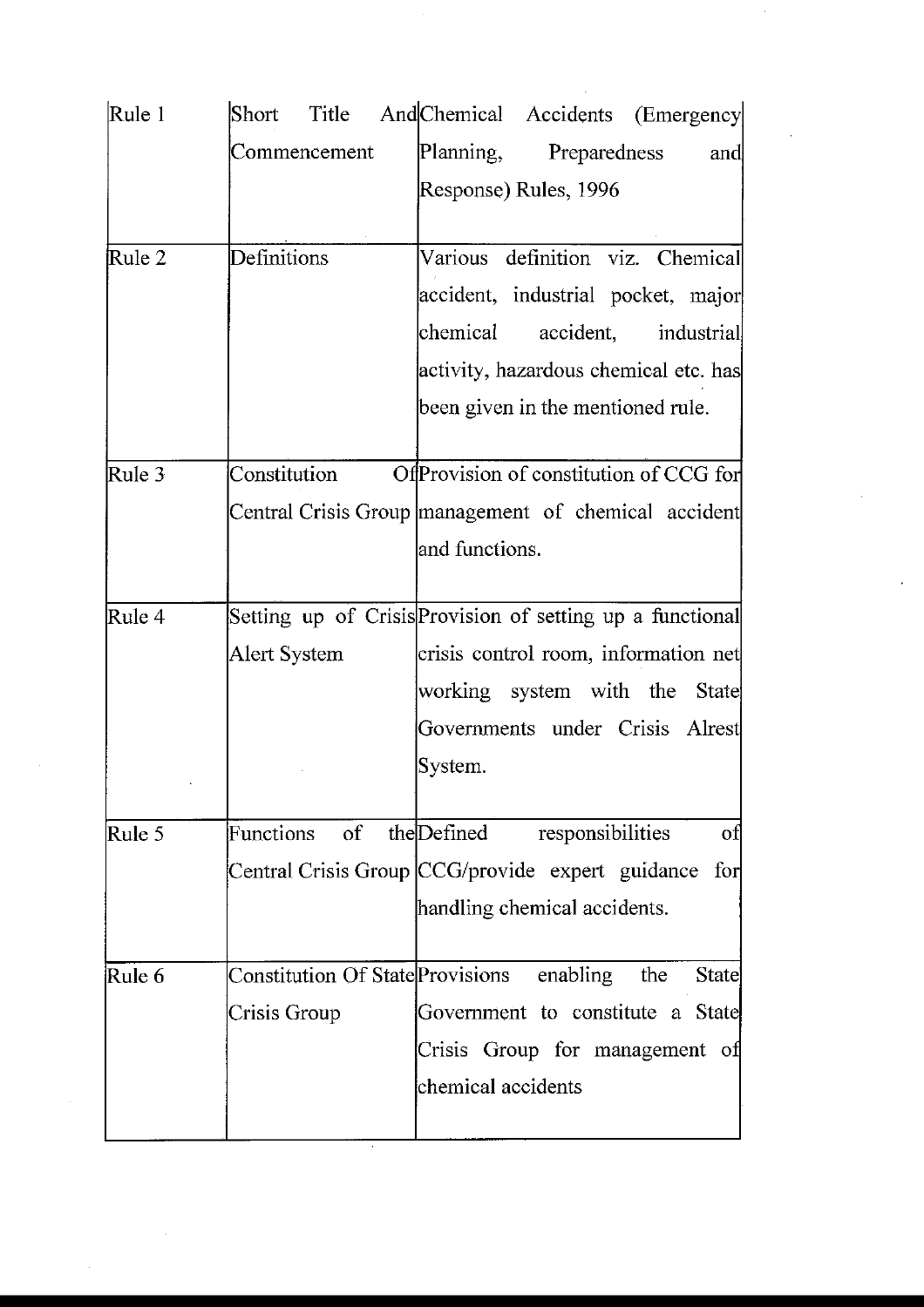| Rule 1 | Short Title And Commencement | Chemical Accidents (Emergency Planning, Preparedness and Response) Rules, 1996 |
|---|---|---|
| Rule 2 | Definitions | Various definition viz. Chemical accident, industrial pocket, major chemical accident, industrial activity, hazardous chemical etc. has been given in the mentioned rule. |
| Rule 3 | Constitution Of Central Crisis Group | Provision of constitution of CCG for management of chemical accident and functions. |
| Rule 4 | Setting up of Crisis Alert System | Provision of setting up a functional crisis control room, information net working system with the State Governments under Crisis Alrest System. |
| Rule 5 | Functions of the Central Crisis Group | Defined responsibilities of CCG/provide expert guidance for handling chemical accidents. |
| Rule 6 | Constitution Of State Crisis Group | Provisions enabling the State Government to constitute a State Crisis Group for management of chemical accidents |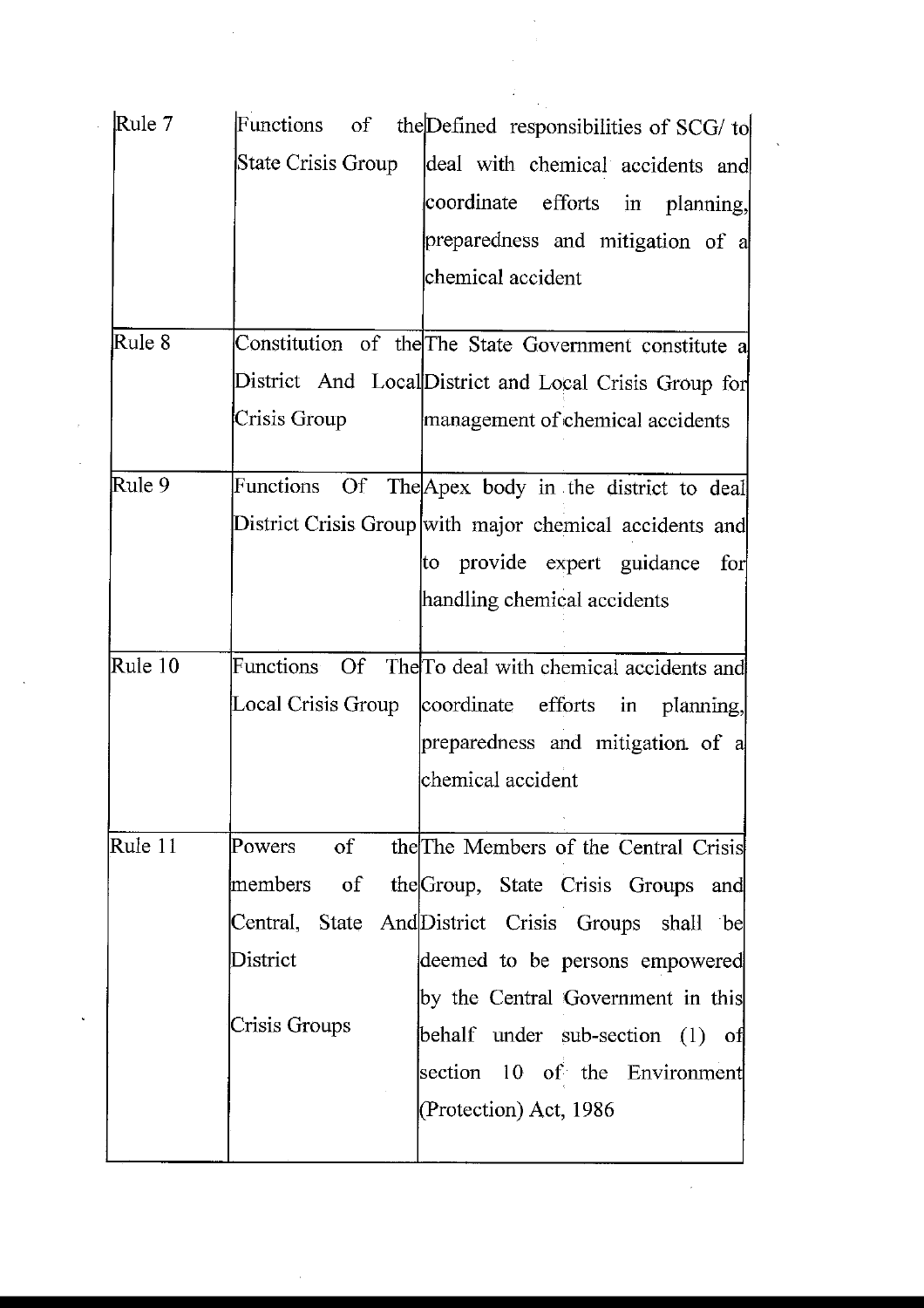| | | |
|---|---|---|
| Rule 7 | Functions of the State Crisis Group | Defined responsibilities of SCG/ to deal with chemical accidents and coordinate efforts in planning, preparedness and mitigation of a chemical accident |
| Rule 8 | Constitution of the District And Local Crisis Group | The State Government constitute a District and Local Crisis Group for management of chemical accidents |
| Rule 9 | Functions Of The District Crisis Group | Apex body in the district to deal with major chemical accidents and to provide expert guidance for handling chemical accidents |
| Rule 10 | Functions Of The Local Crisis Group | To deal with chemical accidents and coordinate efforts in planning, preparedness and mitigation of a chemical accident |
| Rule 11 | Powers of the members of the Central, State And District Crisis Groups | The Members of the Central Crisis Group, State Crisis Groups and District Crisis Groups shall be deemed to be persons empowered by the Central Government in this behalf under sub-section (1) of section 10 of the Environment (Protection) Act, 1986 |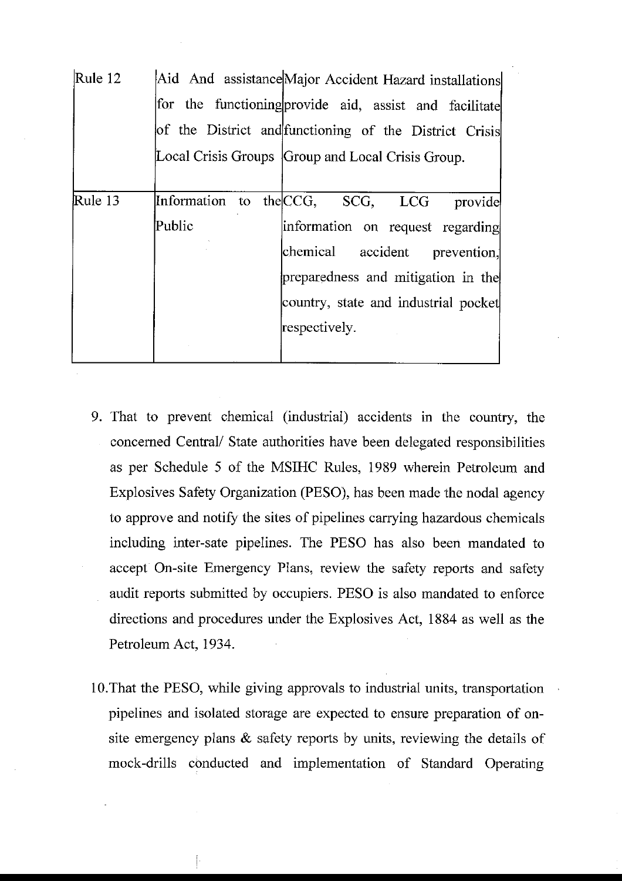| | | |
|---|---|---|
| Rule 12 | Aid And assistance for the functioning of the District and Local Crisis Groups | Major Accident Hazard installations provide aid, assist and facilitate functioning of the District Crisis Group and Local Crisis Group. |
| Rule 13 | Information to the Public | CCG, SCG, LCG provide information on request regarding chemical accident prevention, preparedness and mitigation in the country, state and industrial pocket respectively. |

9. That to prevent chemical (industrial) accidents in the country, the concerned Central/ State authorities have been delegated responsibilities as per Schedule 5 of the MSIHC Rules, 1989 wherein Petroleum and Explosives Safety Organization (PESO), has been made the nodal agency to approve and notify the sites of pipelines carrying hazardous chemicals including inter-sate pipelines. The PESO has also been mandated to accept On-site Emergency Plans, review the safety reports and safety audit reports submitted by occupiers. PESO is also mandated to enforce directions and procedures under the Explosives Act, 1884 as well as the Petroleum Act, 1934.

10. That the PESO, while giving approvals to industrial units, transportation pipelines and isolated storage are expected to ensure preparation of on-site emergency plans & safety reports by units, reviewing the details of mock-drills conducted and implementation of Standard Operating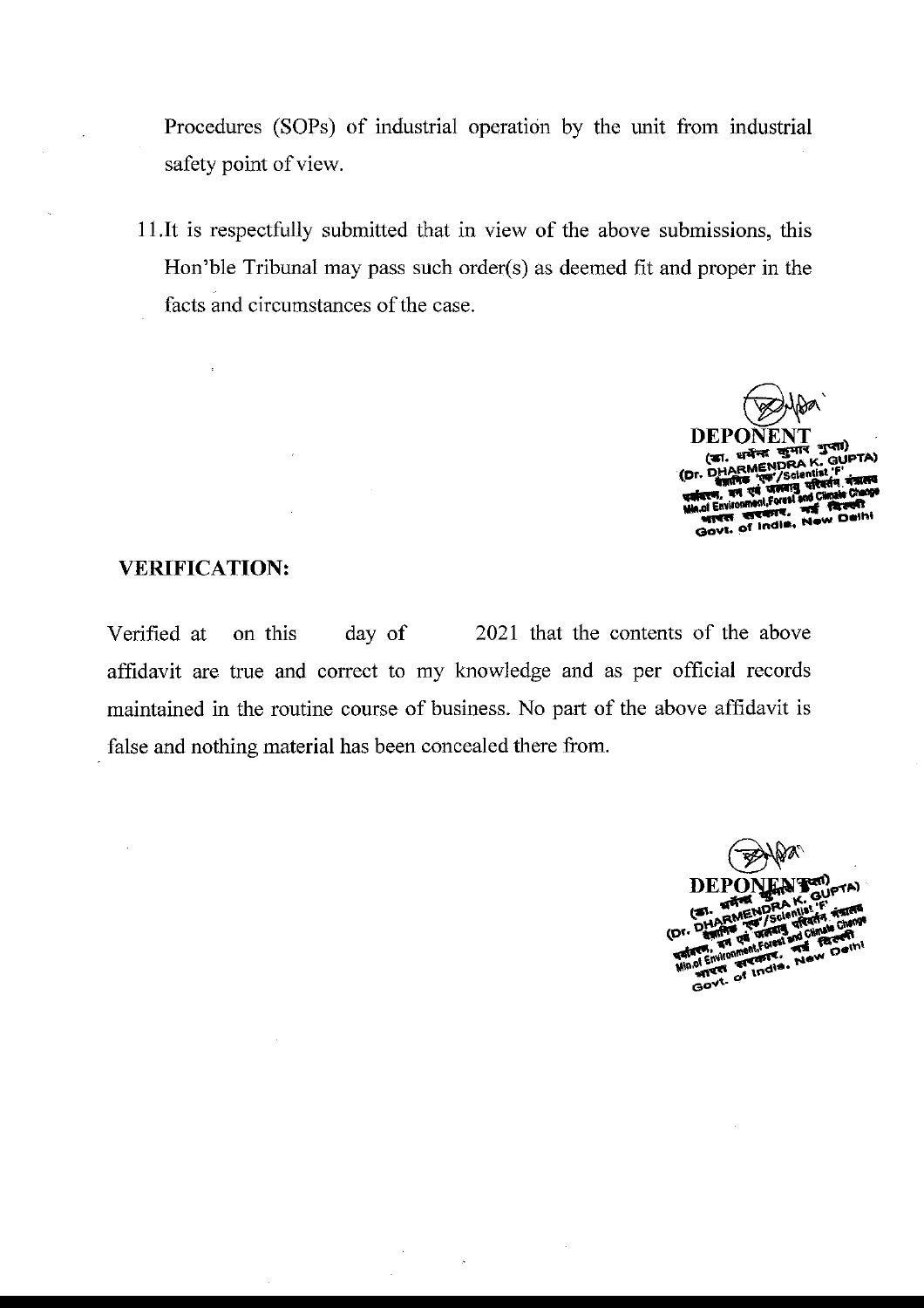Procedures (SOPs) of industrial operation by the unit from industrial safety point of view.

11. It is respectfully submitted that in view of the above submissions, this Hon'ble Tribunal may pass such order(s) as deemed fit and proper in the facts and circumstances of the case.

**DEPONENT**
(डा. धर्मेन्द्र कुमार गुप्ता)
(Dr. DHARMENDRA K. GUPTA)
वैज्ञानिक 'एफ'/Scientist 'F'
पर्यावरण, वन एवं जलवायु परिवर्तन मंत्रालय
Min.of Environment,Forest and Climate Change
भारत सरकार, नई दिल्ली
Govt. of India, New Delhi

**VERIFICATION:**

Verified at on this day of 2021 that the contents of the above affidavit are true and correct to my knowledge and as per official records maintained in the routine course of business. No part of the above affidavit is false and nothing material has been concealed there from.

**DEPONENT**
(डा. धर्मेन्द्र कुमार गुप्ता)
(Dr. DHARMENDRA K. GUPTA)
वैज्ञानिक 'एफ'/Scientist 'F'
पर्यावरण, वन एवं जलवायु परिवर्तन मंत्रालय
Min.of Environment,Forest and Climate Change
भारत सरकार, नई दिल्ली
Govt. of India, New Delhi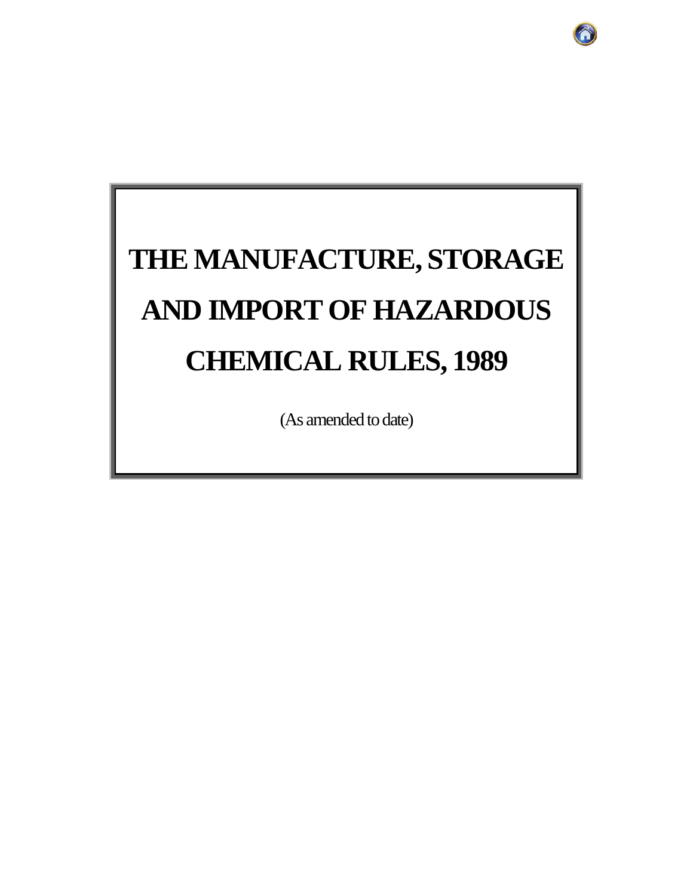# THE MANUFACTURE, STORAGE AND IMPORT OF HAZARDOUS CHEMICAL RULES, 1989

(As amended to date)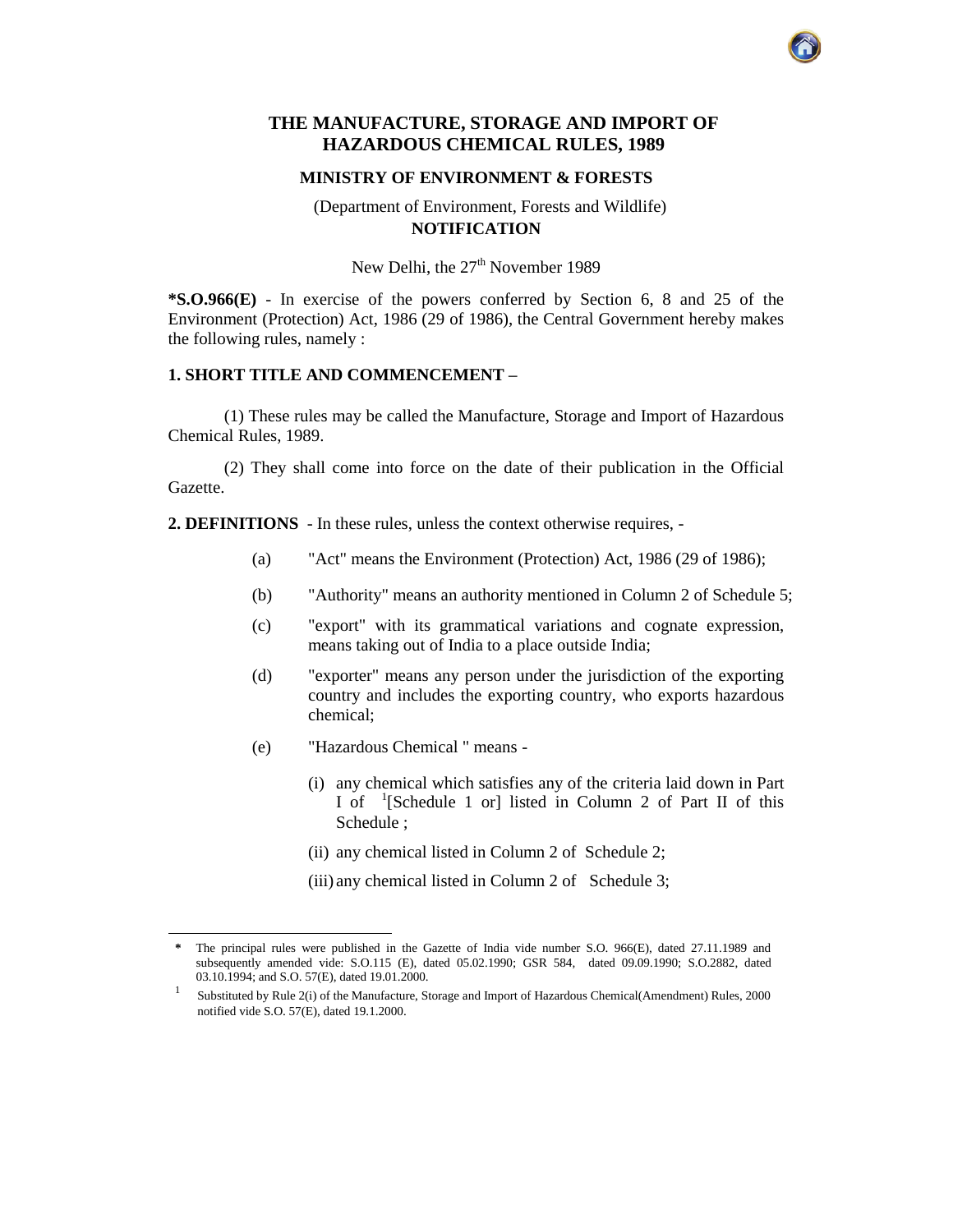# THE MANUFACTURE, STORAGE AND IMPORT OF HAZARDOUS CHEMICAL RULES, 1989

## MINISTRY OF ENVIRONMENT & FORESTS

(Department of Environment, Forests and Wildlife)

**NOTIFICATION**

New Delhi, the 27th November 1989

***S.O.966(E)** - In exercise of the powers conferred by Section 6, 8 and 25 of the Environment (Protection) Act, 1986 (29 of 1986), the Central Government hereby makes the following rules, namely :

**1. SHORT TITLE AND COMMENCEMENT –**

(1) These rules may be called the Manufacture, Storage and Import of Hazardous Chemical Rules, 1989.

(2) They shall come into force on the date of their publication in the Official Gazette.

**2. DEFINITIONS** - In these rules, unless the context otherwise requires, -

(a) "Act" means the Environment (Protection) Act, 1986 (29 of 1986);

(b) "Authority" means an authority mentioned in Column 2 of Schedule 5;

(c) "export" with its grammatical variations and cognate expression, means taking out of India to a place outside India;

(d) "exporter" means any person under the jurisdiction of the exporting country and includes the exporting country, who exports hazardous chemical;

(e) "Hazardous Chemical " means -

(i) any chemical which satisfies any of the criteria laid down in Part I of [1][Schedule 1 or] listed in Column 2 of Part II of this Schedule ;

(ii) any chemical listed in Column 2 of Schedule 2;

(iii) any chemical listed in Column 2 of Schedule 3;

---

\* The principal rules were published in the Gazette of India vide number S.O. 966(E), dated 27.11.1989 and subsequently amended vide: S.O.115 (E), dated 05.02.1990; GSR 584, dated 09.09.1990; S.O.2882, dated 03.10.1994; and S.O. 57(E), dated 19.01.2000.

[1] Substituted by Rule 2(i) of the Manufacture, Storage and Import of Hazardous Chemical(Amendment) Rules, 2000 notified vide S.O. 57(E), dated 19.1.2000.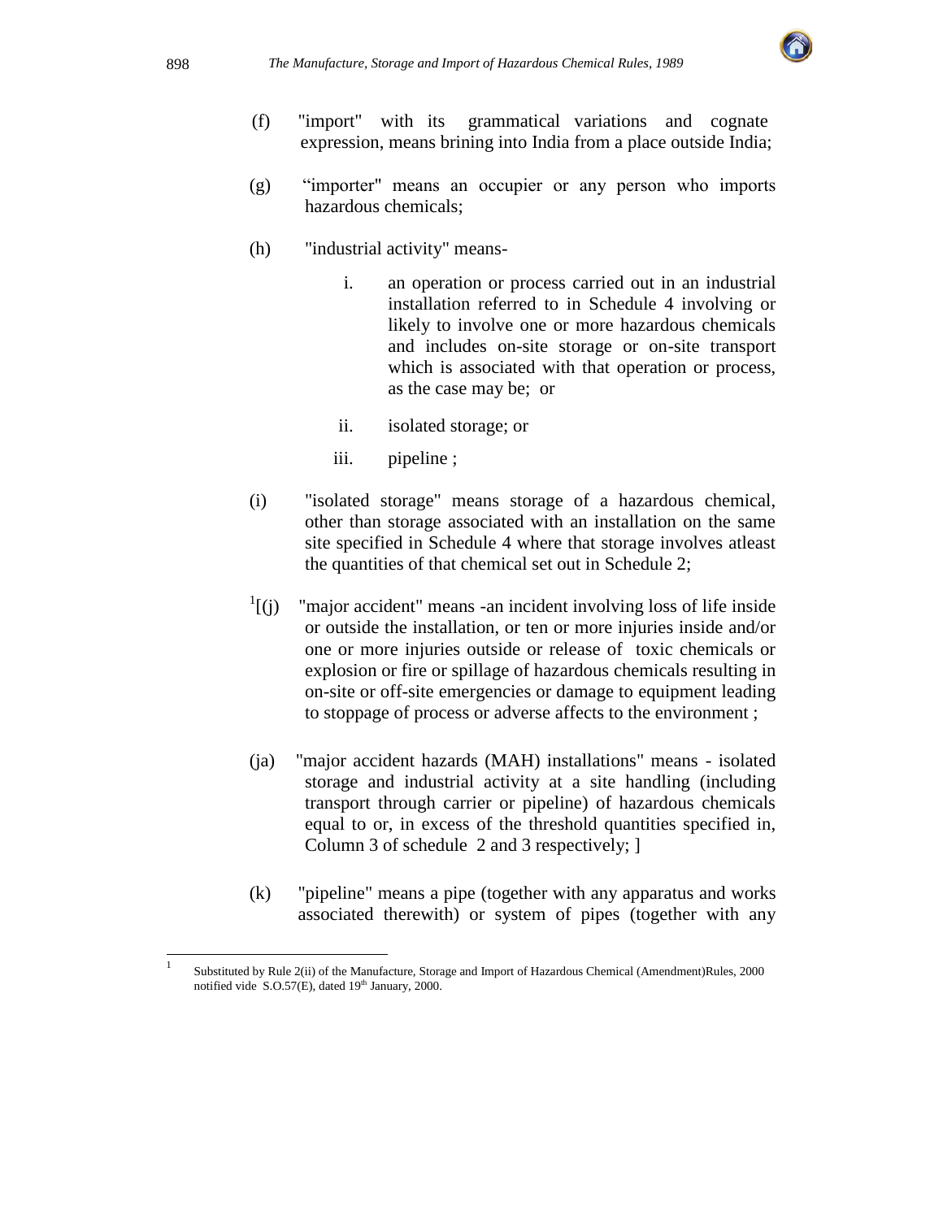(f) "import" with its grammatical variations and cognate expression, means brining into India from a place outside India;

(g) "importer" means an occupier or any person who imports hazardous chemicals;

(h) "industrial activity" means-

   i. an operation or process carried out in an industrial installation referred to in Schedule 4 involving or likely to involve one or more hazardous chemicals and includes on-site storage or on-site transport which is associated with that operation or process, as the case may be; or

   ii. isolated storage; or

   iii. pipeline ;

(i) "isolated storage" means storage of a hazardous chemical, other than storage associated with an installation on the same site specified in Schedule 4 where that storage involves atleast the quantities of that chemical set out in Schedule 2;

[1][(j) "major accident" means -an incident involving loss of life inside or outside the installation, or ten or more injuries inside and/or one or more injuries outside or release of toxic chemicals or explosion or fire or spillage of hazardous chemicals resulting in on-site or off-site emergencies or damage to equipment leading to stoppage of process or adverse affects to the environment ;

(ja) "major accident hazards (MAH) installations" means - isolated storage and industrial activity at a site handling (including transport through carrier or pipeline) of hazardous chemicals equal to or, in excess of the threshold quantities specified in, Column 3 of schedule 2 and 3 respectively; ]

(k) "pipeline" means a pipe (together with any apparatus and works associated therewith) or system of pipes (together with any

---

[1] Substituted by Rule 2(ii) of the Manufacture, Storage and Import of Hazardous Chemical (Amendment)Rules, 2000 notified vide S.O.57(E), dated 19th January, 2000.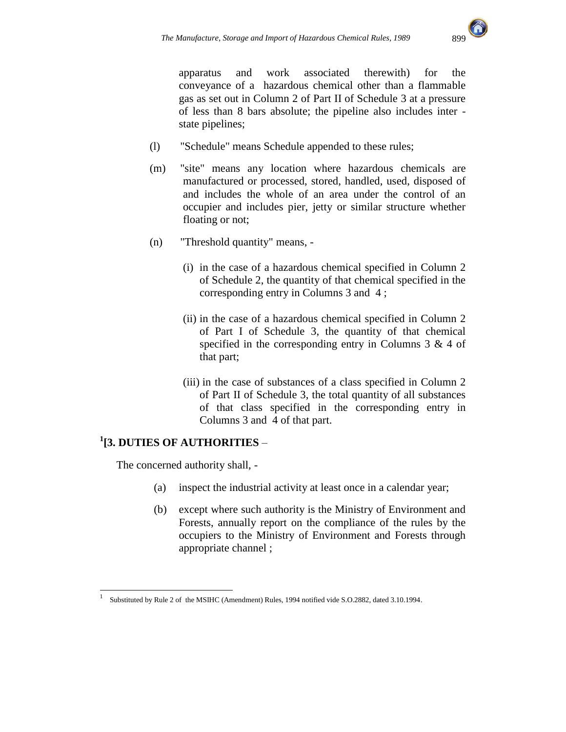apparatus and work associated therewith) for the conveyance of a hazardous chemical other than a flammable gas as set out in Column 2 of Part II of Schedule 3 at a pressure of less than 8 bars absolute; the pipeline also includes inter - state pipelines;

(l) "Schedule" means Schedule appended to these rules;

(m) "site" means any location where hazardous chemicals are manufactured or processed, stored, handled, used, disposed of and includes the whole of an area under the control of an occupier and includes pier, jetty or similar structure whether floating or not;

(n) "Threshold quantity" means, -

(i) in the case of a hazardous chemical specified in Column 2 of Schedule 2, the quantity of that chemical specified in the corresponding entry in Columns 3 and 4 ;

(ii) in the case of a hazardous chemical specified in Column 2 of Part I of Schedule 3, the quantity of that chemical specified in the corresponding entry in Columns 3 & 4 of that part;

(iii) in the case of substances of a class specified in Column 2 of Part II of Schedule 3, the total quantity of all substances of that class specified in the corresponding entry in Columns 3 and 4 of that part.

## [1][3. DUTIES OF AUTHORITIES –

The concerned authority shall, -

(a) inspect the industrial activity at least once in a calendar year;

(b) except where such authority is the Ministry of Environment and Forests, annually report on the compliance of the rules by the occupiers to the Ministry of Environment and Forests through appropriate channel ;

---

[1] Substituted by Rule 2 of the MSIHC (Amendment) Rules, 1994 notified vide S.O.2882, dated 3.10.1994.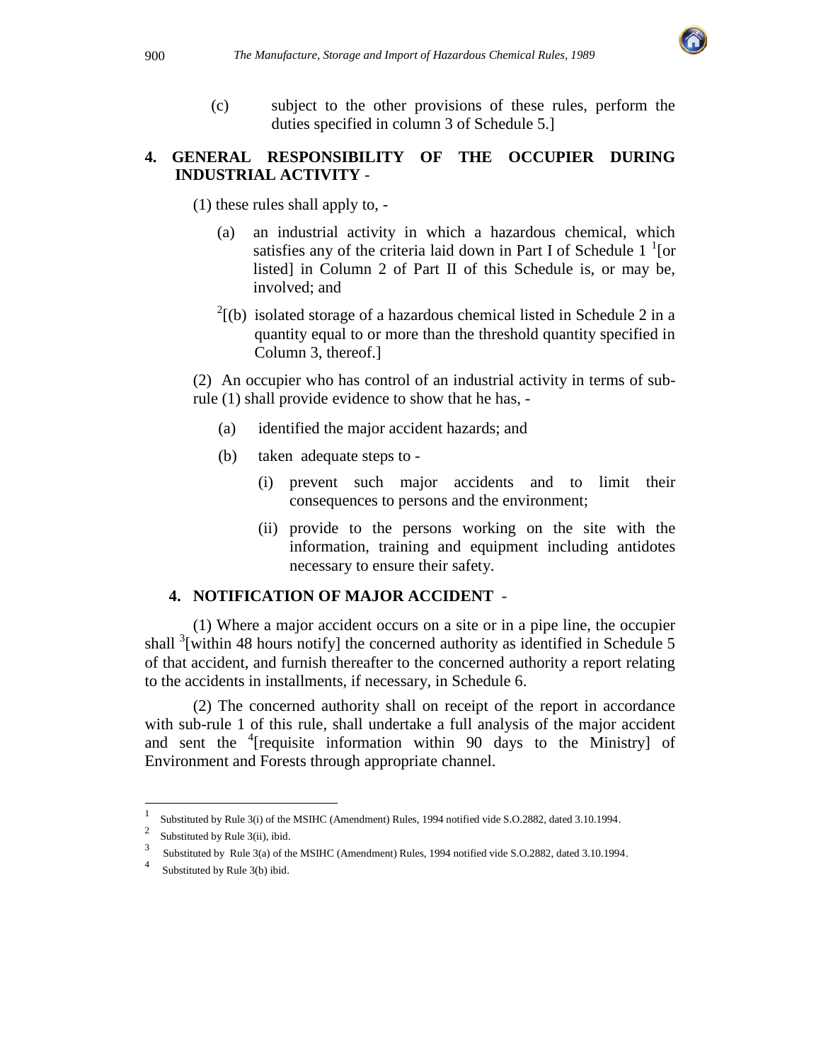(c) subject to the other provisions of these rules, perform the duties specified in column 3 of Schedule 5.]

**4. GENERAL RESPONSIBILITY OF THE OCCUPIER DURING INDUSTRIAL ACTIVITY** -

(1) these rules shall apply to, -

(a) an industrial activity in which a hazardous chemical, which satisfies any of the criteria laid down in Part I of Schedule 1 [1][or listed] in Column 2 of Part II of this Schedule is, or may be, involved; and

[2][(b) isolated storage of a hazardous chemical listed in Schedule 2 in a quantity equal to or more than the threshold quantity specified in Column 3, thereof.]

(2) An occupier who has control of an industrial activity in terms of sub-rule (1) shall provide evidence to show that he has, -

(a) identified the major accident hazards; and

(b) taken adequate steps to -

(i) prevent such major accidents and to limit their consequences to persons and the environment;

(ii) provide to the persons working on the site with the information, training and equipment including antidotes necessary to ensure their safety.

**4. NOTIFICATION OF MAJOR ACCIDENT** -

(1) Where a major accident occurs on a site or in a pipe line, the occupier shall [3][within 48 hours notify] the concerned authority as identified in Schedule 5 of that accident, and furnish thereafter to the concerned authority a report relating to the accidents in installments, if necessary, in Schedule 6.

(2) The concerned authority shall on receipt of the report in accordance with sub-rule 1 of this rule, shall undertake a full analysis of the major accident and sent the [4][requisite information within 90 days to the Ministry] of Environment and Forests through appropriate channel.

---

1 Substituted by Rule 3(i) of the MSIHC (Amendment) Rules, 1994 notified vide S.O.2882, dated 3.10.1994.

2 Substituted by Rule 3(ii), ibid.

3 Substituted by Rule 3(a) of the MSIHC (Amendment) Rules, 1994 notified vide S.O.2882, dated 3.10.1994.

4 Substituted by Rule 3(b) ibid.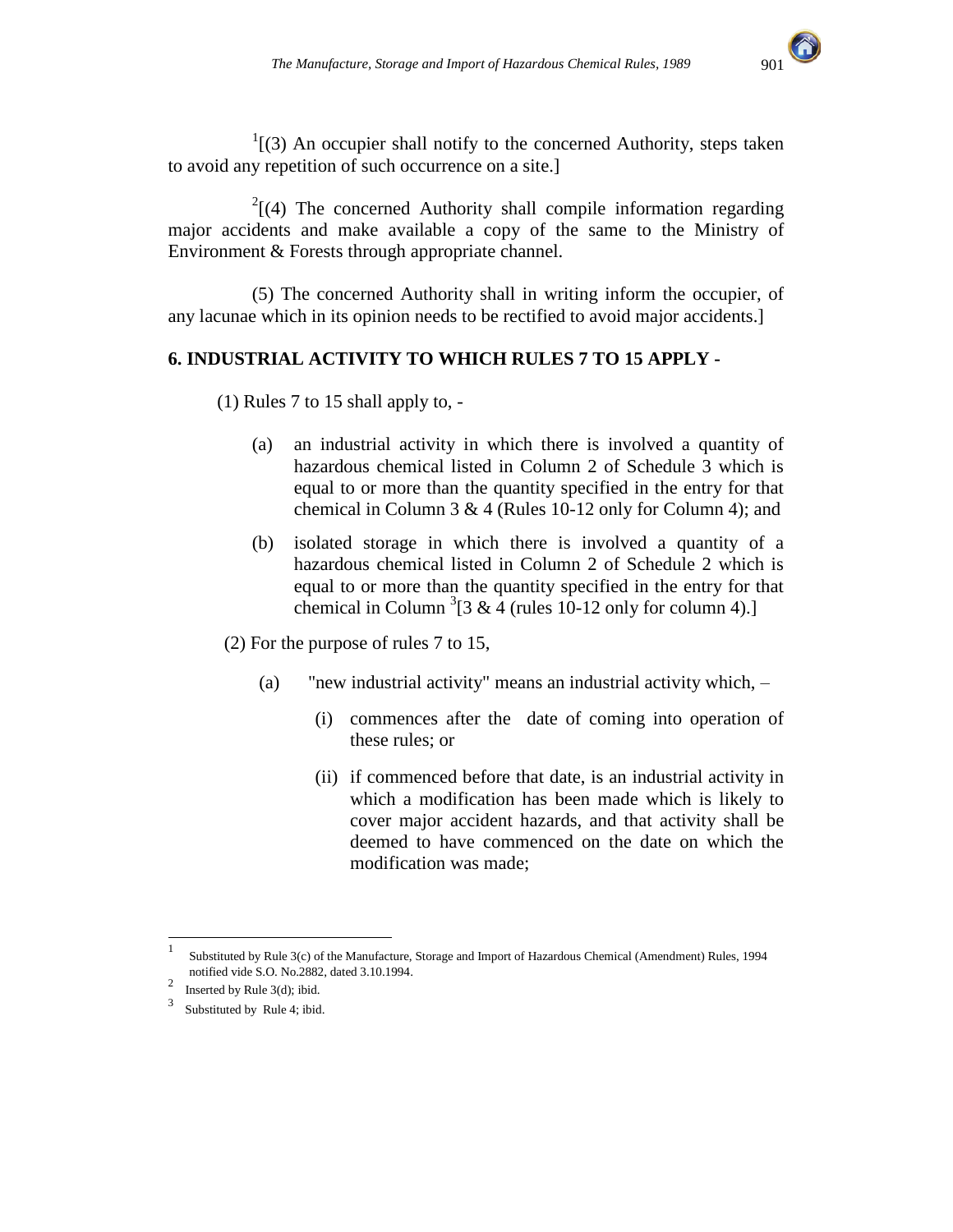[1][(3) An occupier shall notify to the concerned Authority, steps taken to avoid any repetition of such occurrence on a site.]

[2][(4) The concerned Authority shall compile information regarding major accidents and make available a copy of the same to the Ministry of Environment & Forests through appropriate channel.

(5) The concerned Authority shall in writing inform the occupier, of any lacunae which in its opinion needs to be rectified to avoid major accidents.]

## 6. INDUSTRIAL ACTIVITY TO WHICH RULES 7 TO 15 APPLY -

(1) Rules 7 to 15 shall apply to, -

(a) an industrial activity in which there is involved a quantity of hazardous chemical listed in Column 2 of Schedule 3 which is equal to or more than the quantity specified in the entry for that chemical in Column 3 & 4 (Rules 10-12 only for Column 4); and

(b) isolated storage in which there is involved a quantity of a hazardous chemical listed in Column 2 of Schedule 2 which is equal to or more than the quantity specified in the entry for that chemical in Column [3][3 & 4 (rules 10-12 only for column 4).]

(2) For the purpose of rules 7 to 15,

(a) "new industrial activity" means an industrial activity which, –

(i) commences after the date of coming into operation of these rules; or

(ii) if commenced before that date, is an industrial activity in which a modification has been made which is likely to cover major accident hazards, and that activity shall be deemed to have commenced on the date on which the modification was made;

---

[1] Substituted by Rule 3(c) of the Manufacture, Storage and Import of Hazardous Chemical (Amendment) Rules, 1994 notified vide S.O. No.2882, dated 3.10.1994.

[2] Inserted by Rule 3(d); ibid.

[3] Substituted by Rule 4; ibid.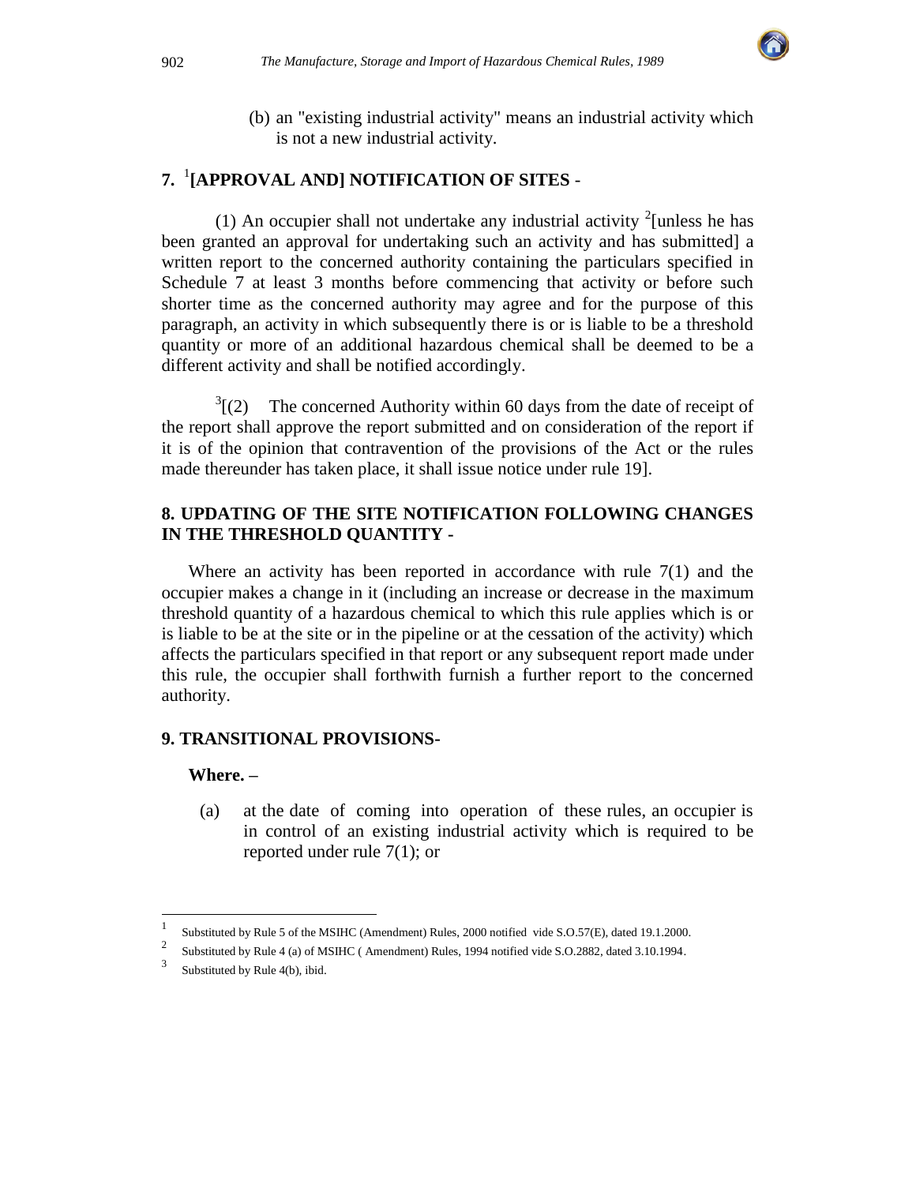(b) an "existing industrial activity" means an industrial activity which is not a new industrial activity.

## 7. [1][APPROVAL AND] NOTIFICATION OF SITES -

(1) An occupier shall not undertake any industrial activity [2][unless he has been granted an approval for undertaking such an activity and has submitted] a written report to the concerned authority containing the particulars specified in Schedule 7 at least 3 months before commencing that activity or before such shorter time as the concerned authority may agree and for the purpose of this paragraph, an activity in which subsequently there is or is liable to be a threshold quantity or more of an additional hazardous chemical shall be deemed to be a different activity and shall be notified accordingly.

[3][(2) The concerned Authority within 60 days from the date of receipt of the report shall approve the report submitted and on consideration of the report if it is of the opinion that contravention of the provisions of the Act or the rules made thereunder has taken place, it shall issue notice under rule 19].

## 8. UPDATING OF THE SITE NOTIFICATION FOLLOWING CHANGES IN THE THRESHOLD QUANTITY -

Where an activity has been reported in accordance with rule 7(1) and the occupier makes a change in it (including an increase or decrease in the maximum threshold quantity of a hazardous chemical to which this rule applies which is or is liable to be at the site or in the pipeline or at the cessation of the activity) which affects the particulars specified in that report or any subsequent report made under this rule, the occupier shall forthwith furnish a further report to the concerned authority.

## 9. TRANSITIONAL PROVISIONS-

**Where. –**

(a) at the date of coming into operation of these rules, an occupier is in control of an existing industrial activity which is required to be reported under rule 7(1); or

---

1 Substituted by Rule 5 of the MSIHC (Amendment) Rules, 2000 notified vide S.O.57(E), dated 19.1.2000.

2 Substituted by Rule 4 (a) of MSIHC ( Amendment) Rules, 1994 notified vide S.O.2882, dated 3.10.1994.

3 Substituted by Rule 4(b), ibid.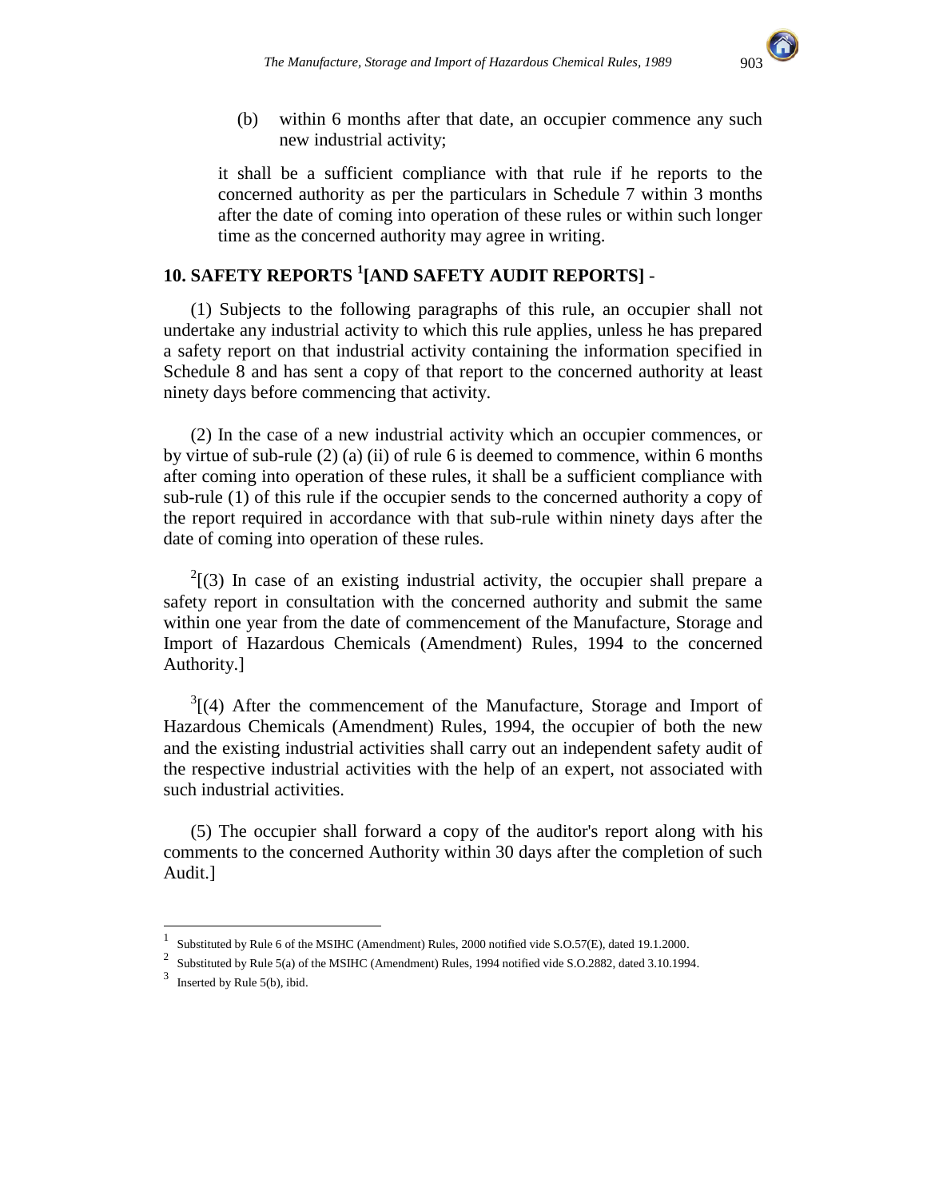(b) within 6 months after that date, an occupier commence any such new industrial activity;

it shall be a sufficient compliance with that rule if he reports to the concerned authority as per the particulars in Schedule 7 within 3 months after the date of coming into operation of these rules or within such longer time as the concerned authority may agree in writing.

## 10. SAFETY REPORTS [1][AND SAFETY AUDIT REPORTS] -

(1) Subjects to the following paragraphs of this rule, an occupier shall not undertake any industrial activity to which this rule applies, unless he has prepared a safety report on that industrial activity containing the information specified in Schedule 8 and has sent a copy of that report to the concerned authority at least ninety days before commencing that activity.

(2) In the case of a new industrial activity which an occupier commences, or by virtue of sub-rule (2) (a) (ii) of rule 6 is deemed to commence, within 6 months after coming into operation of these rules, it shall be a sufficient compliance with sub-rule (1) of this rule if the occupier sends to the concerned authority a copy of the report required in accordance with that sub-rule within ninety days after the date of coming into operation of these rules.

[2][(3) In case of an existing industrial activity, the occupier shall prepare a safety report in consultation with the concerned authority and submit the same within one year from the date of commencement of the Manufacture, Storage and Import of Hazardous Chemicals (Amendment) Rules, 1994 to the concerned Authority.]

[3][(4) After the commencement of the Manufacture, Storage and Import of Hazardous Chemicals (Amendment) Rules, 1994, the occupier of both the new and the existing industrial activities shall carry out an independent safety audit of the respective industrial activities with the help of an expert, not associated with such industrial activities.

(5) The occupier shall forward a copy of the auditor's report along with his comments to the concerned Authority within 30 days after the completion of such Audit.]

---

[1] Substituted by Rule 6 of the MSIHC (Amendment) Rules, 2000 notified vide S.O.57(E), dated 19.1.2000.

[2] Substituted by Rule 5(a) of the MSIHC (Amendment) Rules, 1994 notified vide S.O.2882, dated 3.10.1994.

[3] Inserted by Rule 5(b), ibid.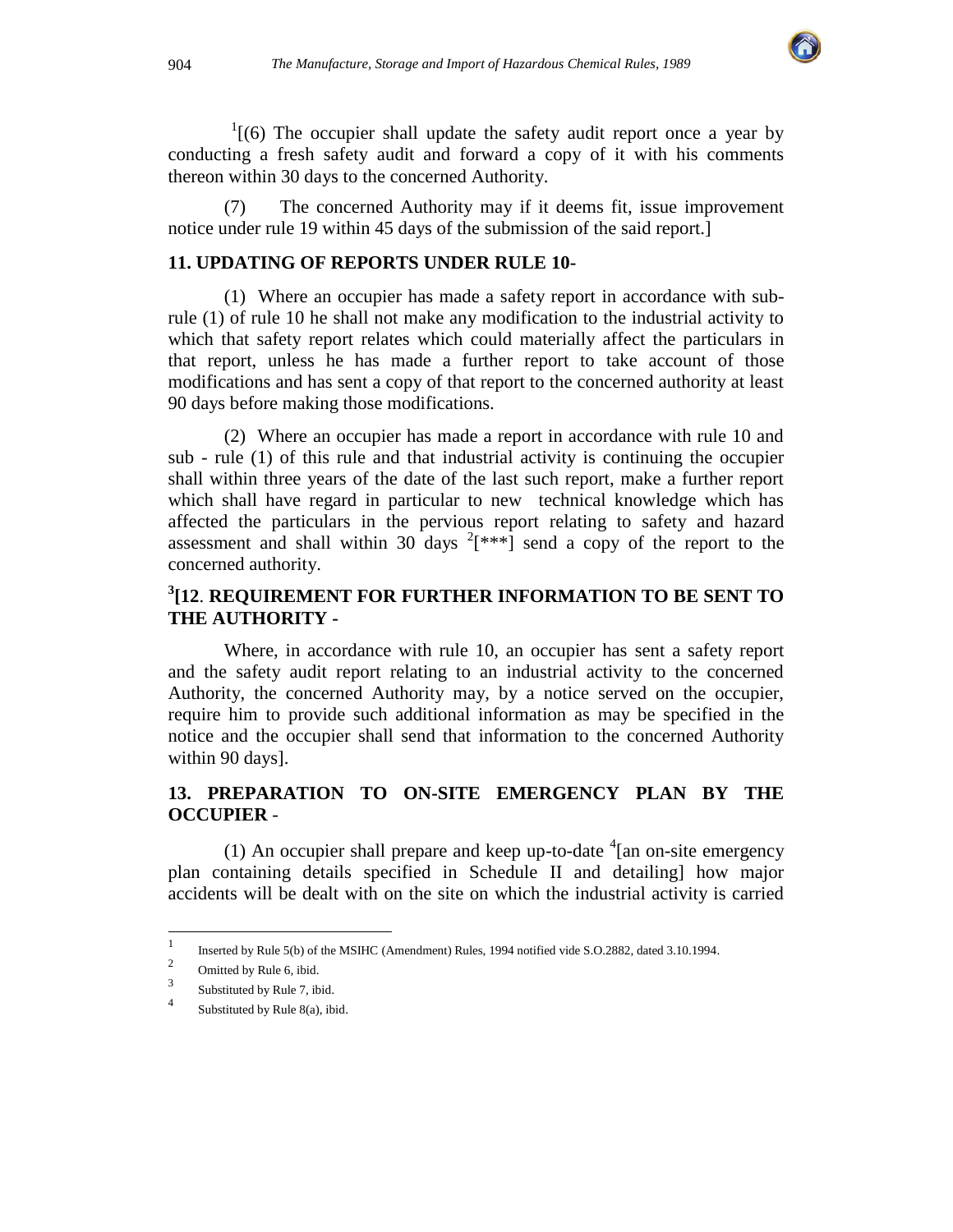[1][(6) The occupier shall update the safety audit report once a year by conducting a fresh safety audit and forward a copy of it with his comments thereon within 30 days to the concerned Authority.

(7) The concerned Authority may if it deems fit, issue improvement notice under rule 19 within 45 days of the submission of the said report.]

**11. UPDATING OF REPORTS UNDER RULE 10-**

(1) Where an occupier has made a safety report in accordance with sub-rule (1) of rule 10 he shall not make any modification to the industrial activity to which that safety report relates which could materially affect the particulars in that report, unless he has made a further report to take account of those modifications and has sent a copy of that report to the concerned authority at least 90 days before making those modifications.

(2) Where an occupier has made a report in accordance with rule 10 and sub - rule (1) of this rule and that industrial activity is continuing the occupier shall within three years of the date of the last such report, make a further report which shall have regard in particular to new technical knowledge which has affected the particulars in the pervious report relating to safety and hazard assessment and shall within 30 days [2][***] send a copy of the report to the concerned authority.

**[3][12. REQUIREMENT FOR FURTHER INFORMATION TO BE SENT TO THE AUTHORITY -**

Where, in accordance with rule 10, an occupier has sent a safety report and the safety audit report relating to an industrial activity to the concerned Authority, the concerned Authority may, by a notice served on the occupier, require him to provide such additional information as may be specified in the notice and the occupier shall send that information to the concerned Authority within 90 days].

**13. PREPARATION TO ON-SITE EMERGENCY PLAN BY THE OCCUPIER -**

(1) An occupier shall prepare and keep up-to-date [4][an on-site emergency plan containing details specified in Schedule II and detailing] how major accidents will be dealt with on the site on which the industrial activity is carried

---

1 Inserted by Rule 5(b) of the MSIHC (Amendment) Rules, 1994 notified vide S.O.2882, dated 3.10.1994.

2 Omitted by Rule 6, ibid.

3 Substituted by Rule 7, ibid.

4 Substituted by Rule 8(a), ibid.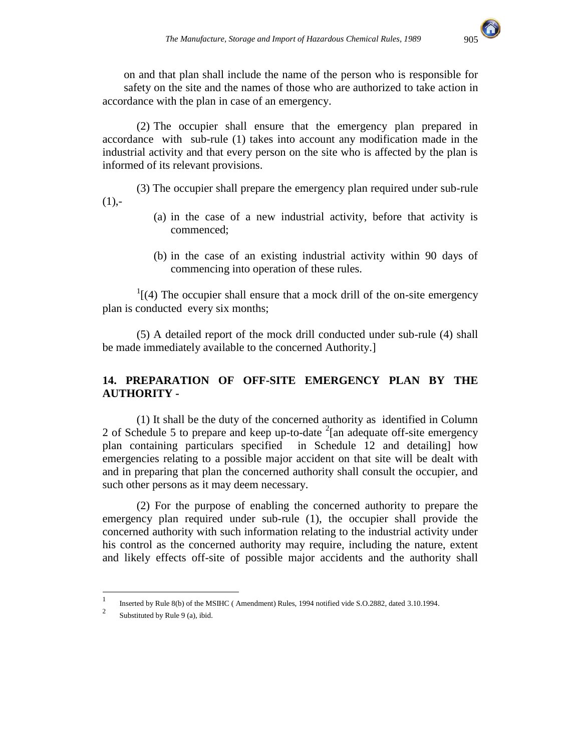on and that plan shall include the name of the person who is responsible for safety on the site and the names of those who are authorized to take action in accordance with the plan in case of an emergency.

(2) The occupier shall ensure that the emergency plan prepared in accordance with sub-rule (1) takes into account any modification made in the industrial activity and that every person on the site who is affected by the plan is informed of its relevant provisions.

(3) The occupier shall prepare the emergency plan required under sub-rule (1),-

(a) in the case of a new industrial activity, before that activity is commenced;

(b) in the case of an existing industrial activity within 90 days of commencing into operation of these rules.

[1][(4) The occupier shall ensure that a mock drill of the on-site emergency plan is conducted every six months;

(5) A detailed report of the mock drill conducted under sub-rule (4) shall be made immediately available to the concerned Authority.]

## 14. PREPARATION OF OFF-SITE EMERGENCY PLAN BY THE AUTHORITY -

(1) It shall be the duty of the concerned authority as identified in Column 2 of Schedule 5 to prepare and keep up-to-date [2][an adequate off-site emergency plan containing particulars specified in Schedule 12 and detailing] how emergencies relating to a possible major accident on that site will be dealt with and in preparing that plan the concerned authority shall consult the occupier, and such other persons as it may deem necessary.

(2) For the purpose of enabling the concerned authority to prepare the emergency plan required under sub-rule (1), the occupier shall provide the concerned authority with such information relating to the industrial activity under his control as the concerned authority may require, including the nature, extent and likely effects off-site of possible major accidents and the authority shall

---

[1] Inserted by Rule 8(b) of the MSIHC ( Amendment) Rules, 1994 notified vide S.O.2882, dated 3.10.1994.

[2] Substituted by Rule 9 (a), ibid.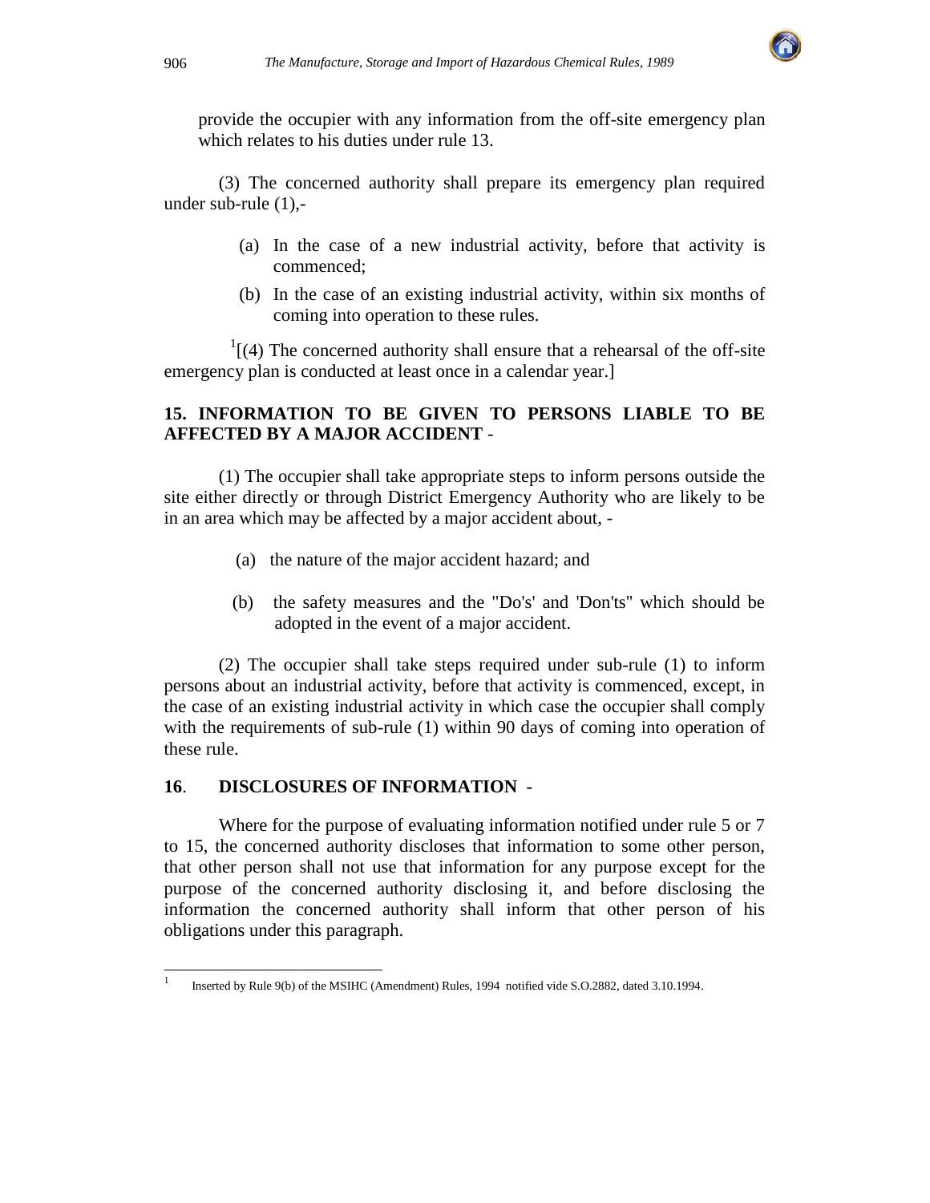provide the occupier with any information from the off-site emergency plan which relates to his duties under rule 13.

(3) The concerned authority shall prepare its emergency plan required under sub-rule (1),-

(a) In the case of a new industrial activity, before that activity is commenced;

(b) In the case of an existing industrial activity, within six months of coming into operation to these rules.

[1][(4) The concerned authority shall ensure that a rehearsal of the off-site emergency plan is conducted at least once in a calendar year.]

## 15. INFORMATION TO BE GIVEN TO PERSONS LIABLE TO BE AFFECTED BY A MAJOR ACCIDENT -

(1) The occupier shall take appropriate steps to inform persons outside the site either directly or through District Emergency Authority who are likely to be in an area which may be affected by a major accident about, -

(a) the nature of the major accident hazard; and

(b) the safety measures and the "Do's' and 'Don'ts" which should be adopted in the event of a major accident.

(2) The occupier shall take steps required under sub-rule (1) to inform persons about an industrial activity, before that activity is commenced, except, in the case of an existing industrial activity in which case the occupier shall comply with the requirements of sub-rule (1) within 90 days of coming into operation of these rule.

## 16. DISCLOSURES OF INFORMATION -

Where for the purpose of evaluating information notified under rule 5 or 7 to 15, the concerned authority discloses that information to some other person, that other person shall not use that information for any purpose except for the purpose of the concerned authority disclosing it, and before disclosing the information the concerned authority shall inform that other person of his obligations under this paragraph.

---

[1] Inserted by Rule 9(b) of the MSIHC (Amendment) Rules, 1994 notified vide S.O.2882, dated 3.10.1994.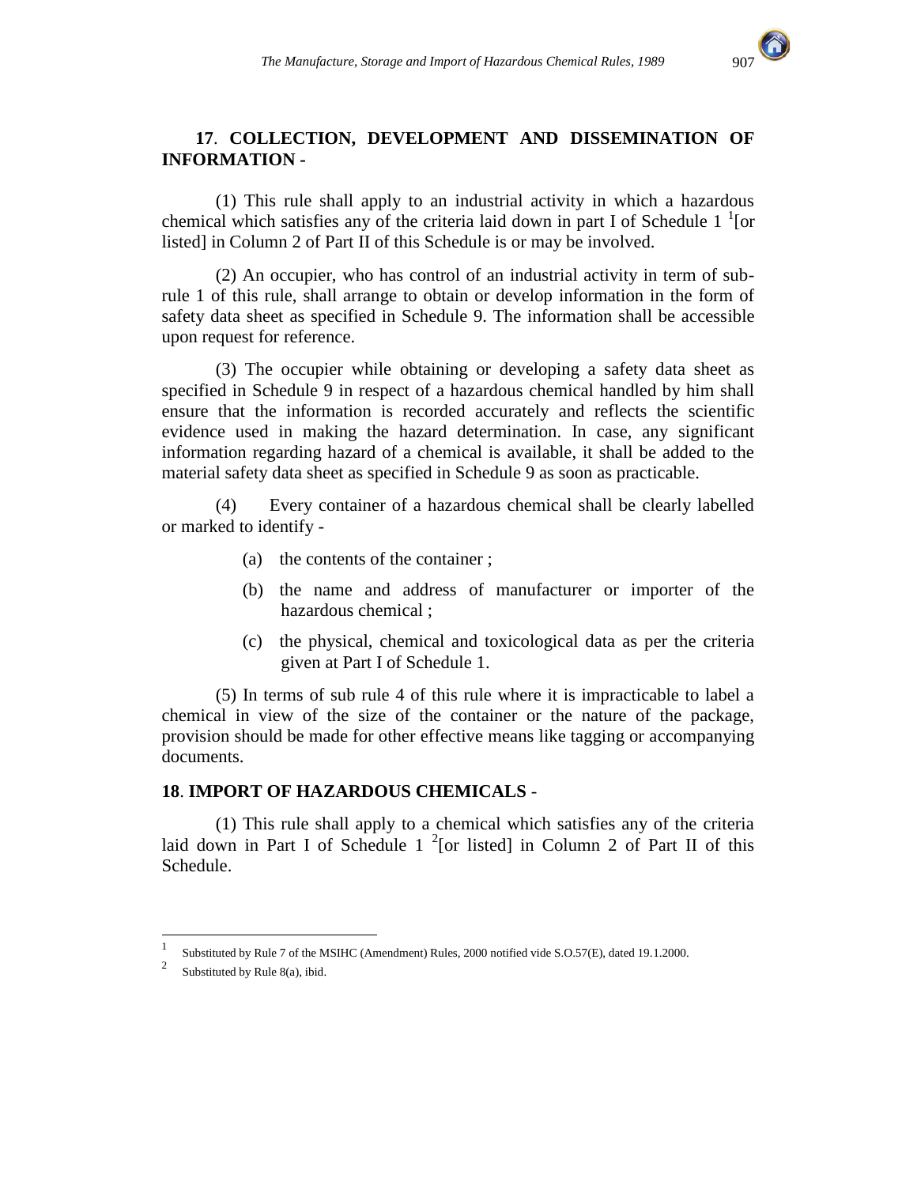**17. COLLECTION, DEVELOPMENT AND DISSEMINATION OF INFORMATION -**

(1) This rule shall apply to an industrial activity in which a hazardous chemical which satisfies any of the criteria laid down in part I of Schedule 1 [1][or listed] in Column 2 of Part II of this Schedule is or may be involved.

(2) An occupier, who has control of an industrial activity in term of sub-rule 1 of this rule, shall arrange to obtain or develop information in the form of safety data sheet as specified in Schedule 9. The information shall be accessible upon request for reference.

(3) The occupier while obtaining or developing a safety data sheet as specified in Schedule 9 in respect of a hazardous chemical handled by him shall ensure that the information is recorded accurately and reflects the scientific evidence used in making the hazard determination. In case, any significant information regarding hazard of a chemical is available, it shall be added to the material safety data sheet as specified in Schedule 9 as soon as practicable.

(4) Every container of a hazardous chemical shall be clearly labelled or marked to identify -

(a) the contents of the container ;

(b) the name and address of manufacturer or importer of the hazardous chemical ;

(c) the physical, chemical and toxicological data as per the criteria given at Part I of Schedule 1.

(5) In terms of sub rule 4 of this rule where it is impracticable to label a chemical in view of the size of the container or the nature of the package, provision should be made for other effective means like tagging or accompanying documents.

**18. IMPORT OF HAZARDOUS CHEMICALS -**

(1) This rule shall apply to a chemical which satisfies any of the criteria laid down in Part I of Schedule 1 [2][or listed] in Column 2 of Part II of this Schedule.

---

[1] Substituted by Rule 7 of the MSIHC (Amendment) Rules, 2000 notified vide S.O.57(E), dated 19.1.2000.

[2] Substituted by Rule 8(a), ibid.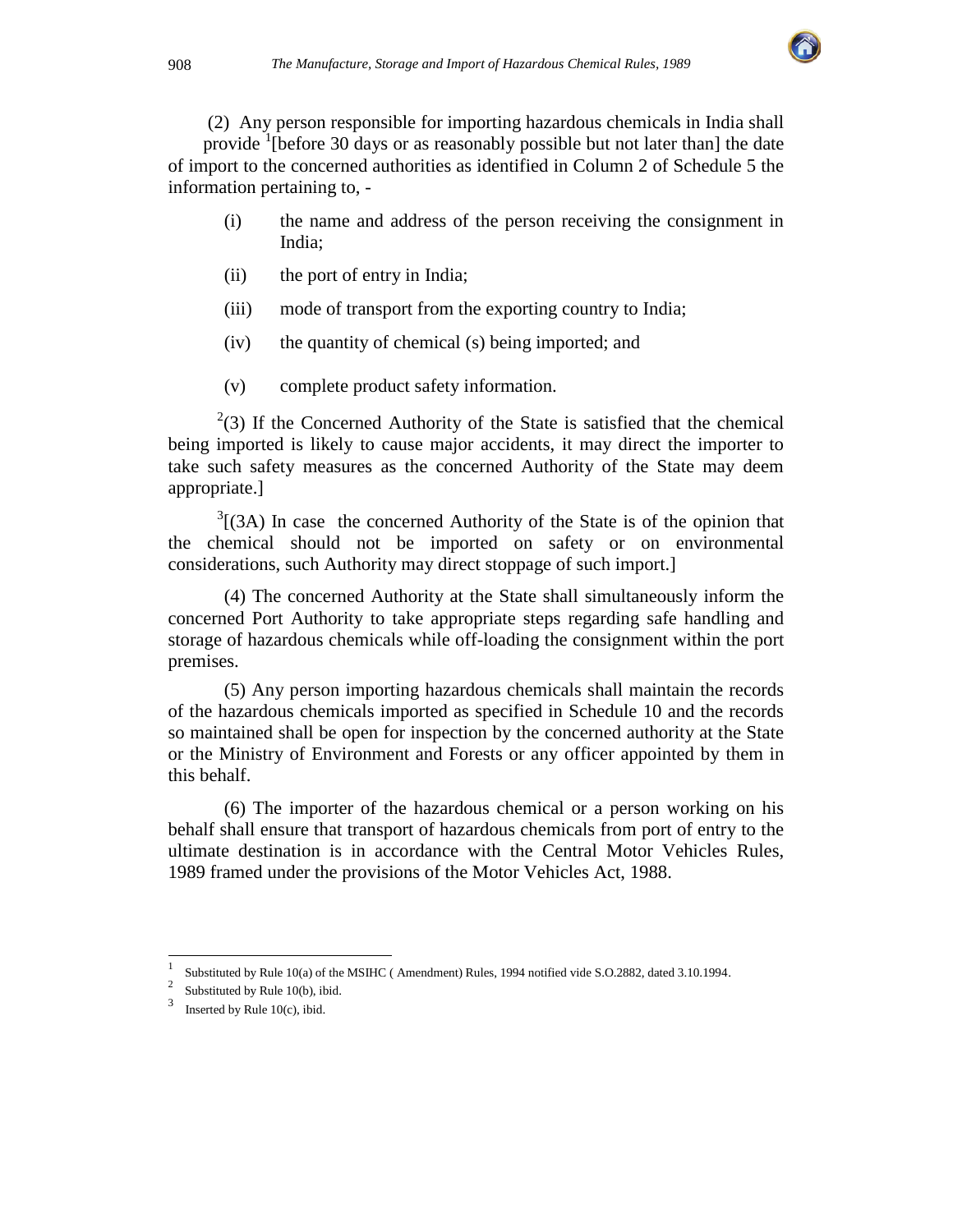(2) Any person responsible for importing hazardous chemicals in India shall provide [1][before 30 days or as reasonably possible but not later than] the date of import to the concerned authorities as identified in Column 2 of Schedule 5 the information pertaining to, -

(i) the name and address of the person receiving the consignment in India;

(ii) the port of entry in India;

(iii) mode of transport from the exporting country to India;

(iv) the quantity of chemical (s) being imported; and

(v) complete product safety information.

[2](3) If the Concerned Authority of the State is satisfied that the chemical being imported is likely to cause major accidents, it may direct the importer to take such safety measures as the concerned Authority of the State may deem appropriate.]

[3][(3A) In case the concerned Authority of the State is of the opinion that the chemical should not be imported on safety or on environmental considerations, such Authority may direct stoppage of such import.]

(4) The concerned Authority at the State shall simultaneously inform the concerned Port Authority to take appropriate steps regarding safe handling and storage of hazardous chemicals while off-loading the consignment within the port premises.

(5) Any person importing hazardous chemicals shall maintain the records of the hazardous chemicals imported as specified in Schedule 10 and the records so maintained shall be open for inspection by the concerned authority at the State or the Ministry of Environment and Forests or any officer appointed by them in this behalf.

(6) The importer of the hazardous chemical or a person working on his behalf shall ensure that transport of hazardous chemicals from port of entry to the ultimate destination is in accordance with the Central Motor Vehicles Rules, 1989 framed under the provisions of the Motor Vehicles Act, 1988.

---

[1] Substituted by Rule 10(a) of the MSIHC ( Amendment) Rules, 1994 notified vide S.O.2882, dated 3.10.1994.

[2] Substituted by Rule 10(b), ibid.

[3] Inserted by Rule 10(c), ibid.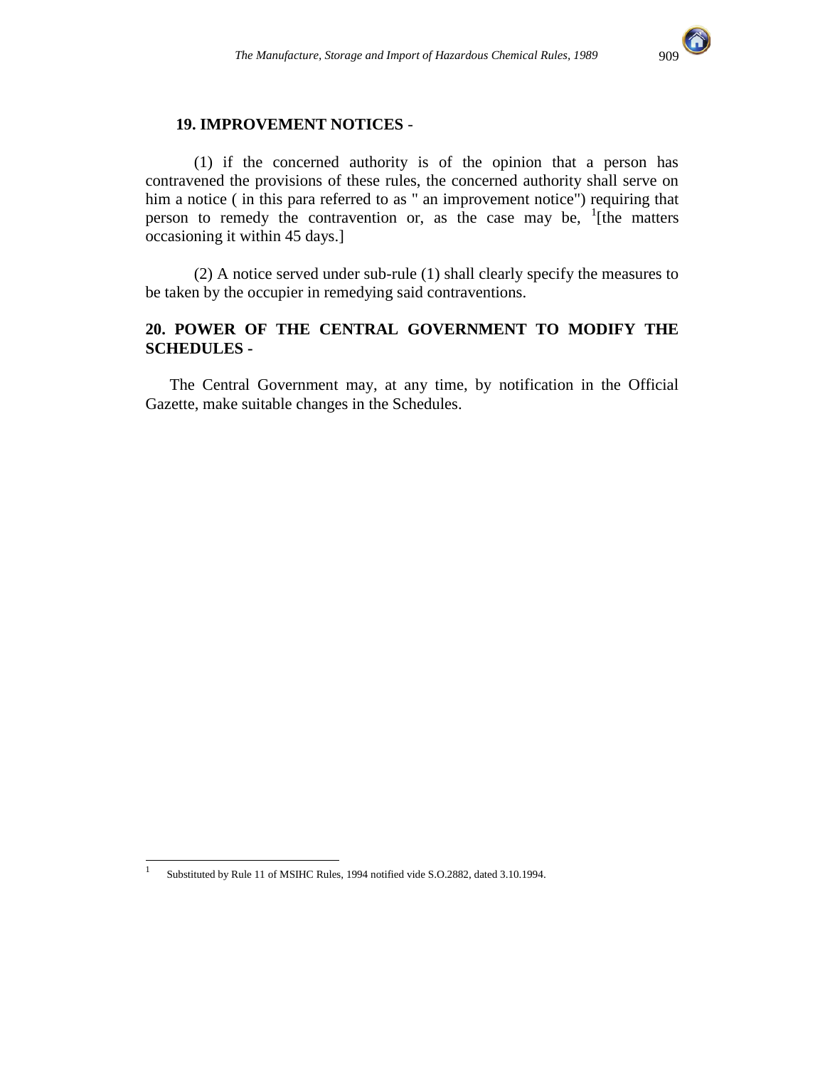**19. IMPROVEMENT NOTICES** -

(1) if the concerned authority is of the opinion that a person has contravened the provisions of these rules, the concerned authority shall serve on him a notice ( in this para referred to as " an improvement notice") requiring that person to remedy the contravention or, as the case may be, [1][the matters occasioning it within 45 days.]

(2) A notice served under sub-rule (1) shall clearly specify the measures to be taken by the occupier in remedying said contraventions.

**20. POWER OF THE CENTRAL GOVERNMENT TO MODIFY THE SCHEDULES -**

The Central Government may, at any time, by notification in the Official Gazette, make suitable changes in the Schedules.

---

[1] Substituted by Rule 11 of MSIHC Rules, 1994 notified vide S.O.2882, dated 3.10.1994.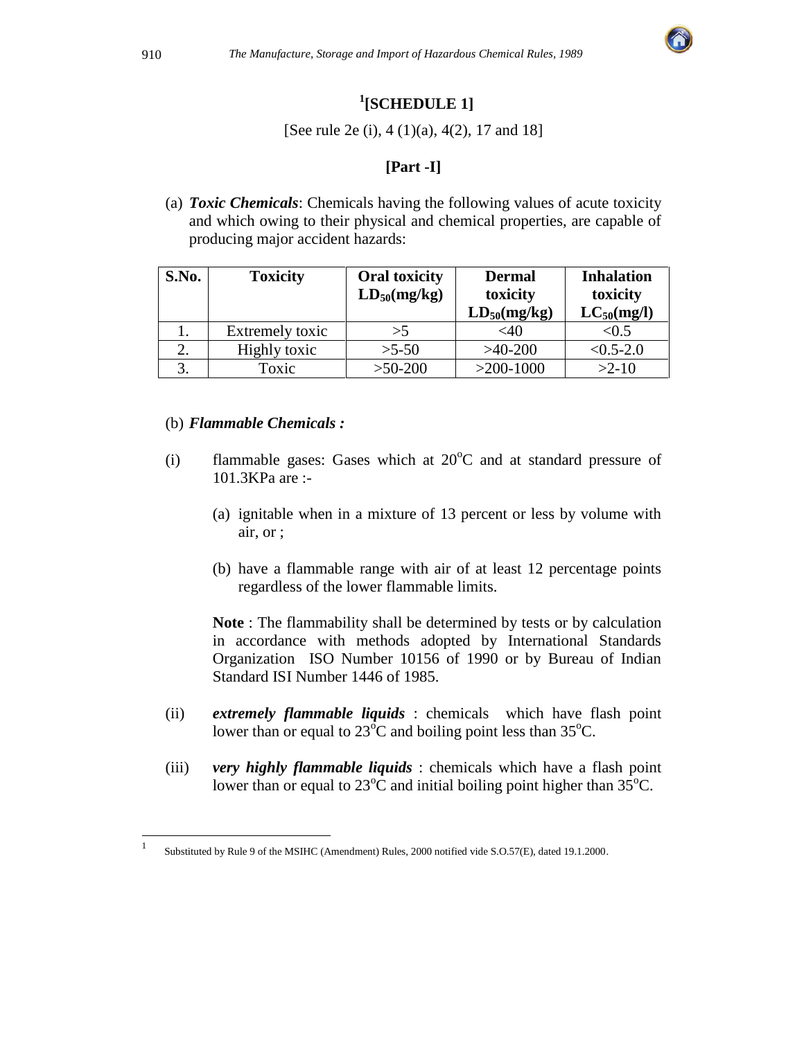# [1][SCHEDULE 1]

[See rule 2e (i), 4 (1)(a), 4(2), 17 and 18]

## [Part -I]

(a) ***Toxic Chemicals***: Chemicals having the following values of acute toxicity and which owing to their physical and chemical properties, are capable of producing major accident hazards:

| S.No. | Toxicity | Oral toxicity $LD_{50}$(mg/kg) | Dermal toxicity $LD_{50}$(mg/kg) | Inhalation toxicity $LC_{50}$(mg/l) |
|---|---|---|---|---|
| 1. | Extremely toxic | >5 | <40 | <0.5 |
| 2. | Highly toxic | >5-50 | >40-200 | <0.5-2.0 |
| 3. | Toxic | >50-200 | >200-1000 | >2-10 |

(b) ***Flammable Chemicals :***

(i) flammable gases: Gases which at 20°C and at standard pressure of 101.3KPa are :-

(a) ignitable when in a mixture of 13 percent or less by volume with air, or ;

(b) have a flammable range with air of at least 12 percentage points regardless of the lower flammable limits.

**Note** : The flammability shall be determined by tests or by calculation in accordance with methods adopted by International Standards Organization ISO Number 10156 of 1990 or by Bureau of Indian Standard ISI Number 1446 of 1985.

(ii) ***extremely flammable liquids*** : chemicals which have flash point lower than or equal to 23°C and boiling point less than 35°C.

(iii) ***very highly flammable liquids*** : chemicals which have a flash point lower than or equal to 23°C and initial boiling point higher than 35°C.

---

[1] Substituted by Rule 9 of the MSIHC (Amendment) Rules, 2000 notified vide S.O.57(E), dated 19.1.2000.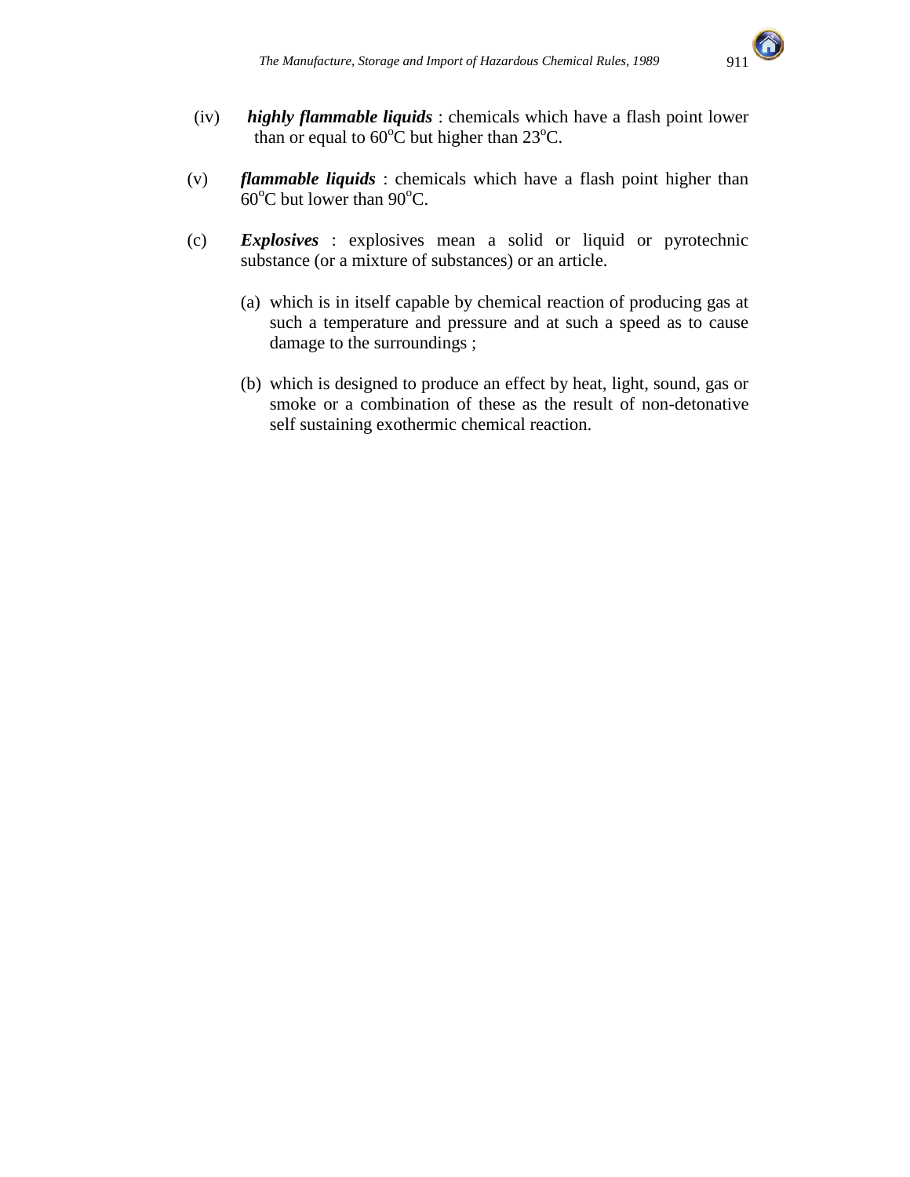(iv) ***highly flammable liquids*** : chemicals which have a flash point lower than or equal to $60^oC$ but higher than $23^oC$.

(v) ***flammable liquids*** : chemicals which have a flash point higher than $60^oC$ but lower than $90^oC$.

(c) ***Explosives*** : explosives mean a solid or liquid or pyrotechnic substance (or a mixture of substances) or an article.

(a) which is in itself capable by chemical reaction of producing gas at such a temperature and pressure and at such a speed as to cause damage to the surroundings ;

(b) which is designed to produce an effect by heat, light, sound, gas or smoke or a combination of these as the result of non-detonative self sustaining exothermic chemical reaction.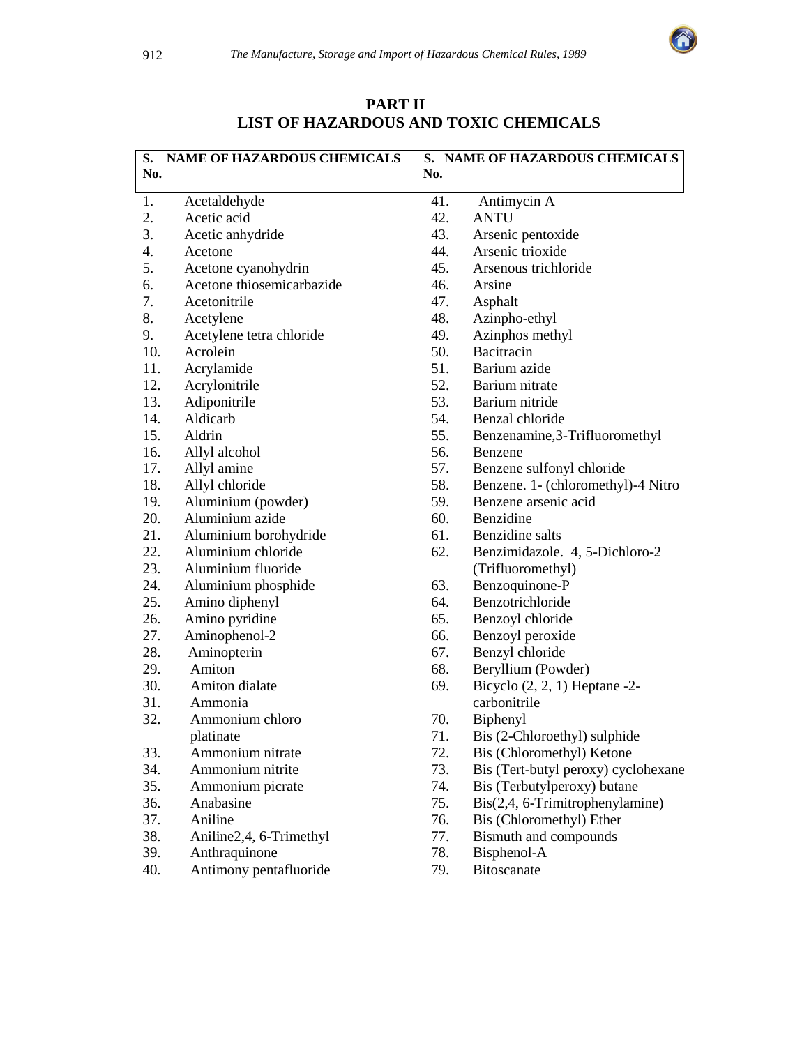## PART II
## LIST OF HAZARDOUS AND TOXIC CHEMICALS

| S. No. | NAME OF HAZARDOUS CHEMICALS |
|---|---|
| 1. | Acetaldehyde |
| 2. | Acetic acid |
| 3. | Acetic anhydride |
| 4. | Acetone |
| 5. | Acetone cyanohydrin |
| 6. | Acetone thiosemicarbazide |
| 7. | Acetonitrile |
| 8. | Acetylene |
| 9. | Acetylene tetra chloride |
| 10. | Acrolein |
| 11. | Acrylamide |
| 12. | Acrylonitrile |
| 13. | Adiponitrile |
| 14. | Aldicarb |
| 15. | Aldrin |
| 16. | Allyl alcohol |
| 17. | Allyl amine |
| 18. | Allyl chloride |
| 19. | Aluminium (powder) |
| 20. | Aluminium azide |
| 21. | Aluminium borohydride |
| 22. | Aluminium chloride |
| 23. | Aluminium fluoride |
| 24. | Aluminium phosphide |
| 25. | Amino diphenyl |
| 26. | Amino pyridine |
| 27. | Aminophenol-2 |
| 28. | Aminopterin |
| 29. | Amiton |
| 30. | Amiton dialate |
| 31. | Ammonia |
| 32. | Ammonium chloro platinate |
| 33. | Ammonium nitrate |
| 34. | Ammonium nitrite |
| 35. | Ammonium picrate |
| 36. | Anabasine |
| 37. | Aniline |
| 38. | Aniline2,4, 6-Trimethyl |
| 39. | Anthraquinone |
| 40. | Antimony pentafluoride |
| 41. | Antimycin A |
| 42. | ANTU |
| 43. | Arsenic pentoxide |
| 44. | Arsenic trioxide |
| 45. | Arsenous trichloride |
| 46. | Arsine |
| 47. | Asphalt |
| 48. | Azinpho-ethyl |
| 49. | Azinphos methyl |
| 50. | Bacitracin |
| 51. | Barium azide |
| 52. | Barium nitrate |
| 53. | Barium nitride |
| 54. | Benzal chloride |
| 55. | Benzenamine,3-Trifluoromethyl |
| 56. | Benzene |
| 57. | Benzene sulfonyl chloride |
| 58. | Benzene. 1- (chloromethyl)-4 Nitro |
| 59. | Benzene arsenic acid |
| 60. | Benzidine |
| 61. | Benzidine salts |
| 62. | Benzimidazole. 4, 5-Dichloro-2 (Trifluoromethyl) |
| 63. | Benzoquinone-P |
| 64. | Benzotrichloride |
| 65. | Benzoyl chloride |
| 66. | Benzoyl peroxide |
| 67. | Benzyl chloride |
| 68. | Beryllium (Powder) |
| 69. | Bicyclo (2, 2, 1) Heptane -2-carbonitrile |
| 70. | Biphenyl |
| 71. | Bis (2-Chloroethyl) sulphide |
| 72. | Bis (Chloromethyl) Ketone |
| 73. | Bis (Tert-butyl peroxy) cyclohexane |
| 74. | Bis (Terbutylperoxy) butane |
| 75. | Bis(2,4, 6-Trimitrophenylamine) |
| 76. | Bis (Chloromethyl) Ether |
| 77. | Bismuth and compounds |
| 78. | Bisphenol-A |
| 79. | Bitoscanate |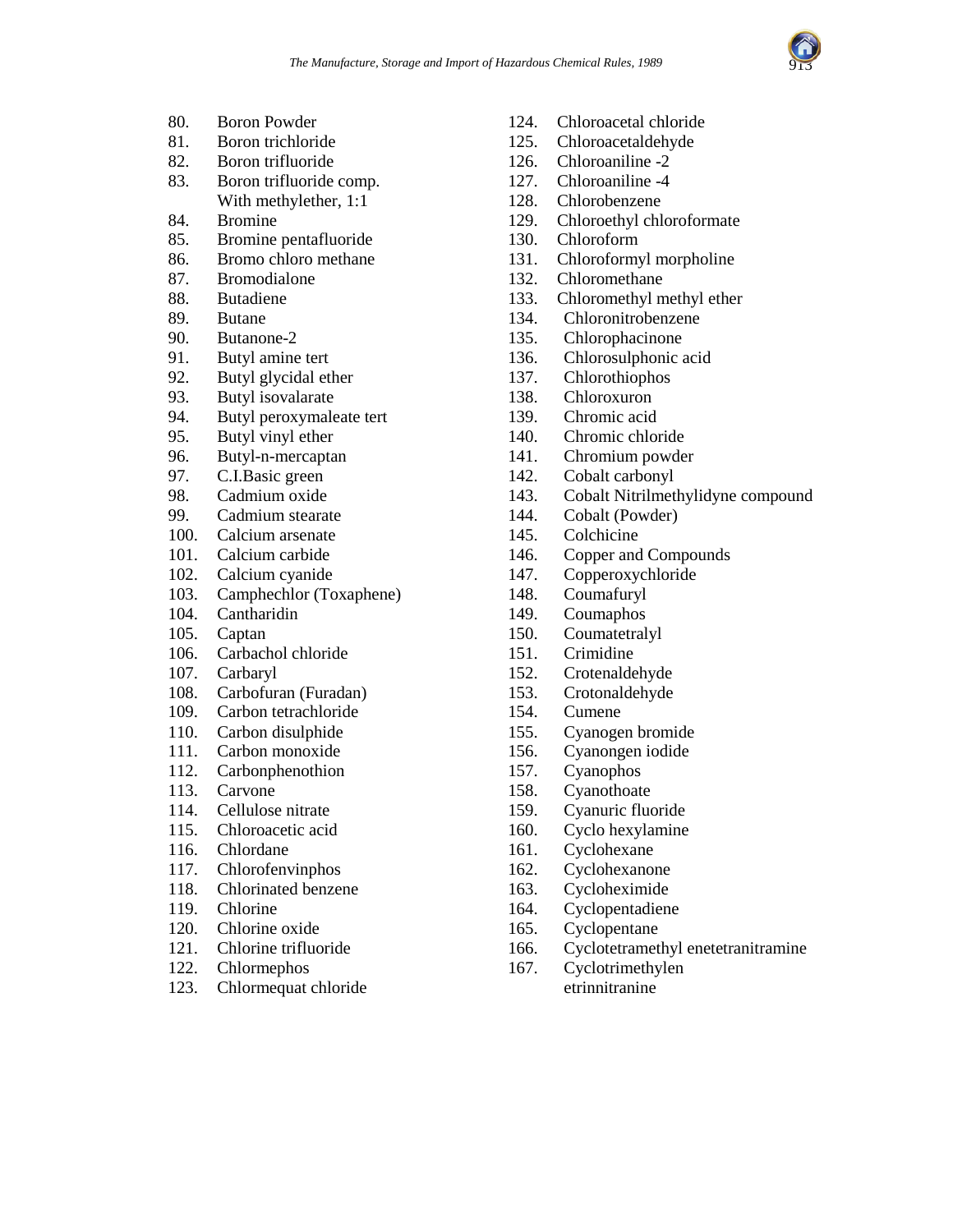80. Boron Powder
81. Boron trichloride
82. Boron trifluoride
83. Boron trifluoride comp. With methylether, 1:1
84. Bromine
85. Bromine pentafluoride
86. Bromo chloro methane
87. Bromodialone
88. Butadiene
89. Butane
90. Butanone-2
91. Butyl amine tert
92. Butyl glycidal ether
93. Butyl isovalarate
94. Butyl peroxymaleate tert
95. Butyl vinyl ether
96. Butyl-n-mercaptan
97. C.I.Basic green
98. Cadmium oxide
99. Cadmium stearate
100. Calcium arsenate
101. Calcium carbide
102. Calcium cyanide
103. Camphechlor (Toxaphene)
104. Cantharidin
105. Captan
106. Carbachol chloride
107. Carbaryl
108. Carbofuran (Furadan)
109. Carbon tetrachloride
110. Carbon disulphide
111. Carbon monoxide
112. Carbonphenothion
113. Carvone
114. Cellulose nitrate
115. Chloroacetic acid
116. Chlordane
117. Chlorofenvinphos
118. Chlorinated benzene
119. Chlorine
120. Chlorine oxide
121. Chlorine trifluoride
122. Chlormephos
123. Chlormequat chloride
124. Chloroacetal chloride
125. Chloroacetaldehyde
126. Chloroaniline -2
127. Chloroaniline -4
128. Chlorobenzene
129. Chloroethyl chloroformate
130. Chloroform
131. Chloroformyl morpholine
132. Chloromethane
133. Chloromethyl methyl ether
134. Chloronitrobenzene
135. Chlorophacinone
136. Chlorosulphonic acid
137. Chlorothiophos
138. Chloroxuron
139. Chromic acid
140. Chromic chloride
141. Chromium powder
142. Cobalt carbonyl
143. Cobalt Nitrilmethylidyne compound
144. Cobalt (Powder)
145. Colchicine
146. Copper and Compounds
147. Copperoxychloride
148. Coumafuryl
149. Coumaphos
150. Coumatetralyl
151. Crimidine
152. Crotenaldehyde
153. Crotonaldehyde
154. Cumene
155. Cyanogen bromide
156. Cyanongen iodide
157. Cyanophos
158. Cyanothoate
159. Cyanuric fluoride
160. Cyclo hexylamine
161. Cyclohexane
162. Cyclohexanone
163. Cycloheximide
164. Cyclopentadiene
165. Cyclopentane
166. Cyclotetramethyl enetetranitramine
167. Cyclotrimethylen etrinnitranine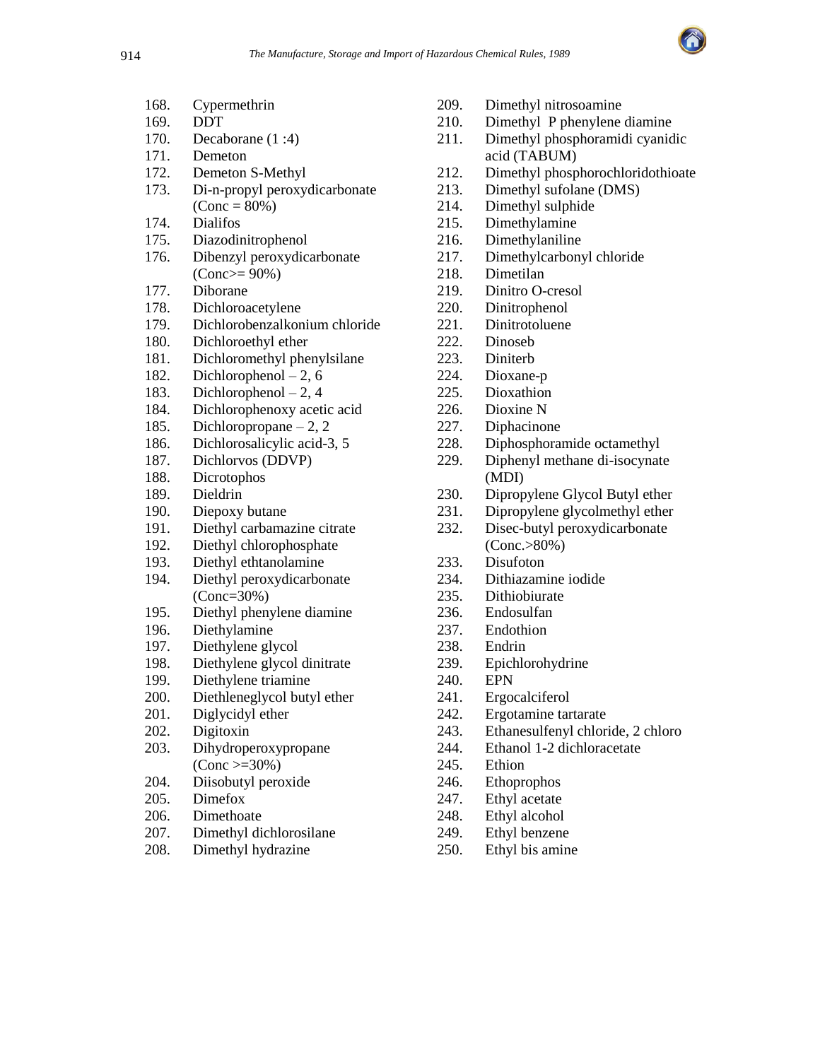168. Cypermethrin
169. DDT
170. Decaborane (1 :4)
171. Demeton
172. Demeton S-Methyl
173. Di-n-propyl peroxydicarbonate (Conc = 80%)
174. Dialifos
175. Diazodinitrophenol
176. Dibenzyl peroxydicarbonate (Conc>= 90%)
177. Diborane
178. Dichloroacetylene
179. Dichlorobenzalkonium chloride
180. Dichloroethyl ether
181. Dichloromethyl phenylsilane
182. Dichlorophenol – 2, 6
183. Dichlorophenol – 2, 4
184. Dichlorophenoxy acetic acid
185. Dichloropropane – 2, 2
186. Dichlorosalicylic acid-3, 5
187. Dichlorvos (DDVP)
188. Dicrotophos
189. Dieldrin
190. Diepoxy butane
191. Diethyl carbamazine citrate
192. Diethyl chlorophosphate
193. Diethyl ethtanolamine
194. Diethyl peroxydicarbonate (Conc=30%)
195. Diethyl phenylene diamine
196. Diethylamine
197. Diethylene glycol
198. Diethylene glycol dinitrate
199. Diethylene triamine
200. Diethleneglycol butyl ether
201. Diglycidyl ether
202. Digitoxin
203. Dihydroperoxypropane (Conc >=30%)
204. Diisobutyl peroxide
205. Dimefox
206. Dimethoate
207. Dimethyl dichlorosilane
208. Dimethyl hydrazine
209. Dimethyl nitrosoamine
210. Dimethyl P phenylene diamine
211. Dimethyl phosphoramidi cyanidic acid (TABUM)
212. Dimethyl phosphorochloridothioate
213. Dimethyl sufolane (DMS)
214. Dimethyl sulphide
215. Dimethylamine
216. Dimethylaniline
217. Dimethylcarbonyl chloride
218. Dimetilan
219. Dinitro O-cresol
220. Dinitrophenol
221. Dinitrotoluene
222. Dinoseb
223. Diniterb
224. Dioxane-p
225. Dioxathion
226. Dioxine N
227. Diphacinone
228. Diphosphoramide octamethyl
229. Diphenyl methane di-isocynate (MDI)
230. Dipropylene Glycol Butyl ether
231. Dipropylene glycolmethyl ether
232. Disec-butyl peroxydicarbonate (Conc.>80%)
233. Disufoton
234. Dithiazamine iodide
235. Dithiobiurate
236. Endosulfan
237. Endothion
238. Endrin
239. Epichlorohydrine
240. EPN
241. Ergocalciferol
242. Ergotamine tartarate
243. Ethanesulfenyl chloride, 2 chloro
244. Ethanol 1-2 dichloracetate
245. Ethion
246. Ethoprophos
247. Ethyl acetate
248. Ethyl alcohol
249. Ethyl benzene
250. Ethyl bis amine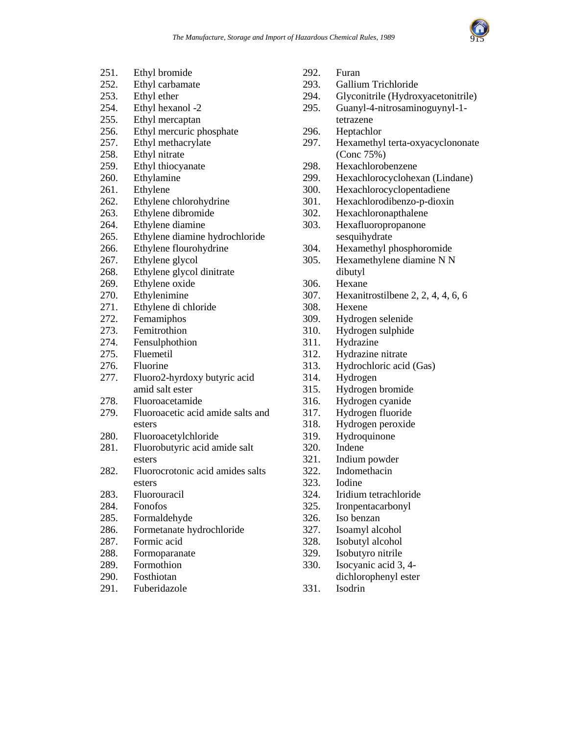251. Ethyl bromide
252. Ethyl carbamate
253. Ethyl ether
254. Ethyl hexanol -2
255. Ethyl mercaptan
256. Ethyl mercuric phosphate
257. Ethyl methacrylate
258. Ethyl nitrate
259. Ethyl thiocyanate
260. Ethylamine
261. Ethylene
262. Ethylene chlorohydrine
263. Ethylene dibromide
264. Ethylene diamine
265. Ethylene diamine hydrochloride
266. Ethylene flourohydrine
267. Ethylene glycol
268. Ethylene glycol dinitrate
269. Ethylene oxide
270. Ethylenimine
271. Ethylene di chloride
272. Femamiphos
273. Femitrothion
274. Fensulphothion
275. Fluemetil
276. Fluorine
277. Fluoro2-hyrdoxy butyric acid amid salt ester
278. Fluoroacetamide
279. Fluoroacetic acid amide salts and esters
280. Fluoroacetylchloride
281. Fluorobutyric acid amide salt esters
282. Fluorocrotonic acid amides salts esters
283. Fluorouracil
284. Fonofos
285. Formaldehyde
286. Formetanate hydrochloride
287. Formic acid
288. Formoparanate
289. Formothion
290. Fosthiotan
291. Fuberidazole
292. Furan
293. Gallium Trichloride
294. Glyconitrile (Hydroxyacetonitrile)
295. Guanyl-4-nitrosaminoguynyl-1-tetrazene
296. Heptachlor
297. Hexamethyl terta-oxyacyclononate (Conc 75%)
298. Hexachlorobenzene
299. Hexachlorocyclohexan (Lindane)
300. Hexachlorocyclopentadiene
301. Hexachlorodibenzo-p-dioxin
302. Hexachloronapthalene
303. Hexafluoropropanone sesquihydrate
304. Hexamethyl phosphoromide
305. Hexamethylene diamine N N dibutyl
306. Hexane
307. Hexanitrostilbene 2, 2, 4, 4, 6, 6
308. Hexene
309. Hydrogen selenide
310. Hydrogen sulphide
311. Hydrazine
312. Hydrazine nitrate
313. Hydrochloric acid (Gas)
314. Hydrogen
315. Hydrogen bromide
316. Hydrogen cyanide
317. Hydrogen fluoride
318. Hydrogen peroxide
319. Hydroquinone
320. Indene
321. Indium powder
322. Indomethacin
323. Iodine
324. Iridium tetrachloride
325. Ironpentacarbonyl
326. Iso benzan
327. Isoamyl alcohol
328. Isobutyl alcohol
329. Isobutyro nitrile
330. Isocyanic acid 3, 4-dichlorophenyl ester
331. Isodrin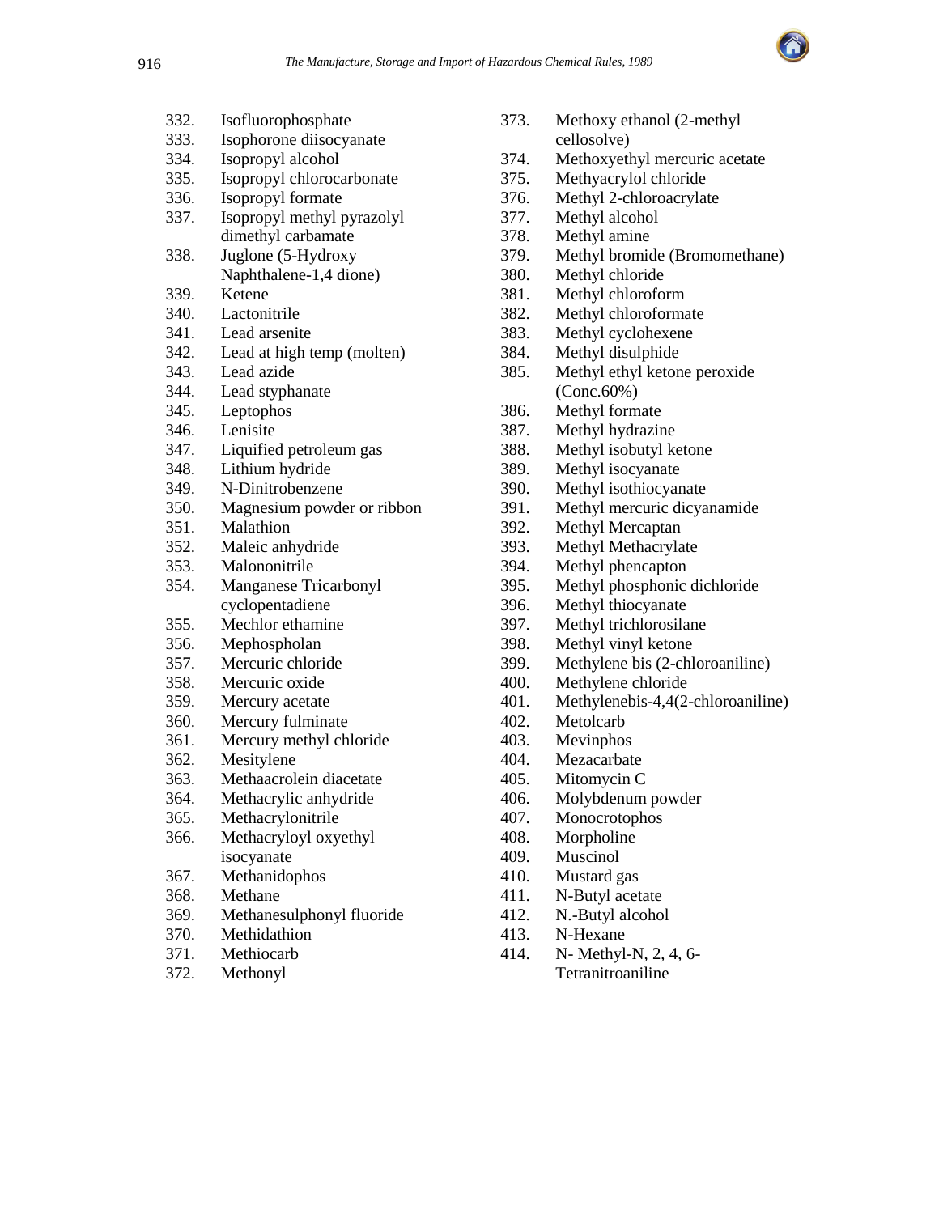332. Isofluorophosphate
333. Isophorone diisocyanate
334. Isopropyl alcohol
335. Isopropyl chlorocarbonate
336. Isopropyl formate
337. Isopropyl methyl pyrazolyl dimethyl carbamate
338. Juglone (5-Hydroxy Naphthalene-1,4 dione)
339. Ketene
340. Lactonitrile
341. Lead arsenite
342. Lead at high temp (molten)
343. Lead azide
344. Lead styphanate
345. Leptophos
346. Lenisite
347. Liquified petroleum gas
348. Lithium hydride
349. N-Dinitrobenzene
350. Magnesium powder or ribbon
351. Malathion
352. Maleic anhydride
353. Malononitrile
354. Manganese Tricarbonyl cyclopentadiene
355. Mechlor ethamine
356. Mephospholan
357. Mercuric chloride
358. Mercuric oxide
359. Mercury acetate
360. Mercury fulminate
361. Mercury methyl chloride
362. Mesitylene
363. Methaacrolein diacetate
364. Methacrylic anhydride
365. Methacrylonitrile
366. Methacryloyl oxyethyl isocyanate
367. Methanidophos
368. Methane
369. Methanesulphonyl fluoride
370. Methidathion
371. Methiocarb
372. Methonyl
373. Methoxy ethanol (2-methyl cellosolve)
374. Methoxyethyl mercuric acetate
375. Methyacrylol chloride
376. Methyl 2-chloroacrylate
377. Methyl alcohol
378. Methyl amine
379. Methyl bromide (Bromomethane)
380. Methyl chloride
381. Methyl chloroform
382. Methyl chloroformate
383. Methyl cyclohexene
384. Methyl disulphide
385. Methyl ethyl ketone peroxide (Conc.60%)
386. Methyl formate
387. Methyl hydrazine
388. Methyl isobutyl ketone
389. Methyl isocyanate
390. Methyl isothiocyanate
391. Methyl mercuric dicyanamide
392. Methyl Mercaptan
393. Methyl Methacrylate
394. Methyl phencapton
395. Methyl phosphonic dichloride
396. Methyl thiocyanate
397. Methyl trichlorosilane
398. Methyl vinyl ketone
399. Methylene bis (2-chloroaniline)
400. Methylene chloride
401. Methylenebis-4,4(2-chloroaniline)
402. Metolcarb
403. Mevinphos
404. Mezacarbate
405. Mitomycin C
406. Molybdenum powder
407. Monocrotophos
408. Morpholine
409. Muscinol
410. Mustard gas
411. N-Butyl acetate
412. N.-Butyl alcohol
413. N-Hexane
414. N- Methyl-N, 2, 4, 6-Tetranitroaniline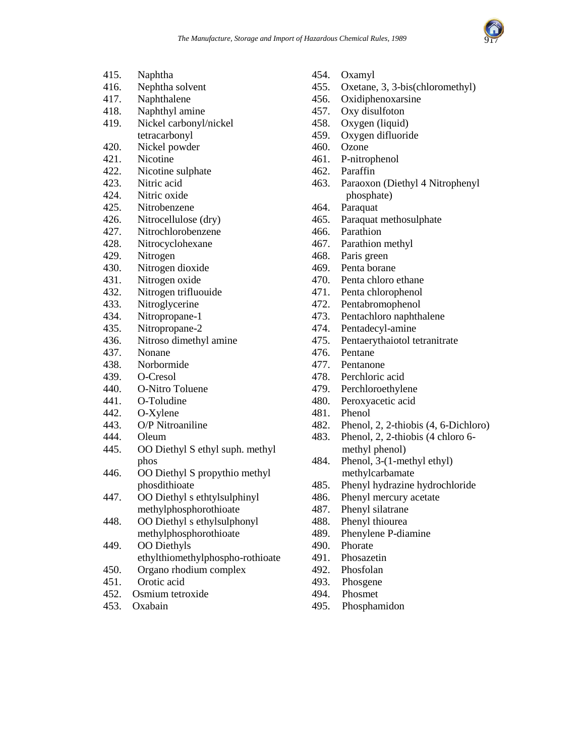415. Naphtha
416. Nephtha solvent
417. Naphthalene
418. Naphthyl amine
419. Nickel carbonyl/nickel tetracarbonyl
420. Nickel powder
421. Nicotine
422. Nicotine sulphate
423. Nitric acid
424. Nitric oxide
425. Nitrobenzene
426. Nitrocellulose (dry)
427. Nitrochlorobenzene
428. Nitrocyclohexane
429. Nitrogen
430. Nitrogen dioxide
431. Nitrogen oxide
432. Nitrogen trifluouide
433. Nitroglycerine
434. Nitropropane-1
435. Nitropropane-2
436. Nitroso dimethyl amine
437. Nonane
438. Norbormide
439. O-Cresol
440. O-Nitro Toluene
441. O-Toludine
442. O-Xylene
443. O/P Nitroaniline
444. Oleum
445. OO Diethyl S ethyl suph. methyl phos
446. OO Diethyl S propythio methyl phosdithioate
447. OO Diethyl s ethtylsulphinyl methylphosphorothioate
448. OO Diethyl s ethylsulphonyl methylphosphorothioate
449. OO Diethyls ethylthiomethylphospho-rothioate
450. Organo rhodium complex
451. Orotic acid
452. Osmium tetroxide
453. Oxabain
454. Oxamyl
455. Oxetane, 3, 3-bis(chloromethyl)
456. Oxidiphenoxarsine
457. Oxy disulfoton
458. Oxygen (liquid)
459. Oxygen difluoride
460. Ozone
461. P-nitrophenol
462. Paraffin
463. Paraoxon (Diethyl 4 Nitrophenyl phosphate)
464. Paraquat
465. Paraquat methosulphate
466. Parathion
467. Parathion methyl
468. Paris green
469. Penta borane
470. Penta chloro ethane
471. Penta chlorophenol
472. Pentabromophenol
473. Pentachloro naphthalene
474. Pentadecyl-amine
475. Pentaerythaiotol tetranitrate
476. Pentane
477. Pentanone
478. Perchloric acid
479. Perchloroethylene
480. Peroxyacetic acid
481. Phenol
482. Phenol, 2, 2-thiobis (4, 6-Dichloro)
483. Phenol, 2, 2-thiobis (4 chloro 6-methyl phenol)
484. Phenol, 3-(1-methyl ethyl) methylcarbamate
485. Phenyl hydrazine hydrochloride
486. Phenyl mercury acetate
487. Phenyl silatrane
488. Phenyl thiourea
489. Phenylene P-diamine
490. Phorate
491. Phosazetin
492. Phosfolan
493. Phosgene
494. Phosmet
495. Phosphamidon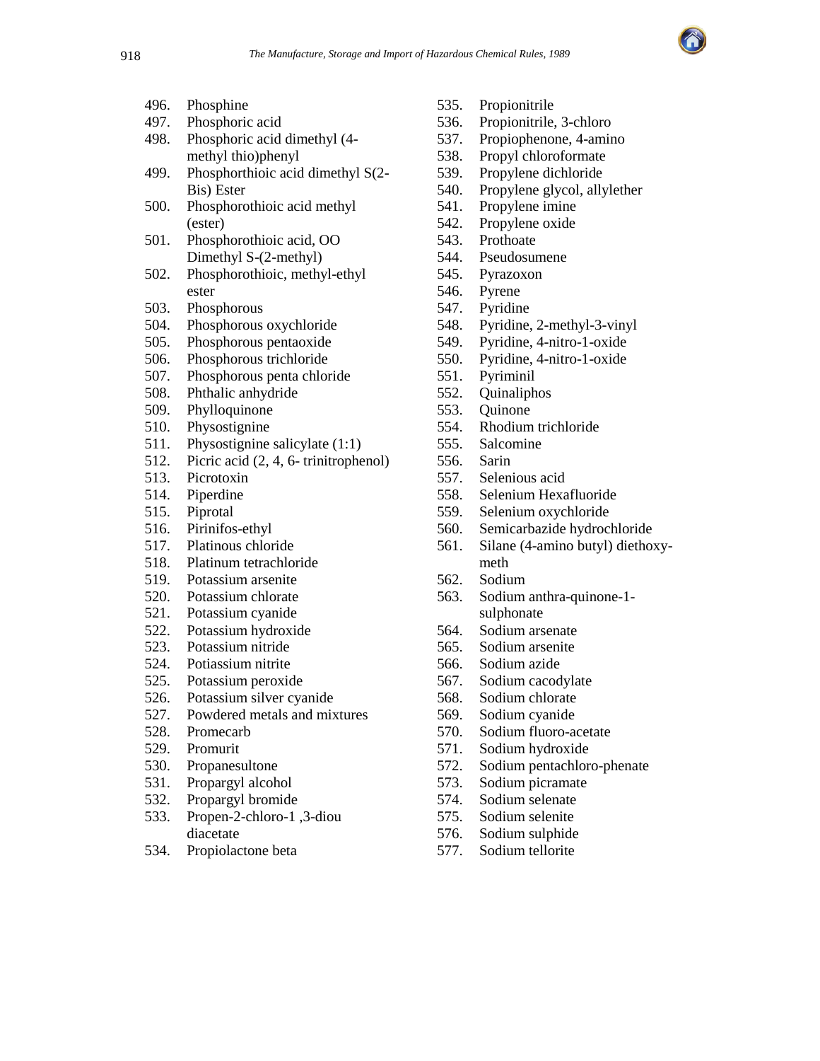496. Phosphine
497. Phosphoric acid
498. Phosphoric acid dimethyl (4-methyl thio)phenyl
499. Phosphorthioic acid dimethyl S(2-Bis) Ester
500. Phosphorothioic acid methyl (ester)
501. Phosphorothioic acid, OO Dimethyl S-(2-methyl)
502. Phosphorothioic, methyl-ethyl ester
503. Phosphorous
504. Phosphorous oxychloride
505. Phosphorous pentaoxide
506. Phosphorous trichloride
507. Phosphorous penta chloride
508. Phthalic anhydride
509. Phylloquinone
510. Physostignine
511. Physostignine salicylate (1:1)
512. Picric acid (2, 4, 6- trinitrophenol)
513. Picrotoxin
514. Piperdine
515. Piprotal
516. Pirinifos-ethyl
517. Platinous chloride
518. Platinum tetrachloride
519. Potassium arsenite
520. Potassium chlorate
521. Potassium cyanide
522. Potassium hydroxide
523. Potassium nitride
524. Potiassium nitrite
525. Potassium peroxide
526. Potassium silver cyanide
527. Powdered metals and mixtures
528. Promecarb
529. Promurit
530. Propanesultone
531. Propargyl alcohol
532. Propargyl bromide
533. Propen-2-chloro-1 ,3-diou diacetate
534. Propiolactone beta
535. Propionitrile
536. Propionitrile, 3-chloro
537. Propiophenone, 4-amino
538. Propyl chloroformate
539. Propylene dichloride
540. Propylene glycol, allylether
541. Propylene imine
542. Propylene oxide
543. Prothoate
544. Pseudosumene
545. Pyrazoxon
546. Pyrene
547. Pyridine
548. Pyridine, 2-methyl-3-vinyl
549. Pyridine, 4-nitro-1-oxide
550. Pyridine, 4-nitro-1-oxide
551. Pyriminil
552. Quinaliphos
553. Quinone
554. Rhodium trichloride
555. Salcomine
556. Sarin
557. Selenious acid
558. Selenium Hexafluoride
559. Selenium oxychloride
560. Semicarbazide hydrochloride
561. Silane (4-amino butyl) diethoxy-meth
562. Sodium
563. Sodium anthra-quinone-1-sulphonate
564. Sodium arsenate
565. Sodium arsenite
566. Sodium azide
567. Sodium cacodylate
568. Sodium chlorate
569. Sodium cyanide
570. Sodium fluoro-acetate
571. Sodium hydroxide
572. Sodium pentachloro-phenate
573. Sodium picramate
574. Sodium selenate
575. Sodium selenite
576. Sodium sulphide
577. Sodium tellorite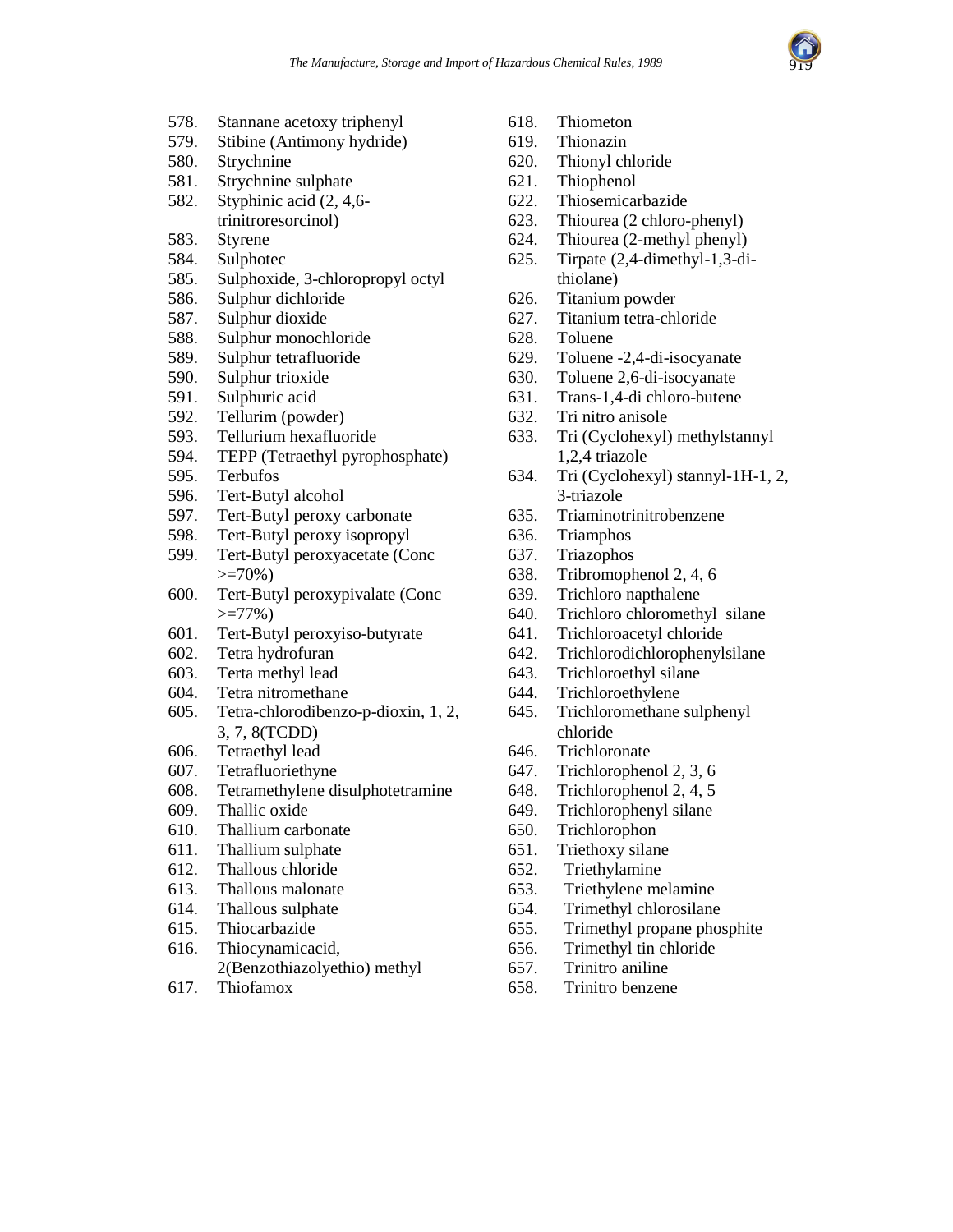578. Stannane acetoxy triphenyl
579. Stibine (Antimony hydride)
580. Strychnine
581. Strychnine sulphate
582. Styphinic acid (2, 4,6-trinitroresorcinol)
583. Styrene
584. Sulphotec
585. Sulphoxide, 3-chloropropyl octyl
586. Sulphur dichloride
587. Sulphur dioxide
588. Sulphur monochloride
589. Sulphur tetrafluoride
590. Sulphur trioxide
591. Sulphuric acid
592. Tellurim (powder)
593. Tellurium hexafluoride
594. TEPP (Tetraethyl pyrophosphate)
595. Terbufos
596. Tert-Butyl alcohol
597. Tert-Butyl peroxy carbonate
598. Tert-Butyl peroxy isopropyl
599. Tert-Butyl peroxyacetate (Conc >=70%)
600. Tert-Butyl peroxypivalate (Conc >=77%)
601. Tert-Butyl peroxyiso-butyrate
602. Tetra hydrofuran
603. Terta methyl lead
604. Tetra nitromethane
605. Tetra-chlorodibenzo-p-dioxin, 1, 2, 3, 7, 8(TCDD)
606. Tetraethyl lead
607. Tetrafluoriethyne
608. Tetramethylene disulphotetramine
609. Thallic oxide
610. Thallium carbonate
611. Thallium sulphate
612. Thallous chloride
613. Thallous malonate
614. Thallous sulphate
615. Thiocarbazide
616. Thiocynamicacid, 2(Benzothiazolyethio) methyl
617. Thiofamox
618. Thiometon
619. Thionazin
620. Thionyl chloride
621. Thiophenol
622. Thiosemicarbazide
623. Thiourea (2 chloro-phenyl)
624. Thiourea (2-methyl phenyl)
625. Tirpate (2,4-dimethyl-1,3-di-thiolane)
626. Titanium powder
627. Titanium tetra-chloride
628. Toluene
629. Toluene -2,4-di-isocyanate
630. Toluene 2,6-di-isocyanate
631. Trans-1,4-di chloro-butene
632. Tri nitro anisole
633. Tri (Cyclohexyl) methylstannyl 1,2,4 triazole
634. Tri (Cyclohexyl) stannyl-1H-1, 2, 3-triazole
635. Triaminotrinitrobenzene
636. Triamphos
637. Triazophos
638. Tribromophenol 2, 4, 6
639. Trichloro napthalene
640. Trichloro chloromethyl silane
641. Trichloroacetyl chloride
642. Trichlorodichlorophenylsilane
643. Trichloroethyl silane
644. Trichloroethylene
645. Trichloromethane sulphenyl chloride
646. Trichloronate
647. Trichlorophenol 2, 3, 6
648. Trichlorophenol 2, 4, 5
649. Trichlorophenyl silane
650. Trichlorophon
651. Triethoxy silane
652. Triethylamine
653. Triethylene melamine
654. Trimethyl chlorosilane
655. Trimethyl propane phosphite
656. Trimethyl tin chloride
657. Trinitro aniline
658. Trinitro benzene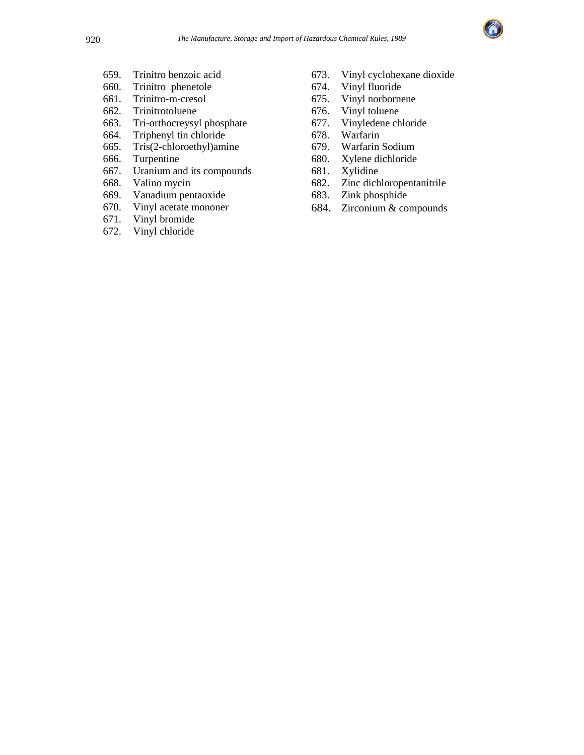659. Trinitro benzoic acid
660. Trinitro  phenetole
661. Trinitro-m-cresol
662. Trinitrotoluene
663. Tri-orthocreysyl phosphate
664. Triphenyl tin chloride
665. Tris(2-chloroethyl)amine
666. Turpentine
667. Uranium and its compounds
668. Valino mycin
669. Vanadium pentaoxide
670. Vinyl acetate mononer
671. Vinyl bromide
672. Vinyl chloride
673. Vinyl cyclohexane dioxide
674. Vinyl fluoride
675. Vinyl norbornene
676. Vinyl toluene
677. Vinyledene chloride
678. Warfarin
679. Warfarin Sodium
680. Xylene dichloride
681. Xylidine
682. Zinc dichloropentanitrile
683. Zink phosphide
684. Zirconium & compounds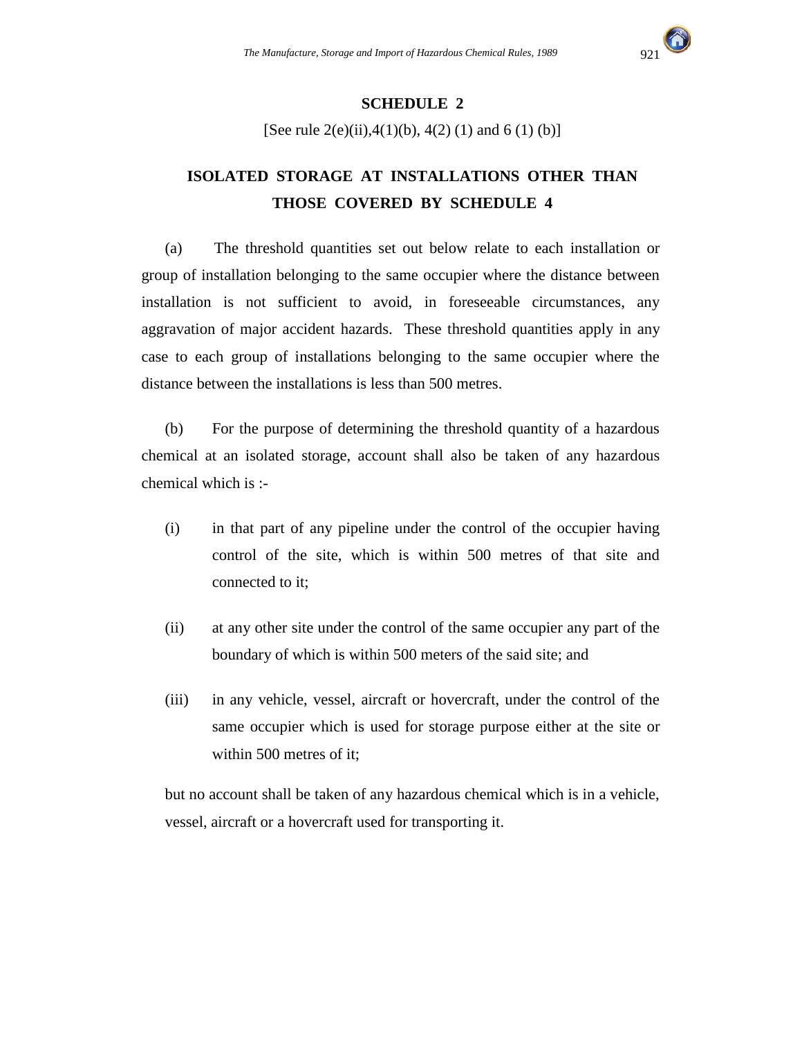## SCHEDULE 2

[See rule 2(e)(ii),4(1)(b), 4(2) (1) and 6 (1) (b)]

## ISOLATED STORAGE AT INSTALLATIONS OTHER THAN THOSE COVERED BY SCHEDULE 4

(a) The threshold quantities set out below relate to each installation or group of installation belonging to the same occupier where the distance between installation is not sufficient to avoid, in foreseeable circumstances, any aggravation of major accident hazards. These threshold quantities apply in any case to each group of installations belonging to the same occupier where the distance between the installations is less than 500 metres.

(b) For the purpose of determining the threshold quantity of a hazardous chemical at an isolated storage, account shall also be taken of any hazardous chemical which is :-

(i) in that part of any pipeline under the control of the occupier having control of the site, which is within 500 metres of that site and connected to it;

(ii) at any other site under the control of the same occupier any part of the boundary of which is within 500 meters of the said site; and

(iii) in any vehicle, vessel, aircraft or hovercraft, under the control of the same occupier which is used for storage purpose either at the site or within 500 metres of it;

but no account shall be taken of any hazardous chemical which is in a vehicle, vessel, aircraft or a hovercraft used for transporting it.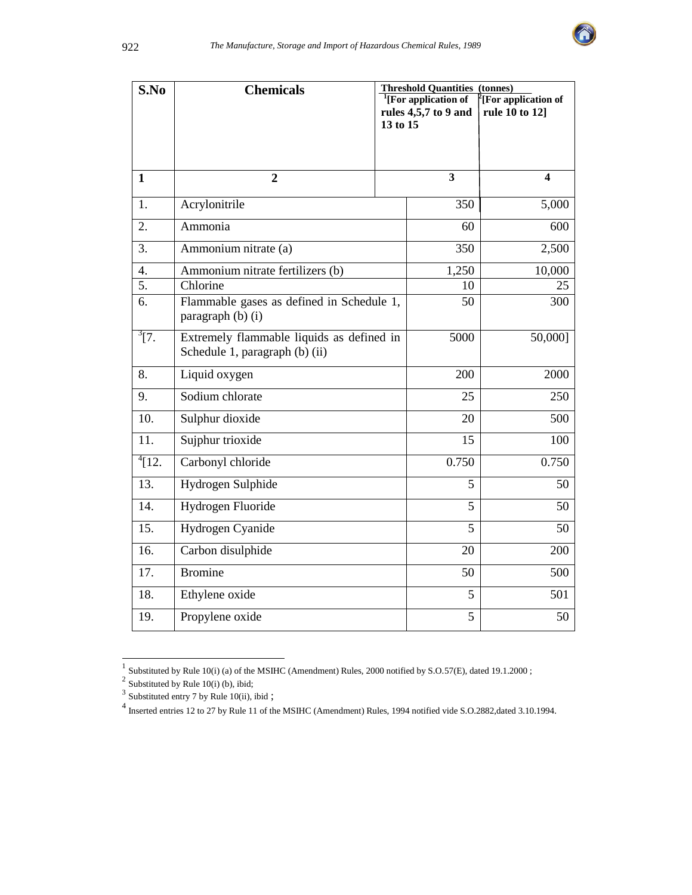| S.No | Chemicals | Threshold Quantities (tonnes) | |
|---|---|---|---|
| | | [1][For application of rules 4,5,7 to 9 and 13 to 15 | [2][For application of rule 10 to 12] |
| 1 | 2 | 3 | 4 |
| 1. | Acrylonitrile | 350 | 5,000 |
| 2. | Ammonia | 60 | 600 |
| 3. | Ammonium nitrate (a) | 350 | 2,500 |
| 4. | Ammonium nitrate fertilizers (b) | 1,250 | 10,000 |
| 5. | Chlorine | 10 | 25 |
| 6. | Flammable gases as defined in Schedule 1, paragraph (b) (i) | 50 | 300 |
| [3][7. | Extremely flammable liquids as defined in Schedule 1, paragraph (b) (ii) | 5000 | 50,000] |
| 8. | Liquid oxygen | 200 | 2000 |
| 9. | Sodium chlorate | 25 | 250 |
| 10. | Sulphur dioxide | 20 | 500 |
| 11. | Sujphur trioxide | 15 | 100 |
| [4][12. | Carbonyl chloride | 0.750 | 0.750 |
| 13. | Hydrogen Sulphide | 5 | 50 |
| 14. | Hydrogen Fluoride | 5 | 50 |
| 15. | Hydrogen Cyanide | 5 | 50 |
| 16. | Carbon disulphide | 20 | 200 |
| 17. | Bromine | 50 | 500 |
| 18. | Ethylene oxide | 5 | 501 |
| 19. | Propylene oxide | 5 | 50 |

---

[1] Substituted by Rule 10(i) (a) of the MSIHC (Amendment) Rules, 2000 notified by S.O.57(E), dated 19.1.2000 ;

[2] Substituted by Rule 10(i) (b), ibid;

[3] Substituted entry 7 by Rule 10(ii), ibid ;

[4] Inserted entries 12 to 27 by Rule 11 of the MSIHC (Amendment) Rules, 1994 notified vide S.O.2882,dated 3.10.1994.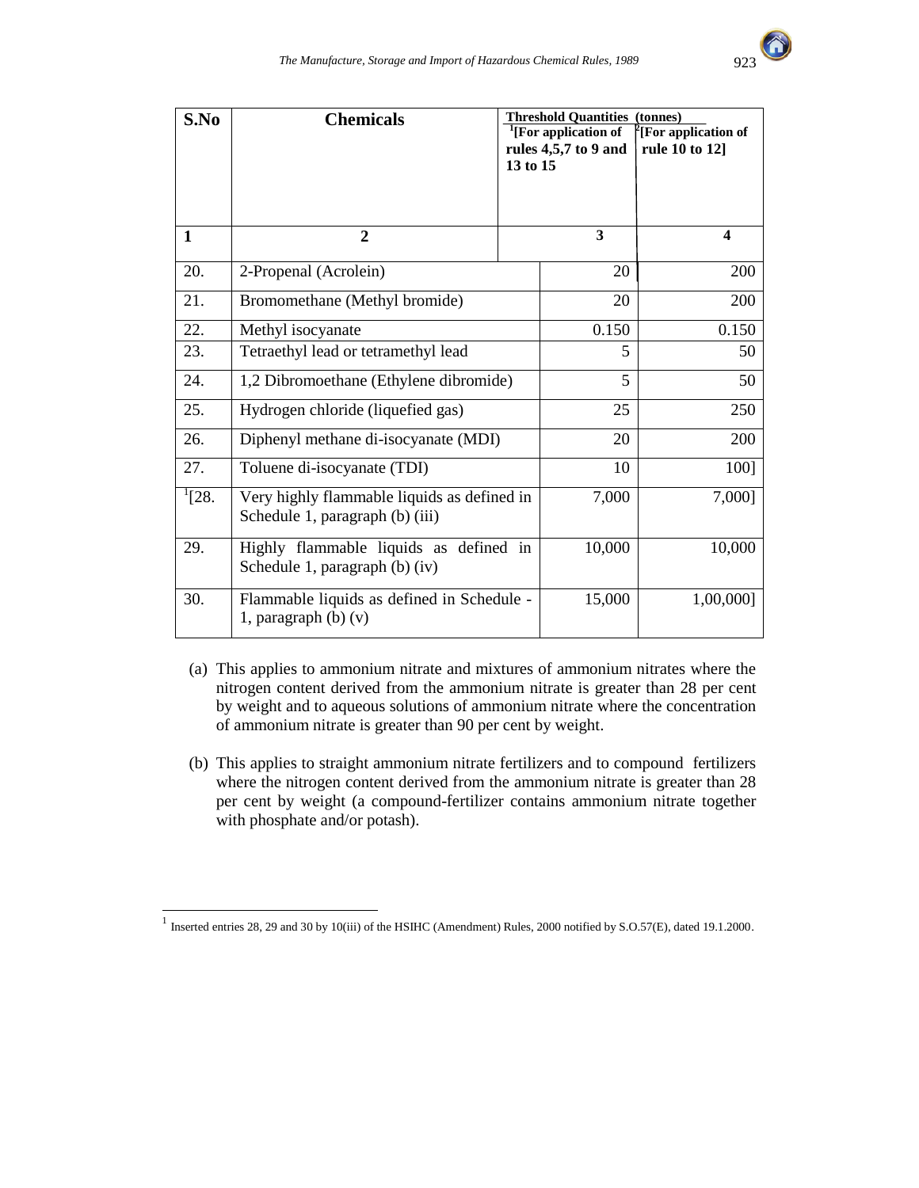| S.No | Chemicals | Threshold Quantities (tonnes) [1][For application of rules 4,5,7 to 9 and 13 to 15 | [2][For application of rule 10 to 12] |
|---|---|---|---|
| 1 | 2 | 3 | 4 |
| 20. | 2-Propenal (Acrolein) | 20 | 200 |
| 21. | Bromomethane (Methyl bromide) | 20 | 200 |
| 22. | Methyl isocyanate | 0.150 | 0.150 |
| 23. | Tetraethyl lead or tetramethyl lead | 5 | 50 |
| 24. | 1,2 Dibromoethane (Ethylene dibromide) | 5 | 50 |
| 25. | Hydrogen chloride (liquefied gas) | 25 | 250 |
| 26. | Diphenyl methane di-isocyanate (MDI) | 20 | 200 |
| 27. | Toluene di-isocyanate (TDI) | 10 | 100] |
| [1][28. | Very highly flammable liquids as defined in Schedule 1, paragraph (b) (iii) | 7,000 | 7,000] |
| 29. | Highly flammable liquids as defined in Schedule 1, paragraph (b) (iv) | 10,000 | 10,000 |
| 30. | Flammable liquids as defined in Schedule -1, paragraph (b) (v) | 15,000 | 1,00,000] |

(a) This applies to ammonium nitrate and mixtures of ammonium nitrates where the nitrogen content derived from the ammonium nitrate is greater than 28 per cent by weight and to aqueous solutions of ammonium nitrate where the concentration of ammonium nitrate is greater than 90 per cent by weight.

(b) This applies to straight ammonium nitrate fertilizers and to compound fertilizers where the nitrogen content derived from the ammonium nitrate is greater than 28 per cent by weight (a compound-fertilizer contains ammonium nitrate together with phosphate and/or potash).

---

[1] Inserted entries 28, 29 and 30 by 10(iii) of the HSIHC (Amendment) Rules, 2000 notified by S.O.57(E), dated 19.1.2000.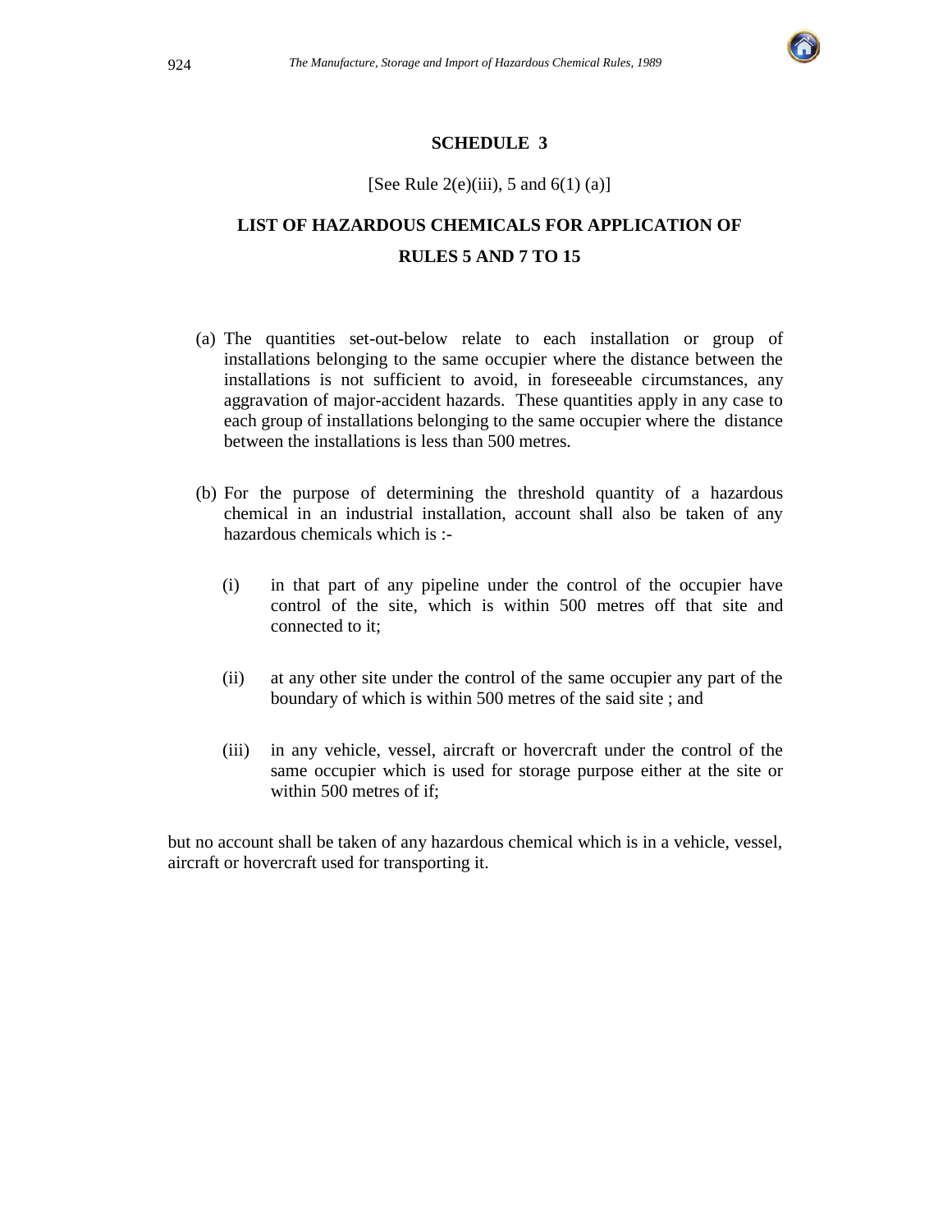## SCHEDULE 3

[See Rule 2(e)(iii), 5 and 6(1) (a)]

## LIST OF HAZARDOUS CHEMICALS FOR APPLICATION OF RULES 5 AND 7 TO 15

(a) The quantities set-out-below relate to each installation or group of installations belonging to the same occupier where the distance between the installations is not sufficient to avoid, in foreseeable circumstances, any aggravation of major-accident hazards. These quantities apply in any case to each group of installations belonging to the same occupier where the distance between the installations is less than 500 metres.

(b) For the purpose of determining the threshold quantity of a hazardous chemical in an industrial installation, account shall also be taken of any hazardous chemicals which is :-

(i) in that part of any pipeline under the control of the occupier have control of the site, which is within 500 metres off that site and connected to it;

(ii) at any other site under the control of the same occupier any part of the boundary of which is within 500 metres of the said site ; and

(iii) in any vehicle, vessel, aircraft or hovercraft under the control of the same occupier which is used for storage purpose either at the site or within 500 metres of if;

but no account shall be taken of any hazardous chemical which is in a vehicle, vessel, aircraft or hovercraft used for transporting it.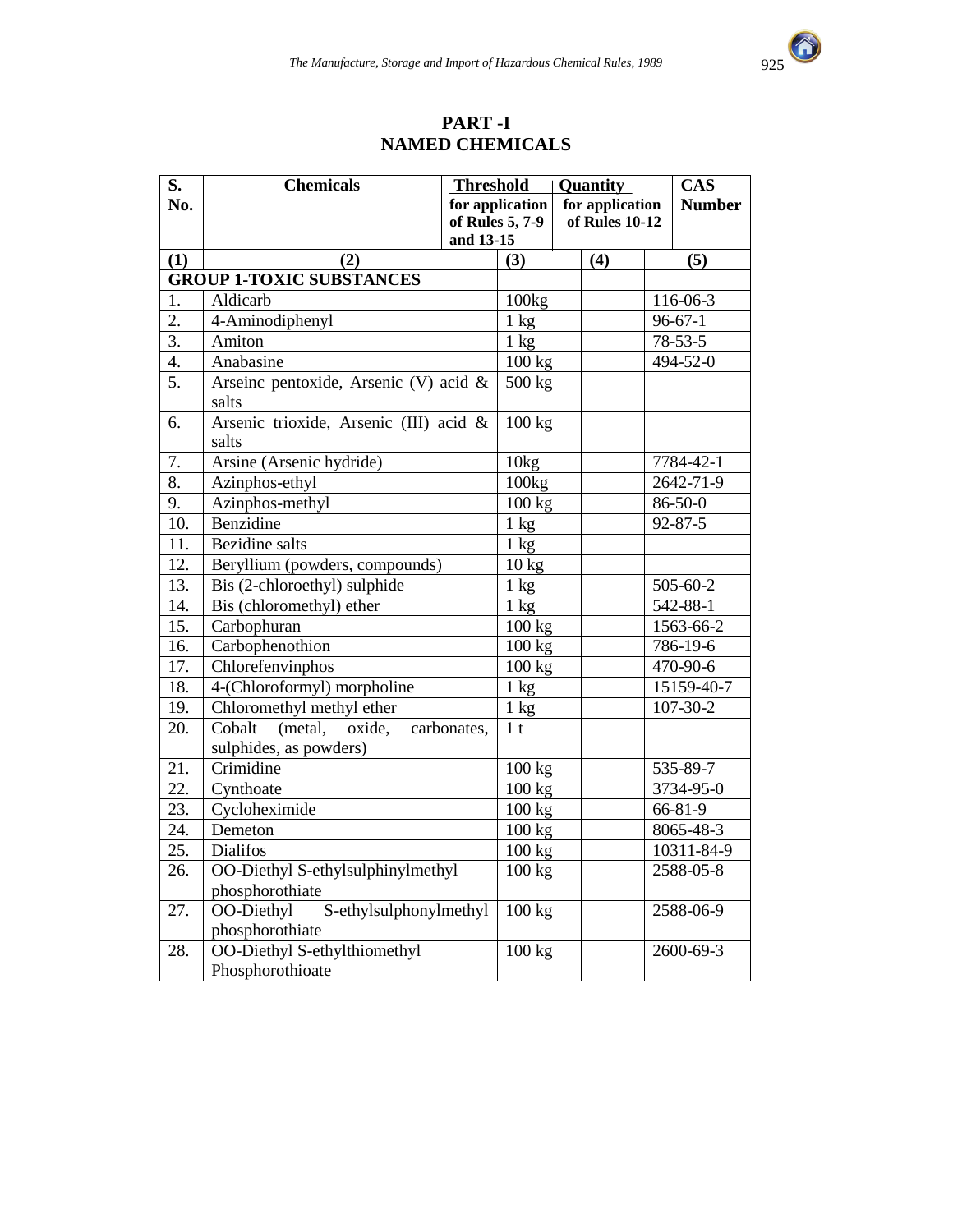# PART -I
# NAMED CHEMICALS

| S. No. | Chemicals | Threshold Quantity for application of Rules 5, 7-9 and 13-15 | Threshold Quantity for application of Rules 10-12 | CAS Number |
|---|---|---|---|---|
| (1) | (2) | (3) | (4) | (5) |
| **GROUP 1-TOXIC SUBSTANCES** | | | | |
| 1. | Aldicarb | 100kg | | 116-06-3 |
| 2. | 4-Aminodiphenyl | 1 kg | | 96-67-1 |
| 3. | Amiton | 1 kg | | 78-53-5 |
| 4. | Anabasine | 100 kg | | 494-52-0 |
| 5. | Arseinc pentoxide, Arsenic (V) acid & salts | 500 kg | | |
| 6. | Arsenic trioxide, Arsenic (III) acid & salts | 100 kg | | |
| 7. | Arsine (Arsenic hydride) | 10kg | | 7784-42-1 |
| 8. | Azinphos-ethyl | 100kg | | 2642-71-9 |
| 9. | Azinphos-methyl | 100 kg | | 86-50-0 |
| 10. | Benzidine | 1 kg | | 92-87-5 |
| 11. | Bezidine salts | 1 kg | | |
| 12. | Beryllium (powders, compounds) | 10 kg | | |
| 13. | Bis (2-chloroethyl) sulphide | 1 kg | | 505-60-2 |
| 14. | Bis (chloromethyl) ether | 1 kg | | 542-88-1 |
| 15. | Carbophuran | 100 kg | | 1563-66-2 |
| 16. | Carbophenothion | 100 kg | | 786-19-6 |
| 17. | Chlorefenvinphos | 100 kg | | 470-90-6 |
| 18. | 4-(Chloroformyl) morpholine | 1 kg | | 15159-40-7 |
| 19. | Chloromethyl methyl ether | 1 kg | | 107-30-2 |
| 20. | Cobalt (metal, oxide, carbonates, sulphides, as powders) | 1 t | | |
| 21. | Crimidine | 100 kg | | 535-89-7 |
| 22. | Cynthoate | 100 kg | | 3734-95-0 |
| 23. | Cycloheximide | 100 kg | | 66-81-9 |
| 24. | Demeton | 100 kg | | 8065-48-3 |
| 25. | Dialifos | 100 kg | | 10311-84-9 |
| 26. | OO-Diethyl S-ethylsulphinylmethyl phosphorothiate | 100 kg | | 2588-05-8 |
| 27. | OO-Diethyl S-ethylsulphonylmethyl phosphorothiate | 100 kg | | 2588-06-9 |
| 28. | OO-Diethyl S-ethylthiomethyl Phosphorothioate | 100 kg | | 2600-69-3 |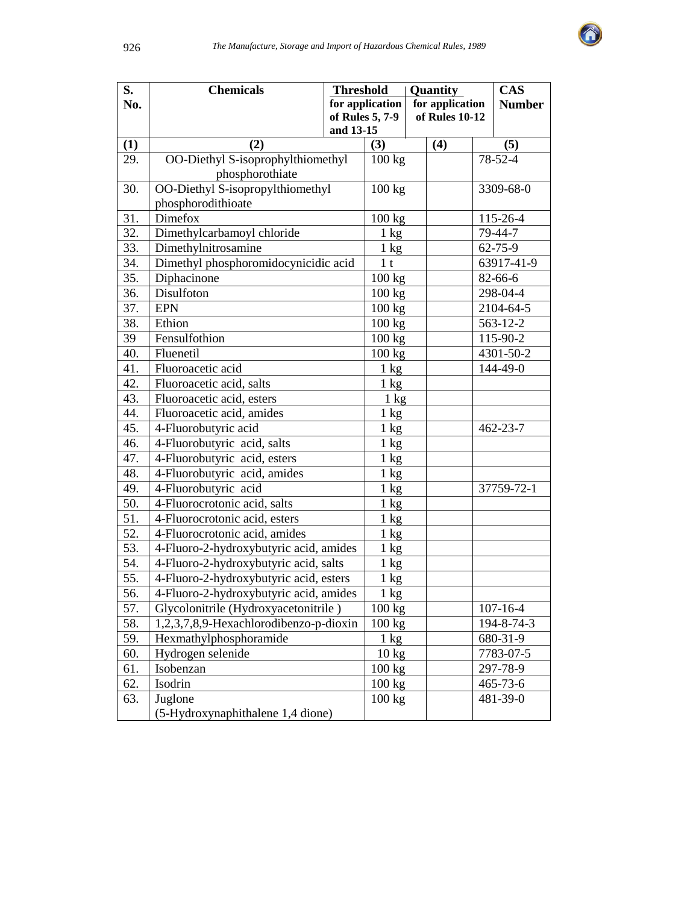| S. No. | Chemicals | Threshold Quantity for application of Rules 5, 7-9 and 13-15 | Threshold Quantity for application of Rules 10-12 | CAS Number |
|---|---|---|---|---|
| (1) | (2) | (3) | (4) | (5) |
| 29. | OO-Diethyl S-isoprophylthiomethyl phosphorothiate | 100 kg | | 78-52-4 |
| 30. | OO-Diethyl S-isopropylthiomethyl phosphorodithioate | 100 kg | | 3309-68-0 |
| 31. | Dimefox | 100 kg | | 115-26-4 |
| 32. | Dimethylcarbamoyl chloride | 1 kg | | 79-44-7 |
| 33. | Dimethylnitrosamine | 1 kg | | 62-75-9 |
| 34. | Dimethyl phosphoromidocynicidic acid | 1 t | | 63917-41-9 |
| 35. | Diphacinone | 100 kg | | 82-66-6 |
| 36. | Disulfoton | 100 kg | | 298-04-4 |
| 37. | EPN | 100 kg | | 2104-64-5 |
| 38. | Ethion | 100 kg | | 563-12-2 |
| 39 | Fensulfothion | 100 kg | | 115-90-2 |
| 40. | Fluenetil | 100 kg | | 4301-50-2 |
| 41. | Fluoroacetic acid | 1 kg | | 144-49-0 |
| 42. | Fluoroacetic acid, salts | 1 kg | | |
| 43. | Fluoroacetic acid, esters | 1 kg | | |
| 44. | Fluoroacetic acid, amides | 1 kg | | |
| 45. | 4-Fluorobutyric acid | 1 kg | | 462-23-7 |
| 46. | 4-Fluorobutyric acid, salts | 1 kg | | |
| 47. | 4-Fluorobutyric acid, esters | 1 kg | | |
| 48. | 4-Fluorobutyric acid, amides | 1 kg | | |
| 49. | 4-Fluorobutyric acid | 1 kg | | 37759-72-1 |
| 50. | 4-Fluorocrotonic acid, salts | 1 kg | | |
| 51. | 4-Fluorocrotonic acid, esters | 1 kg | | |
| 52. | 4-Fluorocrotonic acid, amides | 1 kg | | |
| 53. | 4-Fluoro-2-hydroxybutyric acid, amides | 1 kg | | |
| 54. | 4-Fluoro-2-hydroxybutyric acid, salts | 1 kg | | |
| 55. | 4-Fluoro-2-hydroxybutyric acid, esters | 1 kg | | |
| 56. | 4-Fluoro-2-hydroxybutyric acid, amides | 1 kg | | |
| 57. | Glycolonitrile (Hydroxyacetonitrile ) | 100 kg | | 107-16-4 |
| 58. | 1,2,3,7,8,9-Hexachlorodibenzo-p-dioxin | 100 kg | | 194-8-74-3 |
| 59. | Hexmathylphosphoramide | 1 kg | | 680-31-9 |
| 60. | Hydrogen selenide | 10 kg | | 7783-07-5 |
| 61. | Isobenzan | 100 kg | | 297-78-9 |
| 62. | Isodrin | 100 kg | | 465-73-6 |
| 63. | Juglone (5-Hydroxynaphithalene 1,4 dione) | 100 kg | | 481-39-0 |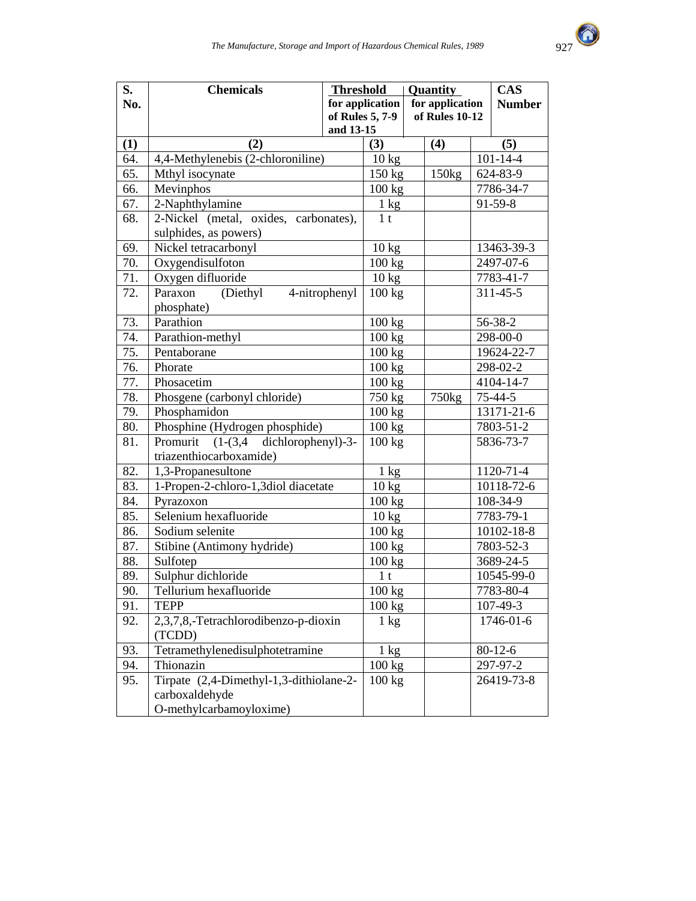| S. No. | Chemicals | Threshold Quantity for application of Rules 5, 7-9 and 13-15 | Threshold Quantity for application of Rules 10-12 | CAS Number |
|---|---|---|---|---|
| (1) | (2) | (3) | (4) | (5) |
| 64. | 4,4-Methylenebis (2-chloroniline) | 10 kg | | 101-14-4 |
| 65. | Mthyl isocynate | 150 kg | 150kg | 624-83-9 |
| 66. | Mevinphos | 100 kg | | 7786-34-7 |
| 67. | 2-Naphthylamine | 1 kg | | 91-59-8 |
| 68. | 2-Nickel (metal, oxides, carbonates), sulphides, as powers) | 1 t | | |
| 69. | Nickel tetracarbonyl | 10 kg | | 13463-39-3 |
| 70. | Oxygendisulfoton | 100 kg | | 2497-07-6 |
| 71. | Oxygen difluoride | 10 kg | | 7783-41-7 |
| 72. | Paraxon (Diethyl 4-nitrophenyl phosphate) | 100 kg | | 311-45-5 |
| 73. | Parathion | 100 kg | | 56-38-2 |
| 74. | Parathion-methyl | 100 kg | | 298-00-0 |
| 75. | Pentaborane | 100 kg | | 19624-22-7 |
| 76. | Phorate | 100 kg | | 298-02-2 |
| 77. | Phosacetim | 100 kg | | 4104-14-7 |
| 78. | Phosgene (carbonyl chloride) | 750 kg | 750kg | 75-44-5 |
| 79. | Phosphamidon | 100 kg | | 13171-21-6 |
| 80. | Phosphine (Hydrogen phosphide) | 100 kg | | 7803-51-2 |
| 81. | Promurit (1-(3,4 dichlorophenyl)-3-triazenthiocarboxamide) | 100 kg | | 5836-73-7 |
| 82. | 1,3-Propanesultone | 1 kg | | 1120-71-4 |
| 83. | 1-Propen-2-chloro-1,3diol diacetate | 10 kg | | 10118-72-6 |
| 84. | Pyrazoxon | 100 kg | | 108-34-9 |
| 85. | Selenium hexafluoride | 10 kg | | 7783-79-1 |
| 86. | Sodium selenite | 100 kg | | 10102-18-8 |
| 87. | Stibine (Antimony hydride) | 100 kg | | 7803-52-3 |
| 88. | Sulfotep | 100 kg | | 3689-24-5 |
| 89. | Sulphur dichloride | 1 t | | 10545-99-0 |
| 90. | Tellurium hexafluoride | 100 kg | | 7783-80-4 |
| 91. | TEPP | 100 kg | | 107-49-3 |
| 92. | 2,3,7,8,-Tetrachlorodibenzo-p-dioxin (TCDD) | 1 kg | | 1746-01-6 |
| 93. | Tetramethylenedisulphotetramine | 1 kg | | 80-12-6 |
| 94. | Thionazin | 100 kg | | 297-97-2 |
| 95. | Tirpate (2,4-Dimethyl-1,3-dithiolane-2-carboxaldehyde O-methylcarbamoyloxime) | 100 kg | | 26419-73-8 |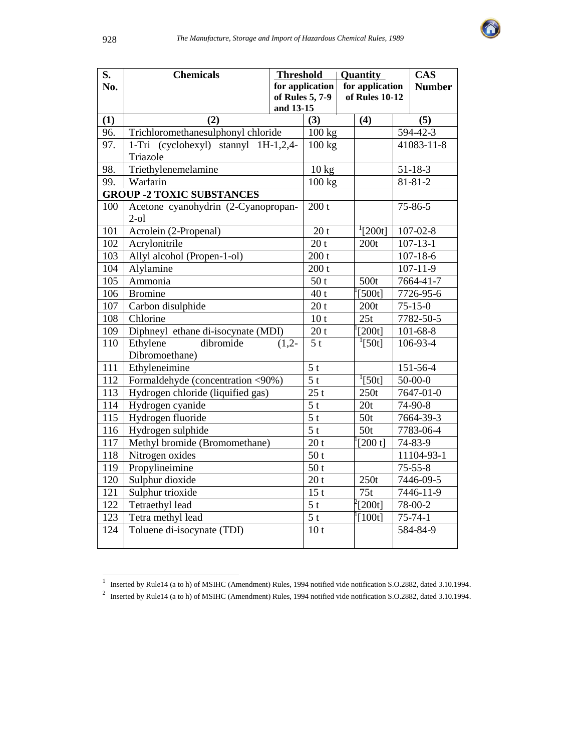| S. No. | Chemicals | Threshold Quantity for application of Rules 5, 7-9 and 13-15 | Threshold Quantity for application of Rules 10-12 | CAS Number |
|---|---|---|---|---|
| (1) | (2) | (3) | (4) | (5) |
| 96. | Trichloromethanesulphonyl chloride | 100 kg | | 594-42-3 |
| 97. | 1-Tri (cyclohexyl) stannyl 1H-1,2,4-Triazole | 100 kg | | 41083-11-8 |
| 98. | Triethylenemelamine | 10 kg | | 51-18-3 |
| 99. | Warfarin | 100 kg | | 81-81-2 |
| **GROUP -2 TOXIC SUBSTANCES** | | | | |
| 100 | Acetone cyanohydrin (2-Cyanopropan-2-ol | 200 t | | 75-86-5 |
| 101 | Acrolein (2-Propenal) | 20 t | [1][200t] | 107-02-8 |
| 102 | Acrylonitrile | 20 t | 200t | 107-13-1 |
| 103 | Allyl alcohol (Propen-1-ol) | 200 t | | 107-18-6 |
| 104 | Alylamine | 200 t | | 107-11-9 |
| 105 | Ammonia | 50 t | 500t | 7664-41-7 |
| 106 | Bromine | 40 t | [1][500t] | 7726-95-6 |
| 107 | Carbon disulphide | 20 t | 200t | 75-15-0 |
| 108 | Chlorine | 10 t | 25t | 7782-50-5 |
| 109 | Diphneyl ethane di-isocynate (MDI) | 20 t | [1][200t] | 101-68-8 |
| 110 | Ethylene dibromide (1,2-Dibromoethane) | 5 t | [1][50t] | 106-93-4 |
| 111 | Ethyleneimine | 5 t | | 151-56-4 |
| 112 | Formaldehyde (concentration <90%) | 5 t | [1][50t] | 50-00-0 |
| 113 | Hydrogen chloride (liquified gas) | 25 t | 250t | 7647-01-0 |
| 114 | Hydrogen cyanide | 5 t | 20t | 74-90-8 |
| 115 | Hydrogen fluoride | 5 t | 50t | 7664-39-3 |
| 116 | Hydrogen sulphide | 5 t | 50t | 7783-06-4 |
| 117 | Methyl bromide (Bromomethane) | 20 t | [1][200 t] | 74-83-9 |
| 118 | Nitrogen oxides | 50 t | | 11104-93-1 |
| 119 | Propylineimine | 50 t | | 75-55-8 |
| 120 | Sulphur dioxide | 20 t | 250t | 7446-09-5 |
| 121 | Sulphur trioxide | 15 t | 75t | 7446-11-9 |
| 122 | Tetraethyl lead | 5 t | [2][200t] | 78-00-2 |
| 123 | Tetra methyl lead | 5 t | [1][100t] | 75-74-1 |
| 124 | Toluene di-isocynate (TDI) | 10 t | | 584-84-9 |

[1] Inserted by Rule14 (a to h) of MSIHC (Amendment) Rules, 1994 notified vide notification S.O.2882, dated 3.10.1994.

[2] Inserted by Rule14 (a to h) of MSIHC (Amendment) Rules, 1994 notified vide notification S.O.2882, dated 3.10.1994.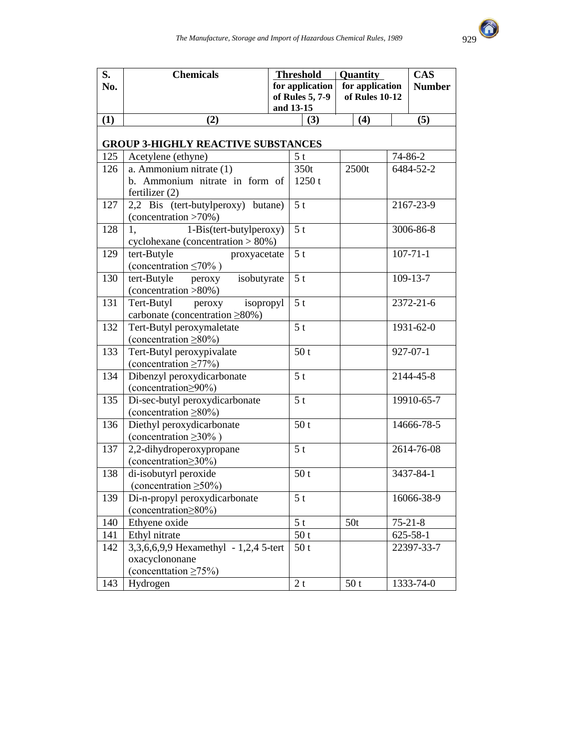| S. No. | Chemicals | Threshold Quantity for application of Rules 5, 7-9 and 13-15 | Threshold Quantity for application of Rules 10-12 | CAS Number |
|---|---|---|---|---|
| (1) | (2) | (3) | (4) | (5) |
| **GROUP 3-HIGHLY REACTIVE SUBSTANCES** | | | | |
| 125 | Acetylene (ethyne) | 5 t | | 74-86-2 |
| 126 | a. Ammonium nitrate (1)<br>b. Ammonium nitrate in form of fertilizer (2) | 350t<br>1250 t | 2500t | 6484-52-2 |
| 127 | 2,2 Bis (tert-butylperoxy) butane) (concentration >70%) | 5 t | | 2167-23-9 |
| 128 | 1, 1-Bis(tert-butylperoxy) cyclohexane (concentration > 80%) | 5 t | | 3006-86-8 |
| 129 | tert-Butyle proxyacetate (concentration ≤70% ) | 5 t | | 107-71-1 |
| 130 | tert-Butyle peroxy isobutyrate (concentration >80%) | 5 t | | 109-13-7 |
| 131 | Tert-Butyl peroxy isopropyl carbonate (concentration ≥80%) | 5 t | | 2372-21-6 |
| 132 | Tert-Butyl peroxymaletate (concentration ≥80%) | 5 t | | 1931-62-0 |
| 133 | Tert-Butyl peroxypivalate (concentration ≥77%) | 50 t | | 927-07-1 |
| 134 | Dibenzyl peroxydicarbonate (concentration≥90%) | 5 t | | 2144-45-8 |
| 135 | Di-sec-butyl peroxydicarbonate (concentration ≥80%) | 5 t | | 19910-65-7 |
| 136 | Diethyl peroxydicarbonate (concentration ≥30% ) | 50 t | | 14666-78-5 |
| 137 | 2,2-dihydroperoxypropane (concentration≥30%) | 5 t | | 2614-76-08 |
| 138 | di-isobutyrl peroxide (concentration ≥50%) | 50 t | | 3437-84-1 |
| 139 | Di-n-propyl peroxydicarbonate (concentration≥80%) | 5 t | | 16066-38-9 |
| 140 | Ethyene oxide | 5 t | 50t | 75-21-8 |
| 141 | Ethyl nitrate | 50 t | | 625-58-1 |
| 142 | 3,3,6,6,9,9 Hexamethyl - 1,2,4 5-tert oxacyclononane (concenttation ≥75%) | 50 t | | 22397-33-7 |
| 143 | Hydrogen | 2 t | 50 t | 1333-74-0 |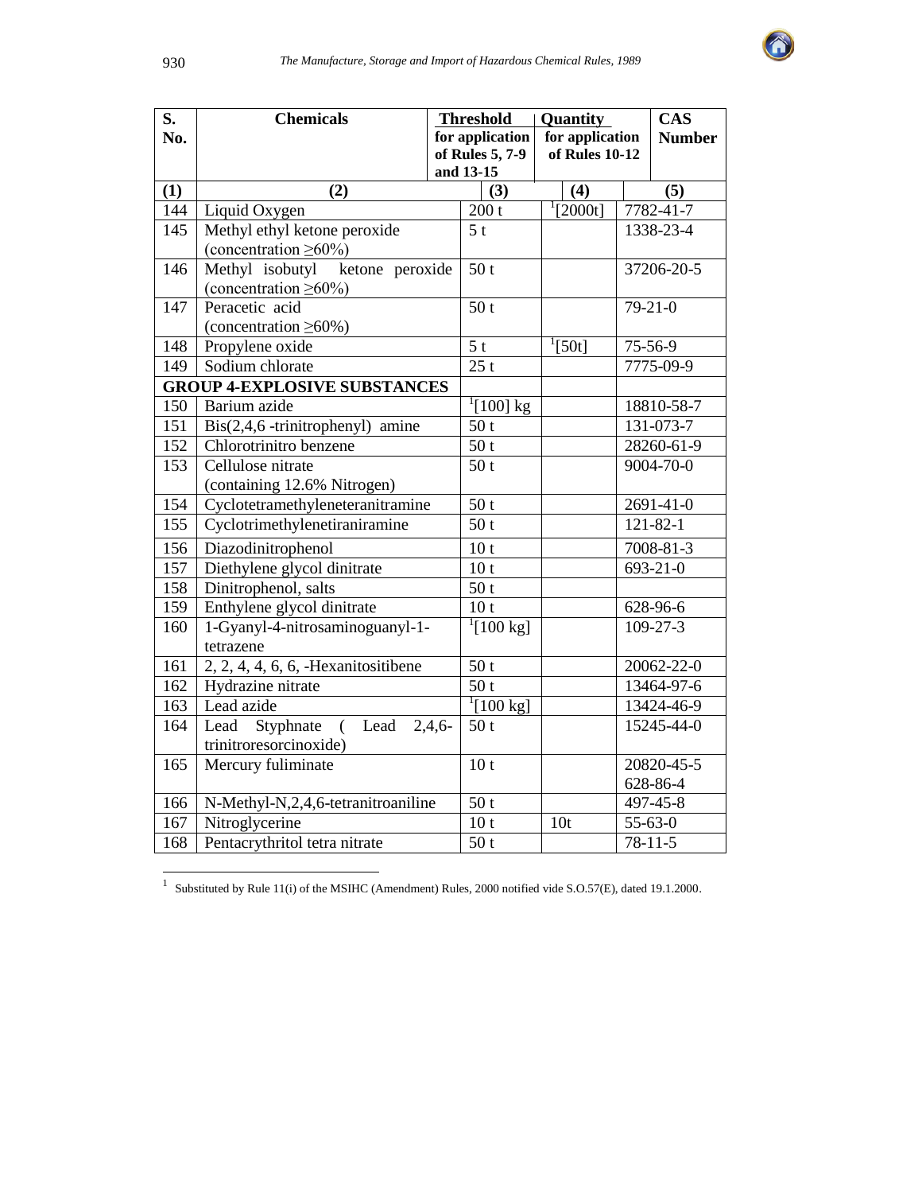| S. No. | Chemicals | Threshold for application of Rules 5, 7-9 and 13-15 | Quantity for application of Rules 10-12 | CAS Number |
|---|---|---|---|---|
| (1) | (2) | (3) | (4) | (5) |
| 144 | Liquid Oxygen | 200 t | [1][2000t] | 7782-41-7 |
| 145 | Methyl ethyl ketone peroxide (concentration ≥60%) | 5 t | | 1338-23-4 |
| 146 | Methyl isobutyl ketone peroxide (concentration ≥60%) | 50 t | | 37206-20-5 |
| 147 | Peracetic acid (concentration ≥60%) | 50 t | | 79-21-0 |
| 148 | Propylene oxide | 5 t | [1][50t] | 75-56-9 |
| 149 | Sodium chlorate | 25 t | | 7775-09-9 |
| **GROUP 4-EXPLOSIVE SUBSTANCES** | | | | |
| 150 | Barium azide | [1][100] kg | | 18810-58-7 |
| 151 | Bis(2,4,6 -trinitrophenyl) amine | 50 t | | 131-073-7 |
| 152 | Chlorotrinitro benzene | 50 t | | 28260-61-9 |
| 153 | Cellulose nitrate (containing 12.6% Nitrogen) | 50 t | | 9004-70-0 |
| 154 | Cyclotetramethyleneteranitramine | 50 t | | 2691-41-0 |
| 155 | Cyclotrimethylenetiraniramine | 50 t | | 121-82-1 |
| 156 | Diazodinitrophenol | 10 t | | 7008-81-3 |
| 157 | Diethylene glycol dinitrate | 10 t | | 693-21-0 |
| 158 | Dinitrophenol, salts | 50 t | | |
| 159 | Enthylene glycol dinitrate | 10 t | | 628-96-6 |
| 160 | 1-Gyanyl-4-nitrosaminoguanyl-1-tetrazene | [1][100 kg] | | 109-27-3 |
| 161 | 2, 2, 4, 4, 6, 6, -Hexanitositibene | 50 t | | 20062-22-0 |
| 162 | Hydrazine nitrate | 50 t | | 13464-97-6 |
| 163 | Lead azide | [1][100 kg] | | 13424-46-9 |
| 164 | Lead Styphnate ( Lead 2,4,6-trinitroresorcinoxide) | 50 t | | 15245-44-0 |
| 165 | Mercury fuliminate | 10 t | | 20820-45-5 628-86-4 |
| 166 | N-Methyl-N,2,4,6-tetranitroaniline | 50 t | | 497-45-8 |
| 167 | Nitroglycerine | 10 t | 10t | 55-63-0 |
| 168 | Pentacrythritol tetra nitrate | 50 t | | 78-11-5 |

[1] Substituted by Rule 11(i) of the MSIHC (Amendment) Rules, 2000 notified vide S.O.57(E), dated 19.1.2000.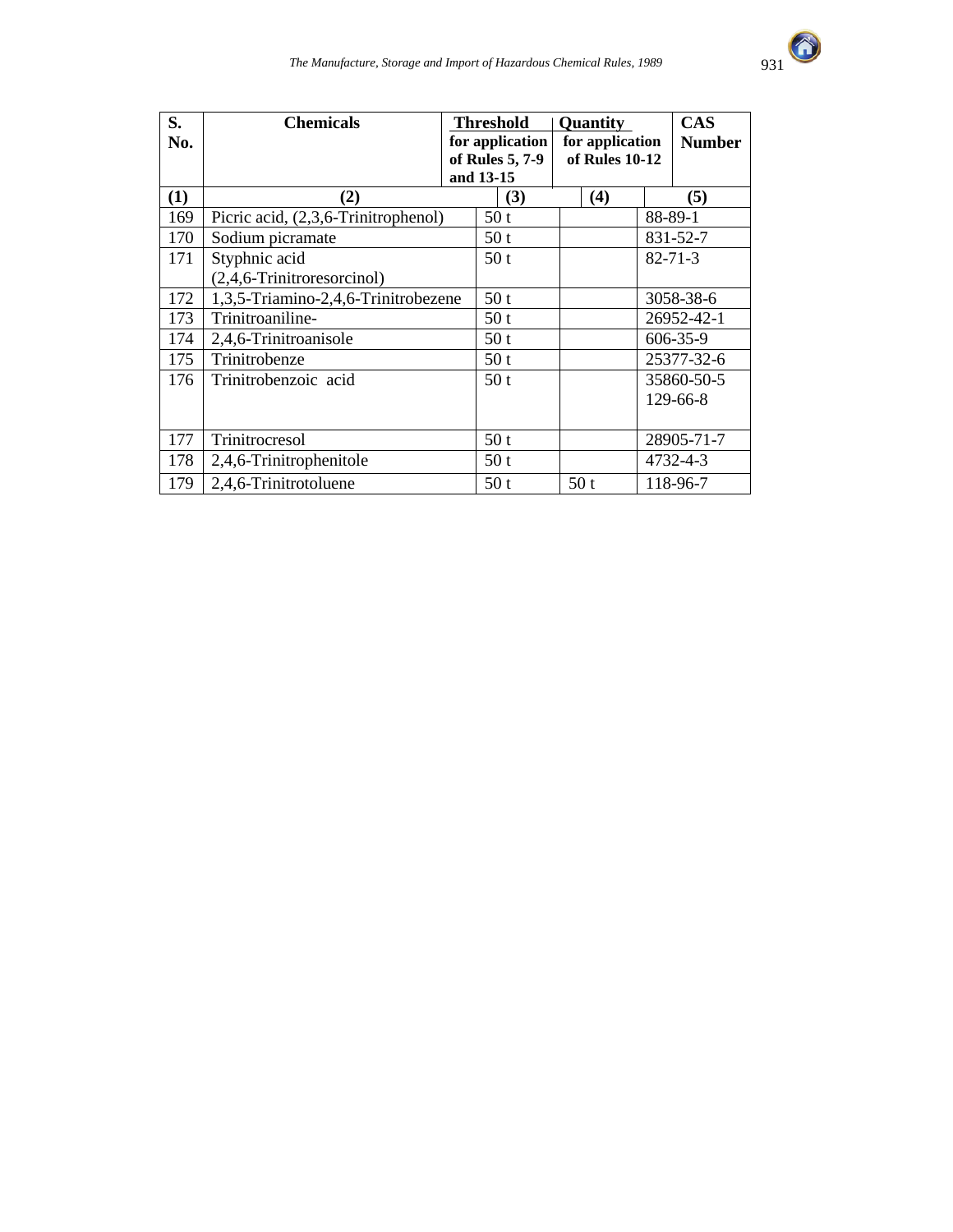| S. No. | Chemicals | Threshold Quantity for application of Rules 5, 7-9 and 13-15 | for application of Rules 10-12 | CAS Number |
|---|---|---|---|---|
| (1) | (2) | (3) | (4) | (5) |
| 169 | Picric acid, (2,3,6-Trinitrophenol) | 50 t | | 88-89-1 |
| 170 | Sodium picramate | 50 t | | 831-52-7 |
| 171 | Styphnic acid (2,4,6-Trinitroresorcinol) | 50 t | | 82-71-3 |
| 172 | 1,3,5-Triamino-2,4,6-Trinitrobezene | 50 t | | 3058-38-6 |
| 173 | Trinitroaniline- | 50 t | | 26952-42-1 |
| 174 | 2,4,6-Trinitroanisole | 50 t | | 606-35-9 |
| 175 | Trinitrobenze | 50 t | | 25377-32-6 |
| 176 | Trinitrobenzoic acid | 50 t | | 35860-50-5 129-66-8 |
| 177 | Trinitrocresol | 50 t | | 28905-71-7 |
| 178 | 2,4,6-Trinitrophenitole | 50 t | | 4732-4-3 |
| 179 | 2,4,6-Trinitrotoluene | 50 t | 50 t | 118-96-7 |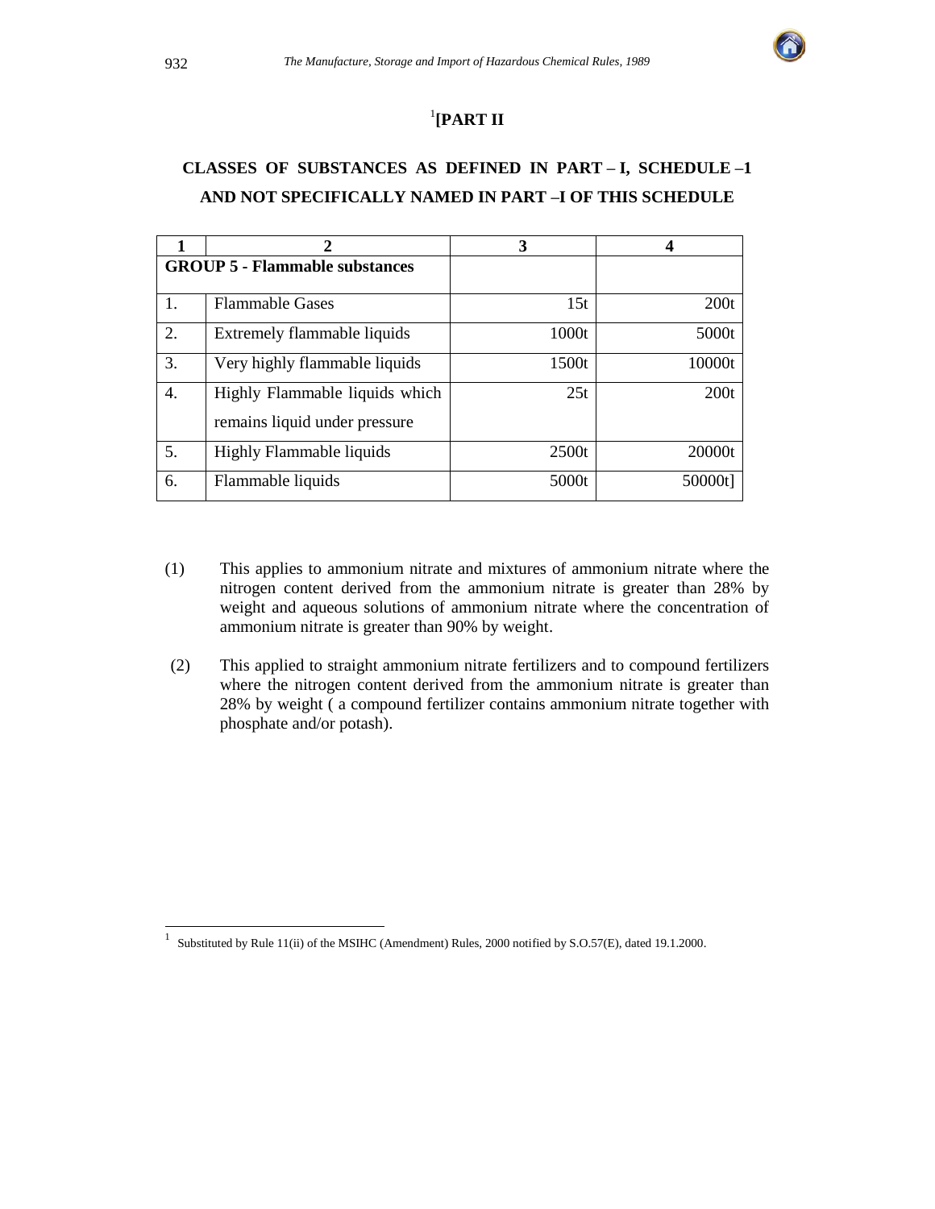## [1][PART II

### CLASSES OF SUBSTANCES AS DEFINED IN PART – I, SCHEDULE –1 AND NOT SPECIFICALLY NAMED IN PART –I OF THIS SCHEDULE

| 1 | 2 | 3 | 4 |
|---|---|---|---|
| **GROUP 5 - Flammable substances** | | | |
| 1. | Flammable Gases | 15t | 200t |
| 2. | Extremely flammable liquids | 1000t | 5000t |
| 3. | Very highly flammable liquids | 1500t | 10000t |
| 4. | Highly Flammable liquids which remains liquid under pressure | 25t | 200t |
| 5. | Highly Flammable liquids | 2500t | 20000t |
| 6. | Flammable liquids | 5000t | 50000t] |

(1) This applies to ammonium nitrate and mixtures of ammonium nitrate where the nitrogen content derived from the ammonium nitrate is greater than 28% by weight and aqueous solutions of ammonium nitrate where the concentration of ammonium nitrate is greater than 90% by weight.

(2) This applied to straight ammonium nitrate fertilizers and to compound fertilizers where the nitrogen content derived from the ammonium nitrate is greater than 28% by weight ( a compound fertilizer contains ammonium nitrate together with phosphate and/or potash).

---

[1] Substituted by Rule 11(ii) of the MSIHC (Amendment) Rules, 2000 notified by S.O.57(E), dated 19.1.2000.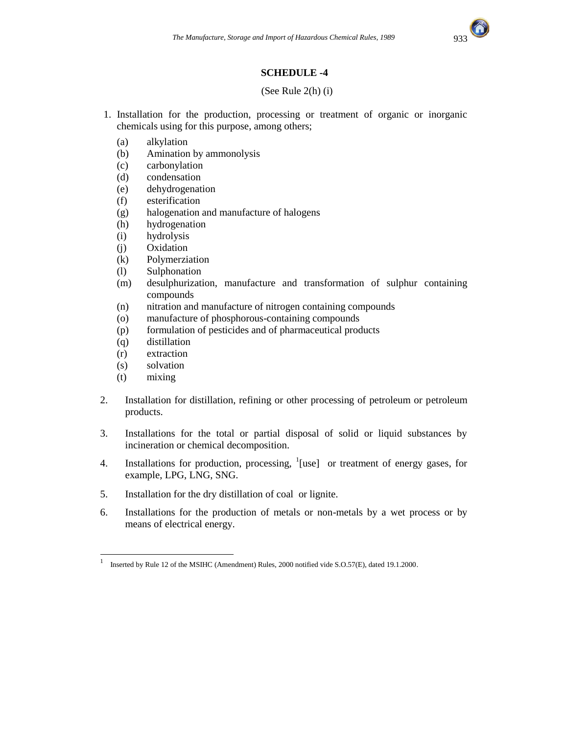## SCHEDULE -4

(See Rule 2(h) (i)

1. Installation for the production, processing or treatment of organic or inorganic chemicals using for this purpose, among others;

   (a) alkylation
   (b) Amination by ammonolysis
   (c) carbonylation
   (d) condensation
   (e) dehydrogenation
   (f) esterification
   (g) halogenation and manufacture of halogens
   (h) hydrogenation
   (i) hydrolysis
   (j) Oxidation
   (k) Polymerziation
   (l) Sulphonation
   (m) desulphurization, manufacture and transformation of sulphur containing compounds
   (n) nitration and manufacture of nitrogen containing compounds
   (o) manufacture of phosphorous-containing compounds
   (p) formulation of pesticides and of pharmaceutical products
   (q) distillation
   (r) extraction
   (s) solvation
   (t) mixing

2. Installation for distillation, refining or other processing of petroleum or petroleum products.

3. Installations for the total or partial disposal of solid or liquid substances by incineration or chemical decomposition.

4. Installations for production, processing, [1][use] or treatment of energy gases, for example, LPG, LNG, SNG.

5. Installation for the dry distillation of coal or lignite.

6. Installations for the production of metals or non-metals by a wet process or by means of electrical energy.

---

[1] Inserted by Rule 12 of the MSIHC (Amendment) Rules, 2000 notified vide S.O.57(E), dated 19.1.2000.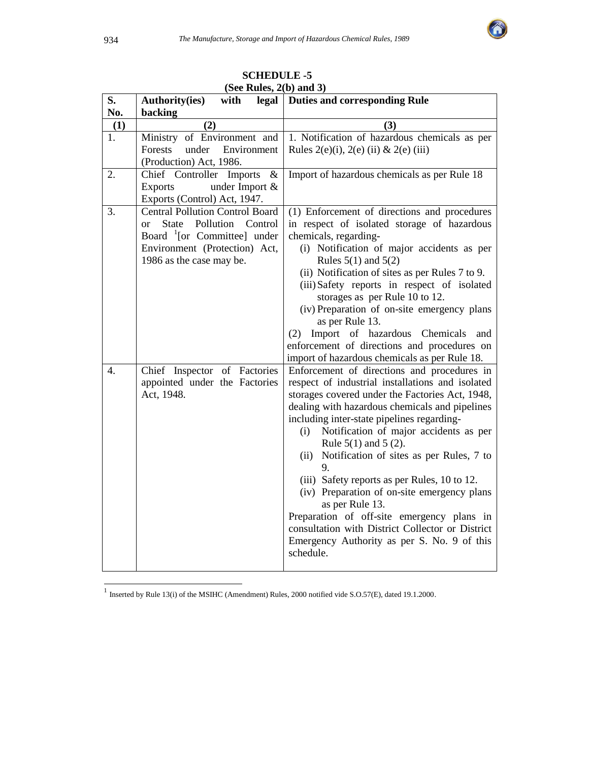## SCHEDULE -5

**(See Rules, 2(b) and 3)**

| S. No. | Authority(ies) with legal backing | Duties and corresponding Rule |
|---|---|---|
| **(1)** | **(2)** | **(3)** |
| 1. | Ministry of Environment and Forests under Environment (Production) Act, 1986. | 1. Notification of hazardous chemicals as per Rules 2(e)(i), 2(e) (ii) & 2(e) (iii) |
| 2. | Chief Controller Imports & Exports under Import & Exports (Control) Act, 1947. | Import of hazardous chemicals as per Rule 18 |
| 3. | Central Pollution Control Board or State Pollution Control Board [1][or Committee] under Environment (Protection) Act, 1986 as the case may be. | (1) Enforcement of directions and procedures in respect of isolated storage of hazardous chemicals, regarding- (i) Notification of major accidents as per Rules 5(1) and 5(2) (ii) Notification of sites as per Rules 7 to 9. (iii) Safety reports in respect of isolated storages as per Rule 10 to 12. (iv) Preparation of on-site emergency plans as per Rule 13. (2) Import of hazardous Chemicals and enforcement of directions and procedures on import of hazardous chemicals as per Rule 18. |
| 4. | Chief Inspector of Factories appointed under the Factories Act, 1948. | Enforcement of directions and procedures in respect of industrial installations and isolated storages covered under the Factories Act, 1948, dealing with hazardous chemicals and pipelines including inter-state pipelines regarding- (i) Notification of major accidents as per Rule 5(1) and 5 (2). (ii) Notification of sites as per Rules, 7 to 9. (iii) Safety reports as per Rules, 10 to 12. (iv) Preparation of on-site emergency plans as per Rule 13. Preparation of off-site emergency plans in consultation with District Collector or District Emergency Authority as per S. No. 9 of this schedule. |

[1] Inserted by Rule 13(i) of the MSIHC (Amendment) Rules, 2000 notified vide S.O.57(E), dated 19.1.2000.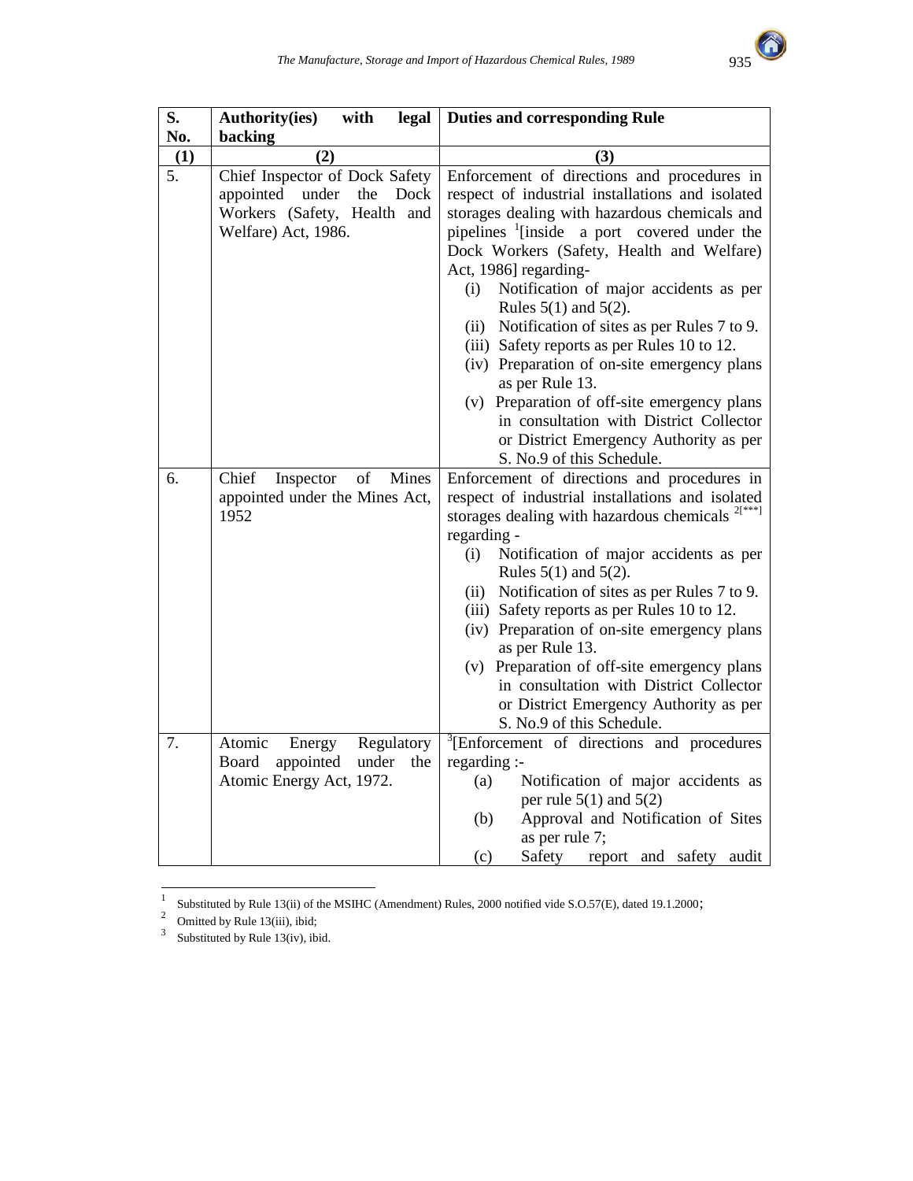| S. No. | Authority(ies) with legal backing | Duties and corresponding Rule |
|---|---|---|
| (1) | (2) | (3) |
| 5. | Chief Inspector of Dock Safety appointed under the Dock Workers (Safety, Health and Welfare) Act, 1986. | Enforcement of directions and procedures in respect of industrial installations and isolated storages dealing with hazardous chemicals and pipelines [1][inside a port covered under the Dock Workers (Safety, Health and Welfare) Act, 1986] regarding-<br>(i) Notification of major accidents as per Rules 5(1) and 5(2).<br>(ii) Notification of sites as per Rules 7 to 9.<br>(iii) Safety reports as per Rules 10 to 12.<br>(iv) Preparation of on-site emergency plans as per Rule 13.<br>(v) Preparation of off-site emergency plans in consultation with District Collector or District Emergency Authority as per S. No.9 of this Schedule. |
| 6. | Chief Inspector of Mines appointed under the Mines Act, 1952 | Enforcement of directions and procedures in respect of industrial installations and isolated storages dealing with hazardous chemicals [2][***] regarding -<br>(i) Notification of major accidents as per Rules 5(1) and 5(2).<br>(ii) Notification of sites as per Rules 7 to 9.<br>(iii) Safety reports as per Rules 10 to 12.<br>(iv) Preparation of on-site emergency plans as per Rule 13.<br>(v) Preparation of off-site emergency plans in consultation with District Collector or District Emergency Authority as per S. No.9 of this Schedule. |
| 7. | Atomic Energy Regulatory Board appointed under the Atomic Energy Act, 1972. | [3][Enforcement of directions and procedures regarding :-<br>(a) Notification of major accidents as per rule 5(1) and 5(2)<br>(b) Approval and Notification of Sites as per rule 7;<br>(c) Safety report and safety audit |

[1] Substituted by Rule 13(ii) of the MSIHC (Amendment) Rules, 2000 notified vide S.O.57(E), dated 19.1.2000;

[2] Omitted by Rule 13(iii), ibid;

[3] Substituted by Rule 13(iv), ibid.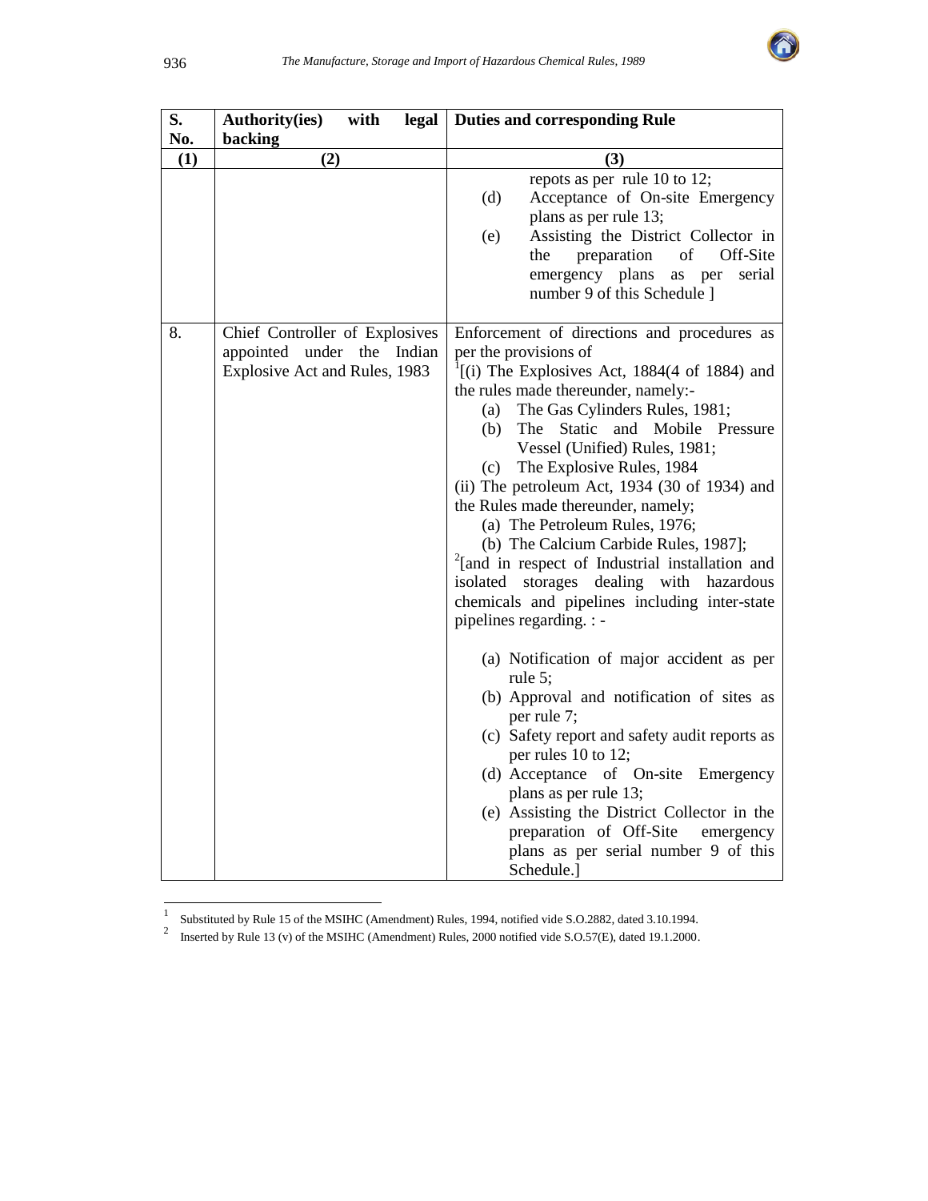| S. No. | Authority(ies) with legal backing | Duties and corresponding Rule |
|---|---|---|
| (1) | (2) | (3) |
| | | repots as per rule 10 to 12;<br>(d) Acceptance of On-site Emergency plans as per rule 13;<br>(e) Assisting the District Collector in the preparation of Off-Site emergency plans as per serial number 9 of this Schedule ] |
| 8. | Chief Controller of Explosives appointed under the Indian Explosive Act and Rules, 1983 | Enforcement of directions and procedures as per the provisions of<br>[1][(i) The Explosives Act, 1884(4 of 1884) and the rules made thereunder, namely:-<br>(a) The Gas Cylinders Rules, 1981;<br>(b) The Static and Mobile Pressure Vessel (Unified) Rules, 1981;<br>(c) The Explosive Rules, 1984<br>(ii) The petroleum Act, 1934 (30 of 1934) and the Rules made thereunder, namely;<br>(a) The Petroleum Rules, 1976;<br>(b) The Calcium Carbide Rules, 1987];<br>[2][and in respect of Industrial installation and isolated storages dealing with hazardous chemicals and pipelines including inter-state pipelines regarding. : -<br>(a) Notification of major accident as per rule 5;<br>(b) Approval and notification of sites as per rule 7;<br>(c) Safety report and safety audit reports as per rules 10 to 12;<br>(d) Acceptance of On-site Emergency plans as per rule 13;<br>(e) Assisting the District Collector in the preparation of Off-Site emergency plans as per serial number 9 of this Schedule.] |

[1] Substituted by Rule 15 of the MSIHC (Amendment) Rules, 1994, notified vide S.O.2882, dated 3.10.1994.

[2] Inserted by Rule 13 (v) of the MSIHC (Amendment) Rules, 2000 notified vide S.O.57(E), dated 19.1.2000.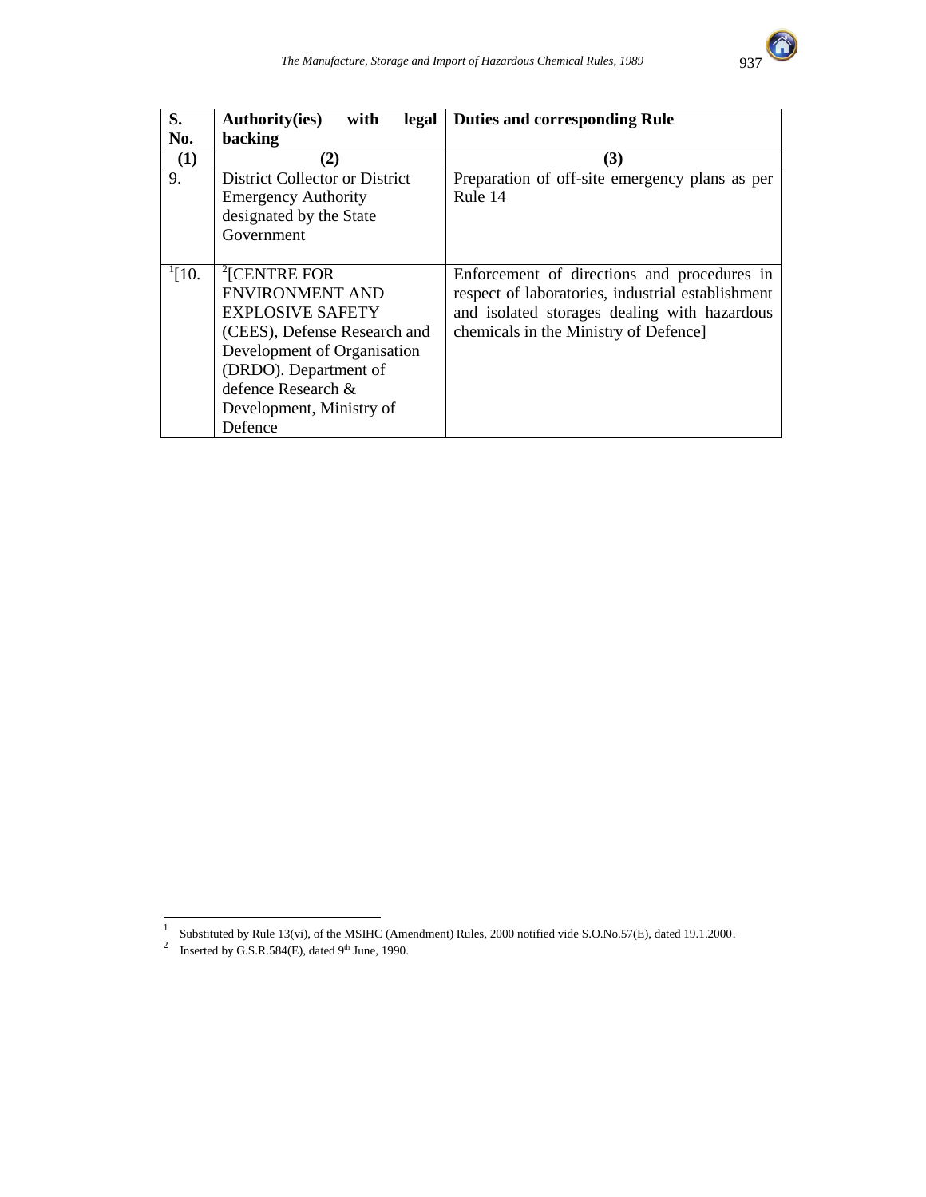| S. No. | Authority(ies) with legal backing | Duties and corresponding Rule |
|---|---|---|
| (1) | (2) | (3) |
| 9. | District Collector or District Emergency Authority designated by the State Government | Preparation of off-site emergency plans as per Rule 14 |
| [1][10. | [2][CENTRE FOR ENVIRONMENT AND EXPLOSIVE SAFETY (CEES), Defense Research and Development of Organisation (DRDO). Department of defence Research & Development, Ministry of Defence | Enforcement of directions and procedures in respect of laboratories, industrial establishment and isolated storages dealing with hazardous chemicals in the Ministry of Defence] |

---

1 Substituted by Rule 13(vi), of the MSIHC (Amendment) Rules, 2000 notified vide S.O.No.57(E), dated 19.1.2000.

2 Inserted by G.S.R.584(E), dated 9th June, 1990.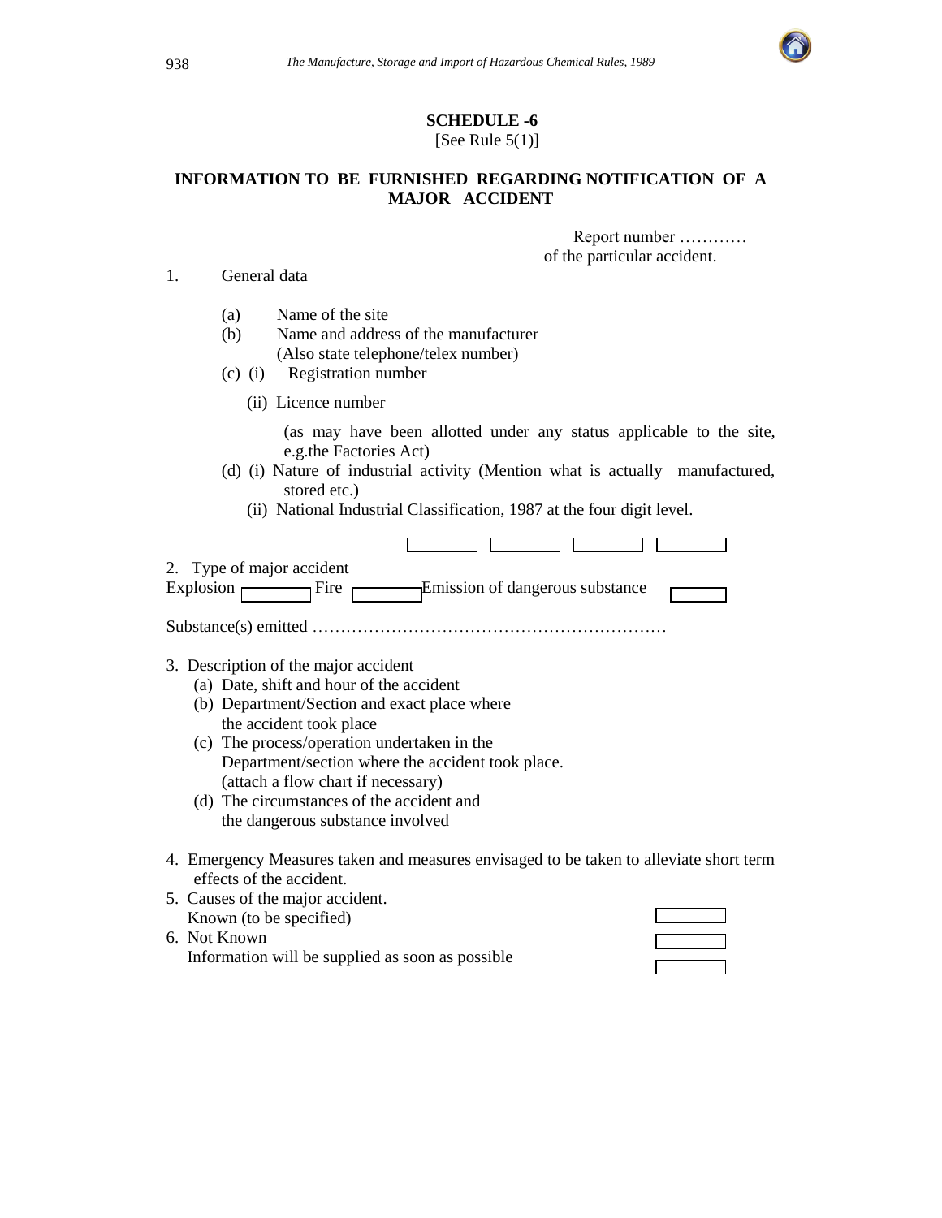## SCHEDULE -6

[See Rule 5(1)]

### INFORMATION TO BE FURNISHED REGARDING NOTIFICATION OF A MAJOR ACCIDENT

Report number …………
of the particular accident.

1. General data

   (a) Name of the site

   (b) Name and address of the manufacturer
   (Also state telephone/telex number)

   (c) (i) Registration number

   (ii) Licence number

   (as may have been allotted under any status applicable to the site, e.g.the Factories Act)

   (d) (i) Nature of industrial activity (Mention what is actually manufactured, stored etc.)

   (ii) National Industrial Classification, 1987 at the four digit level.

☐ ☐ ☐ ☐

2. Type of major accident

Explosion ☐ Fire ☐ Emission of dangerous substance ☐

Substance(s) emitted ………………………………………………………

3. Description of the major accident

   (a) Date, shift and hour of the accident

   (b) Department/Section and exact place where the accident took place

   (c) The process/operation undertaken in the Department/section where the accident took place. (attach a flow chart if necessary)

   (d) The circumstances of the accident and the dangerous substance involved

4. Emergency Measures taken and measures envisaged to be taken to alleviate short term effects of the accident.

5. Causes of the major accident.
   Known (to be specified) ☐

6. Not Known ☐
   Information will be supplied as soon as possible ☐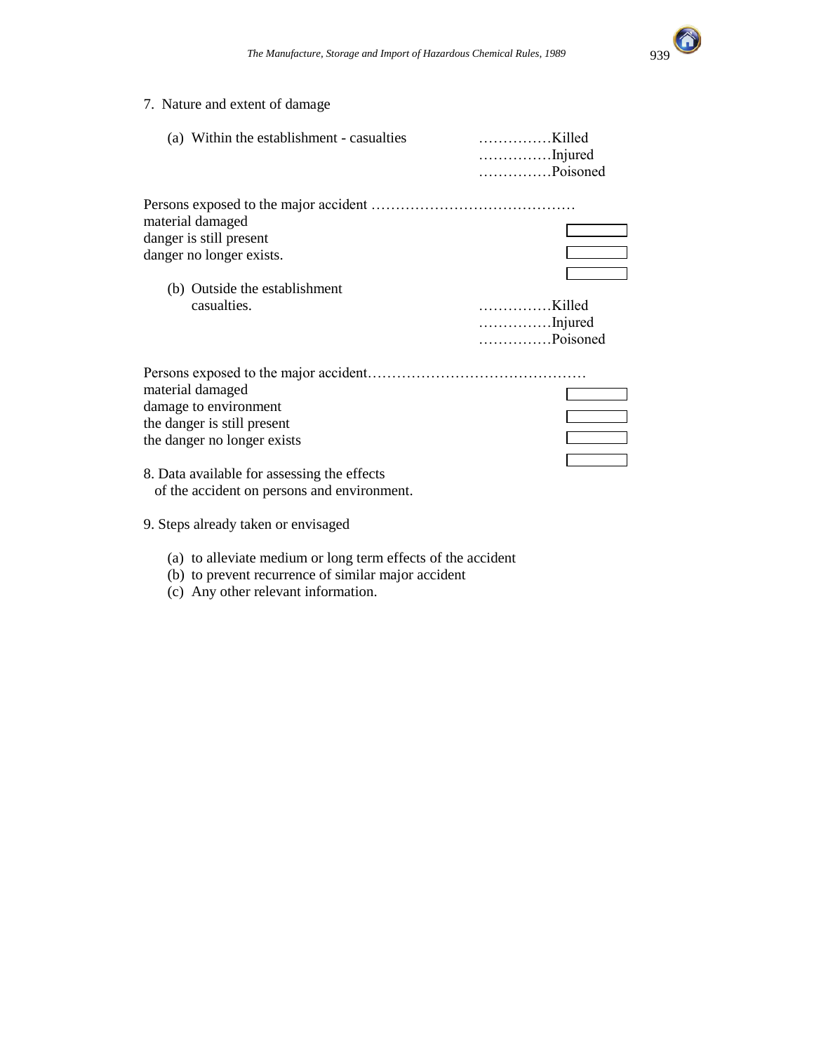7. Nature and extent of damage

(a) Within the establishment - casualties ……………Killed
……………Injured
……………Poisoned

Persons exposed to the major accident ……………………………………
material damaged ☐
danger is still present ☐
danger no longer exists. ☐

(b) Outside the establishment
casualties. ……………Killed
……………Injured
……………Poisoned

Persons exposed to the major accident………………………………………
material damaged ☐
damage to environment ☐
the danger is still present ☐
the danger no longer exists ☐

8. Data available for assessing the effects of the accident on persons and environment.

9. Steps already taken or envisaged

(a) to alleviate medium or long term effects of the accident
(b) to prevent recurrence of similar major accident
(c) Any other relevant information.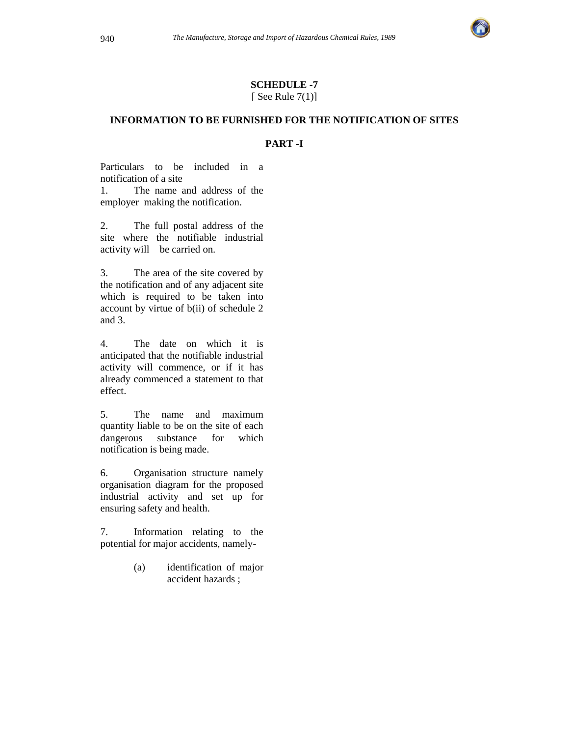## SCHEDULE -7

[ See Rule 7(1)]

### INFORMATION TO BE FURNISHED FOR THE NOTIFICATION OF SITES

### PART -I

Particulars to be included in a notification of a site

1. The name and address of the employer making the notification.

2. The full postal address of the site where the notifiable industrial activity will be carried on.

3. The area of the site covered by the notification and of any adjacent site which is required to be taken into account by virtue of b(ii) of schedule 2 and 3.

4. The date on which it is anticipated that the notifiable industrial activity will commence, or if it has already commenced a statement to that effect.

5. The name and maximum quantity liable to be on the site of each dangerous substance for which notification is being made.

6. Organisation structure namely organisation diagram for the proposed industrial activity and set up for ensuring safety and health.

7. Information relating to the potential for major accidents, namely-

   (a) identification of major accident hazards ;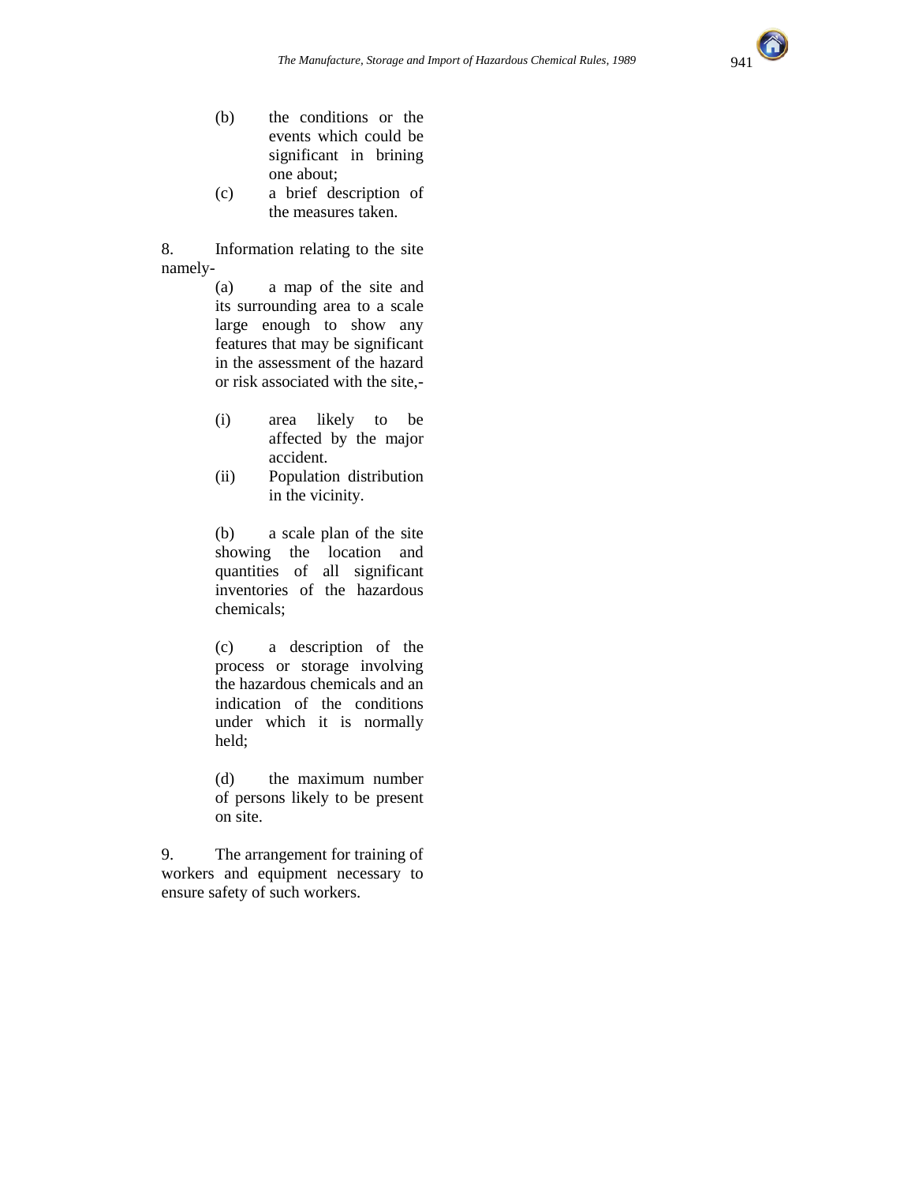(b) the conditions or the events which could be significant in brining one about;

(c) a brief description of the measures taken.

8. Information relating to the site namely-

(a) a map of the site and its surrounding area to a scale large enough to show any features that may be significant in the assessment of the hazard or risk associated with the site,-

(i) area likely to be affected by the major accident.

(ii) Population distribution in the vicinity.

(b) a scale plan of the site showing the location and quantities of all significant inventories of the hazardous chemicals;

(c) a description of the process or storage involving the hazardous chemicals and an indication of the conditions under which it is normally held;

(d) the maximum number of persons likely to be present on site.

9. The arrangement for training of workers and equipment necessary to ensure safety of such workers.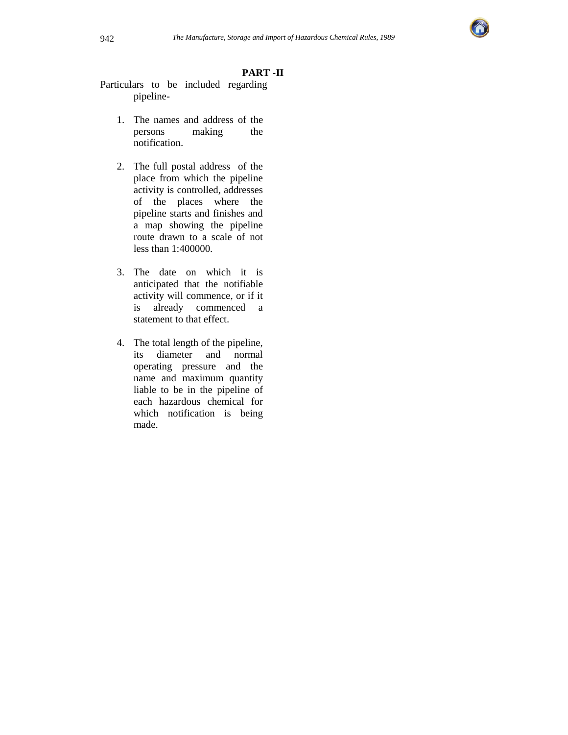**PART -II**

Particulars to be included regarding pipeline-

1. The names and address of the persons making the notification.

2. The full postal address of the place from which the pipeline activity is controlled, addresses of the places where the pipeline starts and finishes and a map showing the pipeline route drawn to a scale of not less than 1:400000.

3. The date on which it is anticipated that the notifiable activity will commence, or if it is already commenced a statement to that effect.

4. The total length of the pipeline, its diameter and normal operating pressure and the name and maximum quantity liable to be in the pipeline of each hazardous chemical for which notification is being made.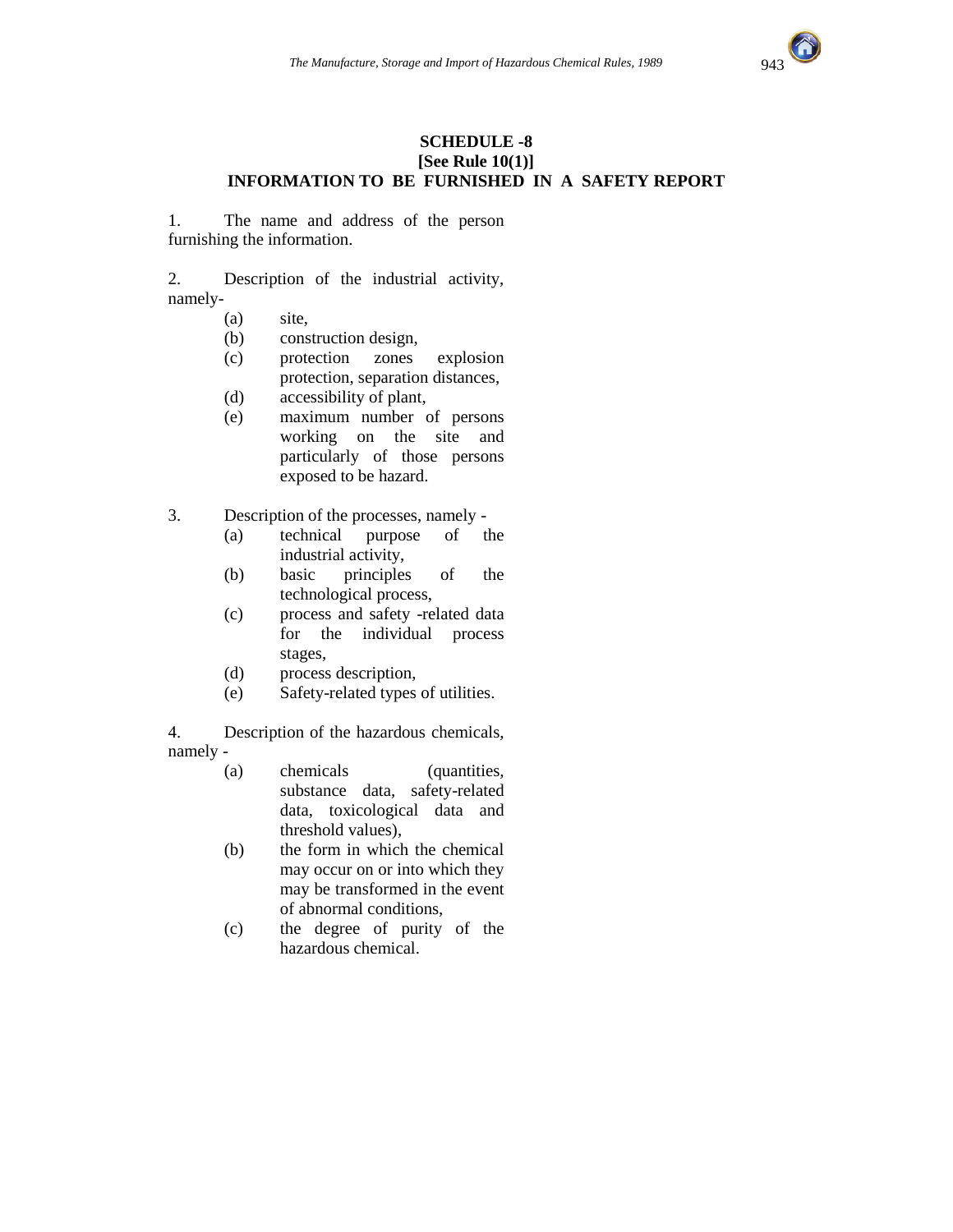## SCHEDULE -8
## [See Rule 10(1)]
## INFORMATION TO BE FURNISHED IN A SAFETY REPORT

1. The name and address of the person furnishing the information.

2. Description of the industrial activity, namely-
   (a) site,
   (b) construction design,
   (c) protection zones explosion protection, separation distances,
   (d) accessibility of plant,
   (e) maximum number of persons working on the site and particularly of those persons exposed to be hazard.

3. Description of the processes, namely -
   (a) technical purpose of the industrial activity,
   (b) basic principles of the technological process,
   (c) process and safety -related data for the individual process stages,
   (d) process description,
   (e) Safety-related types of utilities.

4. Description of the hazardous chemicals, namely -
   (a) chemicals (quantities, substance data, safety-related data, toxicological data and threshold values),
   (b) the form in which the chemical may occur on or into which they may be transformed in the event of abnormal conditions,
   (c) the degree of purity of the hazardous chemical.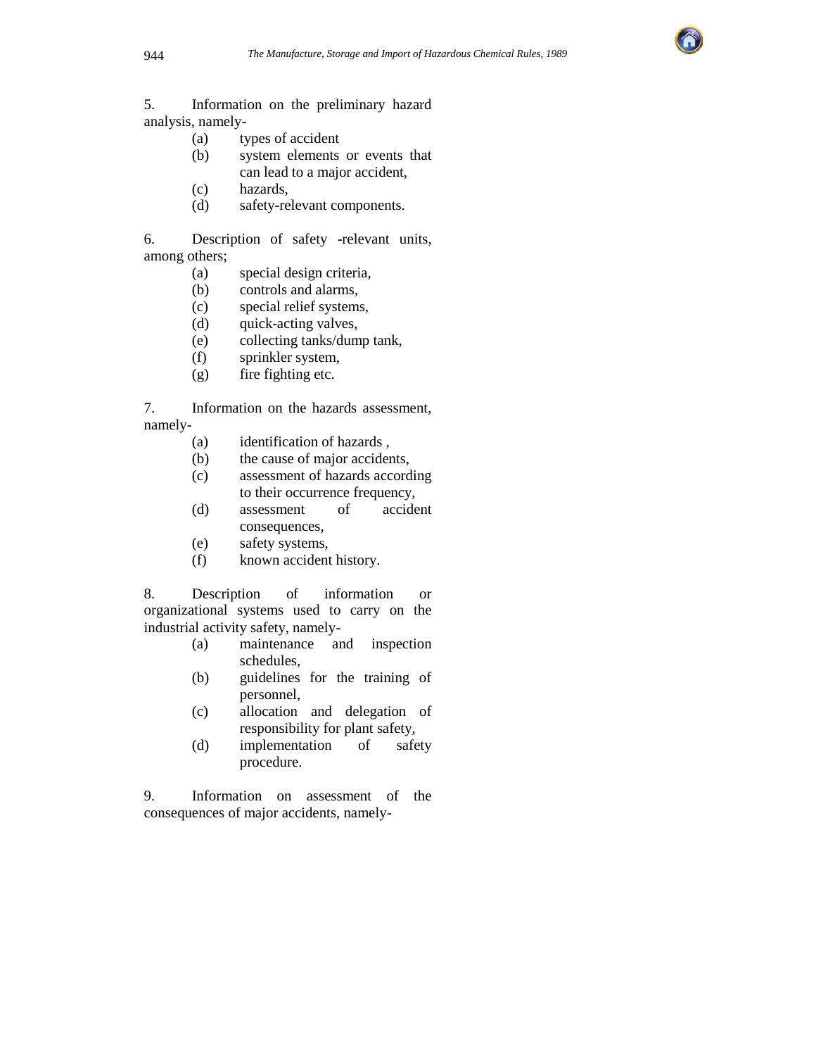5. Information on the preliminary hazard analysis, namely-

   (a) types of accident
   (b) system elements or events that can lead to a major accident,
   (c) hazards,
   (d) safety-relevant components.

6. Description of safety -relevant units, among others;

   (a) special design criteria,
   (b) controls and alarms,
   (c) special relief systems,
   (d) quick-acting valves,
   (e) collecting tanks/dump tank,
   (f) sprinkler system,
   (g) fire fighting etc.

7. Information on the hazards assessment, namely-

   (a) identification of hazards ,
   (b) the cause of major accidents,
   (c) assessment of hazards according to their occurrence frequency,
   (d) assessment of accident consequences,
   (e) safety systems,
   (f) known accident history.

8. Description of information or organizational systems used to carry on the industrial activity safety, namely-

   (a) maintenance and inspection schedules,
   (b) guidelines for the training of personnel,
   (c) allocation and delegation of responsibility for plant safety,
   (d) implementation of safety procedure.

9. Information on assessment of the consequences of major accidents, namely-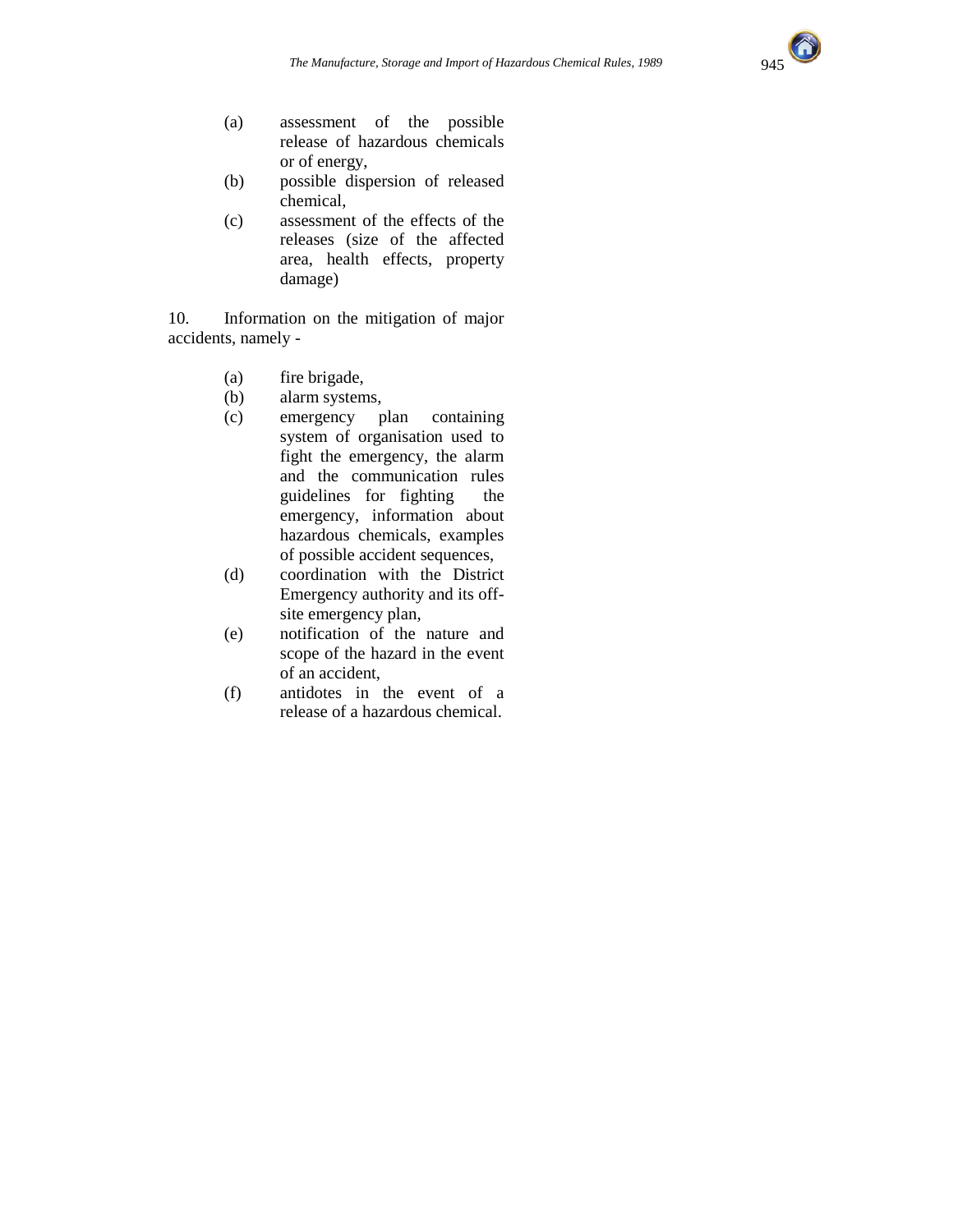(a) assessment of the possible release of hazardous chemicals or of energy,
(b) possible dispersion of released chemical,
(c) assessment of the effects of the releases (size of the affected area, health effects, property damage)

10. Information on the mitigation of major accidents, namely -

(a) fire brigade,
(b) alarm systems,
(c) emergency plan containing system of organisation used to fight the emergency, the alarm and the communication rules guidelines for fighting the emergency, information about hazardous chemicals, examples of possible accident sequences,
(d) coordination with the District Emergency authority and its off-site emergency plan,
(e) notification of the nature and scope of the hazard in the event of an accident,
(f) antidotes in the event of a release of a hazardous chemical.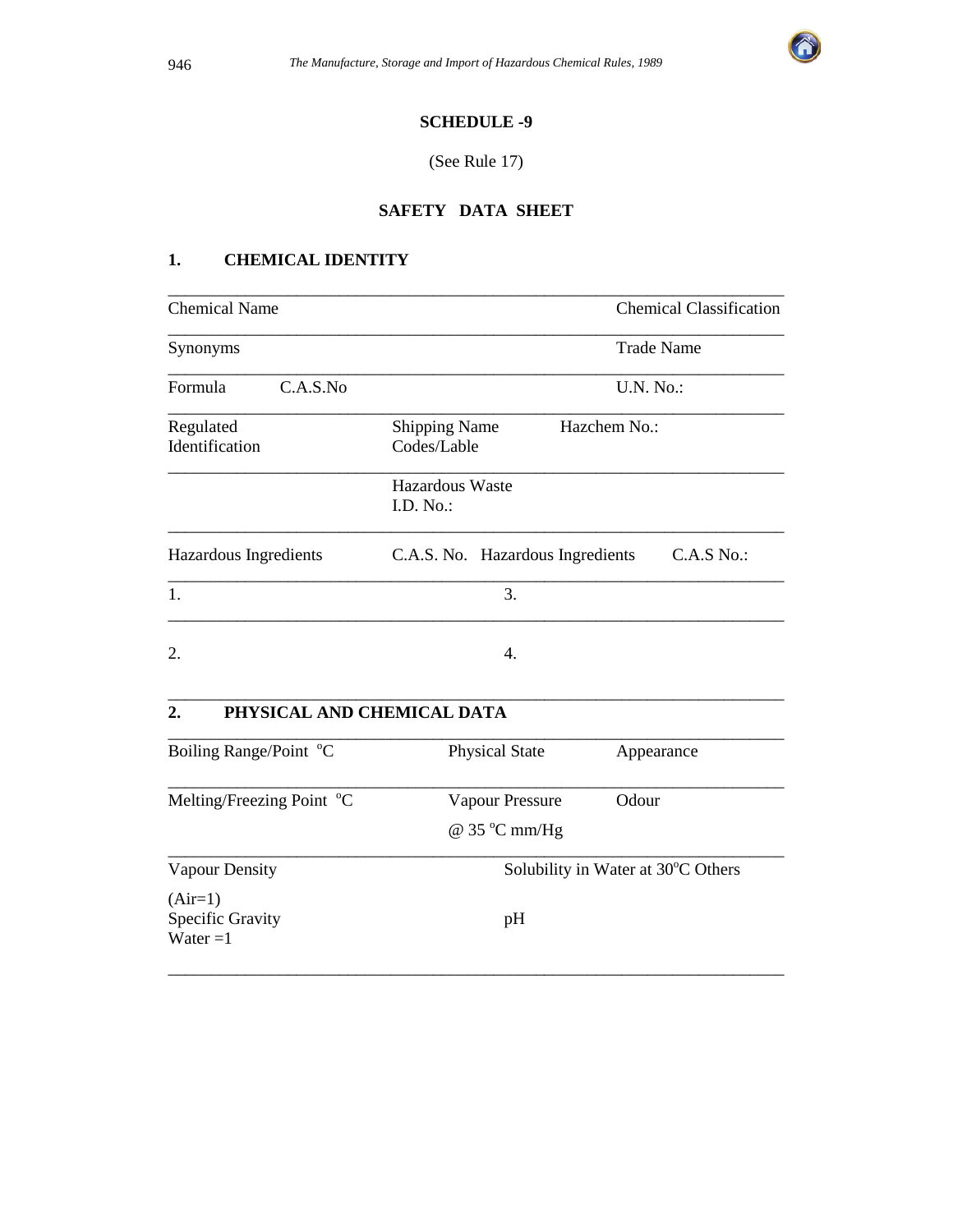## SCHEDULE -9

(See Rule 17)

## SAFETY DATA SHEET

### 1. CHEMICAL IDENTITY

| | | | |
|---|---|---|---|
| Chemical Name | | | Chemical Classification |
| Synonyms | | | Trade Name |
| Formula C.A.S.No | | | U.N. No.: |
| Regulated Identification | Shipping Name Codes/Lable | Hazchem No.: | |
| | Hazardous Waste I.D. No.: | | |
| Hazardous Ingredients | C.A.S. No. | Hazardous Ingredients | C.A.S No.: |
| 1. | | 3. | |
| 2. | | 4. | |

### 2. PHYSICAL AND CHEMICAL DATA

| | | |
|---|---|---|
| Boiling Range/Point °C | Physical State | Appearance |
| Melting/Freezing Point °C | Vapour Pressure @ 35 °C mm/Hg | Odour |
| Vapour Density (Air=1) | Solubility in Water at 30°C | Others |
| Specific Gravity Water =1 | pH | |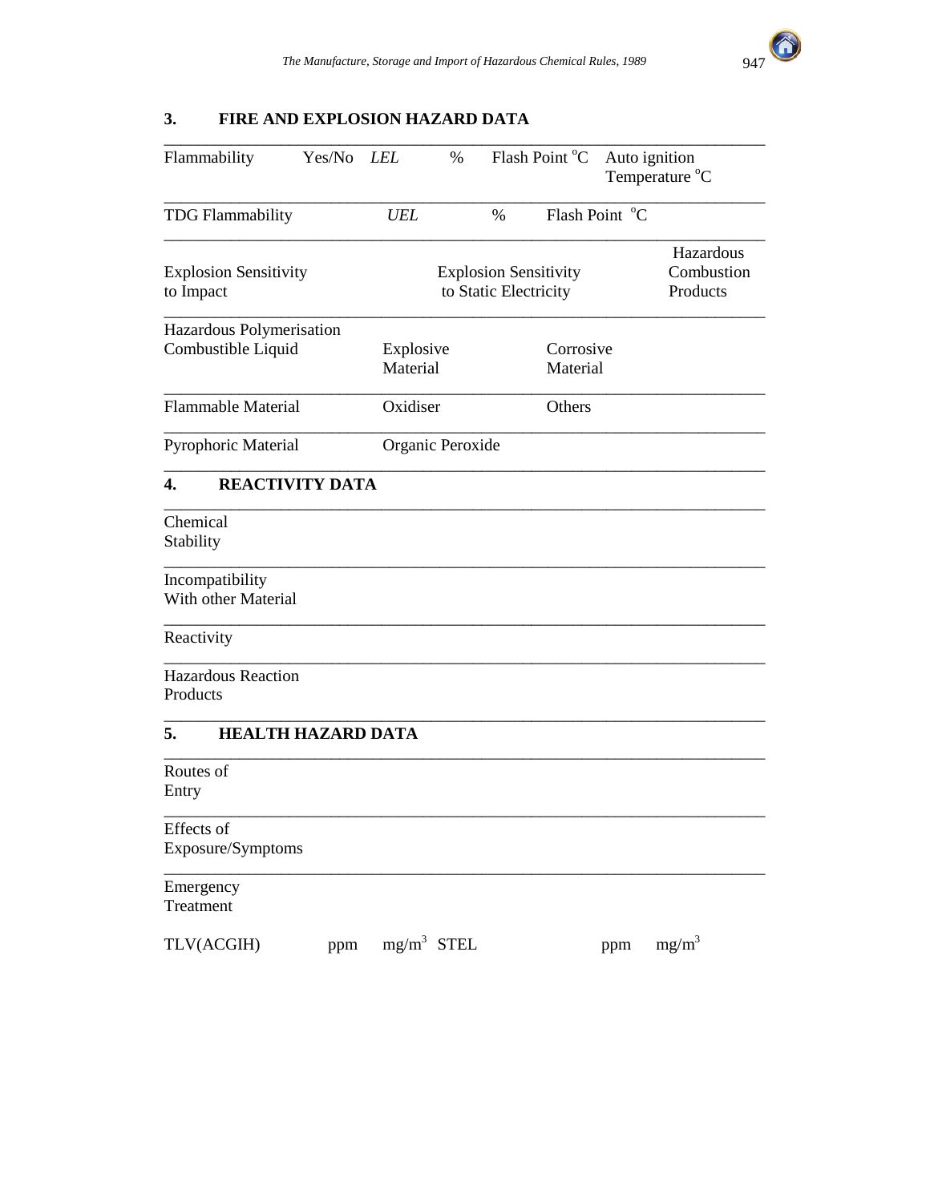## 3. FIRE AND EXPLOSION HAZARD DATA

| Flammability | Yes/No | *LEL* | % | Flash Point °C | Auto ignition Temperature °C |
|---|---|---|---|---|---|
| TDG Flammability | | *UEL* | % | Flash Point °C | |
| Explosion Sensitivity to Impact | | Explosion Sensitivity to Static Electricity | | | Hazardous Combustion Products |
| Hazardous Polymerisation Combustible Liquid | | Explosive Material | | Corrosive Material | |
| Flammable Material | | Oxidiser | | Others | |
| Pyrophoric Material | | Organic Peroxide | | | |

## 4. REACTIVITY DATA

| | |
|---|---|
| Chemical Stability | |
| Incompatibility With other Material | |
| Reactivity | |
| Hazardous Reaction Products | |

## 5. HEALTH HAZARD DATA

| | |
|---|---|
| Routes of Entry | |
| Effects of Exposure/Symptoms | |
| Emergency Treatment | |

TLV(ACGIH) ppm $mg/m^3$ STEL ppm $mg/m^3$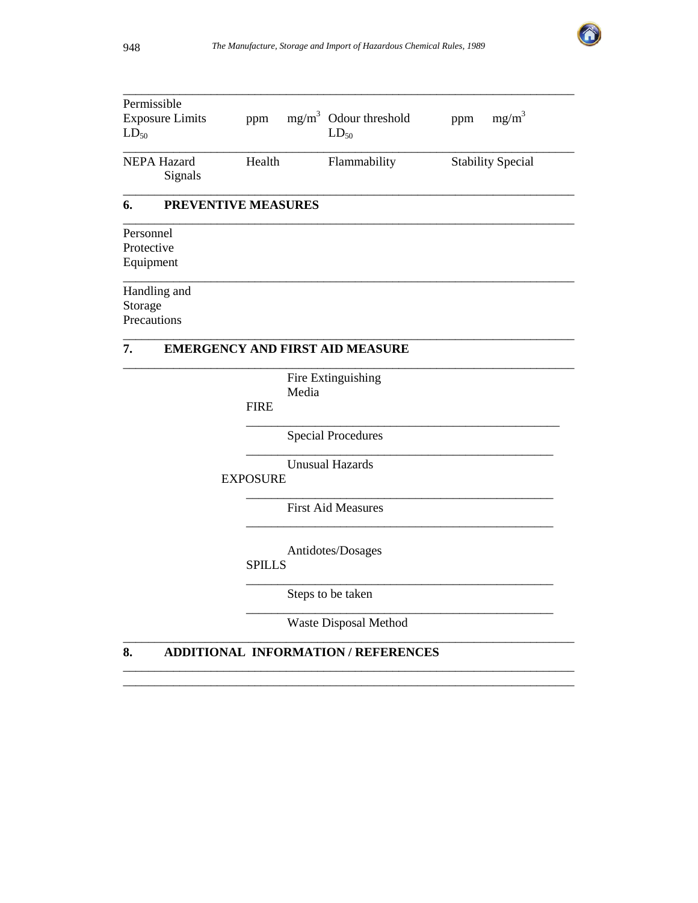| Permissible Exposure Limits $LD_{50}$ | ppm | $mg/m^3$ | Odour threshold $LD_{50}$ | ppm | $mg/m^3$ |
|---|---|---|---|---|---|
| NEPA Hazard Signals | Health | | Flammability | Stability Special | |

## 6. PREVENTIVE MEASURES

| | |
|---|---|
| Personnel Protective Equipment | |
| Handling and Storage Precautions | |

## 7. EMERGENCY AND FIRST AID MEASURE

| | |
|---|---|
| FIRE | Fire Extinguishing Media |
| | Special Procedures |
| | Unusual Hazards |
| EXPOSURE | First Aid Measures |
| | Antidotes/Dosages |
| SPILLS | Steps to be taken |
| | Waste Disposal Method |

## 8. ADDITIONAL INFORMATION / REFERENCES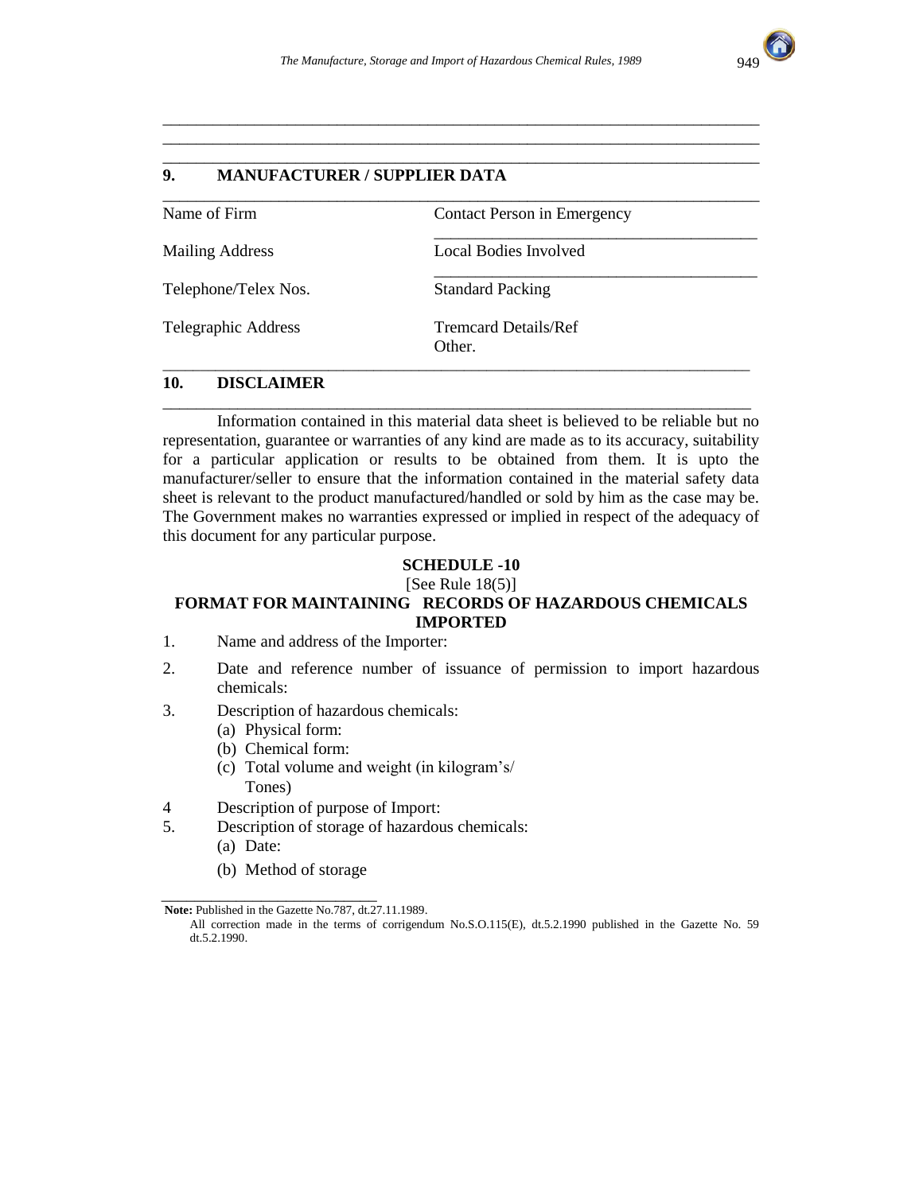## 9. MANUFACTURER / SUPPLIER DATA

| | |
|---|---|
| Name of Firm | Contact Person in Emergency |
| Mailing Address | Local Bodies Involved |
| Telephone/Telex Nos. | Standard Packing |
| Telegraphic Address | Tremcard Details/Ref Other. |

## 10. DISCLAIMER

Information contained in this material data sheet is believed to be reliable but no representation, guarantee or warranties of any kind are made as to its accuracy, suitability for a particular application or results to be obtained from them. It is upto the manufacturer/seller to ensure that the information contained in the material safety data sheet is relevant to the product manufactured/handled or sold by him as the case may be. The Government makes no warranties expressed or implied in respect of the adequacy of this document for any particular purpose.

## SCHEDULE -10

[See Rule 18(5)]

## FORMAT FOR MAINTAINING RECORDS OF HAZARDOUS CHEMICALS IMPORTED

1. Name and address of the Importer:
2. Date and reference number of issuance of permission to import hazardous chemicals:
3. Description of hazardous chemicals:
   (a) Physical form:
   (b) Chemical form:
   (c) Total volume and weight (in kilogram's/ Tones)
4 Description of purpose of Import:
5. Description of storage of hazardous chemicals:
   (a) Date:
   (b) Method of storage

---

**Note:** Published in the Gazette No.787, dt.27.11.1989.

All correction made in the terms of corrigendum No.S.O.115(E), dt.5.2.1990 published in the Gazette No. 59 dt.5.2.1990.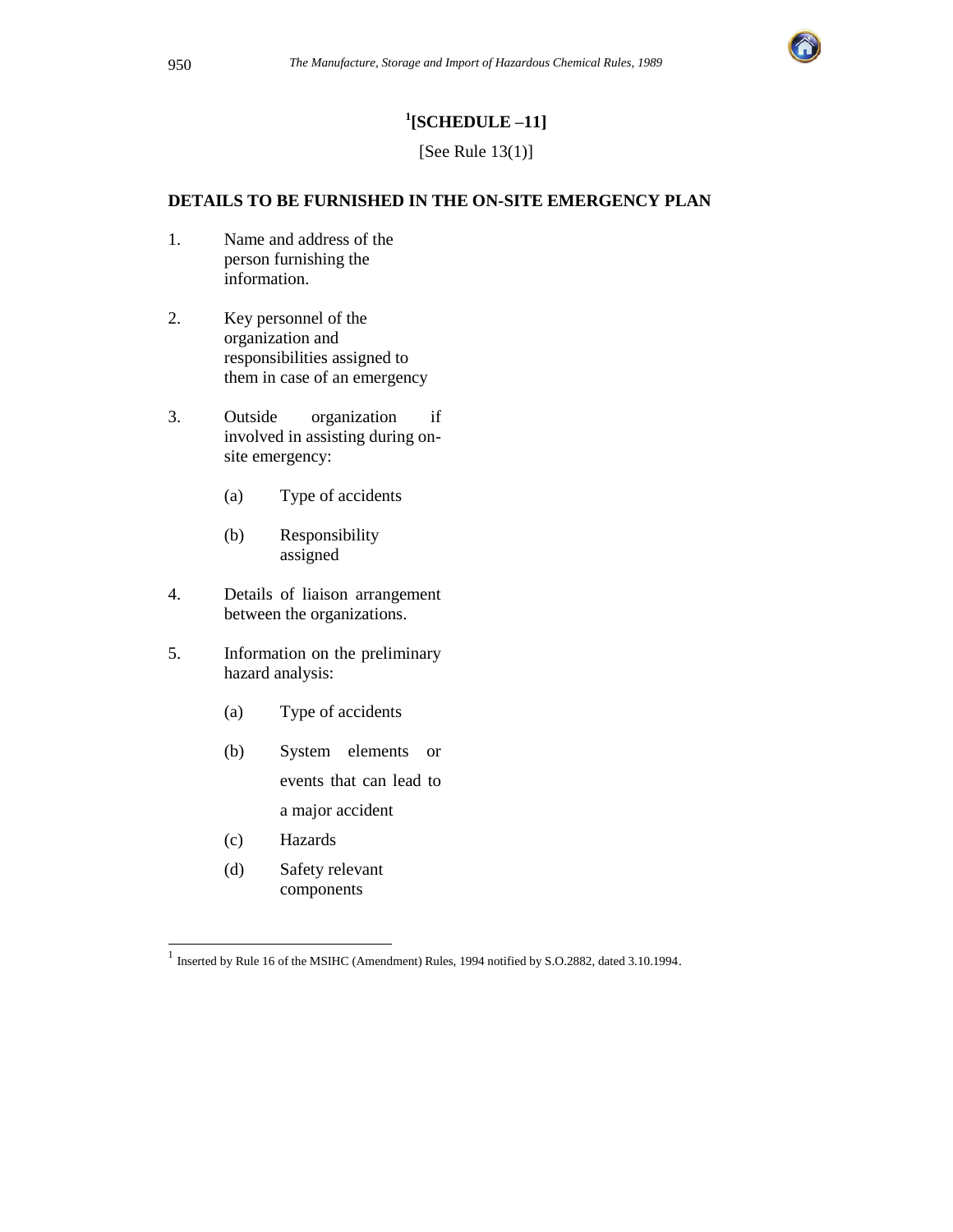## [1][SCHEDULE –11]

[See Rule 13(1)]

### DETAILS TO BE FURNISHED IN THE ON-SITE EMERGENCY PLAN

1. Name and address of the person furnishing the information.

2. Key personnel of the organization and responsibilities assigned to them in case of an emergency

3. Outside organization if involved in assisting during on-site emergency:

   (a) Type of accidents

   (b) Responsibility assigned

4. Details of liaison arrangement between the organizations.

5. Information on the preliminary hazard analysis:

   (a) Type of accidents

   (b) System elements or events that can lead to a major accident

   (c) Hazards

   (d) Safety relevant components

---

[1] Inserted by Rule 16 of the MSIHC (Amendment) Rules, 1994 notified by S.O.2882, dated 3.10.1994.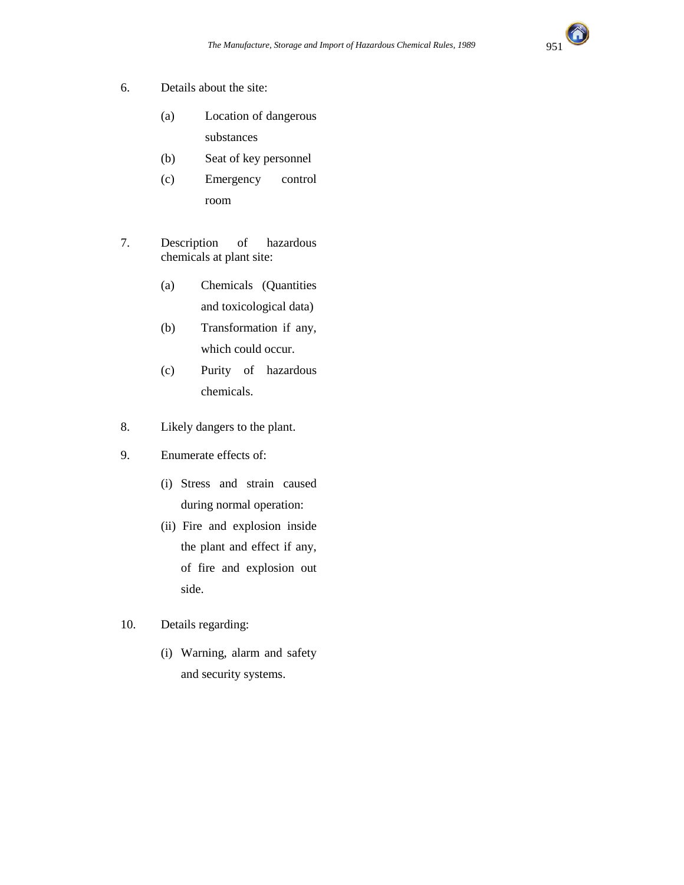6. Details about the site:

   (a) Location of dangerous substances

   (b) Seat of key personnel

   (c) Emergency control room

7. Description of hazardous chemicals at plant site:

   (a) Chemicals (Quantities and toxicological data)

   (b) Transformation if any, which could occur.

   (c) Purity of hazardous chemicals.

8. Likely dangers to the plant.

9. Enumerate effects of:

   (i) Stress and strain caused during normal operation:

   (ii) Fire and explosion inside the plant and effect if any, of fire and explosion out side.

10. Details regarding:

    (i) Warning, alarm and safety and security systems.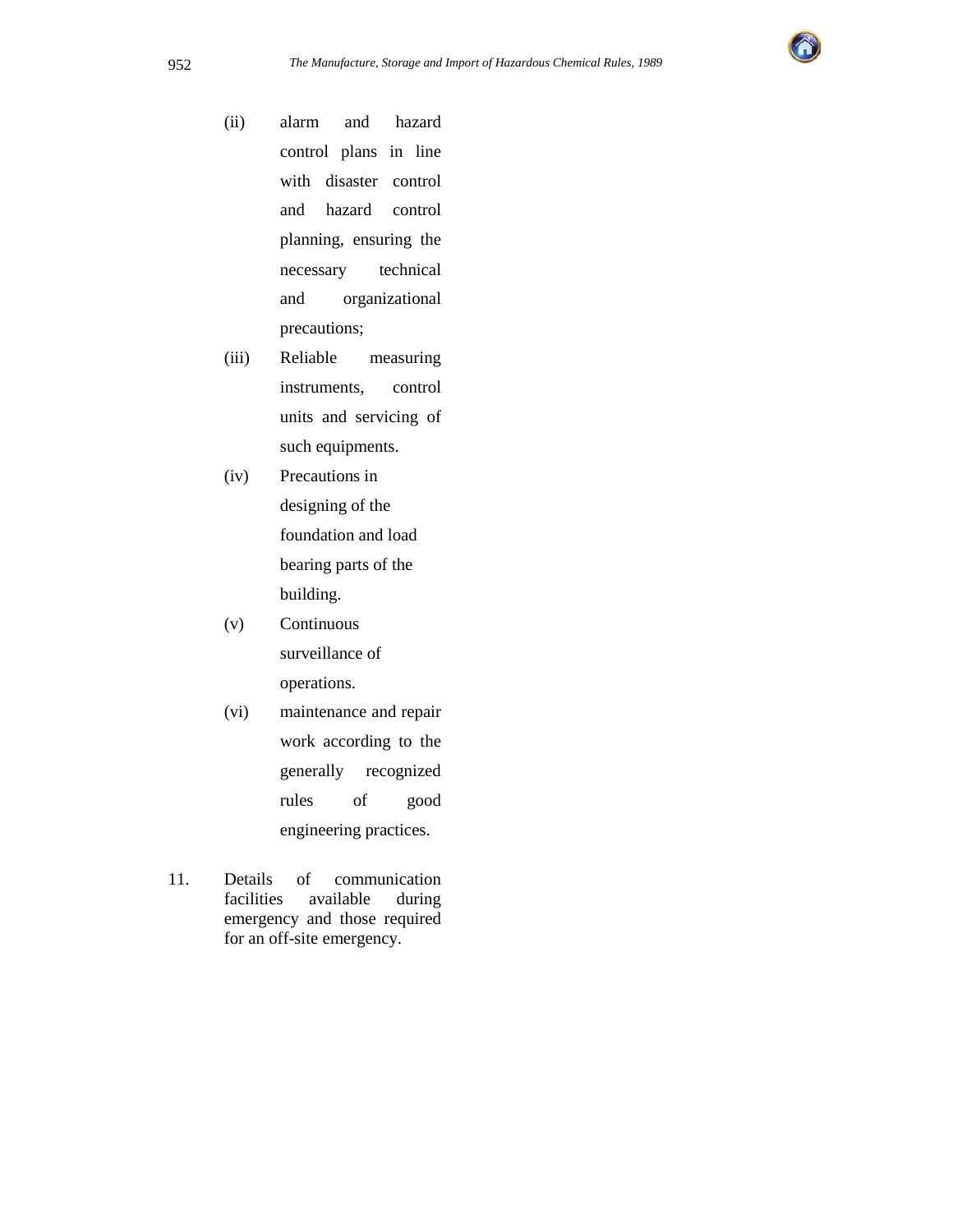(ii) alarm and hazard control plans in line with disaster control and hazard control planning, ensuring the necessary technical and organizational precautions;

(iii) Reliable measuring instruments, control units and servicing of such equipments.

(iv) Precautions in designing of the foundation and load bearing parts of the building.

(v) Continuous surveillance of operations.

(vi) maintenance and repair work according to the generally recognized rules of good engineering practices.

11. Details of communication facilities available during emergency and those required for an off-site emergency.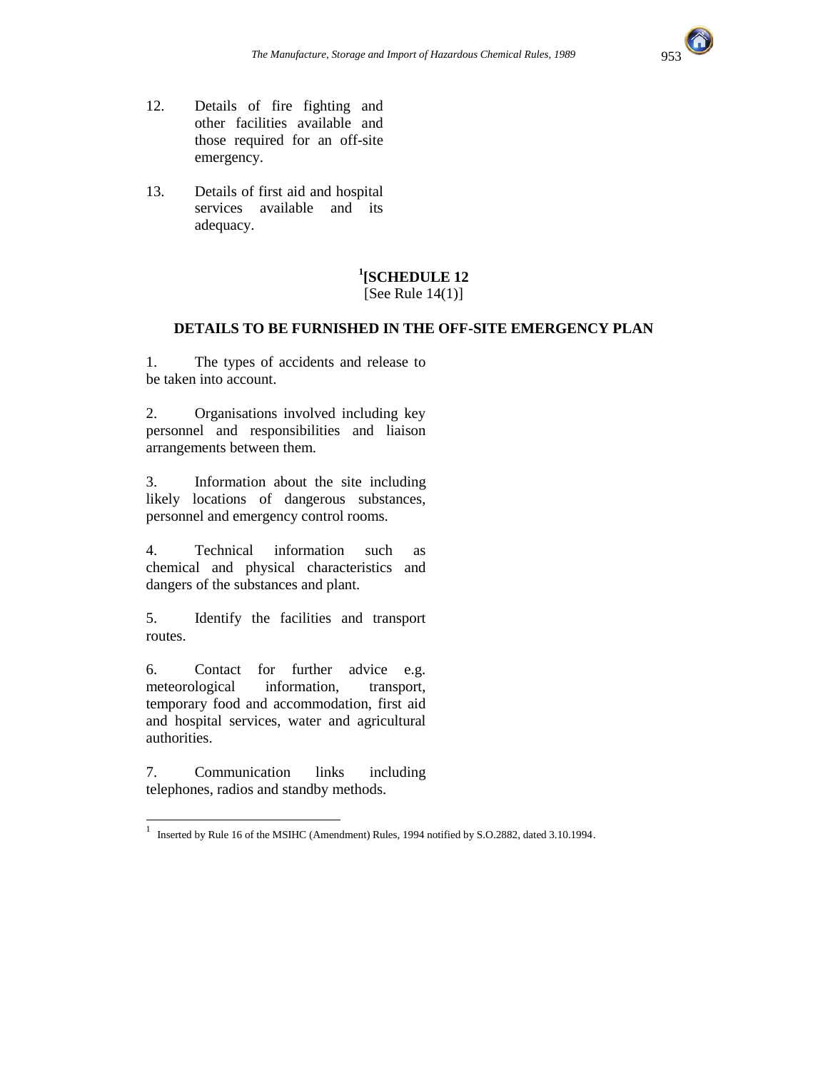12. Details of fire fighting and other facilities available and those required for an off-site emergency.

13. Details of first aid and hospital services available and its adequacy.

## [1][SCHEDULE 12

[See Rule 14(1)]

### DETAILS TO BE FURNISHED IN THE OFF-SITE EMERGENCY PLAN

1. The types of accidents and release to be taken into account.

2. Organisations involved including key personnel and responsibilities and liaison arrangements between them.

3. Information about the site including likely locations of dangerous substances, personnel and emergency control rooms.

4. Technical information such as chemical and physical characteristics and dangers of the substances and plant.

5. Identify the facilities and transport routes.

6. Contact for further advice e.g. meteorological information, transport, temporary food and accommodation, first aid and hospital services, water and agricultural authorities.

7. Communication links including telephones, radios and standby methods.

---

[1] Inserted by Rule 16 of the MSIHC (Amendment) Rules, 1994 notified by S.O.2882, dated 3.10.1994.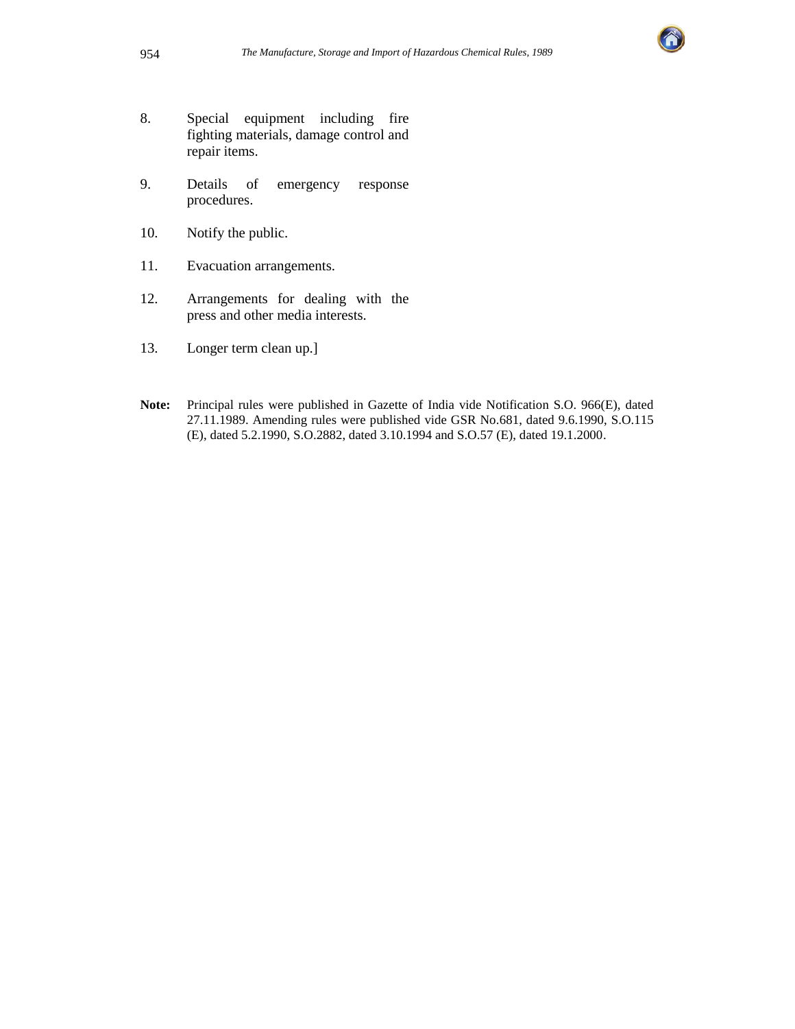8. Special equipment including fire fighting materials, damage control and repair items.

9. Details of emergency response procedures.

10. Notify the public.

11. Evacuation arrangements.

12. Arrangements for dealing with the press and other media interests.

13. Longer term clean up.]

**Note:** Principal rules were published in Gazette of India vide Notification S.O. 966(E), dated 27.11.1989. Amending rules were published vide GSR No.681, dated 9.6.1990, S.O.115 (E), dated 5.2.1990, S.O.2882, dated 3.10.1994 and S.O.57 (E), dated 19.1.2000.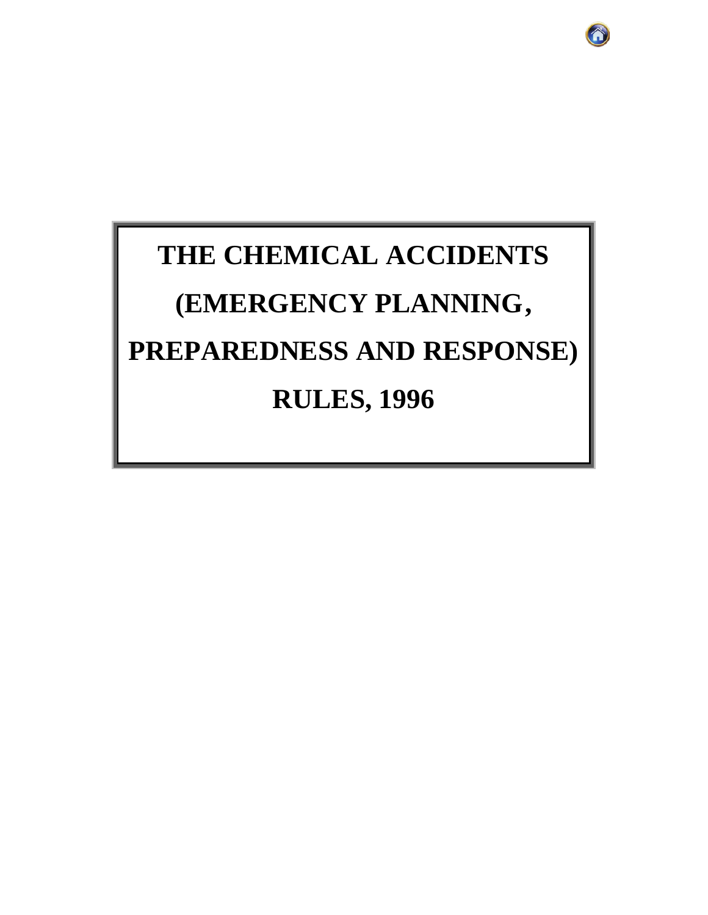# THE CHEMICAL ACCIDENTS (EMERGENCY PLANNING, PREPAREDNESS AND RESPONSE) RULES, 1996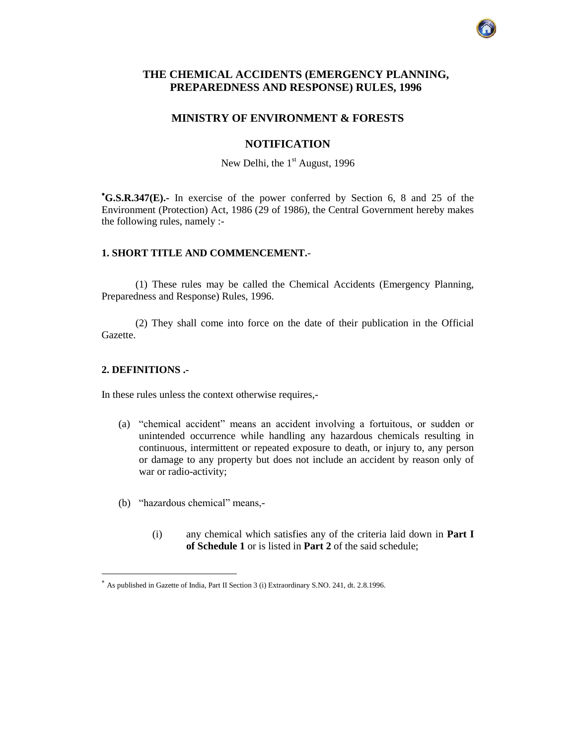# THE CHEMICAL ACCIDENTS (EMERGENCY PLANNING, PREPAREDNESS AND RESPONSE) RULES, 1996

## MINISTRY OF ENVIRONMENT & FORESTS

## NOTIFICATION

New Delhi, the 1st August, 1996

**[*]G.S.R.347(E).-** In exercise of the power conferred by Section 6, 8 and 25 of the Environment (Protection) Act, 1986 (29 of 1986), the Central Government hereby makes the following rules, namely :-

### 1. SHORT TITLE AND COMMENCEMENT.-

(1) These rules may be called the Chemical Accidents (Emergency Planning, Preparedness and Response) Rules, 1996.

(2) They shall come into force on the date of their publication in the Official Gazette.

### 2. DEFINITIONS .-

In these rules unless the context otherwise requires,-

(a) "chemical accident" means an accident involving a fortuitous, or sudden or unintended occurrence while handling any hazardous chemicals resulting in continuous, intermittent or repeated exposure to death, or injury to, any person or damage to any property but does not include an accident by reason only of war or radio-activity;

(b) "hazardous chemical" means,-

(i) any chemical which satisfies any of the criteria laid down in **Part I of Schedule 1** or is listed in **Part 2** of the said schedule;

---

[*] As published in Gazette of India, Part II Section 3 (i) Extraordinary S.NO. 241, dt. 2.8.1996.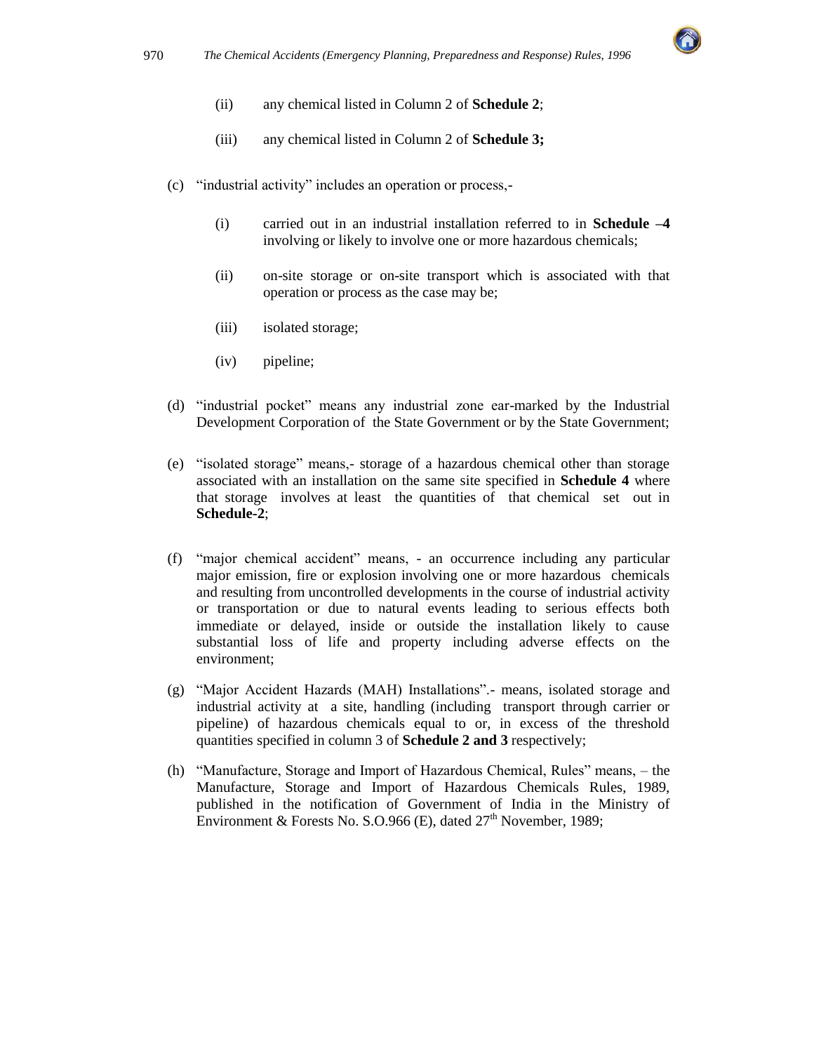(ii) any chemical listed in Column 2 of **Schedule 2**;

(iii) any chemical listed in Column 2 of **Schedule 3;**

(c) "industrial activity" includes an operation or process,-

(i) carried out in an industrial installation referred to in **Schedule –4** involving or likely to involve one or more hazardous chemicals;

(ii) on-site storage or on-site transport which is associated with that operation or process as the case may be;

(iii) isolated storage;

(iv) pipeline;

(d) "industrial pocket" means any industrial zone ear-marked by the Industrial Development Corporation of the State Government or by the State Government;

(e) "isolated storage" means,- storage of a hazardous chemical other than storage associated with an installation on the same site specified in **Schedule 4** where that storage involves at least the quantities of that chemical set out in **Schedule-2**;

(f) "major chemical accident" means, - an occurrence including any particular major emission, fire or explosion involving one or more hazardous chemicals and resulting from uncontrolled developments in the course of industrial activity or transportation or due to natural events leading to serious effects both immediate or delayed, inside or outside the installation likely to cause substantial loss of life and property including adverse effects on the environment;

(g) "Major Accident Hazards (MAH) Installations".- means, isolated storage and industrial activity at a site, handling (including transport through carrier or pipeline) of hazardous chemicals equal to or, in excess of the threshold quantities specified in column 3 of **Schedule 2 and 3** respectively;

(h) "Manufacture, Storage and Import of Hazardous Chemical, Rules" means, – the Manufacture, Storage and Import of Hazardous Chemicals Rules, 1989, published in the notification of Government of India in the Ministry of Environment & Forests No. S.O.966 (E), dated 27th November, 1989;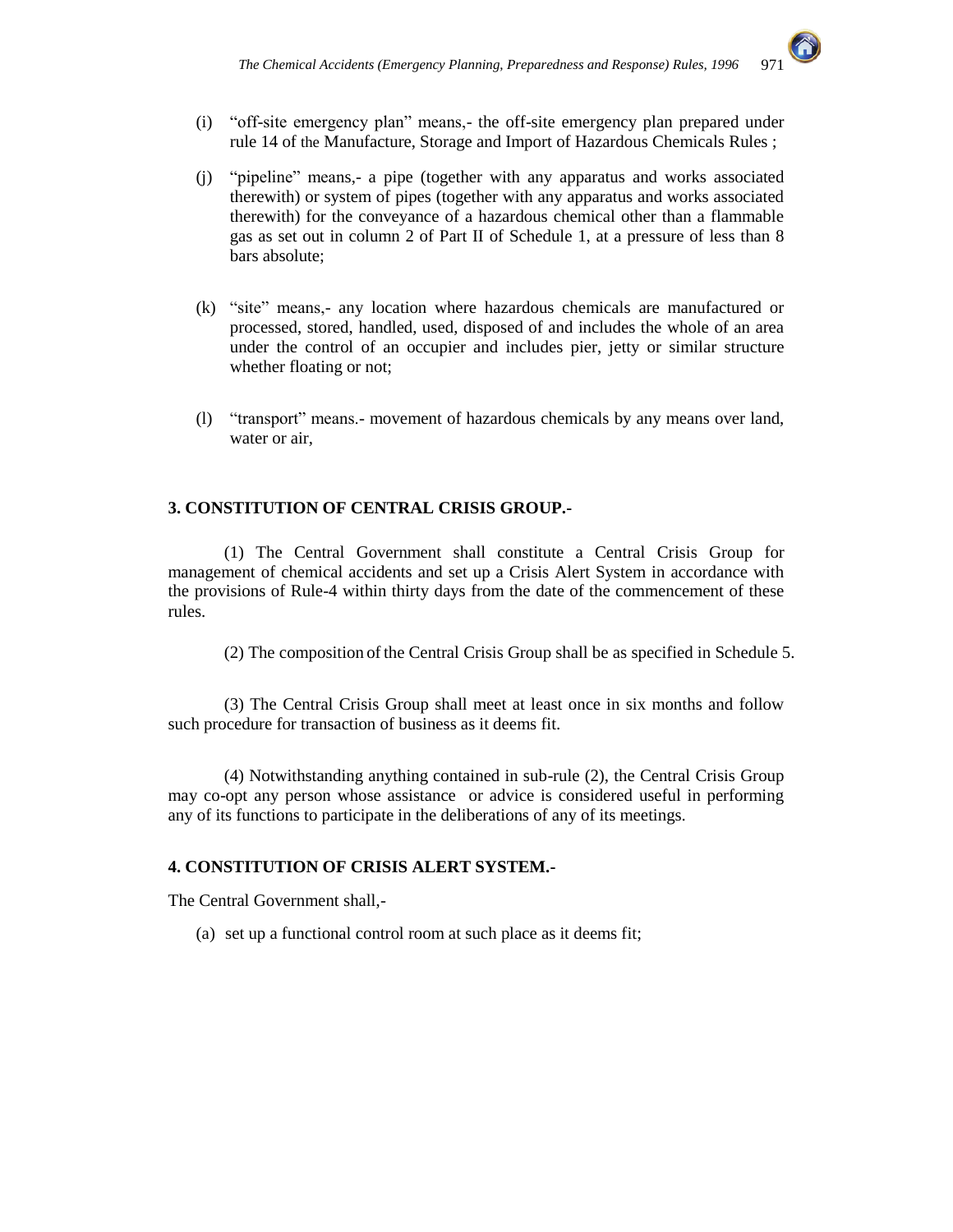(i) "off-site emergency plan" means,- the off-site emergency plan prepared under rule 14 of the Manufacture, Storage and Import of Hazardous Chemicals Rules ;

(j) "pipeline" means,- a pipe (together with any apparatus and works associated therewith) or system of pipes (together with any apparatus and works associated therewith) for the conveyance of a hazardous chemical other than a flammable gas as set out in column 2 of Part II of Schedule 1, at a pressure of less than 8 bars absolute;

(k) "site" means,- any location where hazardous chemicals are manufactured or processed, stored, handled, used, disposed of and includes the whole of an area under the control of an occupier and includes pier, jetty or similar structure whether floating or not;

(l) "transport" means.- movement of hazardous chemicals by any means over land, water or air,

**3. CONSTITUTION OF CENTRAL CRISIS GROUP.-**

(1) The Central Government shall constitute a Central Crisis Group for management of chemical accidents and set up a Crisis Alert System in accordance with the provisions of Rule-4 within thirty days from the date of the commencement of these rules.

(2) The composition of the Central Crisis Group shall be as specified in Schedule 5.

(3) The Central Crisis Group shall meet at least once in six months and follow such procedure for transaction of business as it deems fit.

(4) Notwithstanding anything contained in sub-rule (2), the Central Crisis Group may co-opt any person whose assistance or advice is considered useful in performing any of its functions to participate in the deliberations of any of its meetings.

**4. CONSTITUTION OF CRISIS ALERT SYSTEM.-**

The Central Government shall,-

(a) set up a functional control room at such place as it deems fit;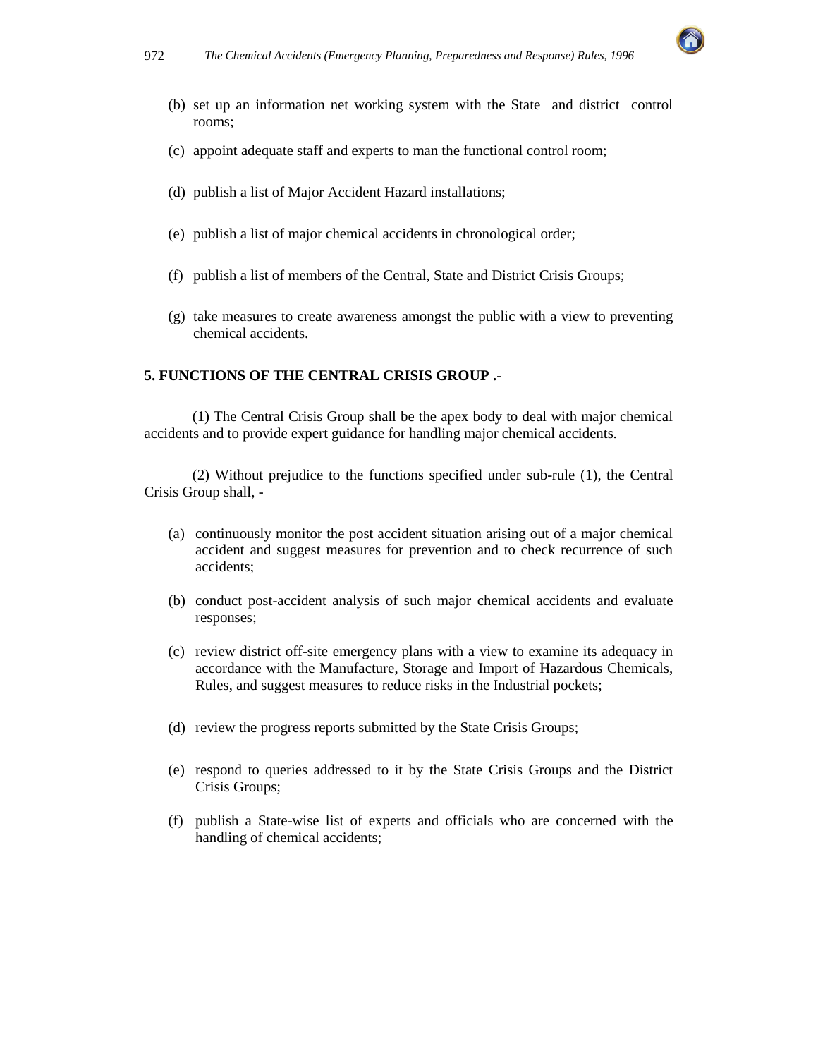(b) set up an information net working system with the State and district control rooms;

(c) appoint adequate staff and experts to man the functional control room;

(d) publish a list of Major Accident Hazard installations;

(e) publish a list of major chemical accidents in chronological order;

(f) publish a list of members of the Central, State and District Crisis Groups;

(g) take measures to create awareness amongst the public with a view to preventing chemical accidents.

**5. FUNCTIONS OF THE CENTRAL CRISIS GROUP .-**

(1) The Central Crisis Group shall be the apex body to deal with major chemical accidents and to provide expert guidance for handling major chemical accidents.

(2) Without prejudice to the functions specified under sub-rule (1), the Central Crisis Group shall, -

(a) continuously monitor the post accident situation arising out of a major chemical accident and suggest measures for prevention and to check recurrence of such accidents;

(b) conduct post-accident analysis of such major chemical accidents and evaluate responses;

(c) review district off-site emergency plans with a view to examine its adequacy in accordance with the Manufacture, Storage and Import of Hazardous Chemicals, Rules, and suggest measures to reduce risks in the Industrial pockets;

(d) review the progress reports submitted by the State Crisis Groups;

(e) respond to queries addressed to it by the State Crisis Groups and the District Crisis Groups;

(f) publish a State-wise list of experts and officials who are concerned with the handling of chemical accidents;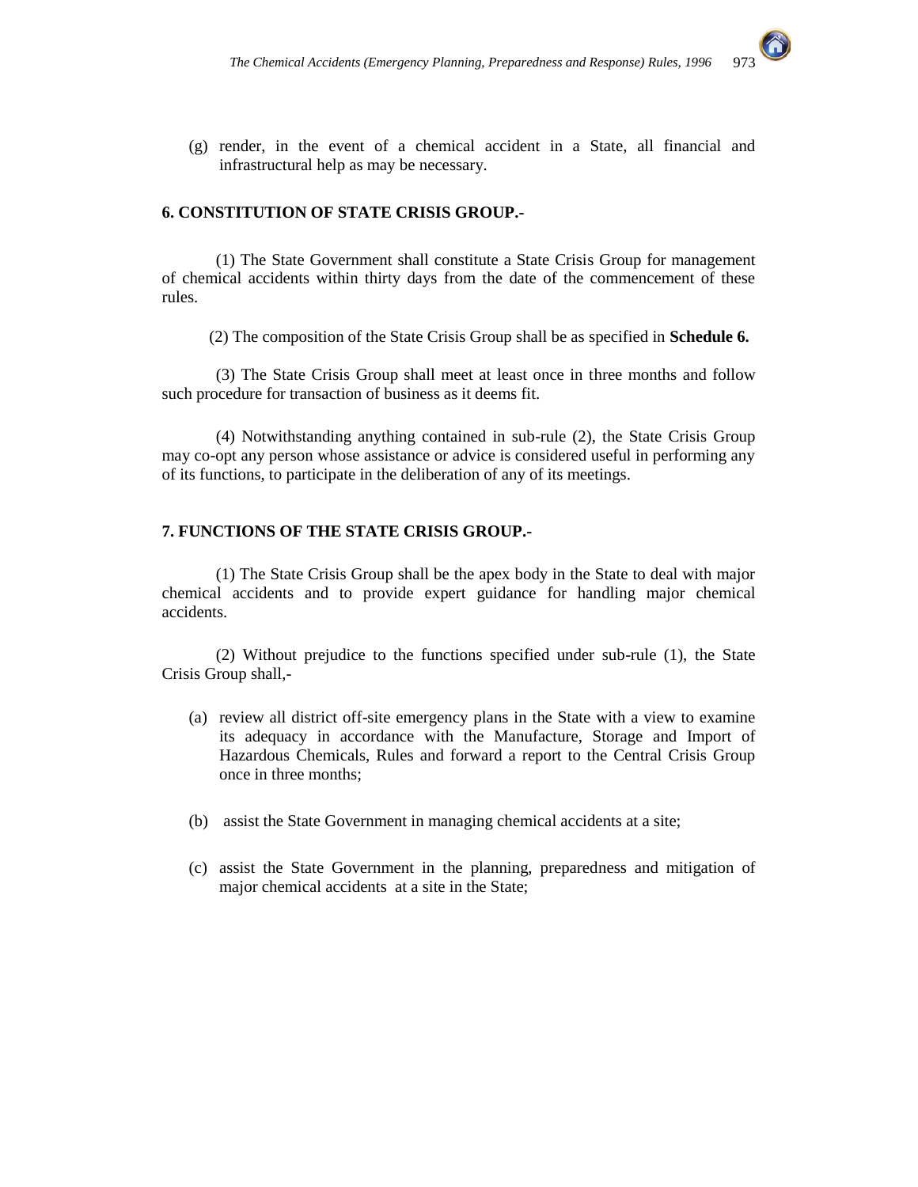(g) render, in the event of a chemical accident in a State, all financial and infrastructural help as may be necessary.

**6. CONSTITUTION OF STATE CRISIS GROUP.-**

(1) The State Government shall constitute a State Crisis Group for management of chemical accidents within thirty days from the date of the commencement of these rules.

(2) The composition of the State Crisis Group shall be as specified in **Schedule 6.**

(3) The State Crisis Group shall meet at least once in three months and follow such procedure for transaction of business as it deems fit.

(4) Notwithstanding anything contained in sub-rule (2), the State Crisis Group may co-opt any person whose assistance or advice is considered useful in performing any of its functions, to participate in the deliberation of any of its meetings.

**7. FUNCTIONS OF THE STATE CRISIS GROUP.-**

(1) The State Crisis Group shall be the apex body in the State to deal with major chemical accidents and to provide expert guidance for handling major chemical accidents.

(2) Without prejudice to the functions specified under sub-rule (1), the State Crisis Group shall,-

(a) review all district off-site emergency plans in the State with a view to examine its adequacy in accordance with the Manufacture, Storage and Import of Hazardous Chemicals, Rules and forward a report to the Central Crisis Group once in three months;

(b) assist the State Government in managing chemical accidents at a site;

(c) assist the State Government in the planning, preparedness and mitigation of major chemical accidents at a site in the State;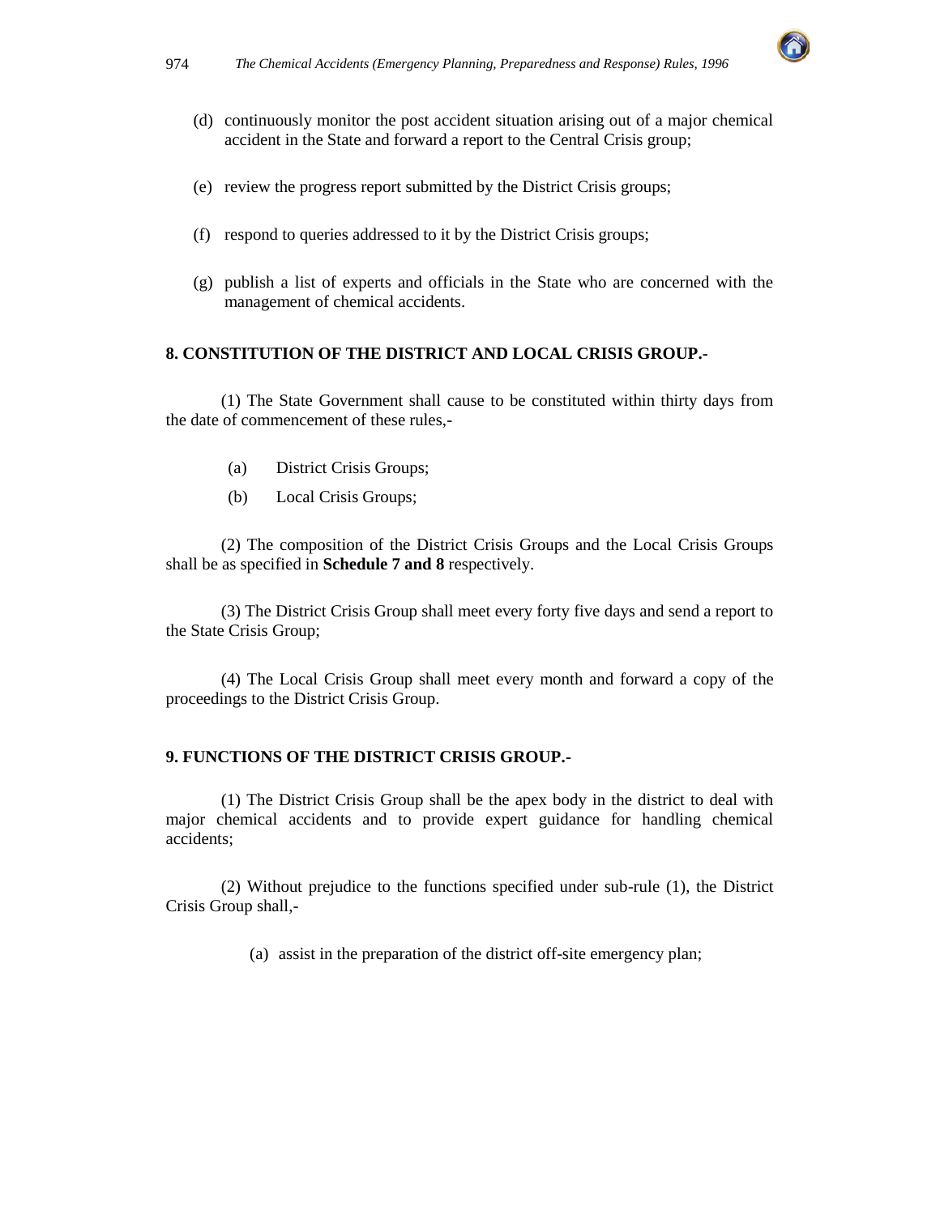(d) continuously monitor the post accident situation arising out of a major chemical accident in the State and forward a report to the Central Crisis group;

(e) review the progress report submitted by the District Crisis groups;

(f) respond to queries addressed to it by the District Crisis groups;

(g) publish a list of experts and officials in the State who are concerned with the management of chemical accidents.

**8. CONSTITUTION OF THE DISTRICT AND LOCAL CRISIS GROUP.-**

(1) The State Government shall cause to be constituted within thirty days from the date of commencement of these rules,-

(a) District Crisis Groups;

(b) Local Crisis Groups;

(2) The composition of the District Crisis Groups and the Local Crisis Groups shall be as specified in **Schedule 7 and 8** respectively.

(3) The District Crisis Group shall meet every forty five days and send a report to the State Crisis Group;

(4) The Local Crisis Group shall meet every month and forward a copy of the proceedings to the District Crisis Group.

**9. FUNCTIONS OF THE DISTRICT CRISIS GROUP.-**

(1) The District Crisis Group shall be the apex body in the district to deal with major chemical accidents and to provide expert guidance for handling chemical accidents;

(2) Without prejudice to the functions specified under sub-rule (1), the District Crisis Group shall,-

(a) assist in the preparation of the district off-site emergency plan;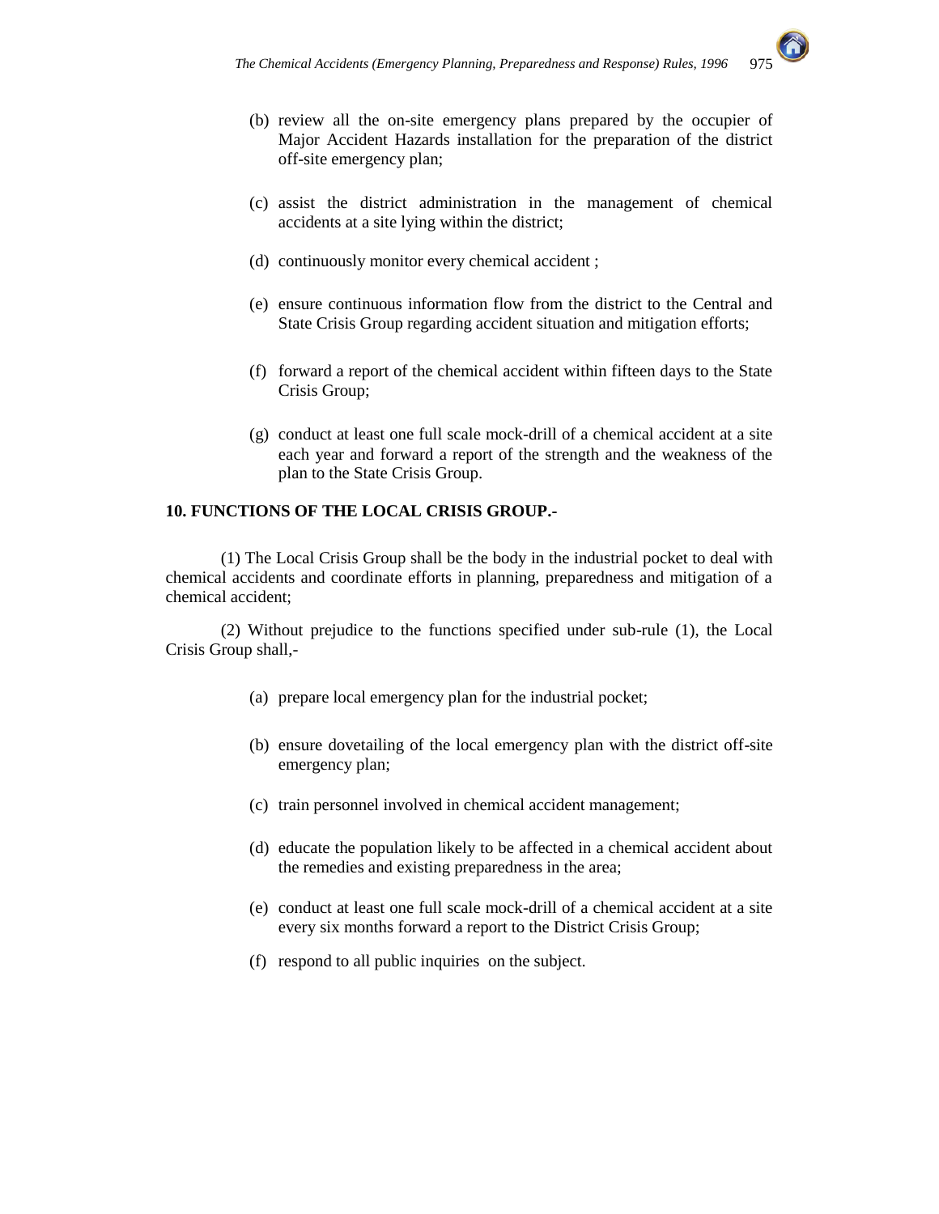(b) review all the on-site emergency plans prepared by the occupier of Major Accident Hazards installation for the preparation of the district off-site emergency plan;

(c) assist the district administration in the management of chemical accidents at a site lying within the district;

(d) continuously monitor every chemical accident ;

(e) ensure continuous information flow from the district to the Central and State Crisis Group regarding accident situation and mitigation efforts;

(f) forward a report of the chemical accident within fifteen days to the State Crisis Group;

(g) conduct at least one full scale mock-drill of a chemical accident at a site each year and forward a report of the strength and the weakness of the plan to the State Crisis Group.

**10. FUNCTIONS OF THE LOCAL CRISIS GROUP.-**

(1) The Local Crisis Group shall be the body in the industrial pocket to deal with chemical accidents and coordinate efforts in planning, preparedness and mitigation of a chemical accident;

(2) Without prejudice to the functions specified under sub-rule (1), the Local Crisis Group shall,-

(a) prepare local emergency plan for the industrial pocket;

(b) ensure dovetailing of the local emergency plan with the district off-site emergency plan;

(c) train personnel involved in chemical accident management;

(d) educate the population likely to be affected in a chemical accident about the remedies and existing preparedness in the area;

(e) conduct at least one full scale mock-drill of a chemical accident at a site every six months forward a report to the District Crisis Group;

(f) respond to all public inquiries on the subject.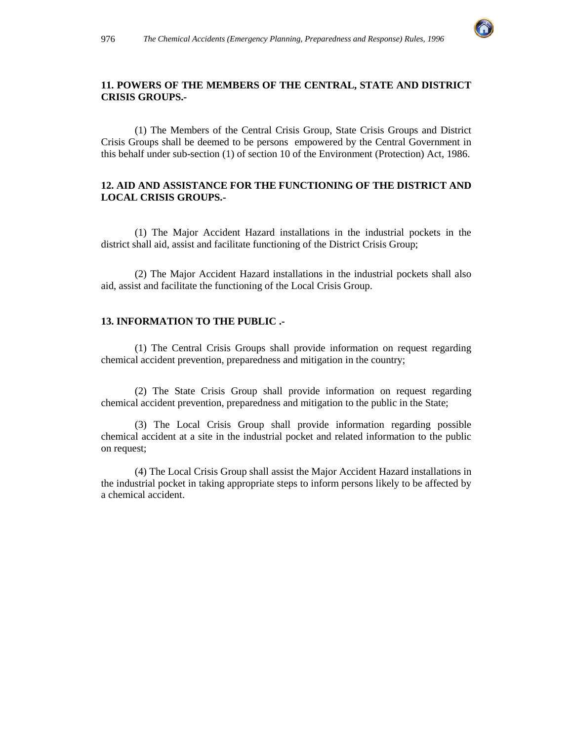### 11. POWERS OF THE MEMBERS OF THE CENTRAL, STATE AND DISTRICT CRISIS GROUPS.-

(1) The Members of the Central Crisis Group, State Crisis Groups and District Crisis Groups shall be deemed to be persons empowered by the Central Government in this behalf under sub-section (1) of section 10 of the Environment (Protection) Act, 1986.

### 12. AID AND ASSISTANCE FOR THE FUNCTIONING OF THE DISTRICT AND LOCAL CRISIS GROUPS.-

(1) The Major Accident Hazard installations in the industrial pockets in the district shall aid, assist and facilitate functioning of the District Crisis Group;

(2) The Major Accident Hazard installations in the industrial pockets shall also aid, assist and facilitate the functioning of the Local Crisis Group.

### 13. INFORMATION TO THE PUBLIC .-

(1) The Central Crisis Groups shall provide information on request regarding chemical accident prevention, preparedness and mitigation in the country;

(2) The State Crisis Group shall provide information on request regarding chemical accident prevention, preparedness and mitigation to the public in the State;

(3) The Local Crisis Group shall provide information regarding possible chemical accident at a site in the industrial pocket and related information to the public on request;

(4) The Local Crisis Group shall assist the Major Accident Hazard installations in the industrial pocket in taking appropriate steps to inform persons likely to be affected by a chemical accident.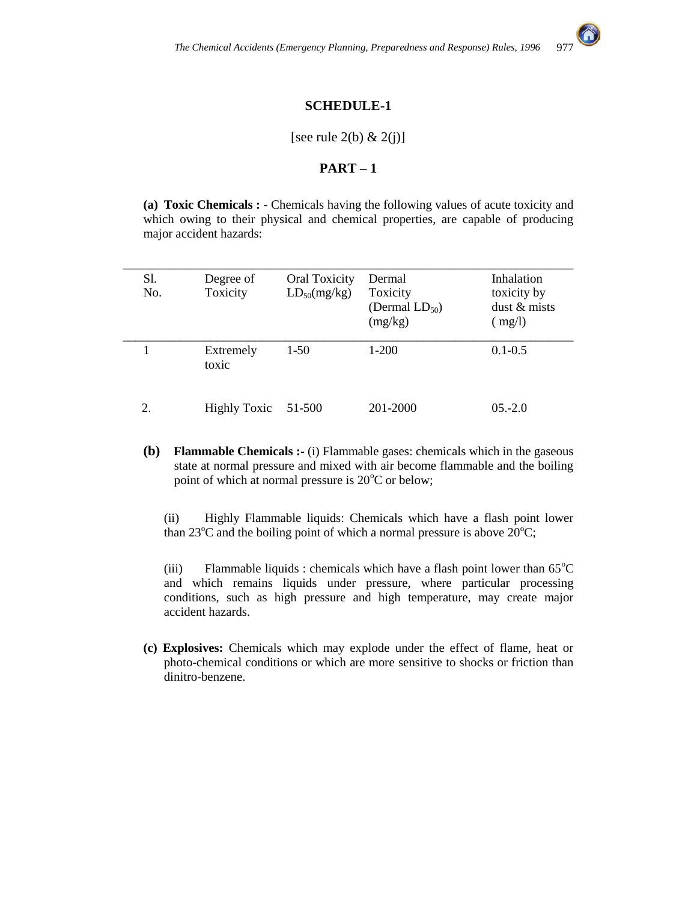## SCHEDULE-1

[see rule 2(b) & 2(j)]

### PART – 1

**(a) Toxic Chemicals : -** Chemicals having the following values of acute toxicity and which owing to their physical and chemical properties, are capable of producing major accident hazards:

| Sl. No. | Degree of Toxicity | Oral Toxicity $LD_{50}$(mg/kg) | Dermal Toxicity (Dermal $LD_{50}$) (mg/kg) | Inhalation toxicity by dust & mists ( mg/l) |
|---|---|---|---|---|
| 1 | Extremely toxic | 1-50 | 1-200 | 0.1-0.5 |
| 2. | Highly Toxic | 51-500 | 201-2000 | 05.-2.0 |

**(b) Flammable Chemicals :-** (i) Flammable gases: chemicals which in the gaseous state at normal pressure and mixed with air become flammable and the boiling point of which at normal pressure is 20°C or below;

(ii) Highly Flammable liquids: Chemicals which have a flash point lower than 23°C and the boiling point of which a normal pressure is above 20°C;

(iii) Flammable liquids : chemicals which have a flash point lower than 65°C and which remains liquids under pressure, where particular processing conditions, such as high pressure and high temperature, may create major accident hazards.

**(c) Explosives:** Chemicals which may explode under the effect of flame, heat or photo-chemical conditions or which are more sensitive to shocks or friction than dinitro-benzene.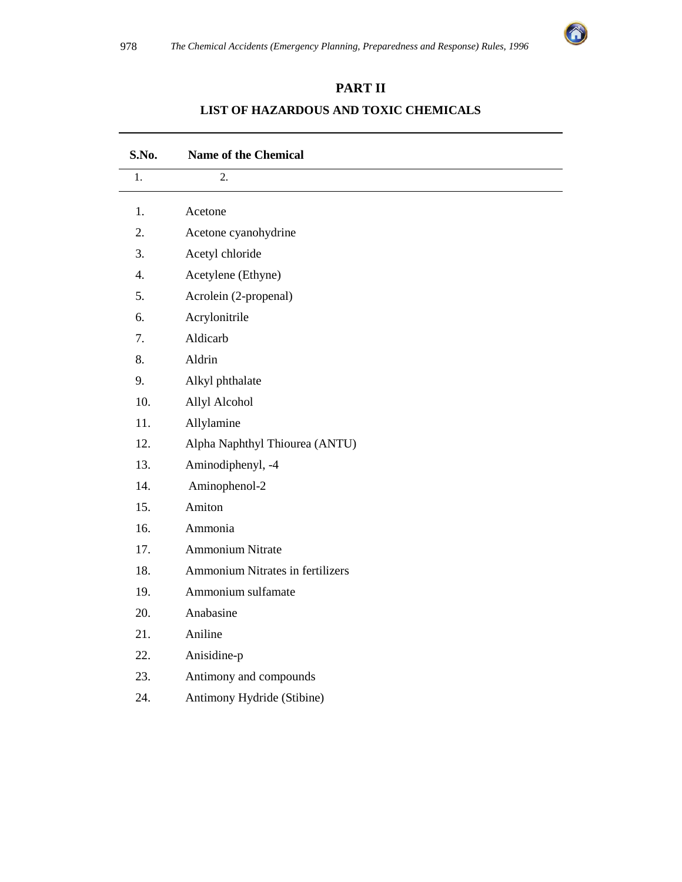## PART II

### LIST OF HAZARDOUS AND TOXIC CHEMICALS

| S.No. | Name of the Chemical |
|---|---|
| 1. | 2. |
| 1. | Acetone |
| 2. | Acetone cyanohydrine |
| 3. | Acetyl chloride |
| 4. | Acetylene (Ethyne) |
| 5. | Acrolein (2-propenal) |
| 6. | Acrylonitrile |
| 7. | Aldicarb |
| 8. | Aldrin |
| 9. | Alkyl phthalate |
| 10. | Allyl Alcohol |
| 11. | Allylamine |
| 12. | Alpha Naphthyl Thiourea (ANTU) |
| 13. | Aminodiphenyl, -4 |
| 14. | Aminophenol-2 |
| 15. | Amiton |
| 16. | Ammonia |
| 17. | Ammonium Nitrate |
| 18. | Ammonium Nitrates in fertilizers |
| 19. | Ammonium sulfamate |
| 20. | Anabasine |
| 21. | Aniline |
| 22. | Anisidine-p |
| 23. | Antimony and compounds |
| 24. | Antimony Hydride (Stibine) |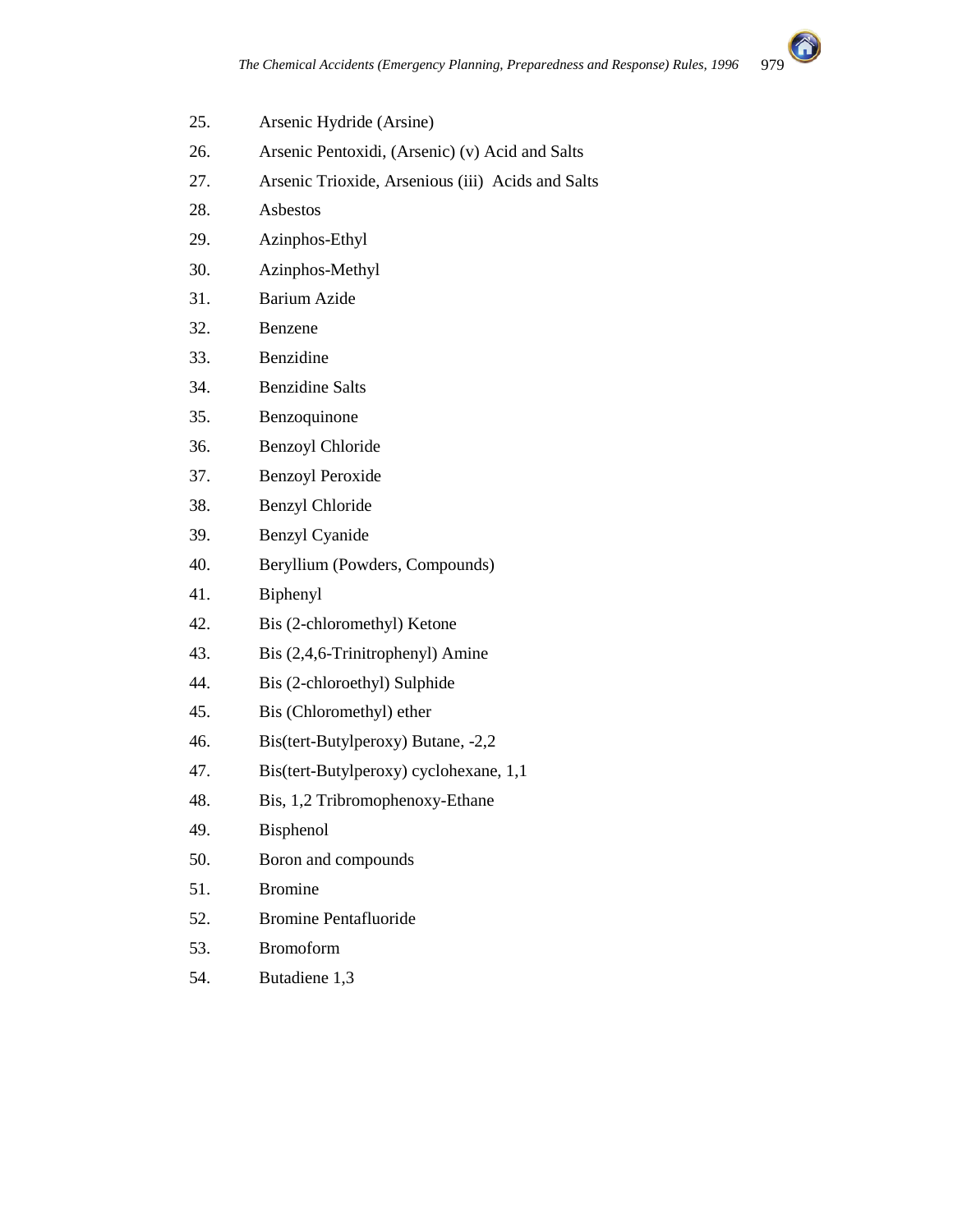25. Arsenic Hydride (Arsine)
26. Arsenic Pentoxidi, (Arsenic) (v) Acid and Salts
27. Arsenic Trioxide, Arsenious (iii) Acids and Salts
28. Asbestos
29. Azinphos-Ethyl
30. Azinphos-Methyl
31. Barium Azide
32. Benzene
33. Benzidine
34. Benzidine Salts
35. Benzoquinone
36. Benzoyl Chloride
37. Benzoyl Peroxide
38. Benzyl Chloride
39. Benzyl Cyanide
40. Beryllium (Powders, Compounds)
41. Biphenyl
42. Bis (2-chloromethyl) Ketone
43. Bis (2,4,6-Trinitrophenyl) Amine
44. Bis (2-chloroethyl) Sulphide
45. Bis (Chloromethyl) ether
46. Bis(tert-Butylperoxy) Butane, -2,2
47. Bis(tert-Butylperoxy) cyclohexane, 1,1
48. Bis, 1,2 Tribromophenoxy-Ethane
49. Bisphenol
50. Boron and compounds
51. Bromine
52. Bromine Pentafluoride
53. Bromoform
54. Butadiene 1,3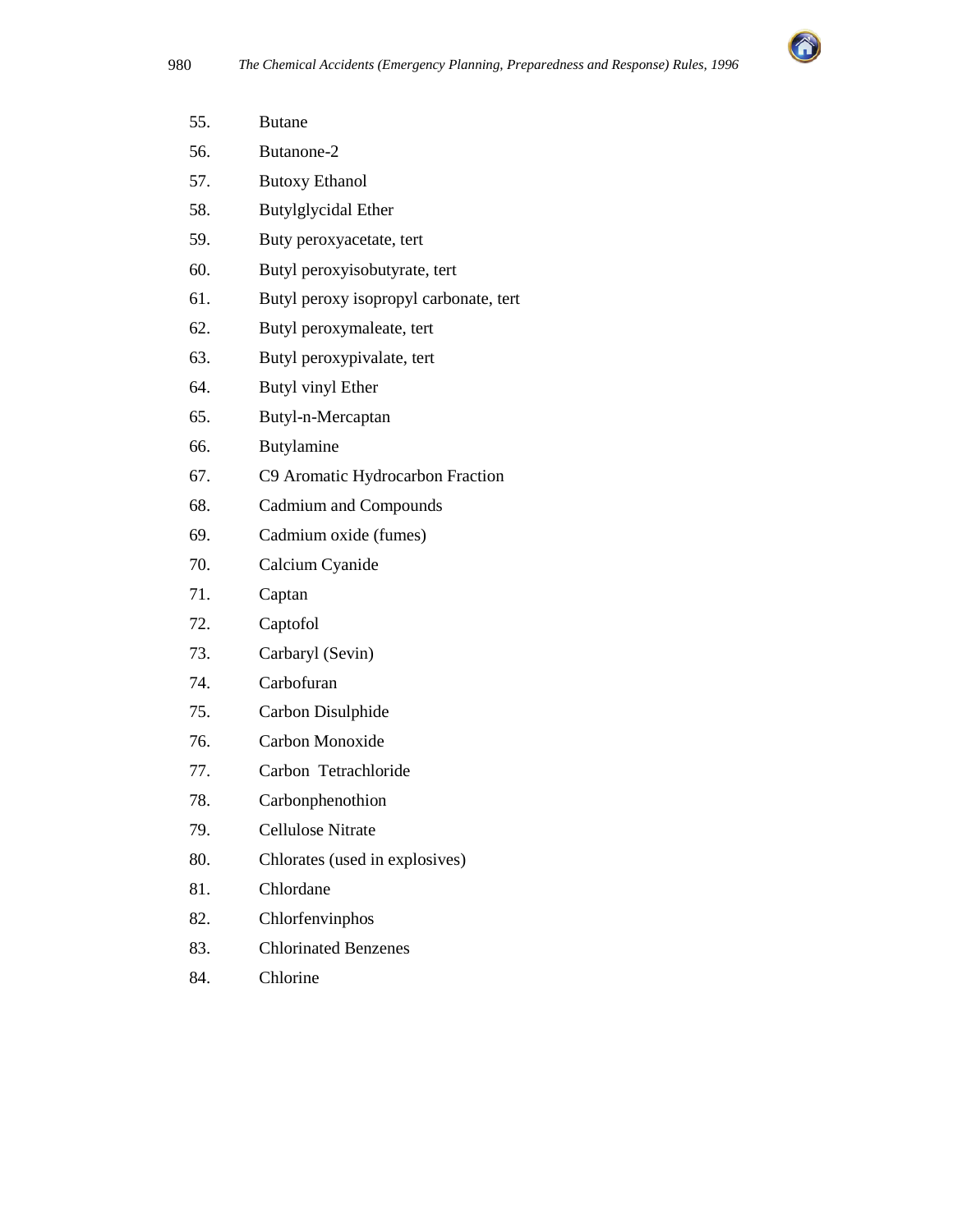55. Butane
56. Butanone-2
57. Butoxy Ethanol
58. Butylglycidal Ether
59. Buty peroxyacetate, tert
60. Butyl peroxyisobutyrate, tert
61. Butyl peroxy isopropyl carbonate, tert
62. Butyl peroxymaleate, tert
63. Butyl peroxypivalate, tert
64. Butyl vinyl Ether
65. Butyl-n-Mercaptan
66. Butylamine
67. C9 Aromatic Hydrocarbon Fraction
68. Cadmium and Compounds
69. Cadmium oxide (fumes)
70. Calcium Cyanide
71. Captan
72. Captofol
73. Carbaryl (Sevin)
74. Carbofuran
75. Carbon Disulphide
76. Carbon Monoxide
77. Carbon Tetrachloride
78. Carbonphenothion
79. Cellulose Nitrate
80. Chlorates (used in explosives)
81. Chlordane
82. Chlorfenvinphos
83. Chlorinated Benzenes
84. Chlorine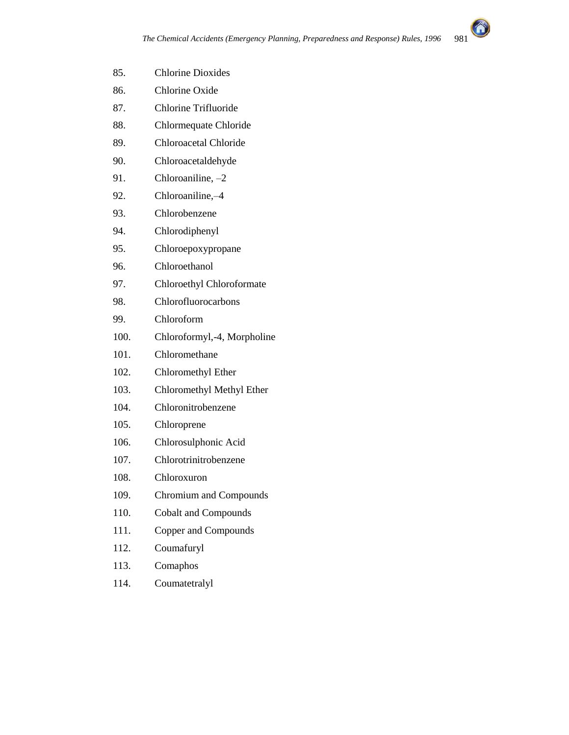85. Chlorine Dioxides
86. Chlorine Oxide
87. Chlorine Trifluoride
88. Chlormequate Chloride
89. Chloroacetal Chloride
90. Chloroacetaldehyde
91. Chloroaniline, –2
92. Chloroaniline,–4
93. Chlorobenzene
94. Chlorodiphenyl
95. Chloroepoxypropane
96. Chloroethanol
97. Chloroethyl Chloroformate
98. Chlorofluorocarbons
99. Chloroform
100. Chloroformyl,-4, Morpholine
101. Chloromethane
102. Chloromethyl Ether
103. Chloromethyl Methyl Ether
104. Chloronitrobenzene
105. Chloroprene
106. Chlorosulphonic Acid
107. Chlorotrinitrobenzene
108. Chloroxuron
109. Chromium and Compounds
110. Cobalt and Compounds
111. Copper and Compounds
112. Coumafuryl
113. Comaphos
114. Coumatetralyl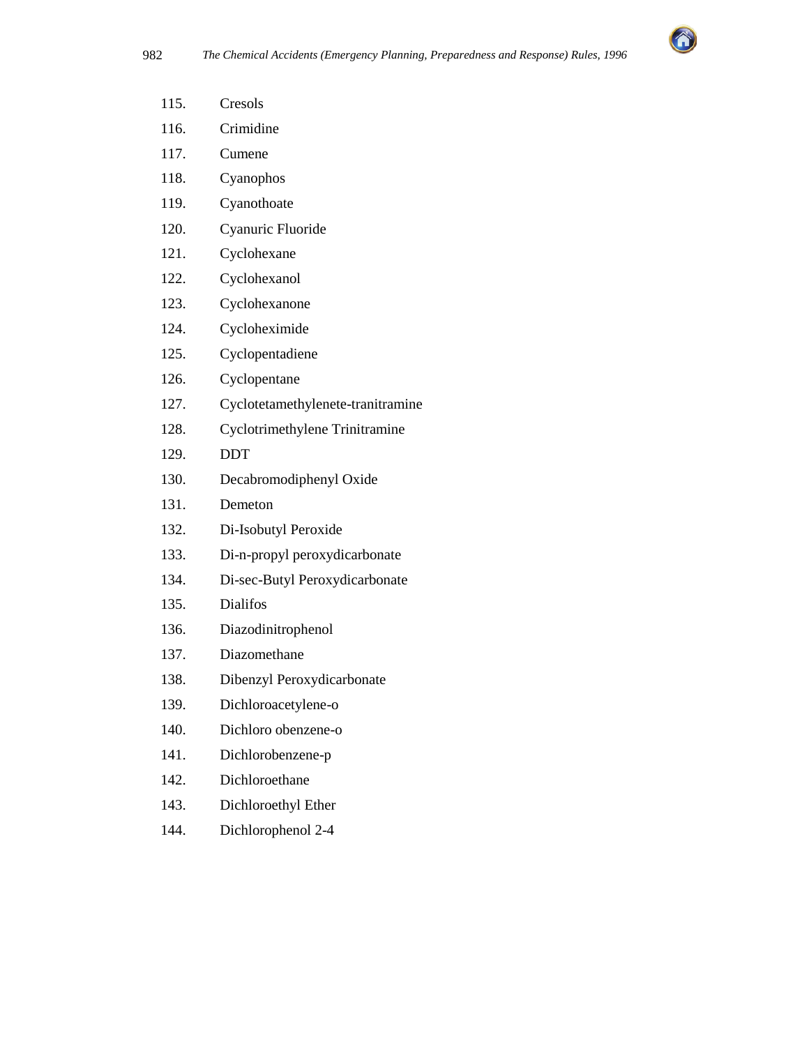115. Cresols
116. Crimidine
117. Cumene
118. Cyanophos
119. Cyanothoate
120. Cyanuric Fluoride
121. Cyclohexane
122. Cyclohexanol
123. Cyclohexanone
124. Cycloheximide
125. Cyclopentadiene
126. Cyclopentane
127. Cyclotetamethylenete-tranitramine
128. Cyclotrimethylene Trinitramine
129. DDT
130. Decabromodiphenyl Oxide
131. Demeton
132. Di-Isobutyl Peroxide
133. Di-n-propyl peroxydicarbonate
134. Di-sec-Butyl Peroxydicarbonate
135. Dialifos
136. Diazodinitrophenol
137. Diazomethane
138. Dibenzyl Peroxydicarbonate
139. Dichloroacetylene-o
140. Dichloro obenzene-o
141. Dichlorobenzene-p
142. Dichloroethane
143. Dichloroethyl Ether
144. Dichlorophenol 2-4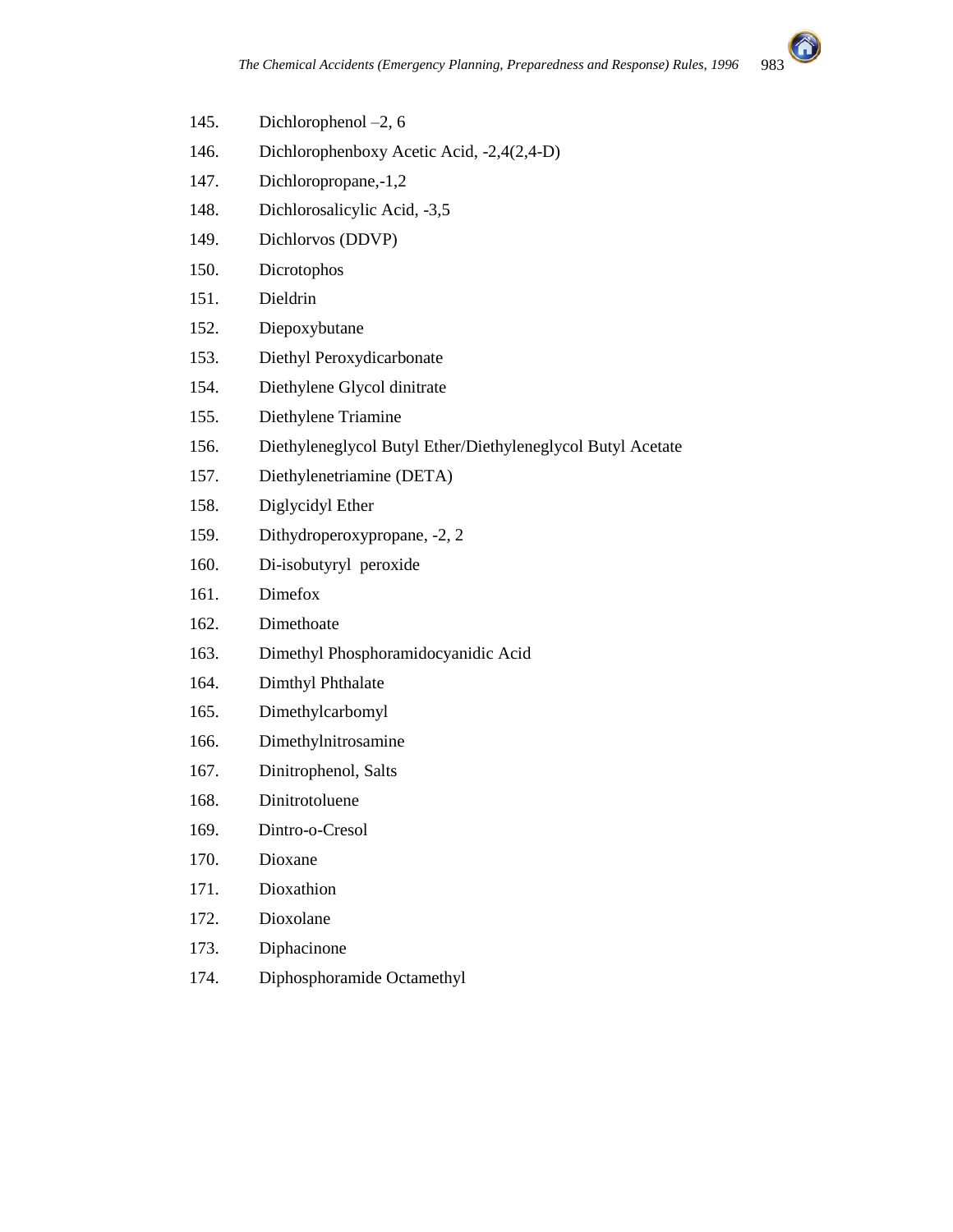145. Dichlorophenol –2, 6
146. Dichlorophenboxy Acetic Acid, -2,4(2,4-D)
147. Dichloropropane,-1,2
148. Dichlorosalicylic Acid, -3,5
149. Dichlorvos (DDVP)
150. Dicrotophos
151. Dieldrin
152. Diepoxybutane
153. Diethyl Peroxydicarbonate
154. Diethylene Glycol dinitrate
155. Diethylene Triamine
156. Diethyleneglycol Butyl Ether/Diethyleneglycol Butyl Acetate
157. Diethylenetriamine (DETA)
158. Diglycidyl Ether
159. Dithydroperoxypropane, -2, 2
160. Di-isobutyryl peroxide
161. Dimefox
162. Dimethoate
163. Dimethyl Phosphoramidocyanidic Acid
164. Dimthyl Phthalate
165. Dimethylcarbomyl
166. Dimethylnitrosamine
167. Dinitrophenol, Salts
168. Dinitrotoluene
169. Dintro-o-Cresol
170. Dioxane
171. Dioxathion
172. Dioxolane
173. Diphacinone
174. Diphosphoramide Octamethyl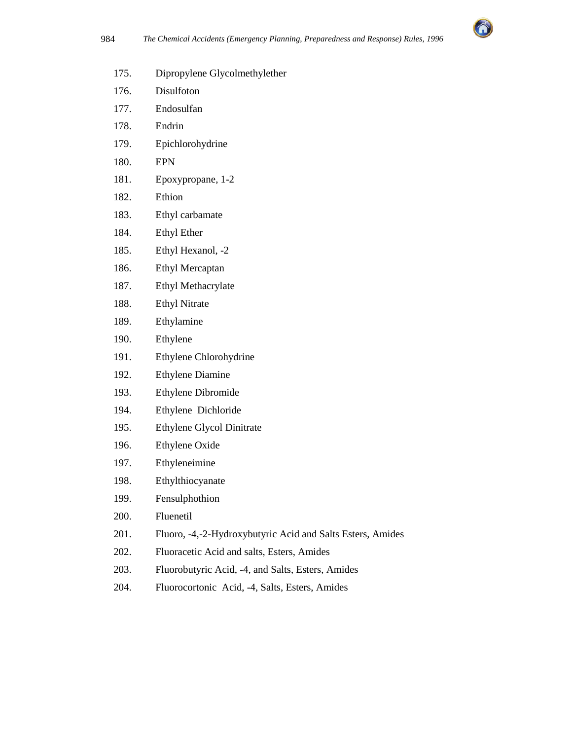175. Dipropylene Glycolmethylether
176. Disulfoton
177. Endosulfan
178. Endrin
179. Epichlorohydrine
180. EPN
181. Epoxypropane, 1-2
182. Ethion
183. Ethyl carbamate
184. Ethyl Ether
185. Ethyl Hexanol, -2
186. Ethyl Mercaptan
187. Ethyl Methacrylate
188. Ethyl Nitrate
189. Ethylamine
190. Ethylene
191. Ethylene Chlorohydrine
192. Ethylene Diamine
193. Ethylene Dibromide
194. Ethylene  Dichloride
195. Ethylene Glycol Dinitrate
196. Ethylene Oxide
197. Ethyleneimine
198. Ethylthiocyanate
199. Fensulphothion
200. Fluenetil
201. Fluoro, -4,-2-Hydroxybutyric Acid and Salts Esters, Amides
202. Fluoracetic Acid and salts, Esters, Amides
203. Fluorobutyric Acid, -4, and Salts, Esters, Amides
204. Fluorocortonic  Acid, -4, Salts, Esters, Amides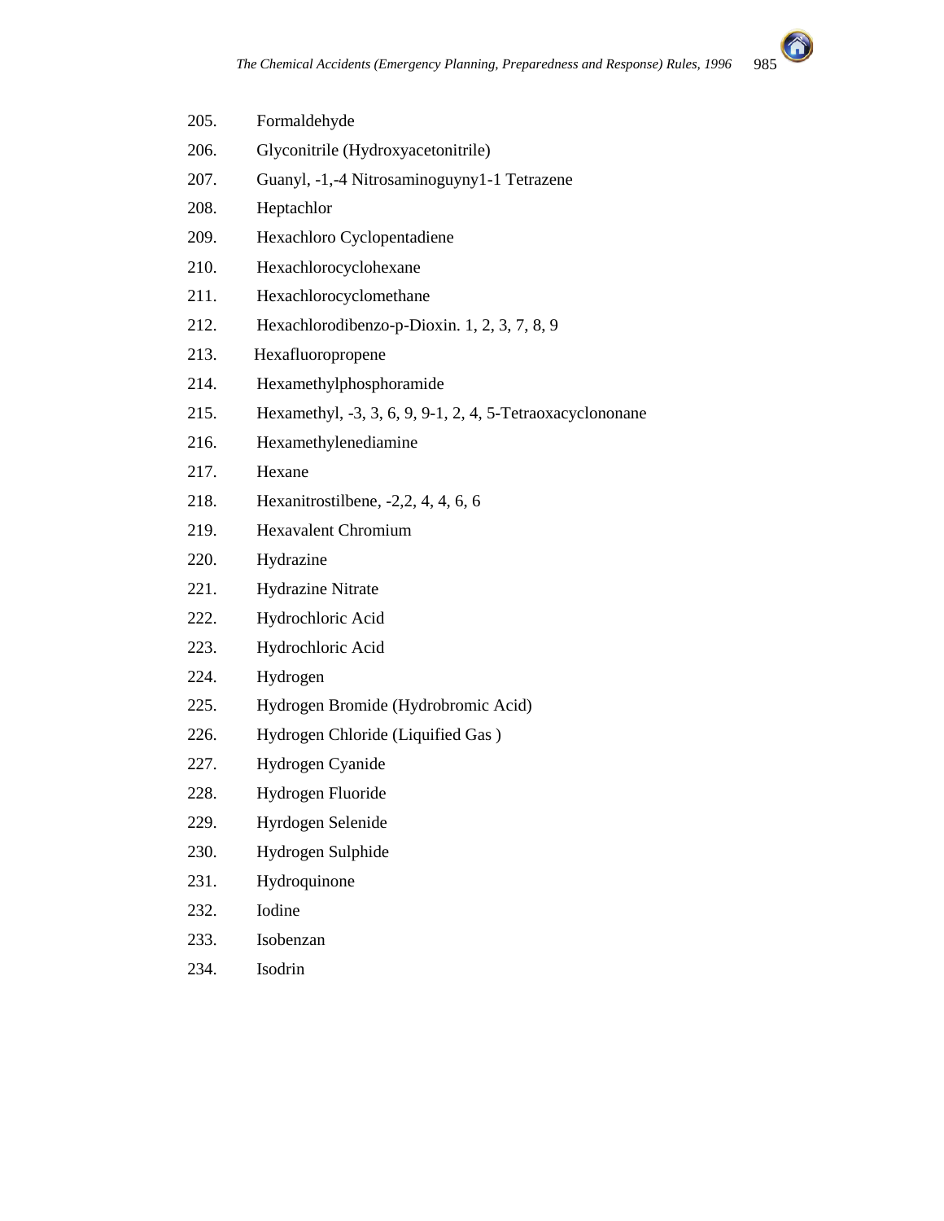205. Formaldehyde
206. Glyconitrile (Hydroxyacetonitrile)
207. Guanyl, -1,-4 Nitrosaminoguyny1-1 Tetrazene
208. Heptachlor
209. Hexachloro Cyclopentadiene
210. Hexachlorocyclohexane
211. Hexachlorocyclomethane
212. Hexachlorodibenzo-p-Dioxin. 1, 2, 3, 7, 8, 9
213. Hexafluoropropene
214. Hexamethylphosphoramide
215. Hexamethyl, -3, 3, 6, 9, 9-1, 2, 4, 5-Tetraoxacyclononane
216. Hexamethylenediamine
217. Hexane
218. Hexanitrostilbene, -2,2, 4, 4, 6, 6
219. Hexavalent Chromium
220. Hydrazine
221. Hydrazine Nitrate
222. Hydrochloric Acid
223. Hydrochloric Acid
224. Hydrogen
225. Hydrogen Bromide (Hydrobromic Acid)
226. Hydrogen Chloride (Liquified Gas )
227. Hydrogen Cyanide
228. Hydrogen Fluoride
229. Hyrdogen Selenide
230. Hydrogen Sulphide
231. Hydroquinone
232. Iodine
233. Isobenzan
234. Isodrin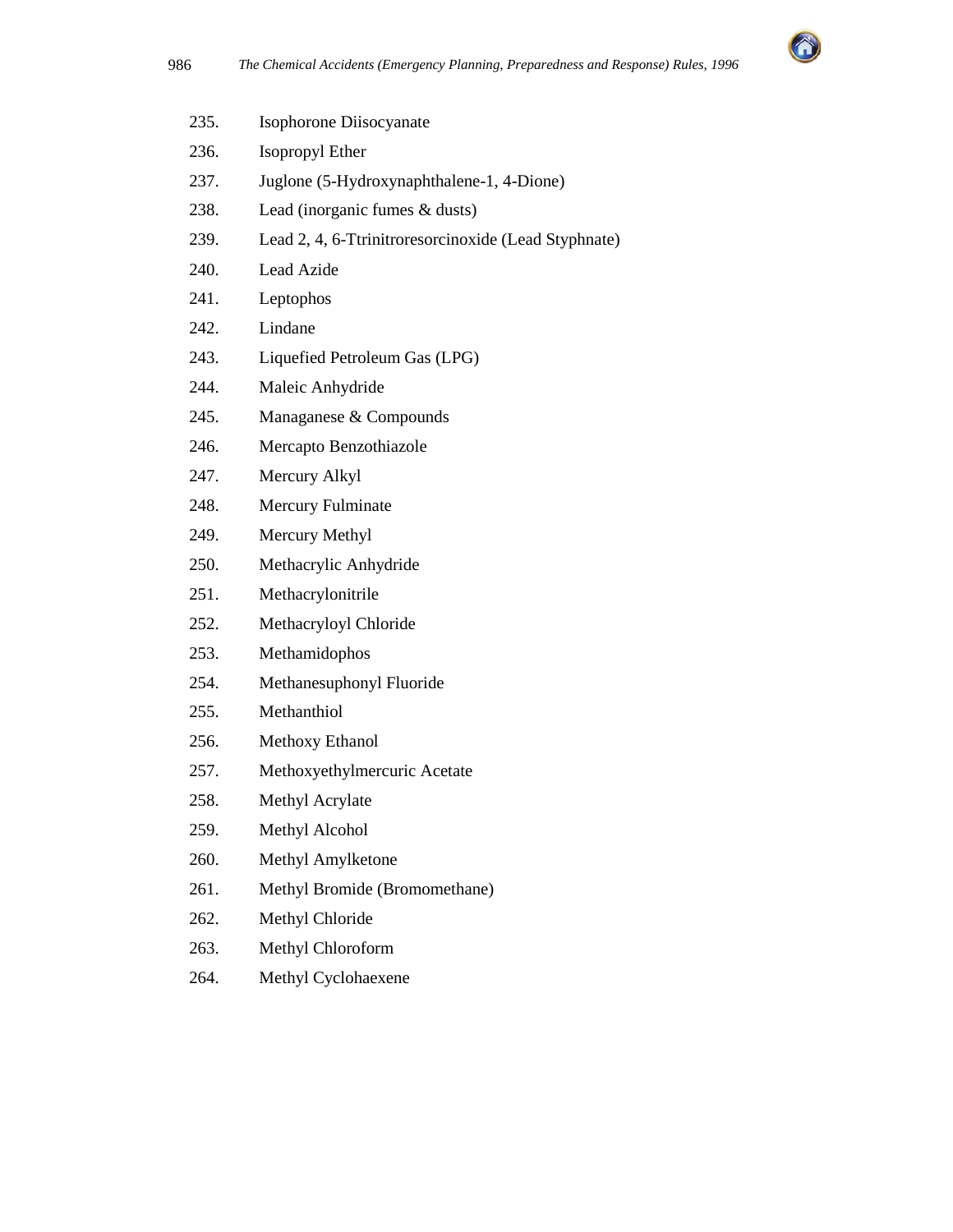235. Isophorone Diisocyanate
236. Isopropyl Ether
237. Juglone (5-Hydroxynaphthalene-1, 4-Dione)
238. Lead (inorganic fumes & dusts)
239. Lead 2, 4, 6-Ttrinitroresorcinoxide (Lead Styphnate)
240. Lead Azide
241. Leptophos
242. Lindane
243. Liquefied Petroleum Gas (LPG)
244. Maleic Anhydride
245. Managanese & Compounds
246. Mercapto Benzothiazole
247. Mercury Alkyl
248. Mercury Fulminate
249. Mercury Methyl
250. Methacrylic Anhydride
251. Methacrylonitrile
252. Methacryloyl Chloride
253. Methamidophos
254. Methanesuphonyl Fluoride
255. Methanthiol
256. Methoxy Ethanol
257. Methoxyethylmercuric Acetate
258. Methyl Acrylate
259. Methyl Alcohol
260. Methyl Amylketone
261. Methyl Bromide (Bromomethane)
262. Methyl Chloride
263. Methyl Chloroform
264. Methyl Cyclohaexene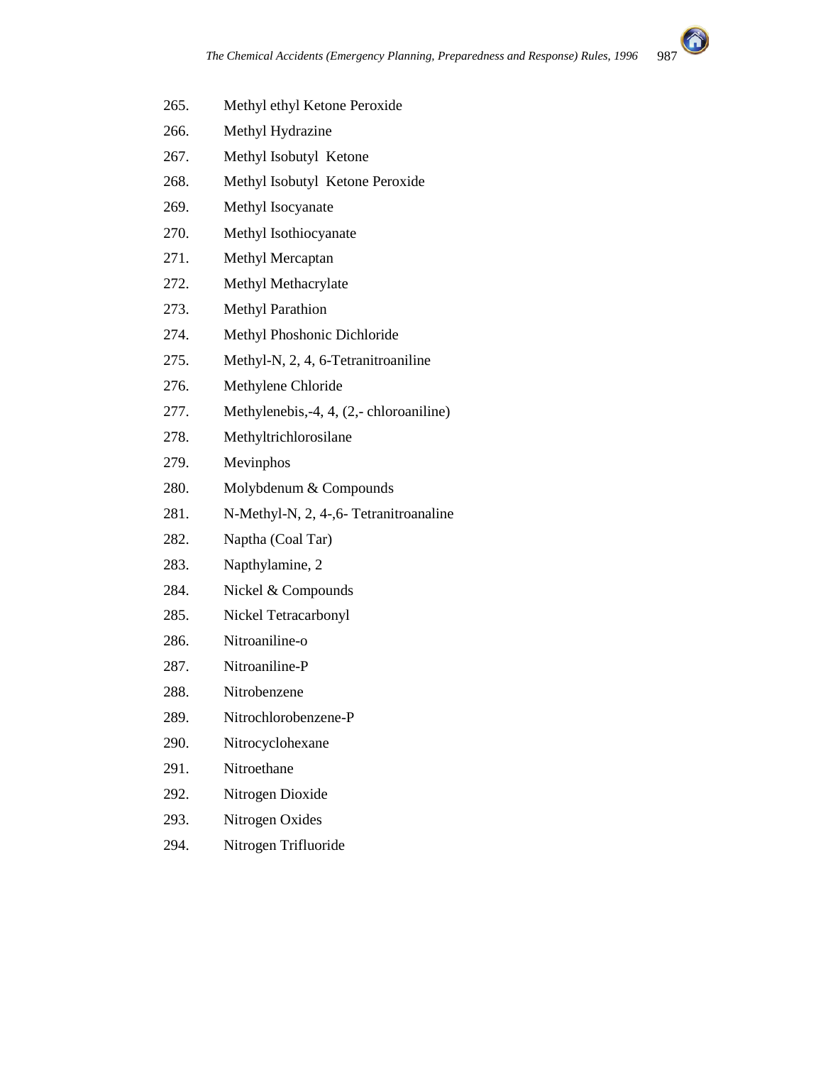265. Methyl ethyl Ketone Peroxide
266. Methyl Hydrazine
267. Methyl Isobutyl Ketone
268. Methyl Isobutyl Ketone Peroxide
269. Methyl Isocyanate
270. Methyl Isothiocyanate
271. Methyl Mercaptan
272. Methyl Methacrylate
273. Methyl Parathion
274. Methyl Phoshonic Dichloride
275. Methyl-N, 2, 4, 6-Tetranitroaniline
276. Methylene Chloride
277. Methylenebis,-4, 4, (2,- chloroaniline)
278. Methyltrichlorosilane
279. Mevinphos
280. Molybdenum & Compounds
281. N-Methyl-N, 2, 4-,6- Tetranitroanaline
282. Naptha (Coal Tar)
283. Napthylamine, 2
284. Nickel & Compounds
285. Nickel Tetracarbonyl
286. Nitroaniline-o
287. Nitroaniline-P
288. Nitrobenzene
289. Nitrochlorobenzene-P
290. Nitrocyclohexane
291. Nitroethane
292. Nitrogen Dioxide
293. Nitrogen Oxides
294. Nitrogen Trifluoride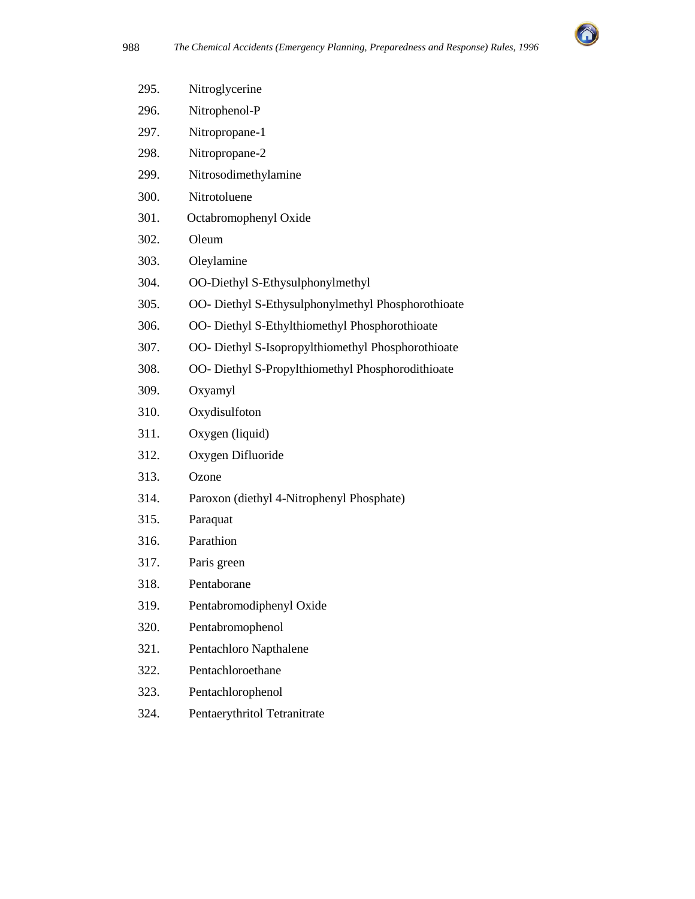295. Nitroglycerine
296. Nitrophenol-P
297. Nitropropane-1
298. Nitropropane-2
299. Nitrosodimethylamine
300. Nitrotoluene
301. Octabromophenyl Oxide
302. Oleum
303. Oleylamine
304. OO-Diethyl S-Ethysulphonylmethyl
305. OO- Diethyl S-Ethysulphonylmethyl Phosphorothioate
306. OO- Diethyl S-Ethylthiomethyl Phosphorothioate
307. OO- Diethyl S-Isopropylthiomethyl Phosphorothioate
308. OO- Diethyl S-Propylthiomethyl Phosphorodithioate
309. Oxyamyl
310. Oxydisulfoton
311. Oxygen (liquid)
312. Oxygen Difluoride
313. Ozone
314. Paroxon (diethyl 4-Nitrophenyl Phosphate)
315. Paraquat
316. Parathion
317. Paris green
318. Pentaborane
319. Pentabromodiphenyl Oxide
320. Pentabromophenol
321. Pentachloro Napthalene
322. Pentachloroethane
323. Pentachlorophenol
324. Pentaerythritol Tetranitrate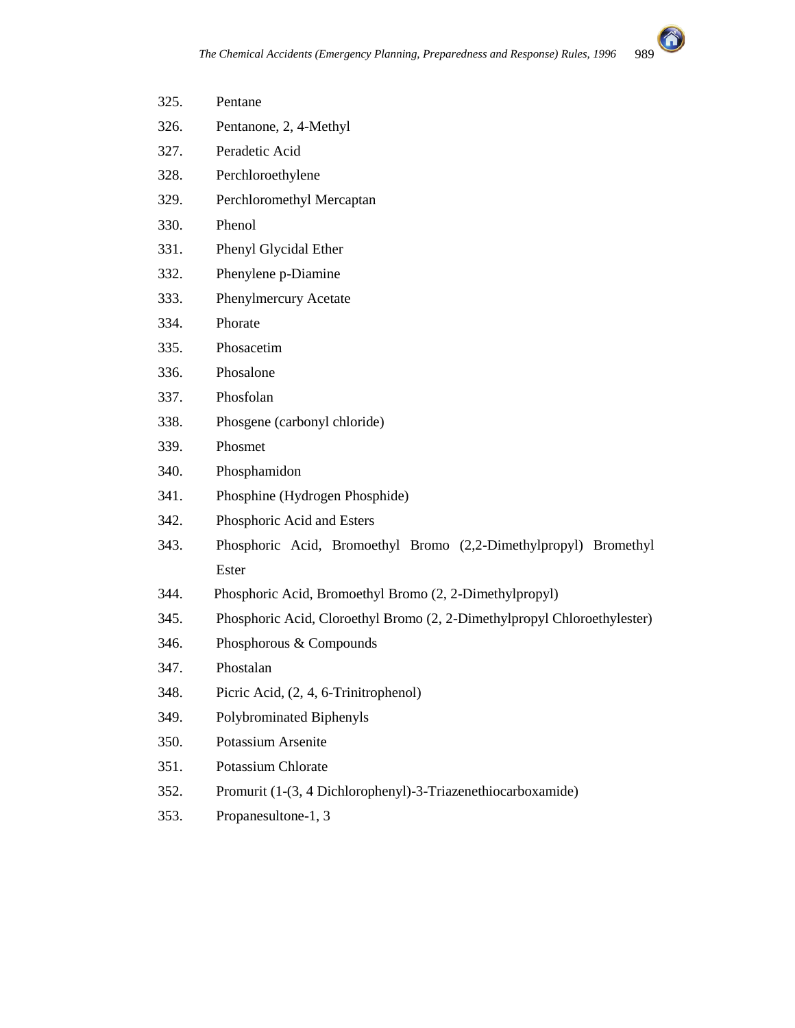325. Pentane
326. Pentanone, 2, 4-Methyl
327. Peradetic Acid
328. Perchloroethylene
329. Perchloromethyl Mercaptan
330. Phenol
331. Phenyl Glycidal Ether
332. Phenylene p-Diamine
333. Phenylmercury Acetate
334. Phorate
335. Phosacetim
336. Phosalone
337. Phosfolan
338. Phosgene (carbonyl chloride)
339. Phosmet
340. Phosphamidon
341. Phosphine (Hydrogen Phosphide)
342. Phosphoric Acid and Esters
343. Phosphoric Acid, Bromoethyl Bromo (2,2-Dimethylpropyl) Bromethyl Ester
344. Phosphoric Acid, Bromoethyl Bromo (2, 2-Dimethylpropyl)
345. Phosphoric Acid, Cloroethyl Bromo (2, 2-Dimethylpropyl Chloroethylester)
346. Phosphorous & Compounds
347. Phostalan
348. Picric Acid, (2, 4, 6-Trinitrophenol)
349. Polybrominated Biphenyls
350. Potassium Arsenite
351. Potassium Chlorate
352. Promurit (1-(3, 4 Dichlorophenyl)-3-Triazenethiocarboxamide)
353. Propanesultone-1, 3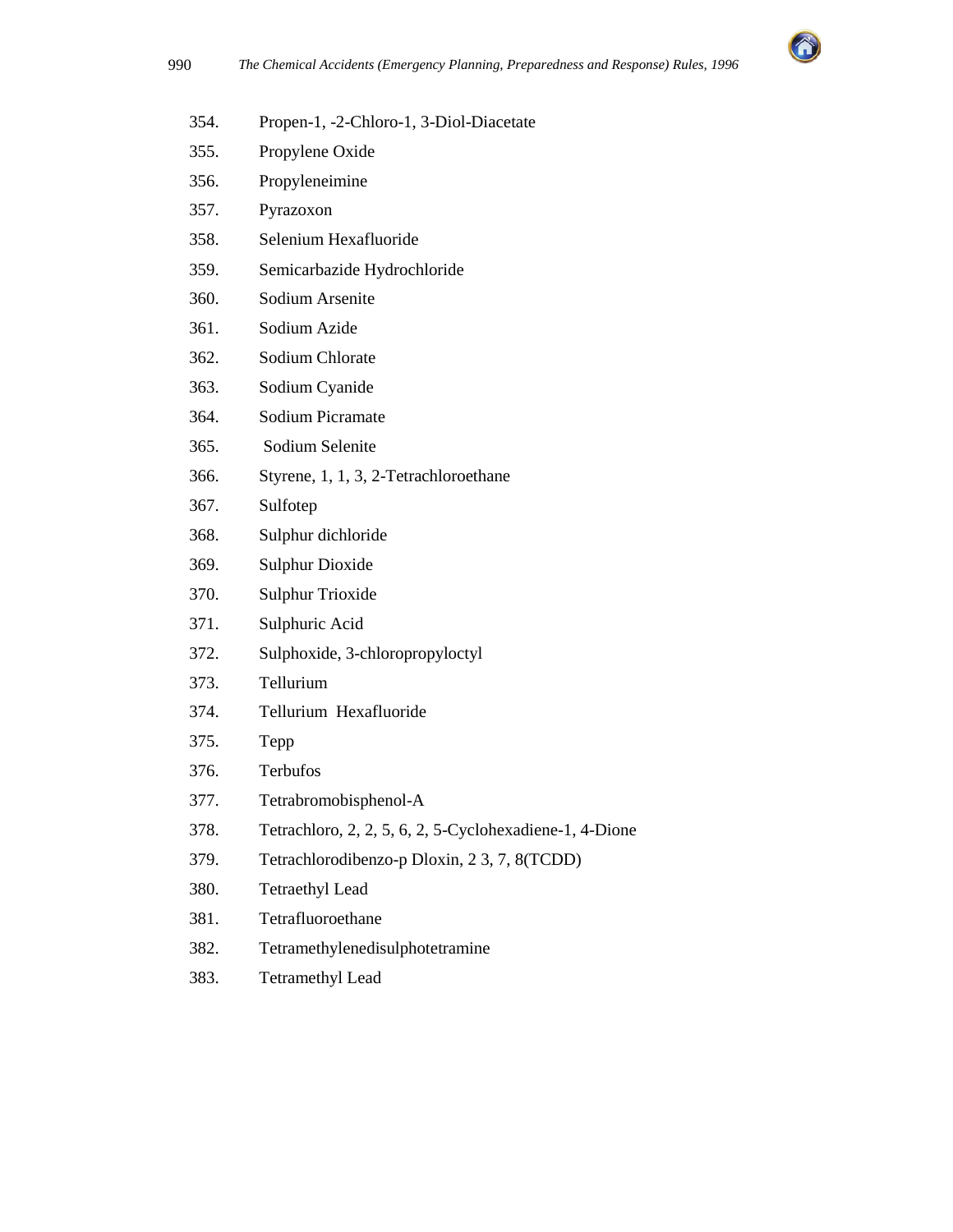354. Propen-1, -2-Chloro-1, 3-Diol-Diacetate
355. Propylene Oxide
356. Propyleneimine
357. Pyrazoxon
358. Selenium Hexafluoride
359. Semicarbazide Hydrochloride
360. Sodium Arsenite
361. Sodium Azide
362. Sodium Chlorate
363. Sodium Cyanide
364. Sodium Picramate
365. Sodium Selenite
366. Styrene, 1, 1, 3, 2-Tetrachloroethane
367. Sulfotep
368. Sulphur dichloride
369. Sulphur Dioxide
370. Sulphur Trioxide
371. Sulphuric Acid
372. Sulphoxide, 3-chloropropyloctyl
373. Tellurium
374. Tellurium Hexafluoride
375. Tepp
376. Terbufos
377. Tetrabromobisphenol-A
378. Tetrachloro, 2, 2, 5, 6, 2, 5-Cyclohexadiene-1, 4-Dione
379. Tetrachlorodibenzo-p Dloxin, 2 3, 7, 8(TCDD)
380. Tetraethyl Lead
381. Tetrafluoroethane
382. Tetramethylenedisulphotetramine
383. Tetramethyl Lead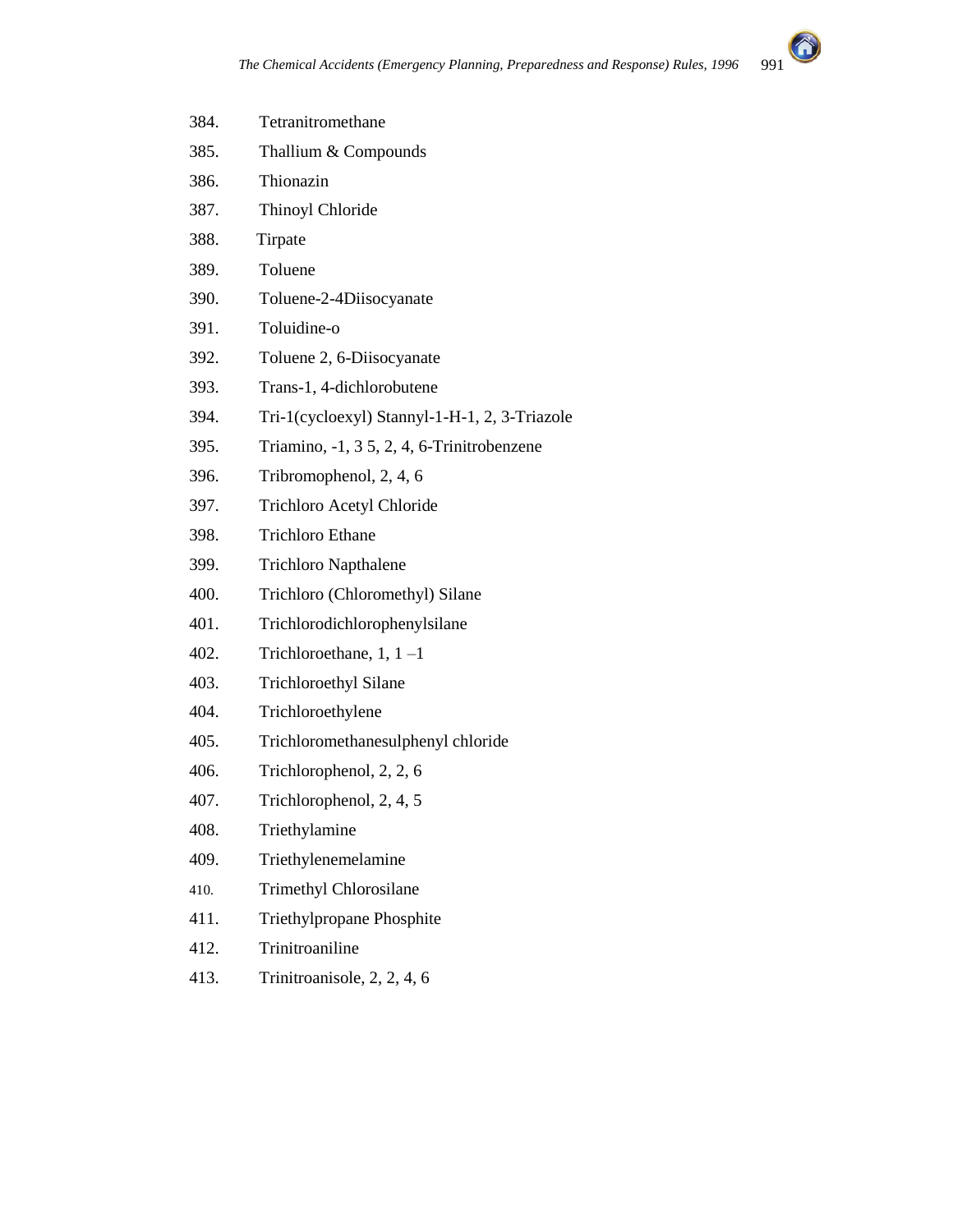384. Tetranitromethane

385. Thallium & Compounds

386. Thionazin

387. Thinoyl Chloride

388. Tirpate

389. Toluene

390. Toluene-2-4Diisocyanate

391. Toluidine-o

392. Toluene 2, 6-Diisocyanate

393. Trans-1, 4-dichlorobutene

394. Tri-1(cycloexyl) Stannyl-1-H-1, 2, 3-Triazole

395. Triamino, -1, 3 5, 2, 4, 6-Trinitrobenzene

396. Tribromophenol, 2, 4, 6

397. Trichloro Acetyl Chloride

398. Trichloro Ethane

399. Trichloro Napthalene

400. Trichloro (Chloromethyl) Silane

401. Trichlorodichlorophenylsilane

402. Trichloroethane, 1, 1 –1

403. Trichloroethyl Silane

404. Trichloroethylene

405. Trichloromethanesulphenyl chloride

406. Trichlorophenol, 2, 2, 6

407. Trichlorophenol, 2, 4, 5

408. Triethylamine

409. Triethylenemelamine

410. Trimethyl Chlorosilane

411. Triethylpropane Phosphite

412. Trinitroaniline

413. Trinitroanisole, 2, 2, 4, 6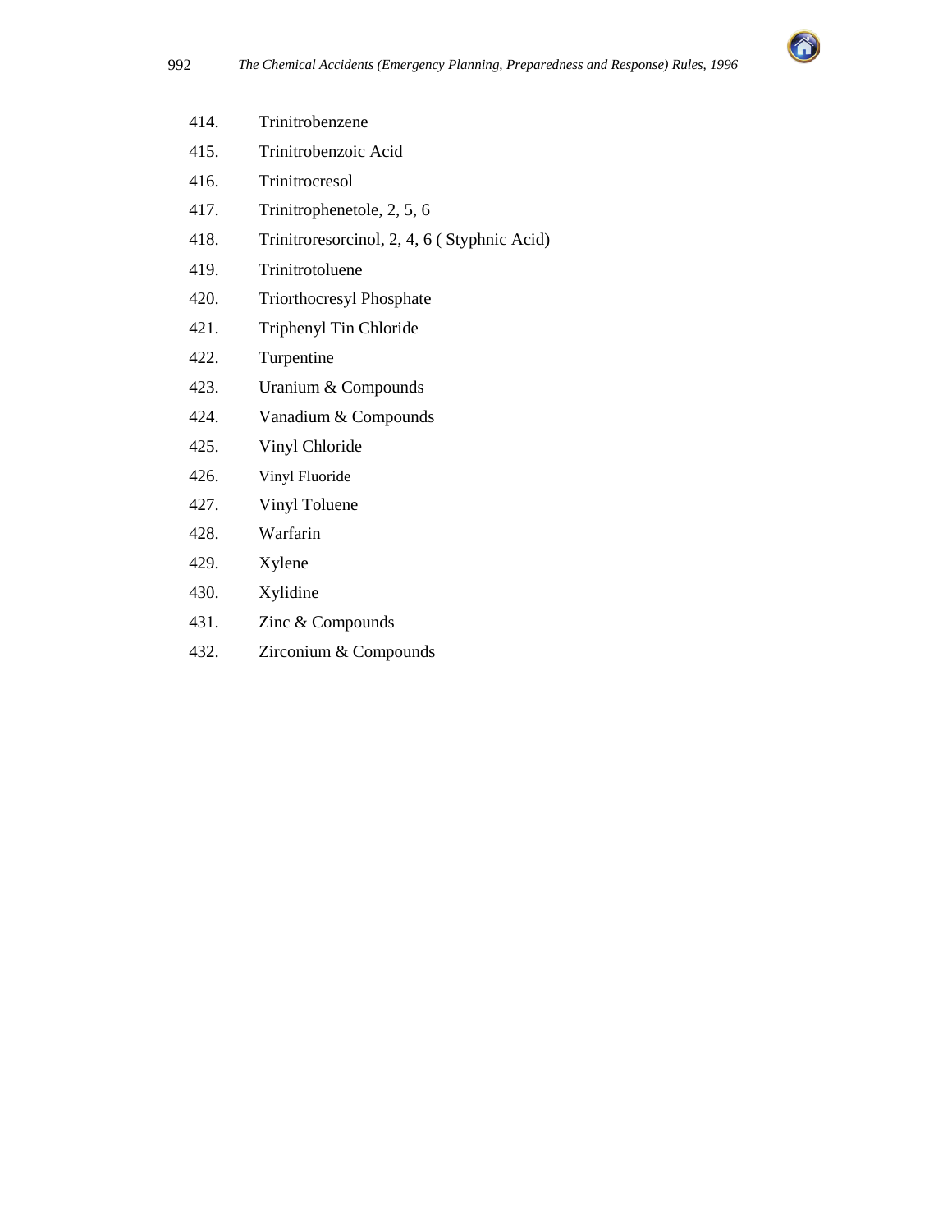414. Trinitrobenzene
415. Trinitrobenzoic Acid
416. Trinitrocresol
417. Trinitrophenetole, 2, 5, 6
418. Trinitroresorcinol, 2, 4, 6 ( Styphnic Acid)
419. Trinitrotoluene
420. Triorthocresyl Phosphate
421. Triphenyl Tin Chloride
422. Turpentine
423. Uranium & Compounds
424. Vanadium & Compounds
425. Vinyl Chloride
426. Vinyl Fluoride
427. Vinyl Toluene
428. Warfarin
429. Xylene
430. Xylidine
431. Zinc & Compounds
432. Zirconium & Compounds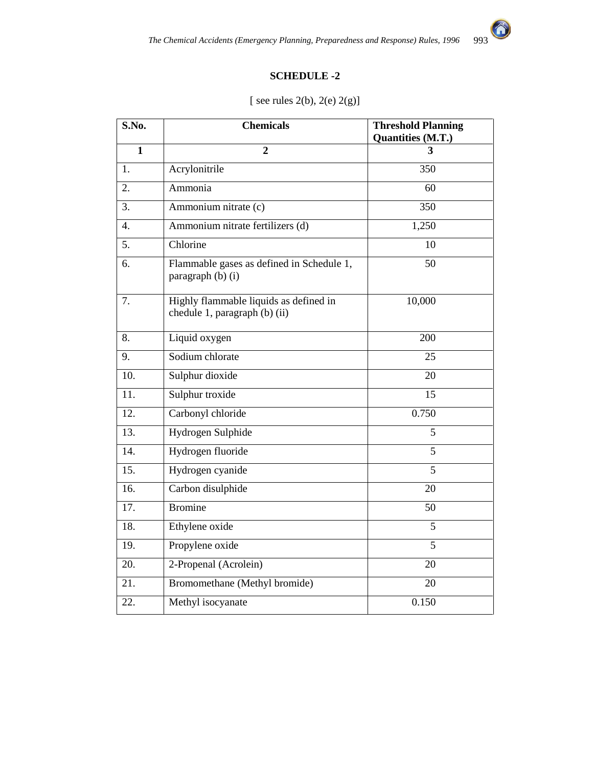## SCHEDULE -2

[ see rules 2(b), 2(e) 2(g)]

| S.No. | Chemicals | Threshold Planning Quantities (M.T.) |
|---|---|---|
| 1 | 2 | 3 |
| 1. | Acrylonitrile | 350 |
| 2. | Ammonia | 60 |
| 3. | Ammonium nitrate (c) | 350 |
| 4. | Ammonium nitrate fertilizers (d) | 1,250 |
| 5. | Chlorine | 10 |
| 6. | Flammable gases as defined in Schedule 1, paragraph (b) (i) | 50 |
| 7. | Highly flammable liquids as defined in chedule 1, paragraph (b) (ii) | 10,000 |
| 8. | Liquid oxygen | 200 |
| 9. | Sodium chlorate | 25 |
| 10. | Sulphur dioxide | 20 |
| 11. | Sulphur troxide | 15 |
| 12. | Carbonyl chloride | 0.750 |
| 13. | Hydrogen Sulphide | 5 |
| 14. | Hydrogen fluoride | 5 |
| 15. | Hydrogen cyanide | 5 |
| 16. | Carbon disulphide | 20 |
| 17. | Bromine | 50 |
| 18. | Ethylene oxide | 5 |
| 19. | Propylene oxide | 5 |
| 20. | 2-Propenal (Acrolein) | 20 |
| 21. | Bromomethane (Methyl bromide) | 20 |
| 22. | Methyl isocyanate | 0.150 |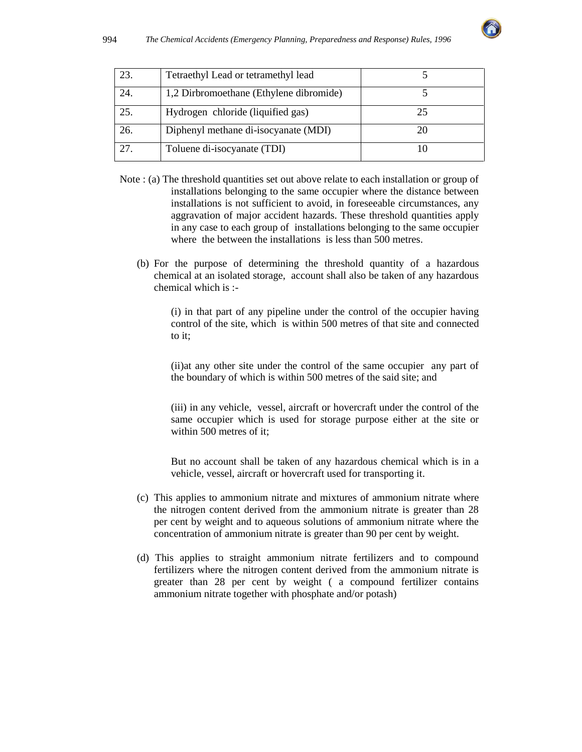| 23. | Tetraethyl Lead or tetramethyl lead | 5 |
|---|---|---|
| 24. | 1,2 Dirbromoethane (Ethylene dibromide) | 5 |
| 25. | Hydrogen chloride (liquified gas) | 25 |
| 26. | Diphenyl methane di-isocyanate (MDI) | 20 |
| 27. | Toluene di-isocyanate (TDI) | 10 |

Note : (a) The threshold quantities set out above relate to each installation or group of installations belonging to the same occupier where the distance between installations is not sufficient to avoid, in foreseeable circumstances, any aggravation of major accident hazards. These threshold quantities apply in any case to each group of installations belonging to the same occupier where the between the installations is less than 500 metres.

(b) For the purpose of determining the threshold quantity of a hazardous chemical at an isolated storage, account shall also be taken of any hazardous chemical which is :-

(i) in that part of any pipeline under the control of the occupier having control of the site, which is within 500 metres of that site and connected to it;

(ii)at any other site under the control of the same occupier any part of the boundary of which is within 500 metres of the said site; and

(iii) in any vehicle, vessel, aircraft or hovercraft under the control of the same occupier which is used for storage purpose either at the site or within 500 metres of it;

But no account shall be taken of any hazardous chemical which is in a vehicle, vessel, aircraft or hovercraft used for transporting it.

(c) This applies to ammonium nitrate and mixtures of ammonium nitrate where the nitrogen content derived from the ammonium nitrate is greater than 28 per cent by weight and to aqueous solutions of ammonium nitrate where the concentration of ammonium nitrate is greater than 90 per cent by weight.

(d) This applies to straight ammonium nitrate fertilizers and to compound fertilizers where the nitrogen content derived from the ammonium nitrate is greater than 28 per cent by weight ( a compound fertilizer contains ammonium nitrate together with phosphate and/or potash)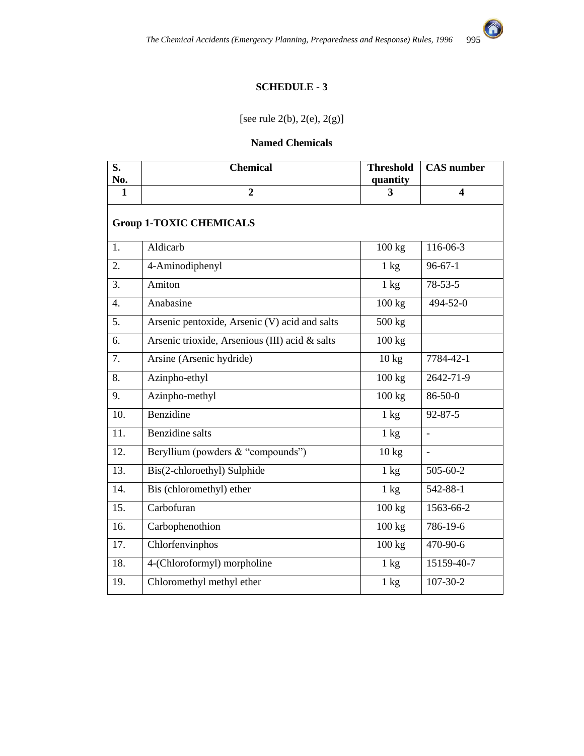## SCHEDULE - 3

[see rule 2(b), 2(e), 2(g)]

### Named Chemicals

| S. No. | Chemical | Threshold quantity | CAS number |
|---|---|---|---|
| 1 | 2 | 3 | 4 |
| **Group 1-TOXIC CHEMICALS** | | | |
| 1. | Aldicarb | 100 kg | 116-06-3 |
| 2. | 4-Aminodiphenyl | 1 kg | 96-67-1 |
| 3. | Amiton | 1 kg | 78-53-5 |
| 4. | Anabasine | 100 kg | 494-52-0 |
| 5. | Arsenic pentoxide, Arsenic (V) acid and salts | 500 kg | |
| 6. | Arsenic trioxide, Arsenious (III) acid & salts | 100 kg | |
| 7. | Arsine (Arsenic hydride) | 10 kg | 7784-42-1 |
| 8. | Azinpho-ethyl | 100 kg | 2642-71-9 |
| 9. | Azinpho-methyl | 100 kg | 86-50-0 |
| 10. | Benzidine | 1 kg | 92-87-5 |
| 11. | Benzidine salts | 1 kg | - |
| 12. | Beryllium (powders & "compounds") | 10 kg | - |
| 13. | Bis(2-chloroethyl) Sulphide | 1 kg | 505-60-2 |
| 14. | Bis (chloromethyl) ether | 1 kg | 542-88-1 |
| 15. | Carbofuran | 100 kg | 1563-66-2 |
| 16. | Carbophenothion | 100 kg | 786-19-6 |
| 17. | Chlorfenvinphos | 100 kg | 470-90-6 |
| 18. | 4-(Chloroformyl) morpholine | 1 kg | 15159-40-7 |
| 19. | Chloromethyl methyl ether | 1 kg | 107-30-2 |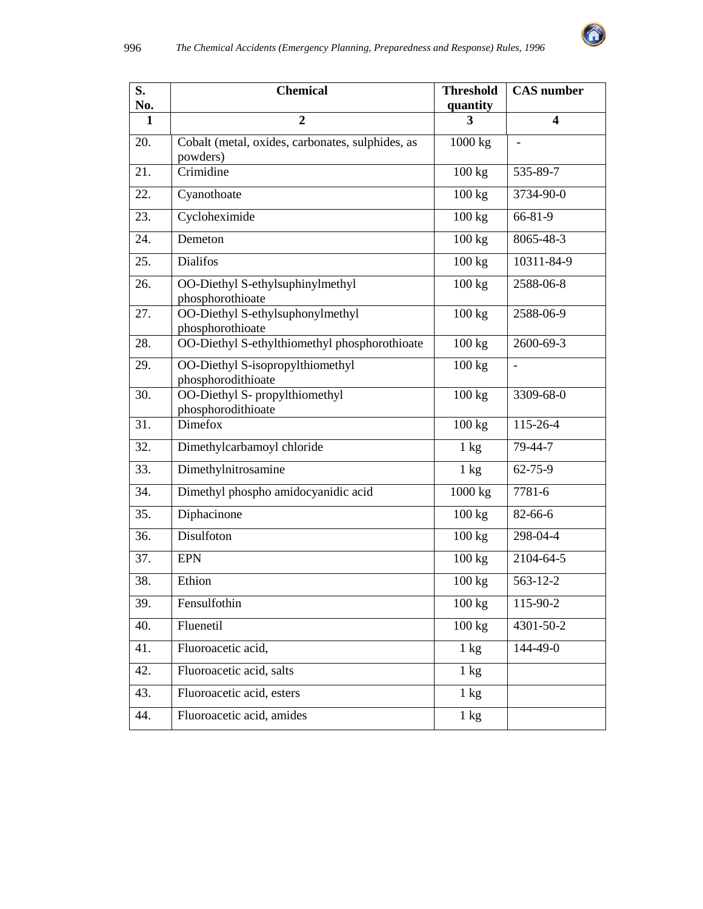| S. No. | Chemical | Threshold quantity | CAS number |
|---|---|---|---|
| 1 | 2 | 3 | 4 |
| 20. | Cobalt (metal, oxides, carbonates, sulphides, as powders) | 1000 kg | - |
| 21. | Crimidine | 100 kg | 535-89-7 |
| 22. | Cyanothoate | 100 kg | 3734-90-0 |
| 23. | Cycloheximide | 100 kg | 66-81-9 |
| 24. | Demeton | 100 kg | 8065-48-3 |
| 25. | Dialifos | 100 kg | 10311-84-9 |
| 26. | OO-Diethyl S-ethylsuphinylmethyl phosphorothioate | 100 kg | 2588-06-8 |
| 27. | OO-Diethyl S-ethylsuphonylmethyl phosphorothioate | 100 kg | 2588-06-9 |
| 28. | OO-Diethyl S-ethylthiomethyl phosphorothioate | 100 kg | 2600-69-3 |
| 29. | OO-Diethyl S-isopropylthiomethyl phosphorodithioate | 100 kg | - |
| 30. | OO-Diethyl S- propylthiomethyl phosphorodithioate | 100 kg | 3309-68-0 |
| 31. | Dimefox | 100 kg | 115-26-4 |
| 32. | Dimethylcarbamoyl chloride | 1 kg | 79-44-7 |
| 33. | Dimethylnitrosamine | 1 kg | 62-75-9 |
| 34. | Dimethyl phospho amidocyanidic acid | 1000 kg | 7781-6 |
| 35. | Diphacinone | 100 kg | 82-66-6 |
| 36. | Disulfoton | 100 kg | 298-04-4 |
| 37. | EPN | 100 kg | 2104-64-5 |
| 38. | Ethion | 100 kg | 563-12-2 |
| 39. | Fensulfothin | 100 kg | 115-90-2 |
| 40. | Fluenetil | 100 kg | 4301-50-2 |
| 41. | Fluoroacetic acid, | 1 kg | 144-49-0 |
| 42. | Fluoroacetic acid, salts | 1 kg | |
| 43. | Fluoroacetic acid, esters | 1 kg | |
| 44. | Fluoroacetic acid, amides | 1 kg | |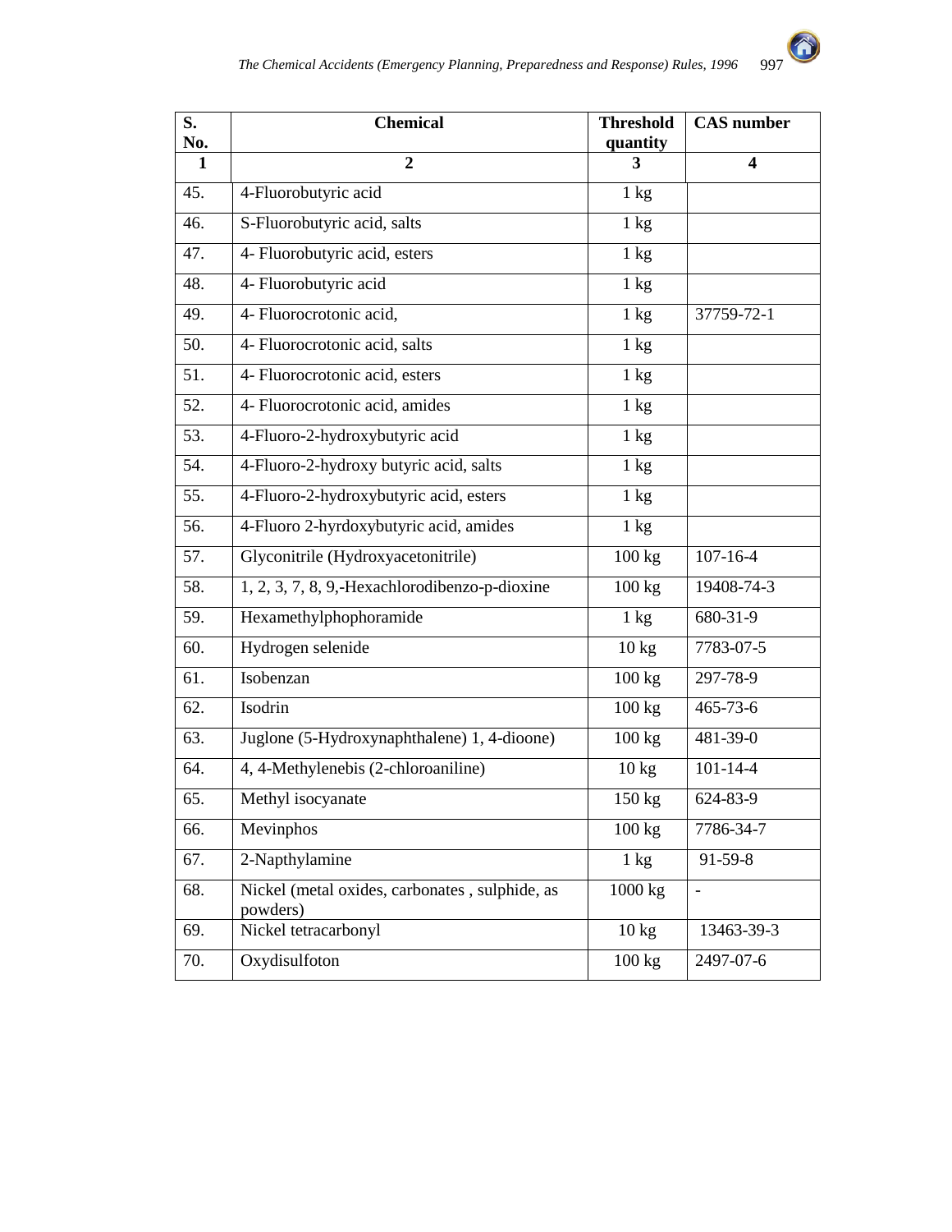| S. No. | Chemical | Threshold quantity | CAS number |
|---|---|---|---|
| 1 | 2 | 3 | 4 |
| 45. | 4-Fluorobutyric acid | 1 kg | |
| 46. | S-Fluorobutyric acid, salts | 1 kg | |
| 47. | 4- Fluorobutyric acid, esters | 1 kg | |
| 48. | 4- Fluorobutyric acid | 1 kg | |
| 49. | 4- Fluorocrotonic acid, | 1 kg | 37759-72-1 |
| 50. | 4- Fluorocrotonic acid, salts | 1 kg | |
| 51. | 4- Fluorocrotonic acid, esters | 1 kg | |
| 52. | 4- Fluorocrotonic acid, amides | 1 kg | |
| 53. | 4-Fluoro-2-hydroxybutyric acid | 1 kg | |
| 54. | 4-Fluoro-2-hydroxy butyric acid, salts | 1 kg | |
| 55. | 4-Fluoro-2-hydroxybutyric acid, esters | 1 kg | |
| 56. | 4-Fluoro 2-hyrdoxybutyric acid, amides | 1 kg | |
| 57. | Glyconitrile (Hydroxyacetonitrile) | 100 kg | 107-16-4 |
| 58. | 1, 2, 3, 7, 8, 9,-Hexachlorodibenzo-p-dioxine | 100 kg | 19408-74-3 |
| 59. | Hexamethylphophoramide | 1 kg | 680-31-9 |
| 60. | Hydrogen selenide | 10 kg | 7783-07-5 |
| 61. | Isobenzan | 100 kg | 297-78-9 |
| 62. | Isodrin | 100 kg | 465-73-6 |
| 63. | Juglone (5-Hydroxynaphthalene) 1, 4-dioone) | 100 kg | 481-39-0 |
| 64. | 4, 4-Methylenebis (2-chloroaniline) | 10 kg | 101-14-4 |
| 65. | Methyl isocyanate | 150 kg | 624-83-9 |
| 66. | Mevinphos | 100 kg | 7786-34-7 |
| 67. | 2-Napthylamine | 1 kg | 91-59-8 |
| 68. | Nickel (metal oxides, carbonates , sulphide, as powders) | 1000 kg | - |
| 69. | Nickel tetracarbonyl | 10 kg | 13463-39-3 |
| 70. | Oxydisulfoton | 100 kg | 2497-07-6 |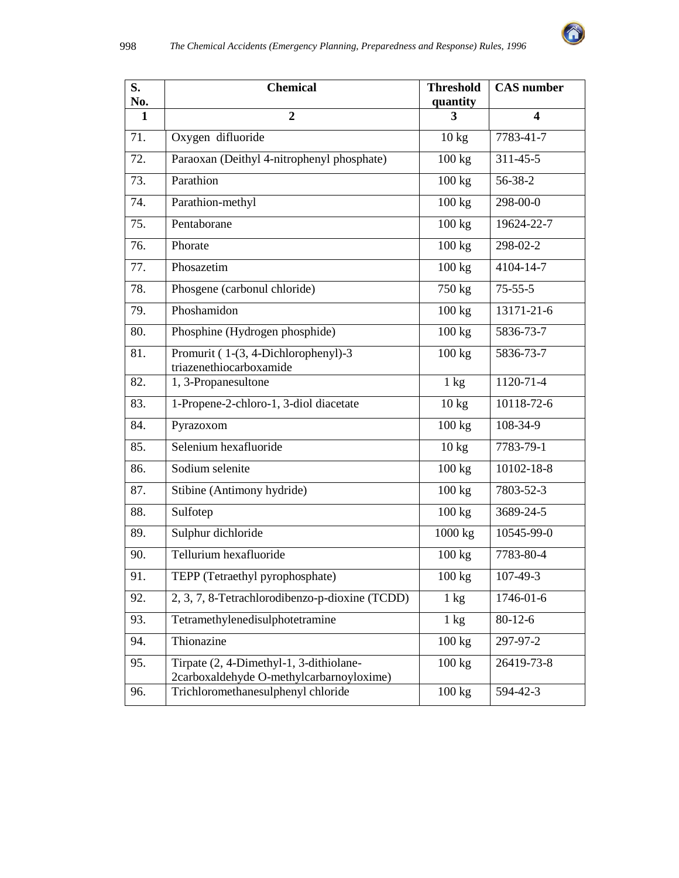| S. No. | Chemical | Threshold quantity | CAS number |
|---|---|---|---|
| 1 | 2 | 3 | 4 |
| 71. | Oxygen difluoride | 10 kg | 7783-41-7 |
| 72. | Paraoxan (Deithyl 4-nitrophenyl phosphate) | 100 kg | 311-45-5 |
| 73. | Parathion | 100 kg | 56-38-2 |
| 74. | Parathion-methyl | 100 kg | 298-00-0 |
| 75. | Pentaborane | 100 kg | 19624-22-7 |
| 76. | Phorate | 100 kg | 298-02-2 |
| 77. | Phosazetim | 100 kg | 4104-14-7 |
| 78. | Phosgene (carbonul chloride) | 750 kg | 75-55-5 |
| 79. | Phoshamidon | 100 kg | 13171-21-6 |
| 80. | Phosphine (Hydrogen phosphide) | 100 kg | 5836-73-7 |
| 81. | Promurit ( 1-(3, 4-Dichlorophenyl)-3 triazenethiocarboxamide | 100 kg | 5836-73-7 |
| 82. | 1, 3-Propanesultone | 1 kg | 1120-71-4 |
| 83. | 1-Propene-2-chloro-1, 3-diol diacetate | 10 kg | 10118-72-6 |
| 84. | Pyrazoxom | 100 kg | 108-34-9 |
| 85. | Selenium hexafluoride | 10 kg | 7783-79-1 |
| 86. | Sodium selenite | 100 kg | 10102-18-8 |
| 87. | Stibine (Antimony hydride) | 100 kg | 7803-52-3 |
| 88. | Sulfotep | 100 kg | 3689-24-5 |
| 89. | Sulphur dichloride | 1000 kg | 10545-99-0 |
| 90. | Tellurium hexafluoride | 100 kg | 7783-80-4 |
| 91. | TEPP (Tetraethyl pyrophosphate) | 100 kg | 107-49-3 |
| 92. | 2, 3, 7, 8-Tetrachlorodibenzo-p-dioxine (TCDD) | 1 kg | 1746-01-6 |
| 93. | Tetramethylenedisulphotetramine | 1 kg | 80-12-6 |
| 94. | Thionazine | 100 kg | 297-97-2 |
| 95. | Tirpate (2, 4-Dimethyl-1, 3-dithiolane-2carboxaldehyde O-methylcarbarnoyloxime) | 100 kg | 26419-73-8 |
| 96. | Trichloromethanesulphenyl chloride | 100 kg | 594-42-3 |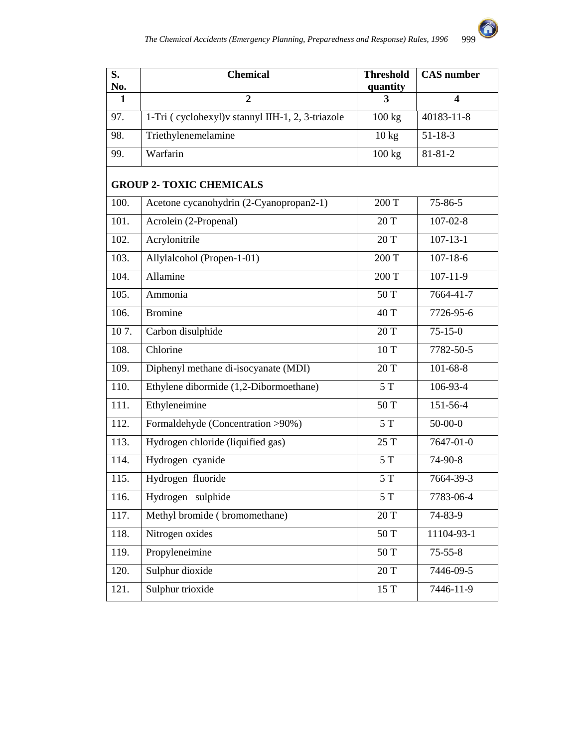| S. No. | Chemical | Threshold quantity | CAS number |
|---|---|---|---|
| 1 | 2 | 3 | 4 |
| 97. | 1-Tri ( cyclohexyl)v stannyl IIH-1, 2, 3-triazole | 100 kg | 40183-11-8 |
| 98. | Triethylenemelamine | 10 kg | 51-18-3 |
| 99. | Warfarin | 100 kg | 81-81-2 |
| **GROUP 2- TOXIC CHEMICALS** | | | |
| 100. | Acetone cycanohydrin (2-Cyanopropan2-1) | 200 T | 75-86-5 |
| 101. | Acrolein (2-Propenal) | 20 T | 107-02-8 |
| 102. | Acrylonitrile | 20 T | 107-13-1 |
| 103. | Allylalcohol (Propen-1-01) | 200 T | 107-18-6 |
| 104. | Allamine | 200 T | 107-11-9 |
| 105. | Ammonia | 50 T | 7664-41-7 |
| 106. | Bromine | 40 T | 7726-95-6 |
| 10 7. | Carbon disulphide | 20 T | 75-15-0 |
| 108. | Chlorine | 10 T | 7782-50-5 |
| 109. | Diphenyl methane di-isocyanate (MDI) | 20 T | 101-68-8 |
| 110. | Ethylene dibormide (1,2-Dibormoethane) | 5 T | 106-93-4 |
| 111. | Ethyleneimine | 50 T | 151-56-4 |
| 112. | Formaldehyde (Concentration >90%) | 5 T | 50-00-0 |
| 113. | Hydrogen chloride (liquified gas) | 25 T | 7647-01-0 |
| 114. | Hydrogen cyanide | 5 T | 74-90-8 |
| 115. | Hydrogen fluoride | 5 T | 7664-39-3 |
| 116. | Hydrogen sulphide | 5 T | 7783-06-4 |
| 117. | Methyl bromide ( bromomethane) | 20 T | 74-83-9 |
| 118. | Nitrogen oxides | 50 T | 11104-93-1 |
| 119. | Propyleneimine | 50 T | 75-55-8 |
| 120. | Sulphur dioxide | 20 T | 7446-09-5 |
| 121. | Sulphur trioxide | 15 T | 7446-11-9 |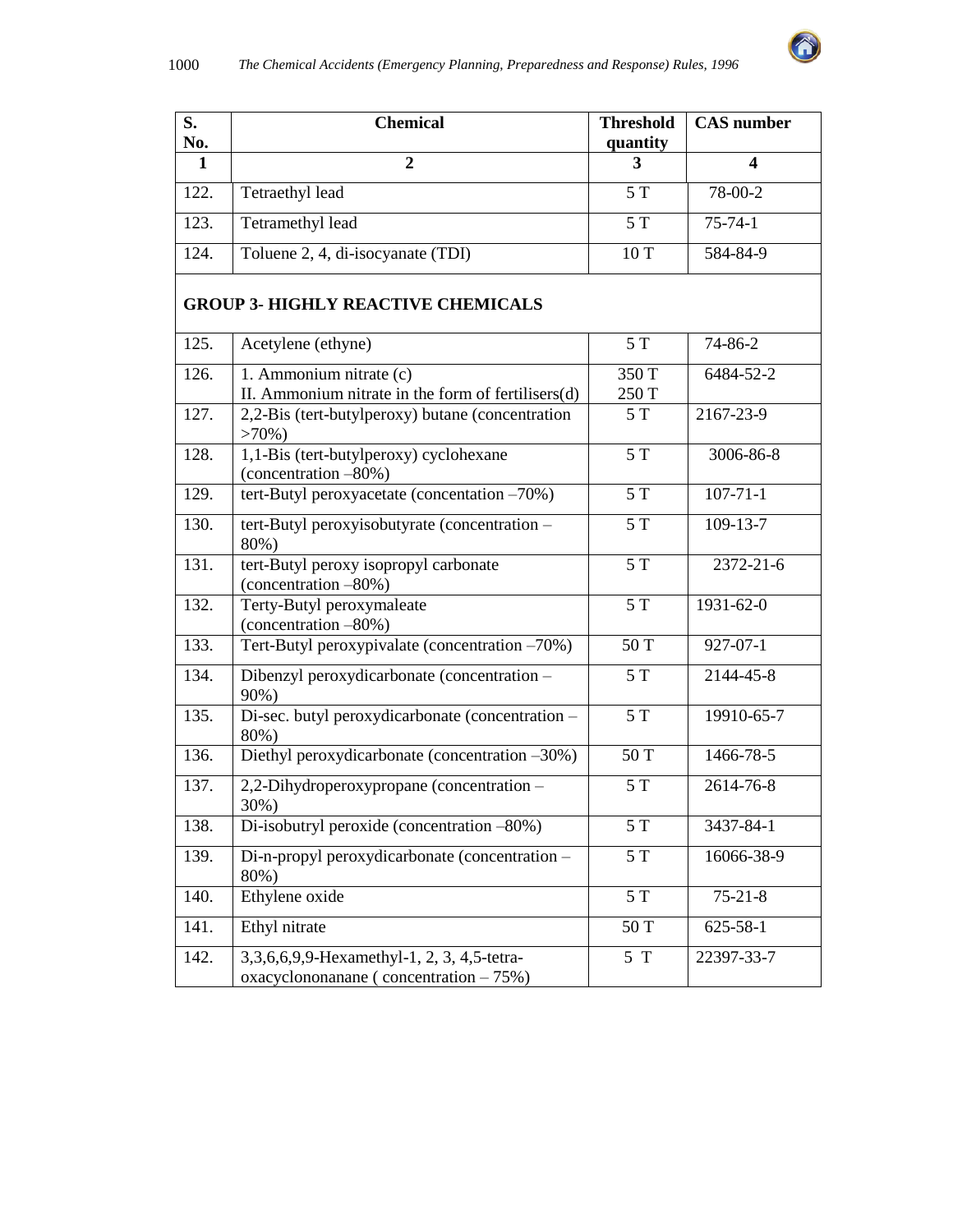| S. No. | Chemical | Threshold quantity | CAS number |
|---|---|---|---|
| 1 | 2 | 3 | 4 |
| 122. | Tetraethyl lead | 5 T | 78-00-2 |
| 123. | Tetramethyl lead | 5 T | 75-74-1 |
| 124. | Toluene 2, 4, di-isocyanate (TDI) | 10 T | 584-84-9 |
| **GROUP 3- HIGHLY REACTIVE CHEMICALS** | | | |
| 125. | Acetylene (ethyne) | 5 T | 74-86-2 |
| 126. | 1. Ammonium nitrate (c)<br>II. Ammonium nitrate in the form of fertilisers(d) | 350 T<br>250 T | 6484-52-2 |
| 127. | 2,2-Bis (tert-butylperoxy) butane (concentration >70%) | 5 T | 2167-23-9 |
| 128. | 1,1-Bis (tert-butylperoxy) cyclohexane (concentration –80%) | 5 T | 3006-86-8 |
| 129. | tert-Butyl peroxyacetate (concentation –70%) | 5 T | 107-71-1 |
| 130. | tert-Butyl peroxyisobutyrate (concentration – 80%) | 5 T | 109-13-7 |
| 131. | tert-Butyl peroxy isopropyl carbonate (concentration –80%) | 5 T | 2372-21-6 |
| 132. | Terty-Butyl peroxymaleate (concentration –80%) | 5 T | 1931-62-0 |
| 133. | Tert-Butyl peroxypivalate (concentration –70%) | 50 T | 927-07-1 |
| 134. | Dibenzyl peroxydicarbonate (concentration – 90%) | 5 T | 2144-45-8 |
| 135. | Di-sec. butyl peroxydicarbonate (concentration – 80%) | 5 T | 19910-65-7 |
| 136. | Diethyl peroxydicarbonate (concentration –30%) | 50 T | 1466-78-5 |
| 137. | 2,2-Dihydroperoxypropane (concentration – 30%) | 5 T | 2614-76-8 |
| 138. | Di-isobutryl peroxide (concentration –80%) | 5 T | 3437-84-1 |
| 139. | Di-n-propyl peroxydicarbonate (concentration – 80%) | 5 T | 16066-38-9 |
| 140. | Ethylene oxide | 5 T | 75-21-8 |
| 141. | Ethyl nitrate | 50 T | 625-58-1 |
| 142. | 3,3,6,6,9,9-Hexamethyl-1, 2, 3, 4,5-tetra-oxacyclononanane ( concentration – 75%) | 5 T | 22397-33-7 |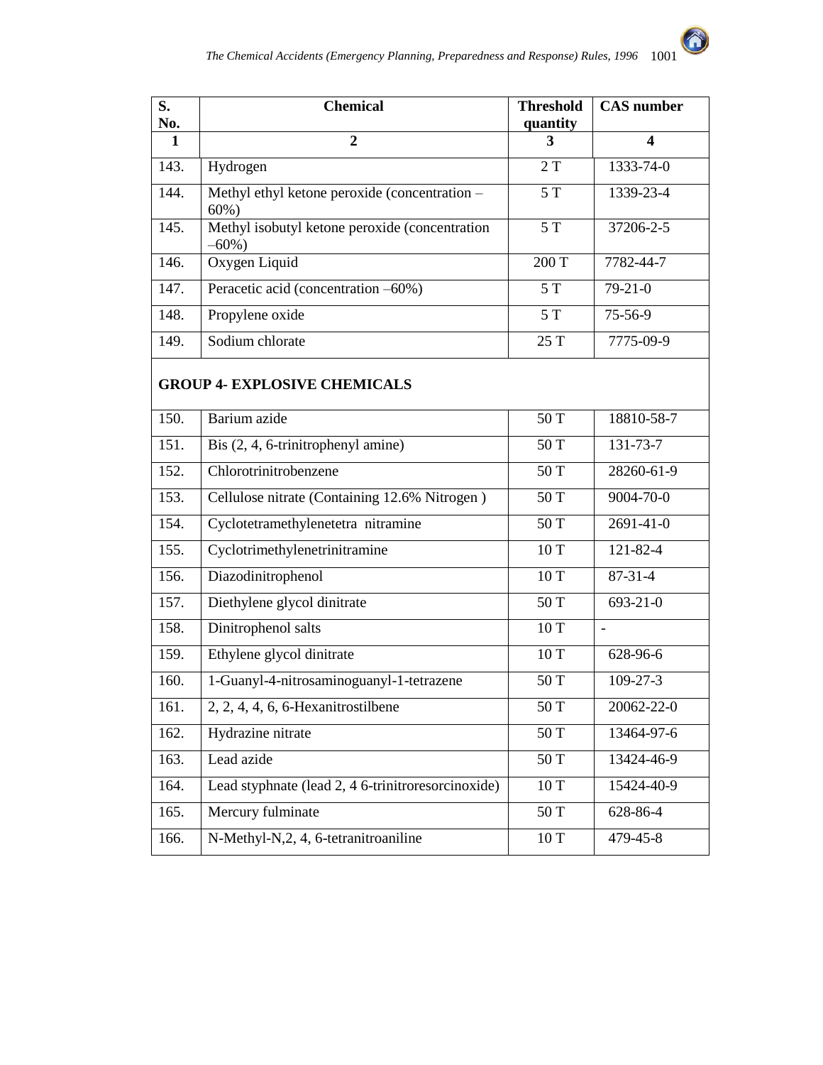| S. No. | Chemical | Threshold quantity | CAS number |
|---|---|---|---|
| 1 | 2 | 3 | 4 |
| 143. | Hydrogen | 2 T | 1333-74-0 |
| 144. | Methyl ethyl ketone peroxide (concentration – 60%) | 5 T | 1339-23-4 |
| 145. | Methyl isobutyl ketone peroxide (concentration –60%) | 5 T | 37206-2-5 |
| 146. | Oxygen Liquid | 200 T | 7782-44-7 |
| 147. | Peracetic acid (concentration –60%) | 5 T | 79-21-0 |
| 148. | Propylene oxide | 5 T | 75-56-9 |
| 149. | Sodium chlorate | 25 T | 7775-09-9 |
| **GROUP 4- EXPLOSIVE CHEMICALS** | | | |
| 150. | Barium azide | 50 T | 18810-58-7 |
| 151. | Bis (2, 4, 6-trinitrophenyl amine) | 50 T | 131-73-7 |
| 152. | Chlorotrinitrobenzene | 50 T | 28260-61-9 |
| 153. | Cellulose nitrate (Containing 12.6% Nitrogen ) | 50 T | 9004-70-0 |
| 154. | Cyclotetramethylenetetra nitramine | 50 T | 2691-41-0 |
| 155. | Cyclotrimethylenetrinitramine | 10 T | 121-82-4 |
| 156. | Diazodinitrophenol | 10 T | 87-31-4 |
| 157. | Diethylene glycol dinitrate | 50 T | 693-21-0 |
| 158. | Dinitrophenol salts | 10 T | - |
| 159. | Ethylene glycol dinitrate | 10 T | 628-96-6 |
| 160. | 1-Guanyl-4-nitrosaminoguanyl-1-tetrazene | 50 T | 109-27-3 |
| 161. | 2, 2, 4, 4, 6, 6-Hexanitrostilbene | 50 T | 20062-22-0 |
| 162. | Hydrazine nitrate | 50 T | 13464-97-6 |
| 163. | Lead azide | 50 T | 13424-46-9 |
| 164. | Lead styphnate (lead 2, 4 6-trinitroresorcinoxide) | 10 T | 15424-40-9 |
| 165. | Mercury fulminate | 50 T | 628-86-4 |
| 166. | N-Methyl-N,2, 4, 6-tetranitroaniline | 10 T | 479-45-8 |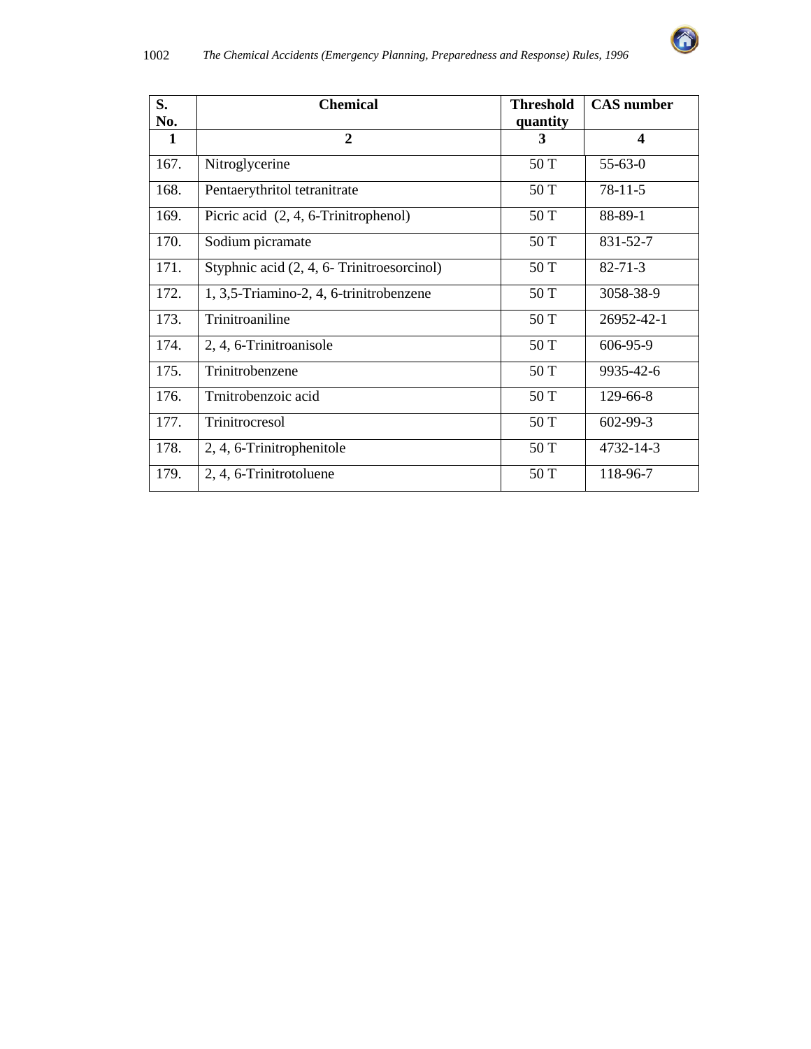| S. No. | Chemical | Threshold quantity | CAS number |
|---|---|---|---|
| 1 | 2 | 3 | 4 |
| 167. | Nitroglycerine | 50 T | 55-63-0 |
| 168. | Pentaerythritol tetranitrate | 50 T | 78-11-5 |
| 169. | Picric acid (2, 4, 6-Trinitrophenol) | 50 T | 88-89-1 |
| 170. | Sodium picramate | 50 T | 831-52-7 |
| 171. | Styphnic acid (2, 4, 6- Trinitroesorcinol) | 50 T | 82-71-3 |
| 172. | 1, 3,5-Triamino-2, 4, 6-trinitrobenzene | 50 T | 3058-38-9 |
| 173. | Trinitroaniline | 50 T | 26952-42-1 |
| 174. | 2, 4, 6-Trinitroanisole | 50 T | 606-95-9 |
| 175. | Trinitrobenzene | 50 T | 9935-42-6 |
| 176. | Trnitrobenzoic acid | 50 T | 129-66-8 |
| 177. | Trinitrocresol | 50 T | 602-99-3 |
| 178. | 2, 4, 6-Trinitrophenitole | 50 T | 4732-14-3 |
| 179. | 2, 4, 6-Trinitrotoluene | 50 T | 118-96-7 |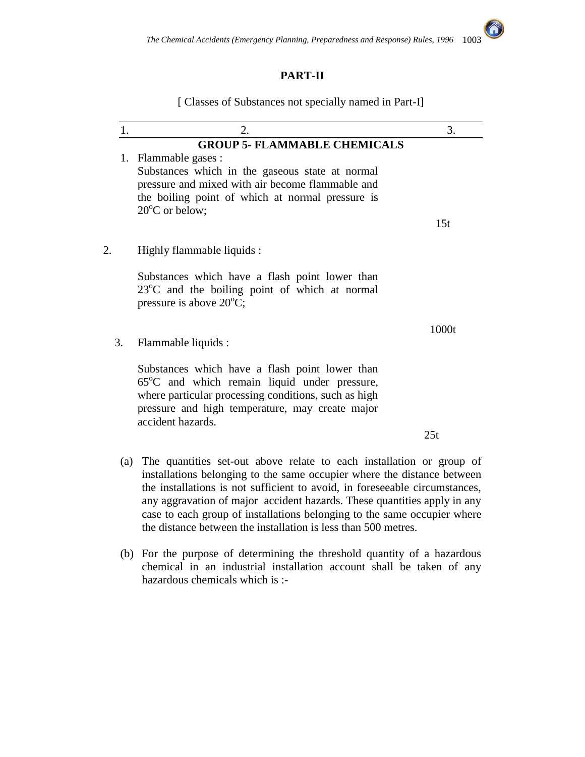## PART-II

[ Classes of Substances not specially named in Part-I]

| 1. | 2. | 3. |
|---|---|---|
| | **GROUP 5- FLAMMABLE CHEMICALS** | |
| 1. | Flammable gases : Substances which in the gaseous state at normal pressure and mixed with air become flammable and the boiling point of which at normal pressure is 20°C or below; | 15t |
| 2. | Highly flammable liquids : Substances which have a flash point lower than 23°C and the boiling point of which at normal pressure is above 20°C; | 1000t |
| 3. | Flammable liquids : Substances which have a flash point lower than 65°C and which remain liquid under pressure, where particular processing conditions, such as high pressure and high temperature, may create major accident hazards. | 25t |

(a) The quantities set-out above relate to each installation or group of installations belonging to the same occupier where the distance between the installations is not sufficient to avoid, in foreseeable circumstances, any aggravation of major accident hazards. These quantities apply in any case to each group of installations belonging to the same occupier where the distance between the installation is less than 500 metres.

(b) For the purpose of determining the threshold quantity of a hazardous chemical in an industrial installation account shall be taken of any hazardous chemicals which is :-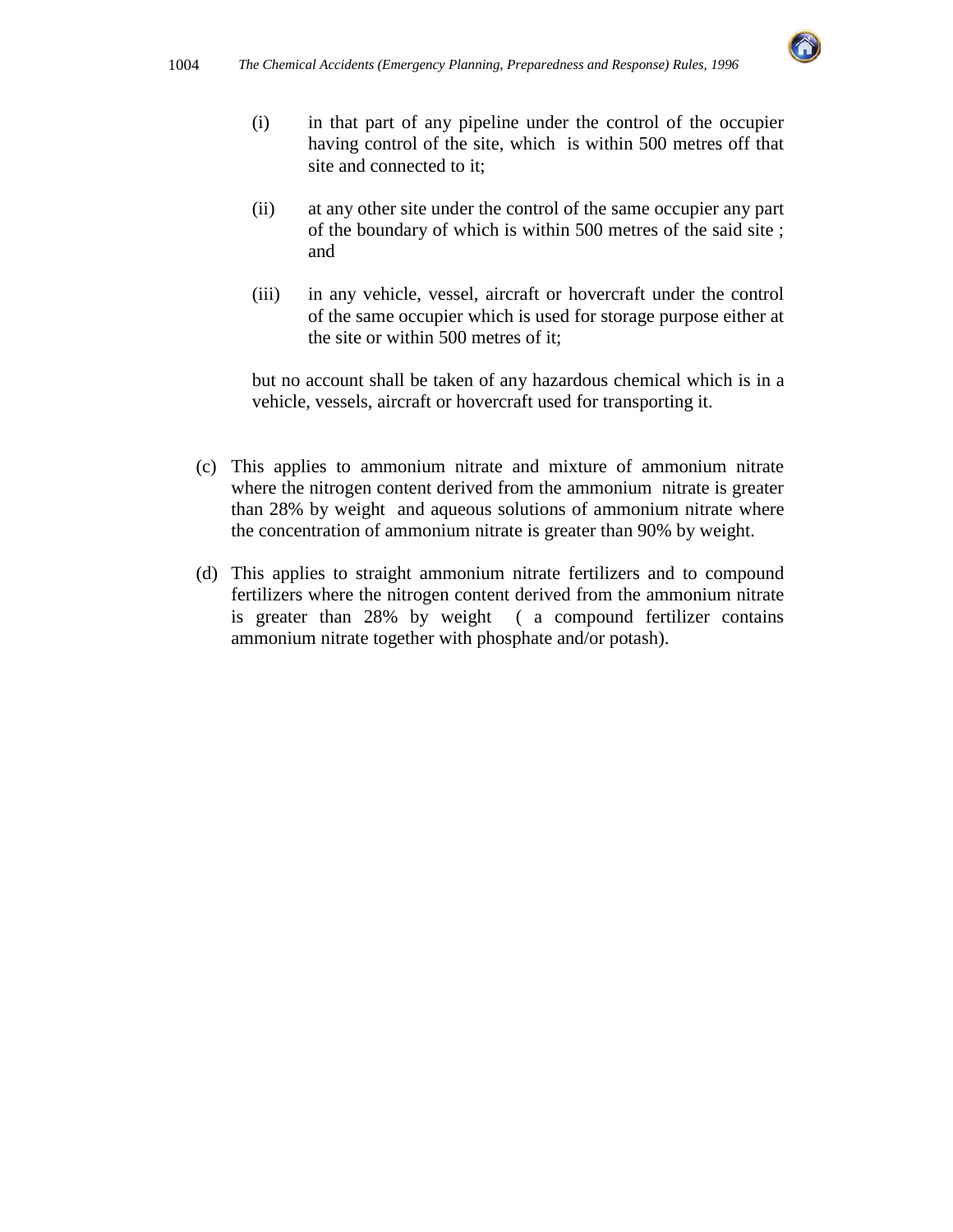(i) in that part of any pipeline under the control of the occupier having control of the site, which is within 500 metres off that site and connected to it;

(ii) at any other site under the control of the same occupier any part of the boundary of which is within 500 metres of the said site ; and

(iii) in any vehicle, vessel, aircraft or hovercraft under the control of the same occupier which is used for storage purpose either at the site or within 500 metres of it;

but no account shall be taken of any hazardous chemical which is in a vehicle, vessels, aircraft or hovercraft used for transporting it.

(c) This applies to ammonium nitrate and mixture of ammonium nitrate where the nitrogen content derived from the ammonium nitrate is greater than 28% by weight and aqueous solutions of ammonium nitrate where the concentration of ammonium nitrate is greater than 90% by weight.

(d) This applies to straight ammonium nitrate fertilizers and to compound fertilizers where the nitrogen content derived from the ammonium nitrate is greater than 28% by weight ( a compound fertilizer contains ammonium nitrate together with phosphate and/or potash).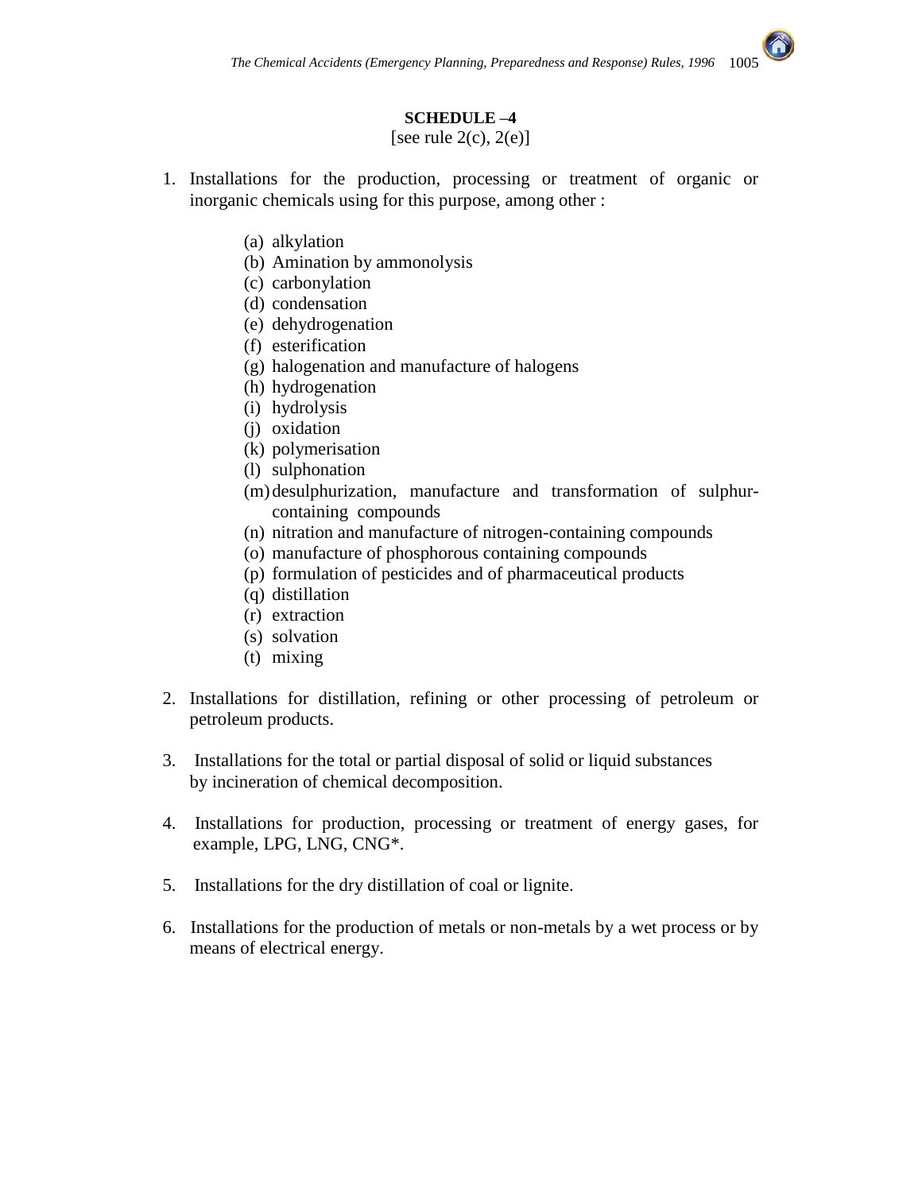## SCHEDULE –4

[see rule 2(c), 2(e)]

1. Installations for the production, processing or treatment of organic or inorganic chemicals using for this purpose, among other :

   (a) alkylation
   (b) Amination by ammonolysis
   (c) carbonylation
   (d) condensation
   (e) dehydrogenation
   (f) esterification
   (g) halogenation and manufacture of halogens
   (h) hydrogenation
   (i) hydrolysis
   (j) oxidation
   (k) polymerisation
   (l) sulphonation
   (m) desulphurization, manufacture and transformation of sulphur-containing compounds
   (n) nitration and manufacture of nitrogen-containing compounds
   (o) manufacture of phosphorous containing compounds
   (p) formulation of pesticides and of pharmaceutical products
   (q) distillation
   (r) extraction
   (s) solvation
   (t) mixing

2. Installations for distillation, refining or other processing of petroleum or petroleum products.

3. Installations for the total or partial disposal of solid or liquid substances by incineration of chemical decomposition.

4. Installations for production, processing or treatment of energy gases, for example, LPG, LNG, CNG*.

5. Installations for the dry distillation of coal or lignite.

6. Installations for the production of metals or non-metals by a wet process or by means of electrical energy.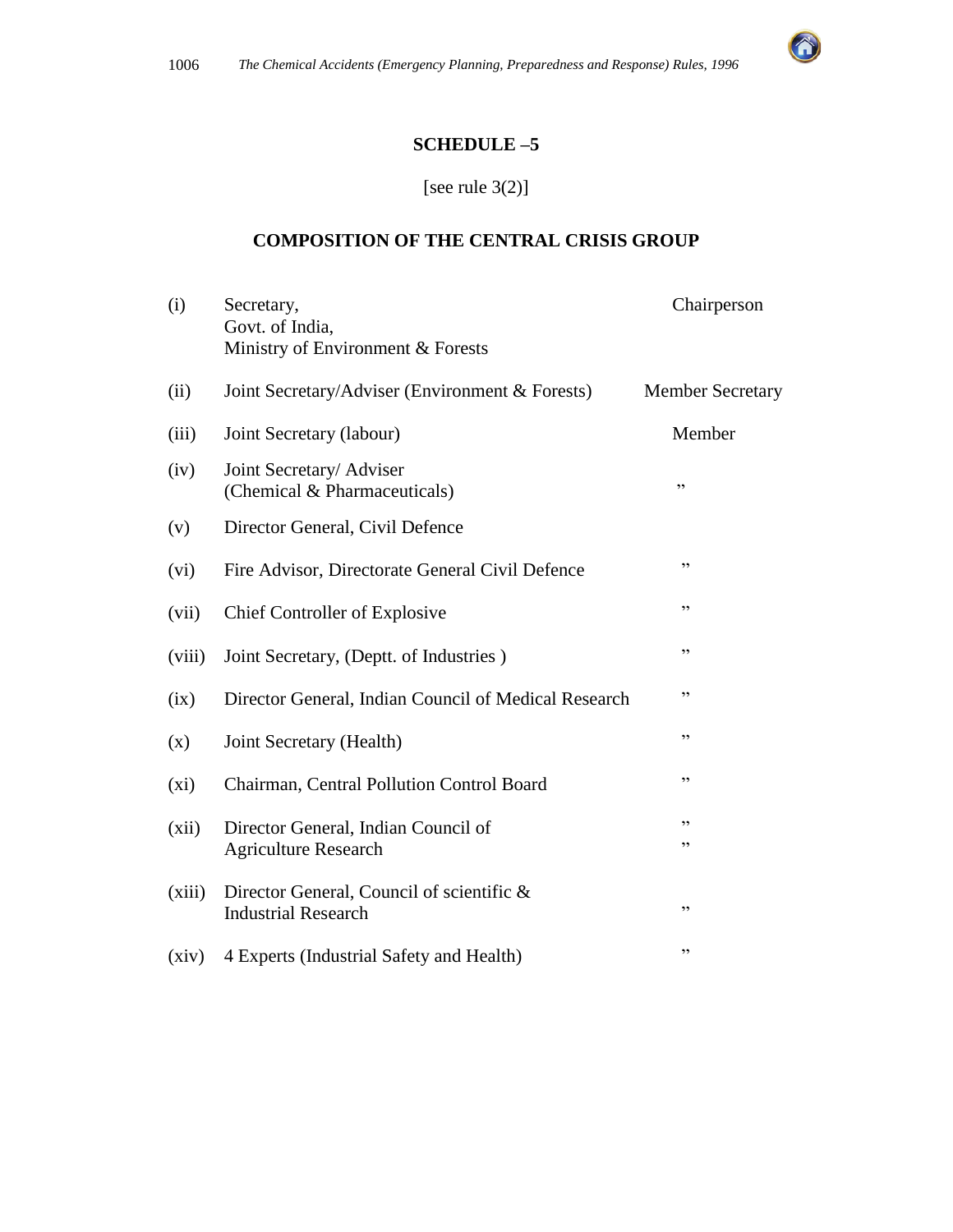## SCHEDULE –5

[see rule 3(2)]

## COMPOSITION OF THE CENTRAL CRISIS GROUP

| | | |
|---|---|---|
| (i) | Secretary, Govt. of India, Ministry of Environment & Forests | Chairperson |
| (ii) | Joint Secretary/Adviser (Environment & Forests) | Member Secretary |
| (iii) | Joint Secretary (labour) | Member |
| (iv) | Joint Secretary/ Adviser (Chemical & Pharmaceuticals) | ” |
| (v) | Director General, Civil Defence | |
| (vi) | Fire Advisor, Directorate General Civil Defence | ” |
| (vii) | Chief Controller of Explosive | ” |
| (viii) | Joint Secretary, (Deptt. of Industries ) | ” |
| (ix) | Director General, Indian Council of Medical Research | ” |
| (x) | Joint Secretary (Health) | ” |
| (xi) | Chairman, Central Pollution Control Board | ” |
| (xii) | Director General, Indian Council of Agriculture Research | ” ” |
| (xiii) | Director General, Council of scientific & Industrial Research | ” |
| (xiv) | 4 Experts (Industrial Safety and Health) | ” |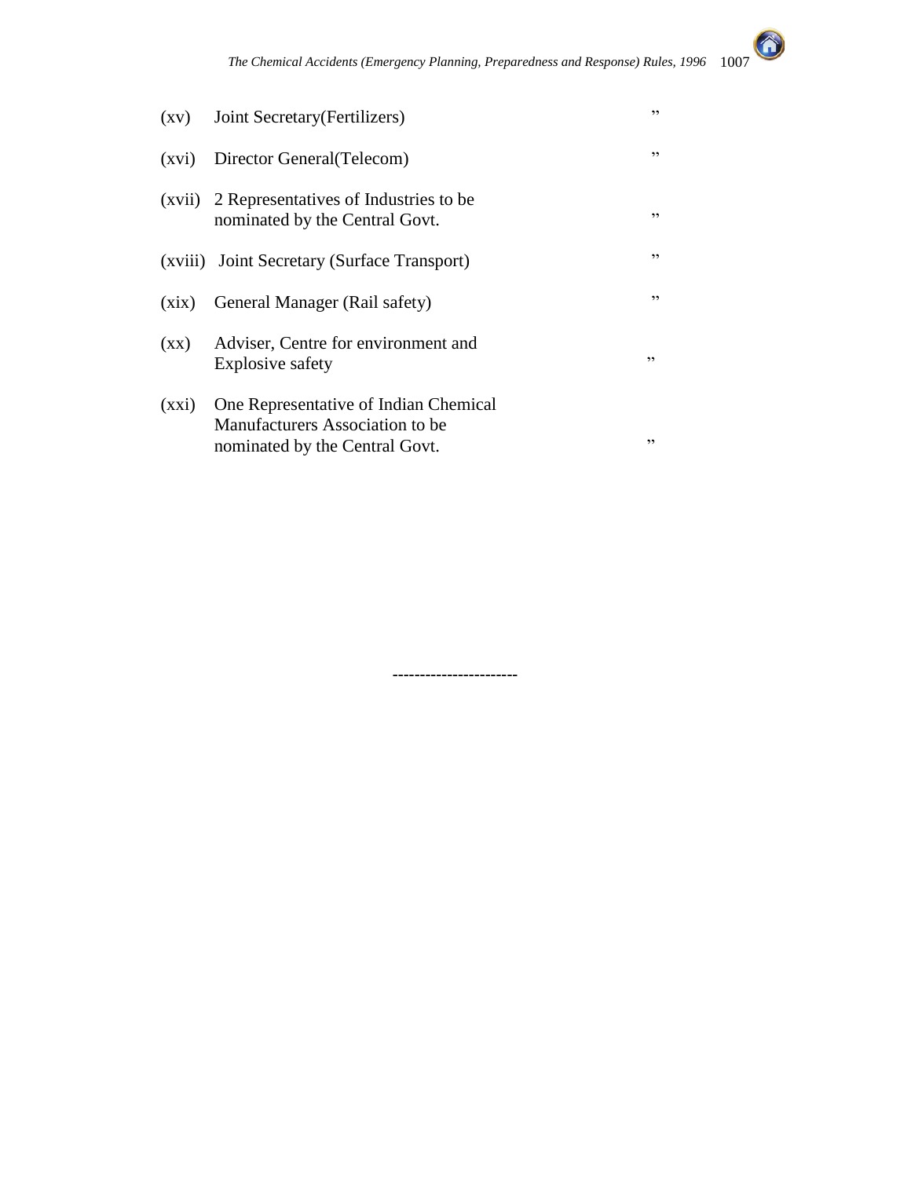| | | |
|---|---|---|
| (xv) | Joint Secretary(Fertilizers) | ” |
| (xvi) | Director General(Telecom) | ” |
| (xvii) | 2 Representatives of Industries to be nominated by the Central Govt. | ” |
| (xviii) | Joint Secretary (Surface Transport) | ” |
| (xix) | General Manager (Rail safety) | ” |
| (xx) | Adviser, Centre for environment and Explosive safety | ” |
| (xxi) | One Representative of Indian Chemical Manufacturers Association to be nominated by the Central Govt. | ” |

----------------------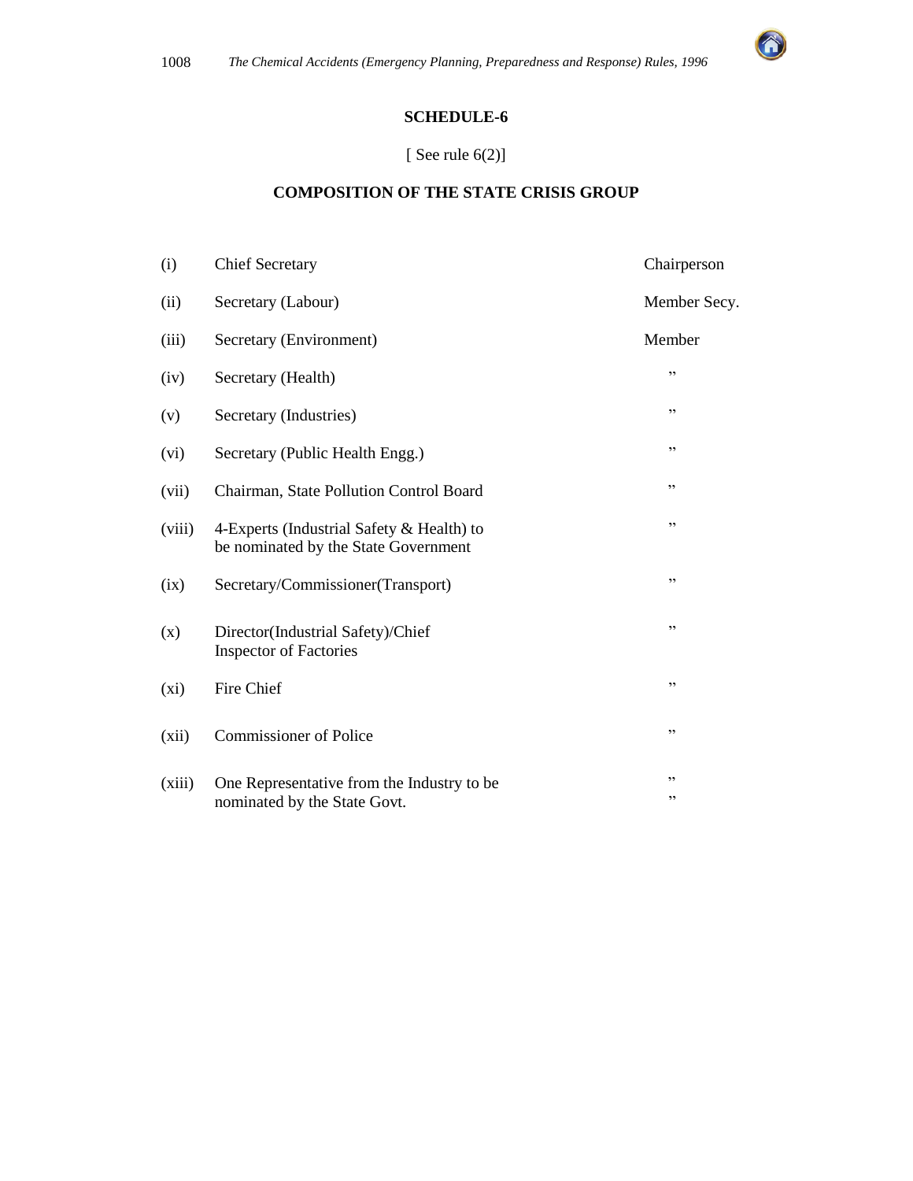## SCHEDULE-6

[ See rule 6(2)]

### COMPOSITION OF THE STATE CRISIS GROUP

| | | |
|---|---|---|
| (i) | Chief Secretary | Chairperson |
| (ii) | Secretary (Labour) | Member Secy. |
| (iii) | Secretary (Environment) | Member |
| (iv) | Secretary (Health) | ” |
| (v) | Secretary (Industries) | ” |
| (vi) | Secretary (Public Health Engg.) | ” |
| (vii) | Chairman, State Pollution Control Board | ” |
| (viii) | 4-Experts (Industrial Safety & Health) to be nominated by the State Government | ” |
| (ix) | Secretary/Commissioner(Transport) | ” |
| (x) | Director(Industrial Safety)/Chief Inspector of Factories | ” |
| (xi) | Fire Chief | ” |
| (xii) | Commissioner of Police | ” |
| (xiii) | One Representative from the Industry to be nominated by the State Govt. | ” ” |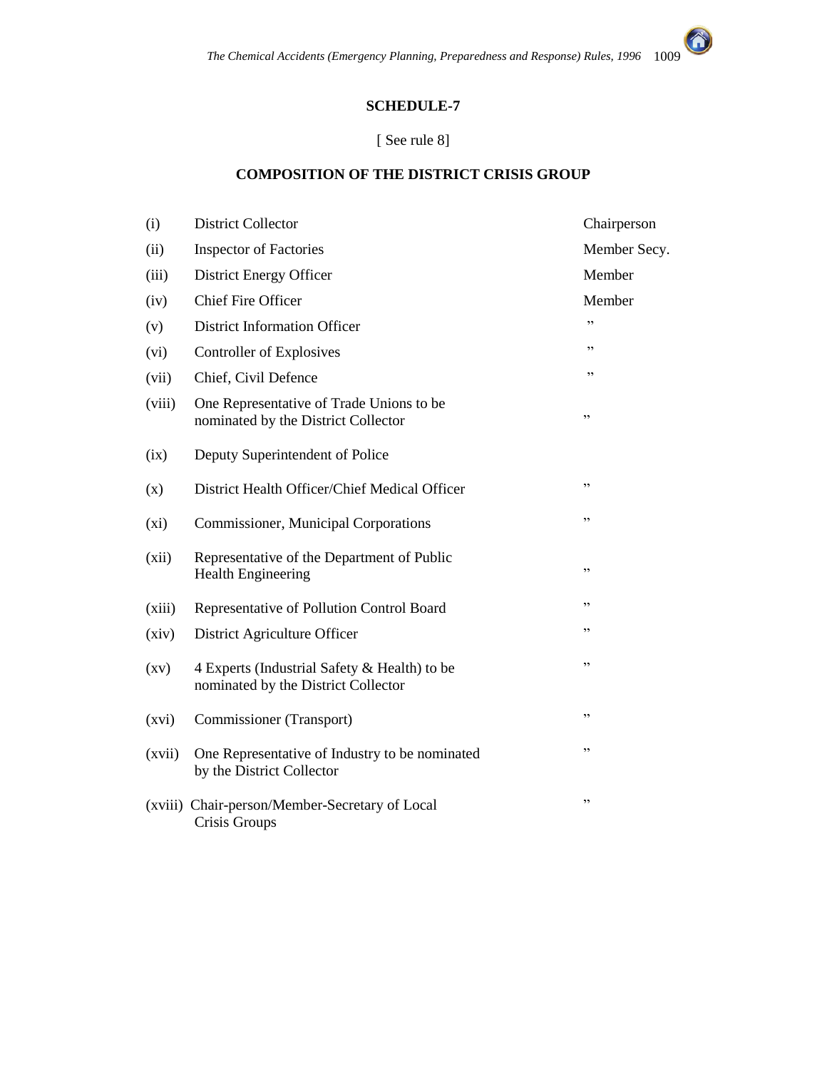## SCHEDULE-7

[ See rule 8]

### COMPOSITION OF THE DISTRICT CRISIS GROUP

| | | |
|---|---|---|
| (i) | District Collector | Chairperson |
| (ii) | Inspector of Factories | Member Secy. |
| (iii) | District Energy Officer | Member |
| (iv) | Chief Fire Officer | Member |
| (v) | District Information Officer | ” |
| (vi) | Controller of Explosives | ” |
| (vii) | Chief, Civil Defence | ” |
| (viii) | One Representative of Trade Unions to be nominated by the District Collector | ” |
| (ix) | Deputy Superintendent of Police | |
| (x) | District Health Officer/Chief Medical Officer | ” |
| (xi) | Commissioner, Municipal Corporations | ” |
| (xii) | Representative of the Department of Public Health Engineering | ” |
| (xiii) | Representative of Pollution Control Board | ” |
| (xiv) | District Agriculture Officer | ” |
| (xv) | 4 Experts (Industrial Safety & Health) to be nominated by the District Collector | ” |
| (xvi) | Commissioner (Transport) | ” |
| (xvii) | One Representative of Industry to be nominated by the District Collector | ” |
| (xviii) | Chair-person/Member-Secretary of Local Crisis Groups | ” |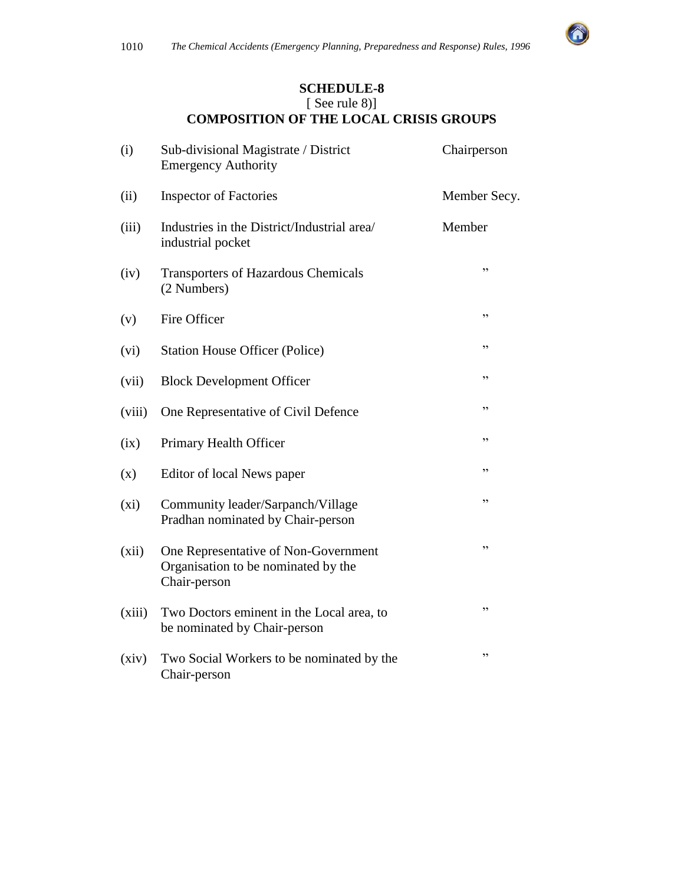## SCHEDULE-8

[ See rule 8)]

## COMPOSITION OF THE LOCAL CRISIS GROUPS

| | | |
|---|---|---|
| (i) | Sub-divisional Magistrate / District Emergency Authority | Chairperson |
| (ii) | Inspector of Factories | Member Secy. |
| (iii) | Industries in the District/Industrial area/ industrial pocket | Member |
| (iv) | Transporters of Hazardous Chemicals (2 Numbers) | ” |
| (v) | Fire Officer | ” |
| (vi) | Station House Officer (Police) | ” |
| (vii) | Block Development Officer | ” |
| (viii) | One Representative of Civil Defence | ” |
| (ix) | Primary Health Officer | ” |
| (x) | Editor of local News paper | ” |
| (xi) | Community leader/Sarpanch/Village Pradhan nominated by Chair-person | ” |
| (xii) | One Representative of Non-Government Organisation to be nominated by the Chair-person | ” |
| (xiii) | Two Doctors eminent in the Local area, to be nominated by Chair-person | ” |
| (xiv) | Two Social Workers to be nominated by the Chair-person | ” |